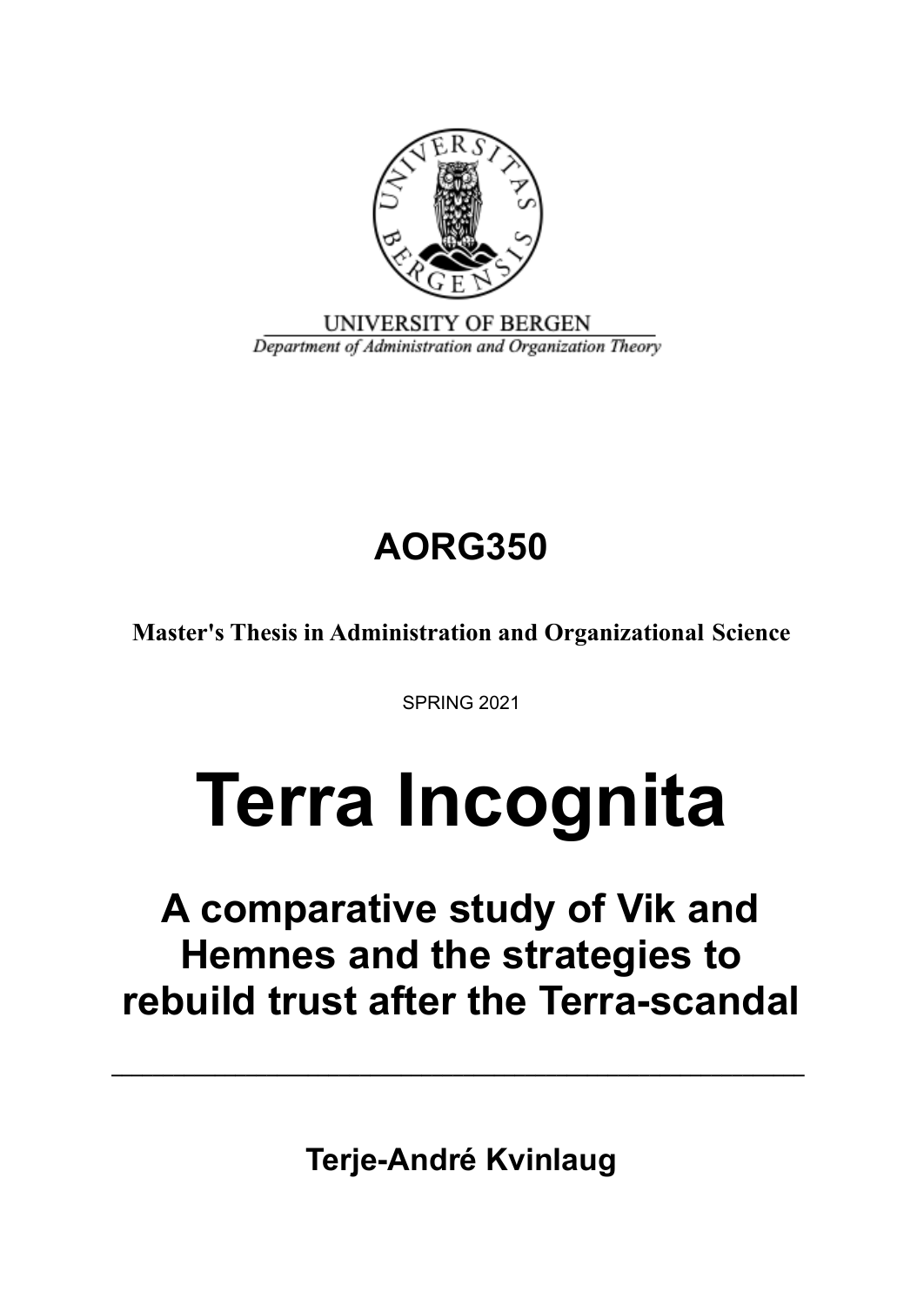UNIVERSITY OF BERGEN

*Department of Administration and Organization Theory*

## AORG350

**Master's Thesis in Administration and Organizational Science**

SPRING 2021

# Terra Incognita

## A comparative study of Vik and Hemnes and the strategies to rebuild trust after the Terra-scandal

---

**Terje-André Kvinlaug**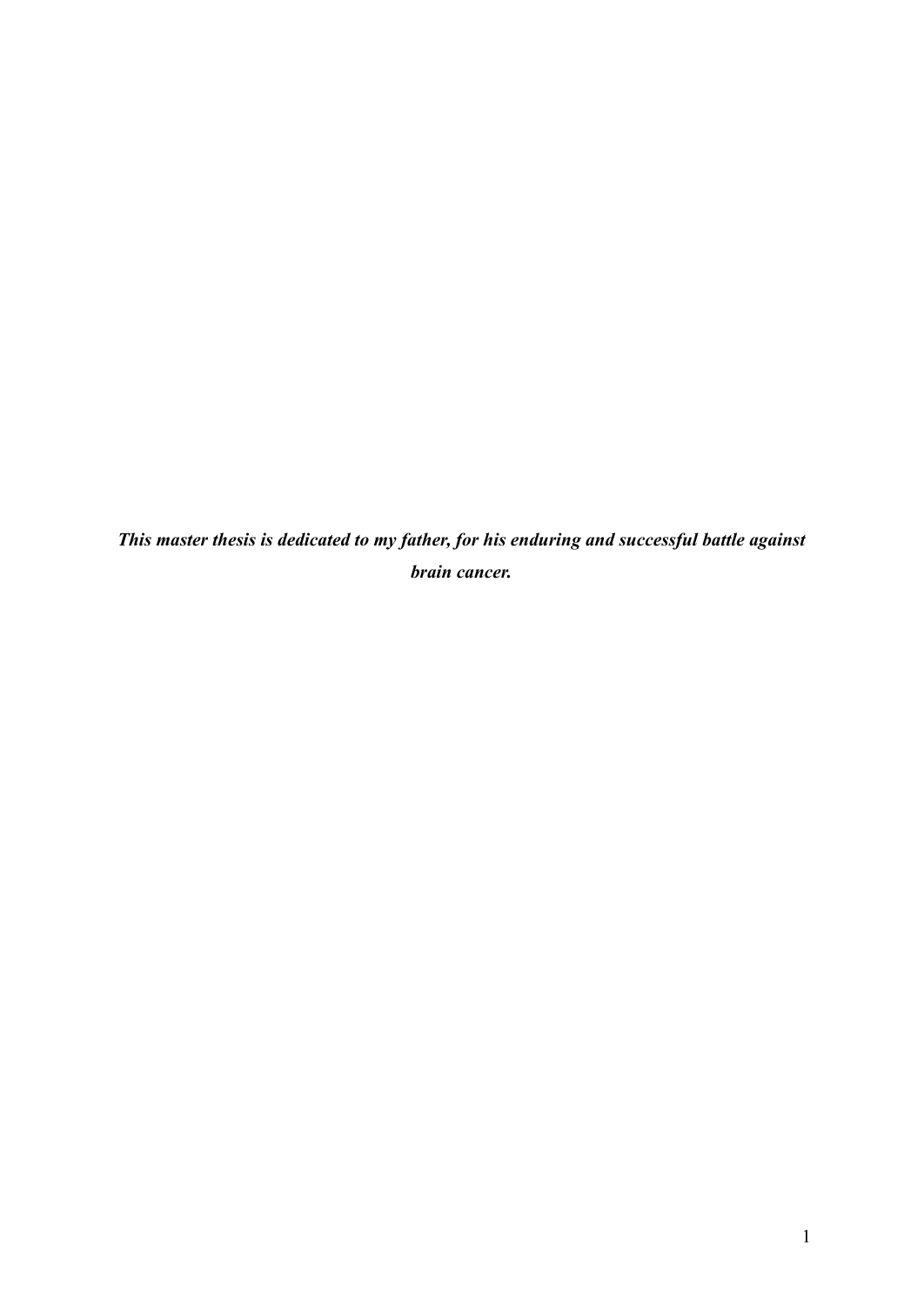***This master thesis is dedicated to my father, for his enduring and successful battle against brain cancer.***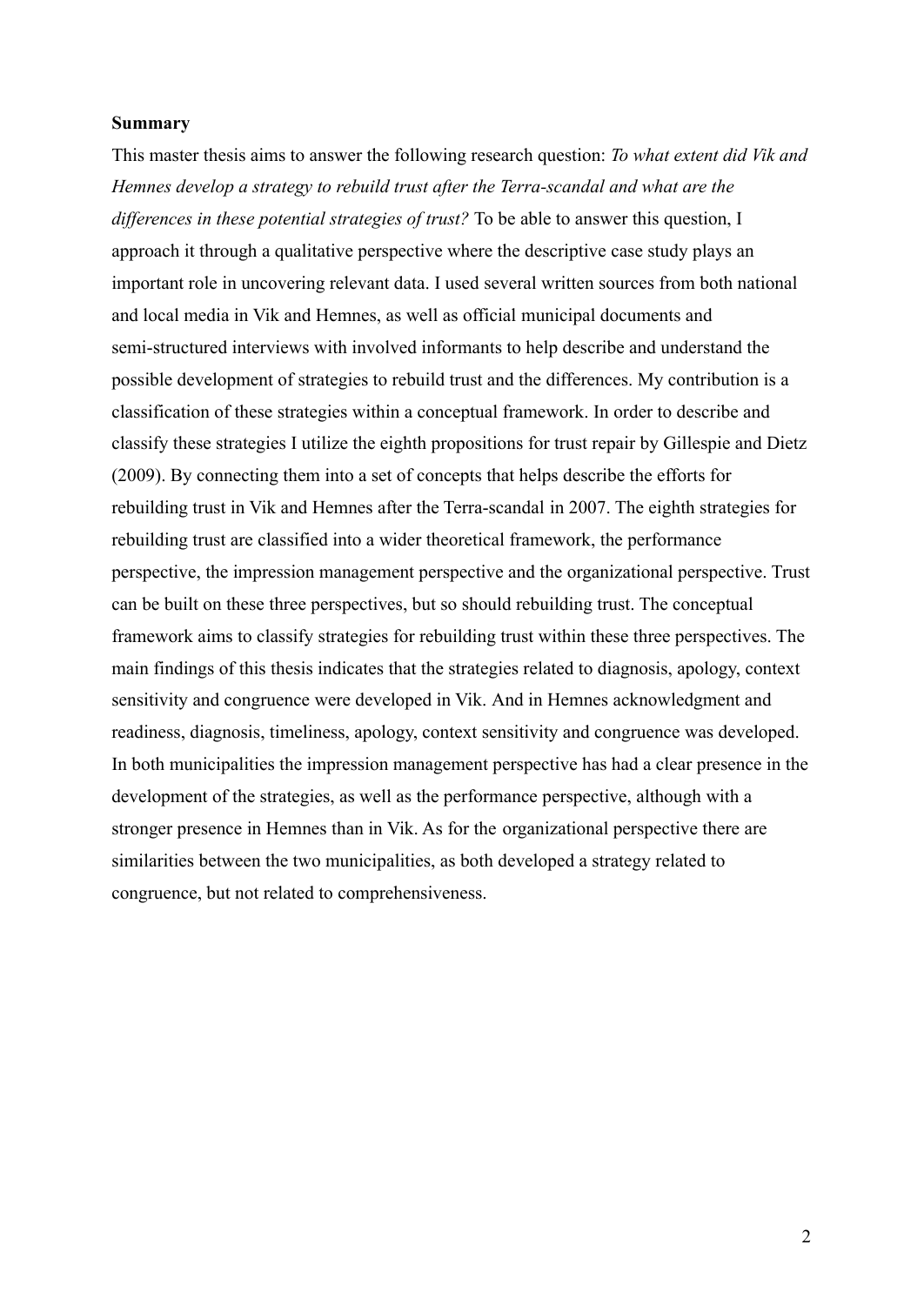**Summary**

This master thesis aims to answer the following research question: *To what extent did Vik and Hemnes develop a strategy to rebuild trust after the Terra-scandal and what are the differences in these potential strategies of trust?* To be able to answer this question, I approach it through a qualitative perspective where the descriptive case study plays an important role in uncovering relevant data. I used several written sources from both national and local media in Vik and Hemnes, as well as official municipal documents and semi-structured interviews with involved informants to help describe and understand the possible development of strategies to rebuild trust and the differences. My contribution is a classification of these strategies within a conceptual framework. In order to describe and classify these strategies I utilize the eighth propositions for trust repair by Gillespie and Dietz (2009). By connecting them into a set of concepts that helps describe the efforts for rebuilding trust in Vik and Hemnes after the Terra-scandal in 2007. The eighth strategies for rebuilding trust are classified into a wider theoretical framework, the performance perspective, the impression management perspective and the organizational perspective. Trust can be built on these three perspectives, but so should rebuilding trust. The conceptual framework aims to classify strategies for rebuilding trust within these three perspectives. The main findings of this thesis indicates that the strategies related to diagnosis, apology, context sensitivity and congruence were developed in Vik. And in Hemnes acknowledgment and readiness, diagnosis, timeliness, apology, context sensitivity and congruence was developed. In both municipalities the impression management perspective has had a clear presence in the development of the strategies, as well as the performance perspective, although with a stronger presence in Hemnes than in Vik. As for the organizational perspective there are similarities between the two municipalities, as both developed a strategy related to congruence, but not related to comprehensiveness.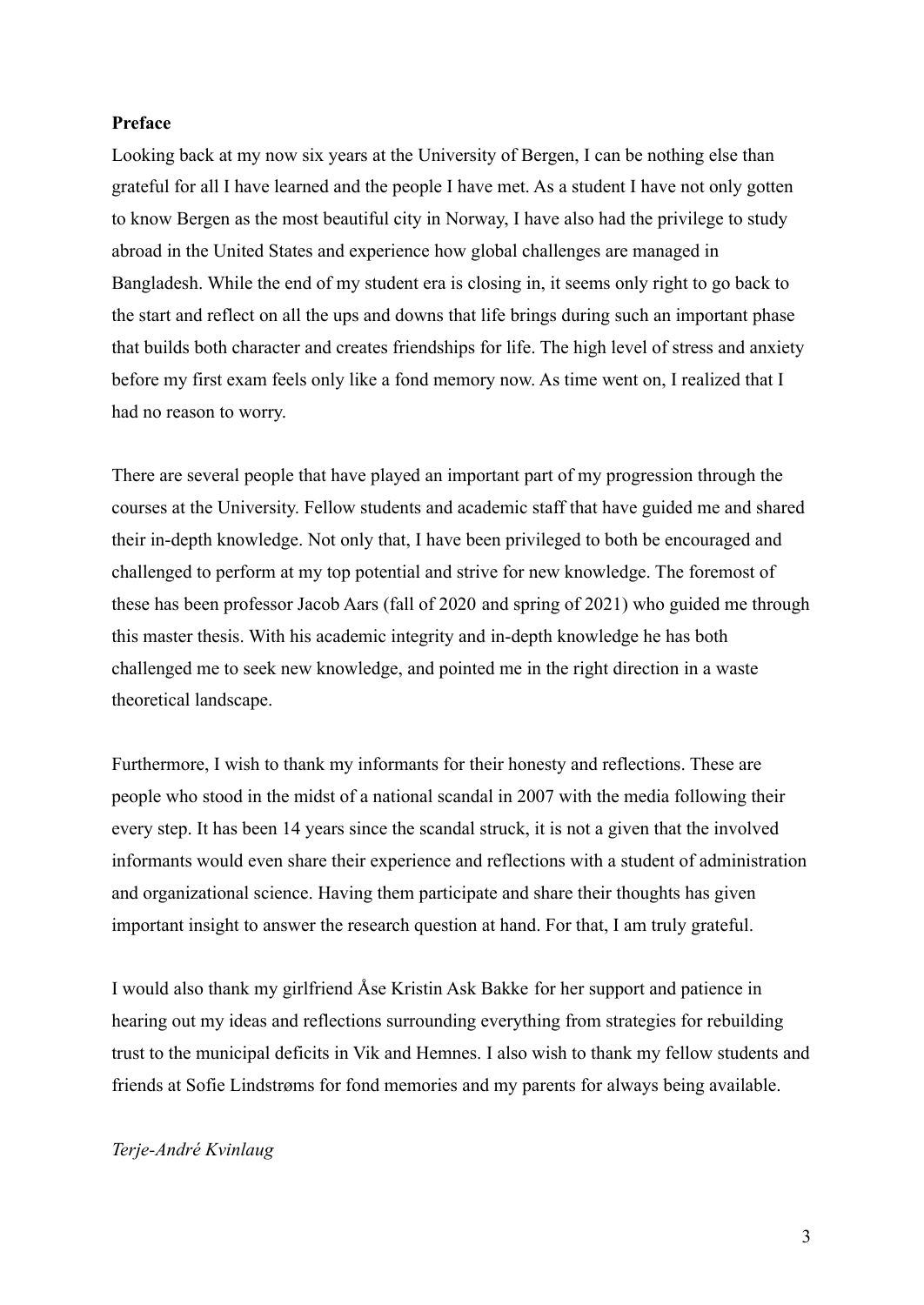**Preface**

Looking back at my now six years at the University of Bergen, I can be nothing else than grateful for all I have learned and the people I have met. As a student I have not only gotten to know Bergen as the most beautiful city in Norway, I have also had the privilege to study abroad in the United States and experience how global challenges are managed in Bangladesh. While the end of my student era is closing in, it seems only right to go back to the start and reflect on all the ups and downs that life brings during such an important phase that builds both character and creates friendships for life. The high level of stress and anxiety before my first exam feels only like a fond memory now. As time went on, I realized that I had no reason to worry.

There are several people that have played an important part of my progression through the courses at the University. Fellow students and academic staff that have guided me and shared their in-depth knowledge. Not only that, I have been privileged to both be encouraged and challenged to perform at my top potential and strive for new knowledge. The foremost of these has been professor Jacob Aars (fall of 2020 and spring of 2021) who guided me through this master thesis. With his academic integrity and in-depth knowledge he has both challenged me to seek new knowledge, and pointed me in the right direction in a waste theoretical landscape.

Furthermore, I wish to thank my informants for their honesty and reflections. These are people who stood in the midst of a national scandal in 2007 with the media following their every step. It has been 14 years since the scandal struck, it is not a given that the involved informants would even share their experience and reflections with a student of administration and organizational science. Having them participate and share their thoughts has given important insight to answer the research question at hand. For that, I am truly grateful.

I would also thank my girlfriend Åse Kristin Ask Bakke for her support and patience in hearing out my ideas and reflections surrounding everything from strategies for rebuilding trust to the municipal deficits in Vik and Hemnes. I also wish to thank my fellow students and friends at Sofie Lindstrøms for fond memories and my parents for always being available.

*Terje-André Kvinlaug*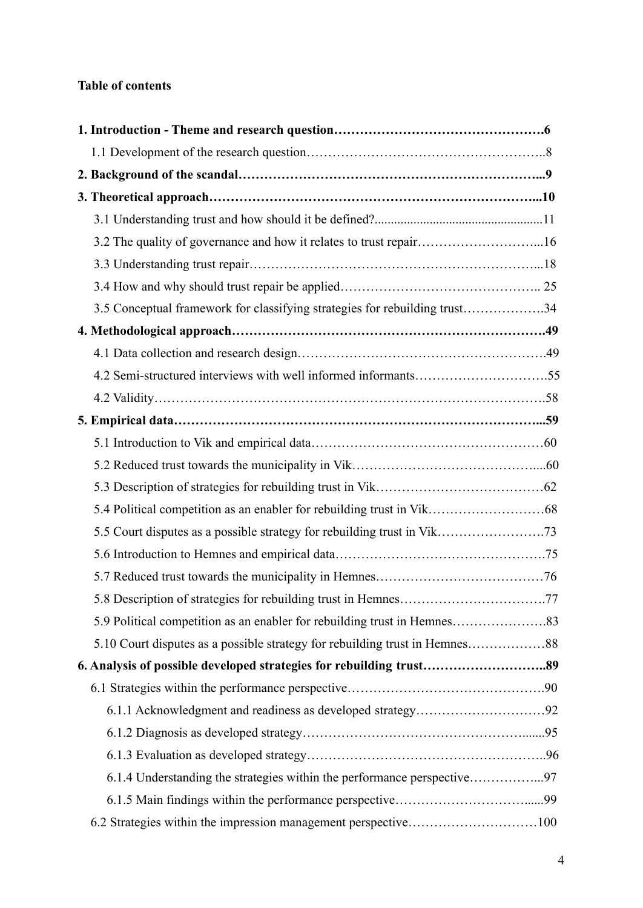**Table of contents**

**1. Introduction - Theme and research question……………………………………………….6**

1.1 Development of the research question………………………………………………..8

**2. Background of the scandal…………………………………………………………….…...9**

**3. Theoretical approach………………………………………………………………….…...10**

3.1 Understanding trust and how should it be defined?....................................................11

3.2 The quality of governance and how it relates to trust repair………………………...16

3.3 Understanding trust repair……………………………………………………….…...18

3.4 How and why should trust repair be applied……………………………………….. 25

3.5 Conceptual framework for classifying strategies for rebuilding trust……………….34

**4. Methodological approach…………………………………………………………….….49**

4.1 Data collection and research design………………………………………………….49

4.2 Semi-structured interviews with well informed informants………………………….55

4.2 Validity……………………………………………………………………………….58

**5. Empirical data…………………………………………………………………………...59**

5.1 Introduction to Vik and empirical data………………………………………………60

5.2 Reduced trust towards the municipality in Vik……………………………………....60

5.3 Description of strategies for rebuilding trust in Vik…………………………………62

5.4 Political competition as an enabler for rebuilding trust in Vik………………………68

5.5 Court disputes as a possible strategy for rebuilding trust in Vik…………………….73

5.6 Introduction to Hemnes and empirical data………………………………………….75

5.7 Reduced trust towards the municipality in Hemnes…………………………………76

5.8 Description of strategies for rebuilding trust in Hemnes…………………………….77

5.9 Political competition as an enabler for rebuilding trust in Hemnes………………….83

5.10 Court disputes as a possible strategy for rebuilding trust in Hemnes………………88

**6. Analysis of possible developed strategies for rebuilding trust………………………..89**

6.1 Strategies within the performance perspective……………………………………….90

6.1.1 Acknowledgment and readiness as developed strategy…………………………92

6.1.2 Diagnosis as developed strategy……………………………………………......95

6.1.3 Evaluation as developed strategy………………………………………………..96

6.1.4 Understanding the strategies within the performance perspective……………...97

6.1.5 Main findings within the performance perspective…………………………......99

6.2 Strategies within the impression management perspective…………………………100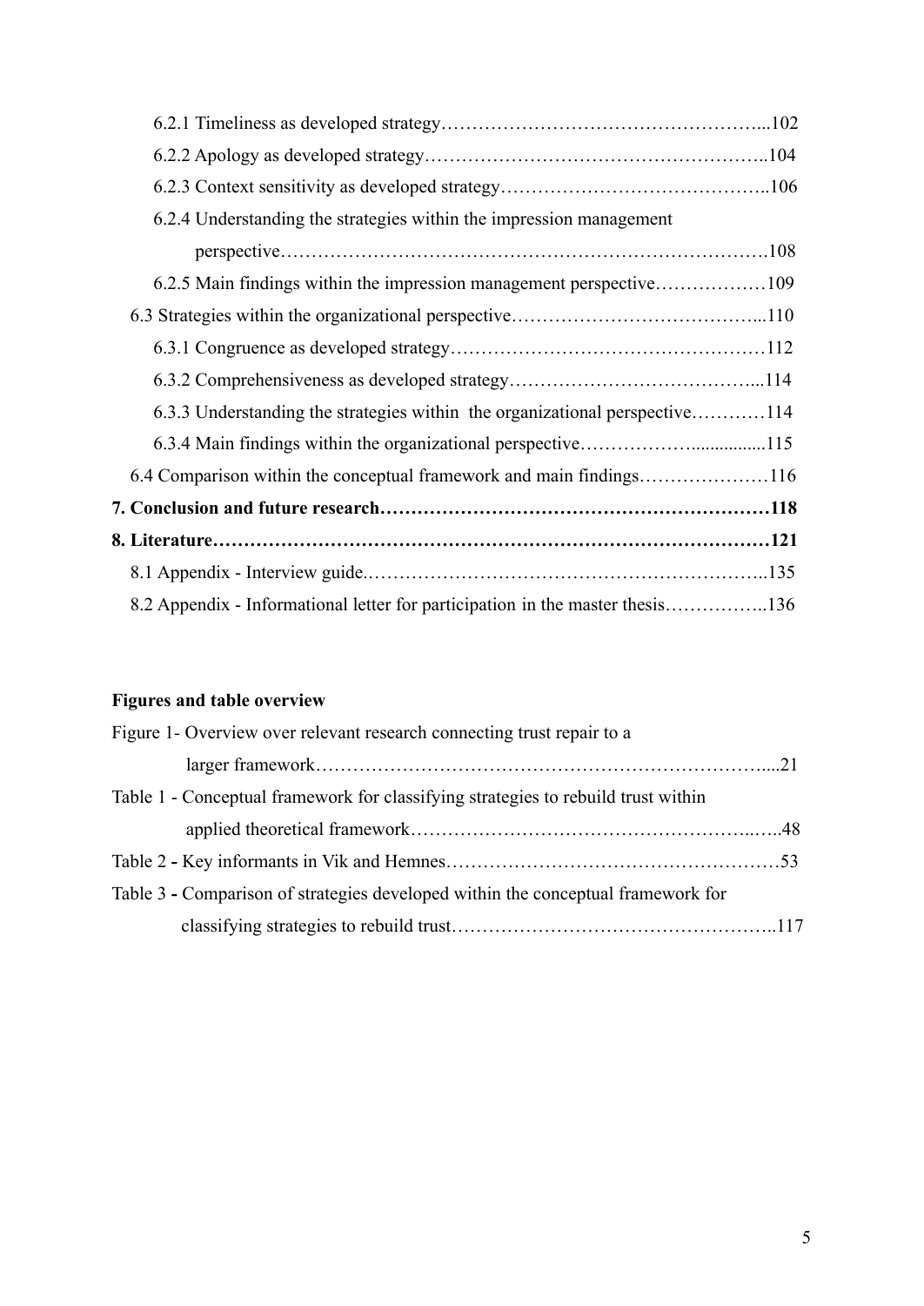6.2.1 Timeliness as developed strategy…………………………………………….....102

6.2.2 Apology as developed strategy………………………………………………..104

6.2.3 Context sensitivity as developed strategy……………………………………..106

6.2.4 Understanding the strategies within the impression management perspective……………………………………………………………………….108

6.2.5 Main findings within the impression management perspective………………109

6.3 Strategies within the organizational perspective…………………………………...110

6.3.1 Congruence as developed strategy……………………………………………112

6.3.2 Comprehensiveness as developed strategy…………………………………...114

6.3.3 Understanding the strategies within the organizational perspective…………114

6.3.4 Main findings within the organizational perspective……………….................115

6.4 Comparison within the conceptual framework and main findings…………………116

**7. Conclusion and future research………………………………………………………118**

**8. Literature…………………………………………………………………………….121**

8.1 Appendix - Interview guide.……………………………………………………..135

8.2 Appendix - Informational letter for participation in the master thesis……………..136

**Figures and table overview**

Figure 1- Overview over relevant research connecting trust repair to a larger framework…………………………………………………………………....21

Table 1 - Conceptual framework for classifying strategies to rebuild trust within applied theoretical framework………………………………………………..…..48

Table 2 **-** Key informants in Vik and Hemnes………………………………………………53

Table 3 **-** Comparison of strategies developed within the conceptual framework for classifying strategies to rebuild trust……………………………………………..117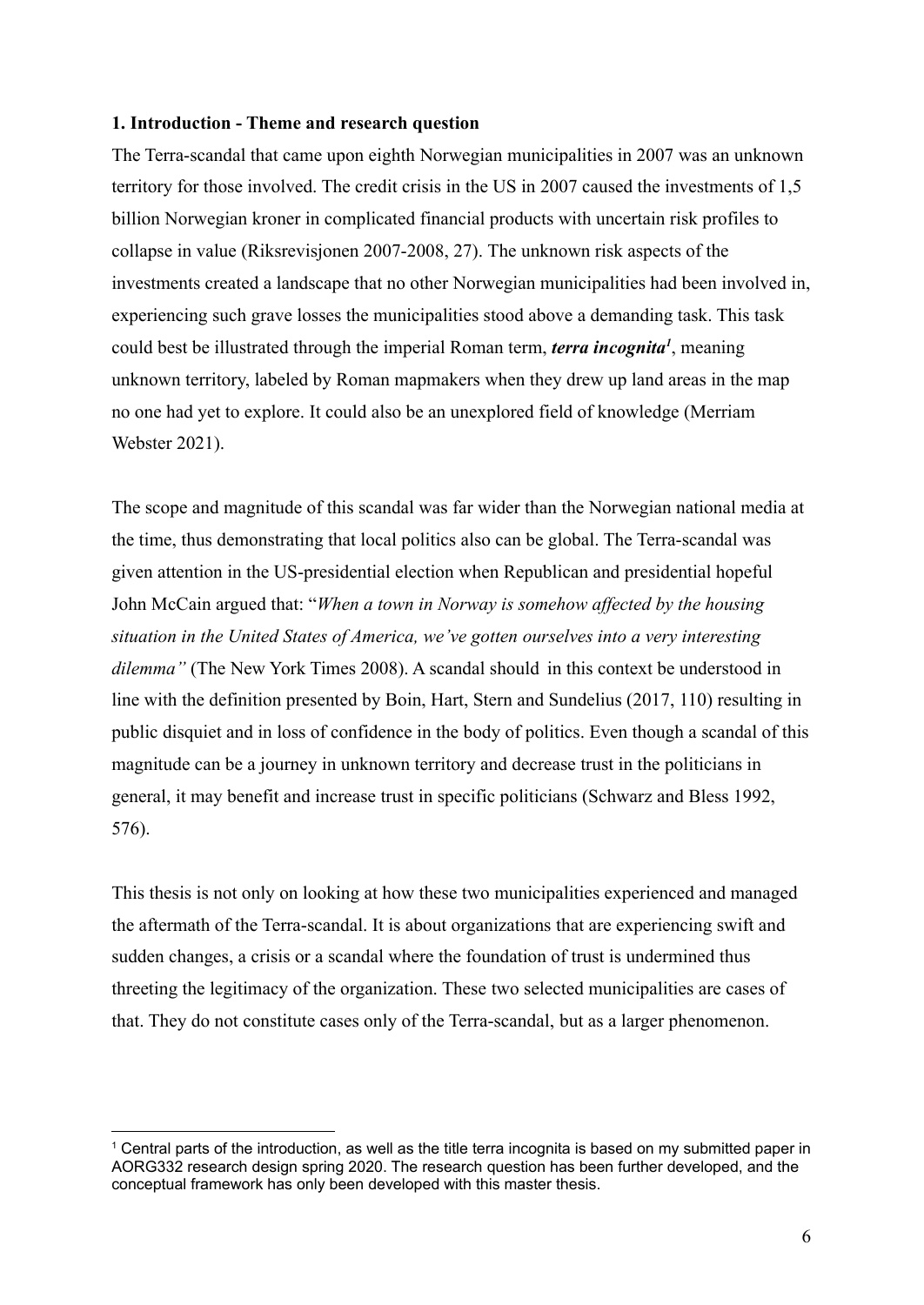**1. Introduction - Theme and research question**

The Terra-scandal that came upon eighth Norwegian municipalities in 2007 was an unknown territory for those involved. The credit crisis in the US in 2007 caused the investments of 1,5 billion Norwegian kroner in complicated financial products with uncertain risk profiles to collapse in value (Riksrevisjonen 2007-2008, 27). The unknown risk aspects of the investments created a landscape that no other Norwegian municipalities had been involved in, experiencing such grave losses the municipalities stood above a demanding task. This task could best be illustrated through the imperial Roman term, ***terra incognita***[1], meaning unknown territory, labeled by Roman mapmakers when they drew up land areas in the map no one had yet to explore. It could also be an unexplored field of knowledge (Merriam Webster 2021).

The scope and magnitude of this scandal was far wider than the Norwegian national media at the time, thus demonstrating that local politics also can be global. The Terra-scandal was given attention in the US-presidential election when Republican and presidential hopeful John McCain argued that: "*When a town in Norway is somehow affected by the housing situation in the United States of America, we've gotten ourselves into a very interesting dilemma"* (The New York Times 2008). A scandal should in this context be understood in line with the definition presented by Boin, Hart, Stern and Sundelius (2017, 110) resulting in public disquiet and in loss of confidence in the body of politics. Even though a scandal of this magnitude can be a journey in unknown territory and decrease trust in the politicians in general, it may benefit and increase trust in specific politicians (Schwarz and Bless 1992, 576).

This thesis is not only on looking at how these two municipalities experienced and managed the aftermath of the Terra-scandal. It is about organizations that are experiencing swift and sudden changes, a crisis or a scandal where the foundation of trust is undermined thus threteing the legitimacy of the organization. These two selected municipalities are cases of that. They do not constitute cases only of the Terra-scandal, but as a larger phenomenon.

---

[1] Central parts of the introduction, as well as the title terra incognita is based on my submitted paper in AORG332 research design spring 2020. The research question has been further developed, and the conceptual framework has only been developed with this master thesis.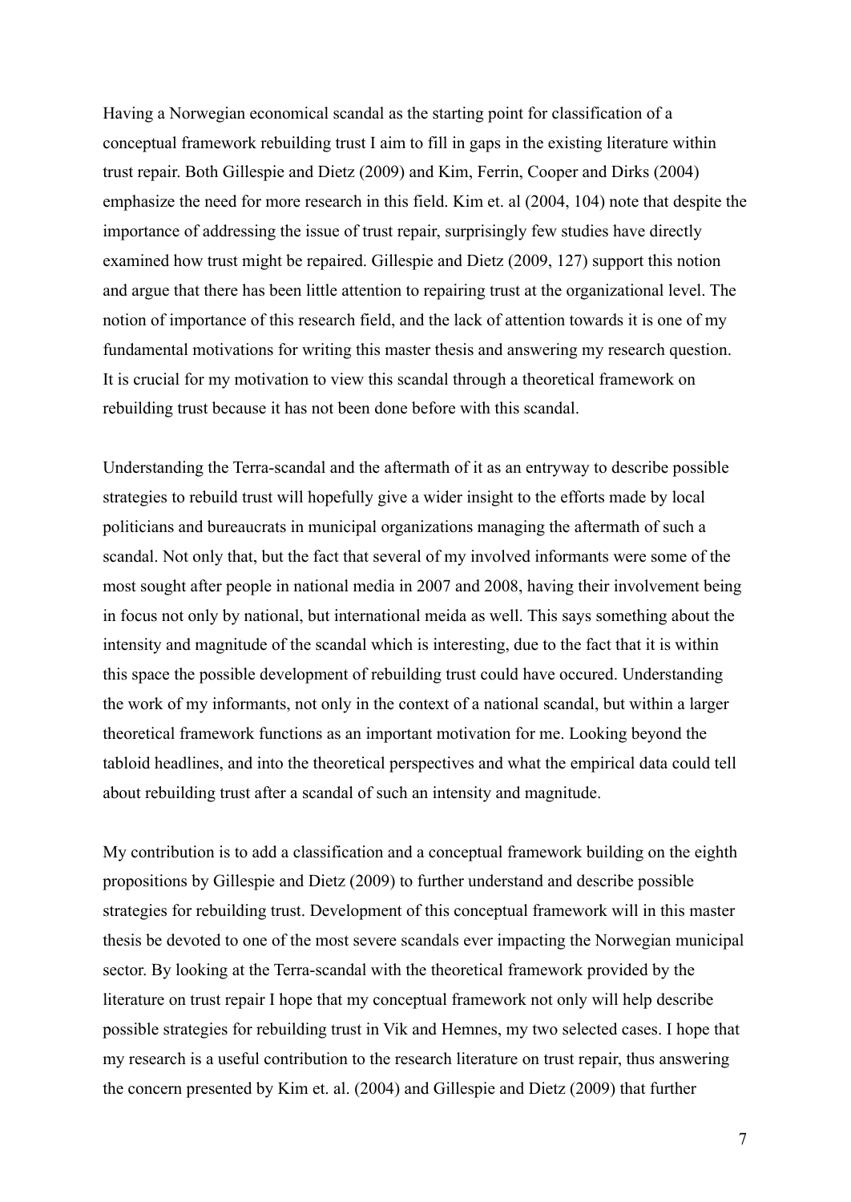Having a Norwegian economical scandal as the starting point for classification of a conceptual framework rebuilding trust I aim to fill in gaps in the existing literature within trust repair. Both Gillespie and Dietz (2009) and Kim, Ferrin, Cooper and Dirks (2004) emphasize the need for more research in this field. Kim et. al (2004, 104) note that despite the importance of addressing the issue of trust repair, surprisingly few studies have directly examined how trust might be repaired. Gillespie and Dietz (2009, 127) support this notion and argue that there has been little attention to repairing trust at the organizational level. The notion of importance of this research field, and the lack of attention towards it is one of my fundamental motivations for writing this master thesis and answering my research question. It is crucial for my motivation to view this scandal through a theoretical framework on rebuilding trust because it has not been done before with this scandal.

Understanding the Terra-scandal and the aftermath of it as an entryway to describe possible strategies to rebuild trust will hopefully give a wider insight to the efforts made by local politicians and bureaucrats in municipal organizations managing the aftermath of such a scandal. Not only that, but the fact that several of my involved informants were some of the most sought after people in national media in 2007 and 2008, having their involvement being in focus not only by national, but international meida as well. This says something about the intensity and magnitude of the scandal which is interesting, due to the fact that it is within this space the possible development of rebuilding trust could have occured. Understanding the work of my informants, not only in the context of a national scandal, but within a larger theoretical framework functions as an important motivation for me. Looking beyond the tabloid headlines, and into the theoretical perspectives and what the empirical data could tell about rebuilding trust after a scandal of such an intensity and magnitude.

My contribution is to add a classification and a conceptual framework building on the eighth propositions by Gillespie and Dietz (2009) to further understand and describe possible strategies for rebuilding trust. Development of this conceptual framework will in this master thesis be devoted to one of the most severe scandals ever impacting the Norwegian municipal sector. By looking at the Terra-scandal with the theoretical framework provided by the literature on trust repair I hope that my conceptual framework not only will help describe possible strategies for rebuilding trust in Vik and Hemnes, my two selected cases. I hope that my research is a useful contribution to the research literature on trust repair, thus answering the concern presented by Kim et. al. (2004) and Gillespie and Dietz (2009) that further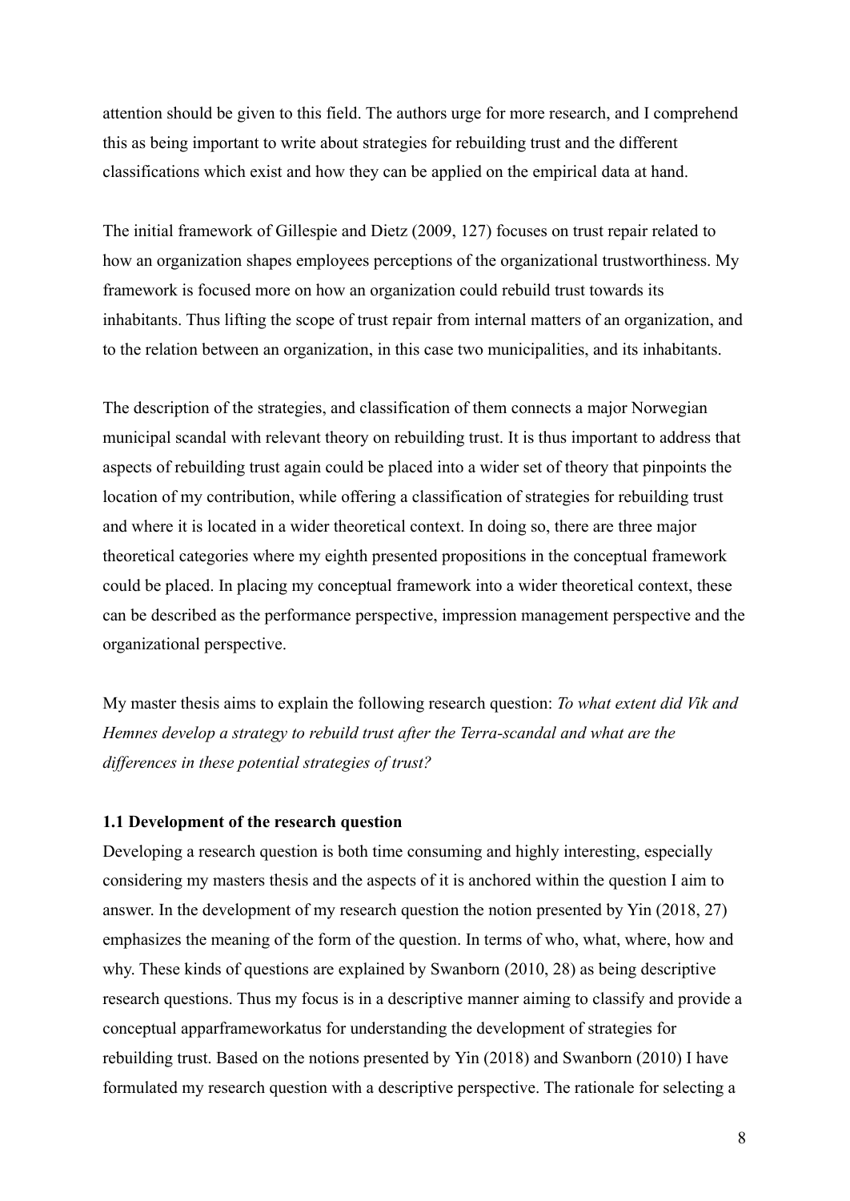attention should be given to this field. The authors urge for more research, and I comprehend this as being important to write about strategies for rebuilding trust and the different classifications which exist and how they can be applied on the empirical data at hand.

The initial framework of Gillespie and Dietz (2009, 127) focuses on trust repair related to how an organization shapes employees perceptions of the organizational trustworthiness. My framework is focused more on how an organization could rebuild trust towards its inhabitants. Thus lifting the scope of trust repair from internal matters of an organization, and to the relation between an organization, in this case two municipalities, and its inhabitants.

The description of the strategies, and classification of them connects a major Norwegian municipal scandal with relevant theory on rebuilding trust. It is thus important to address that aspects of rebuilding trust again could be placed into a wider set of theory that pinpoints the location of my contribution, while offering a classification of strategies for rebuilding trust and where it is located in a wider theoretical context. In doing so, there are three major theoretical categories where my eighth presented propositions in the conceptual framework could be placed. In placing my conceptual framework into a wider theoretical context, these can be described as the performance perspective, impression management perspective and the organizational perspective.

My master thesis aims to explain the following research question: *To what extent did Vik and Hemnes develop a strategy to rebuild trust after the Terra-scandal and what are the differences in these potential strategies of trust?*

### 1.1 Development of the research question

Developing a research question is both time consuming and highly interesting, especially considering my masters thesis and the aspects of it is anchored within the question I aim to answer. In the development of my research question the notion presented by Yin (2018, 27) emphasizes the meaning of the form of the question. In terms of who, what, where, how and why. These kinds of questions are explained by Swanborn (2010, 28) as being descriptive research questions. Thus my focus is in a descriptive manner aiming to classify and provide a conceptual apparframeworkatus for understanding the development of strategies for rebuilding trust. Based on the notions presented by Yin (2018) and Swanborn (2010) I have formulated my research question with a descriptive perspective. The rationale for selecting a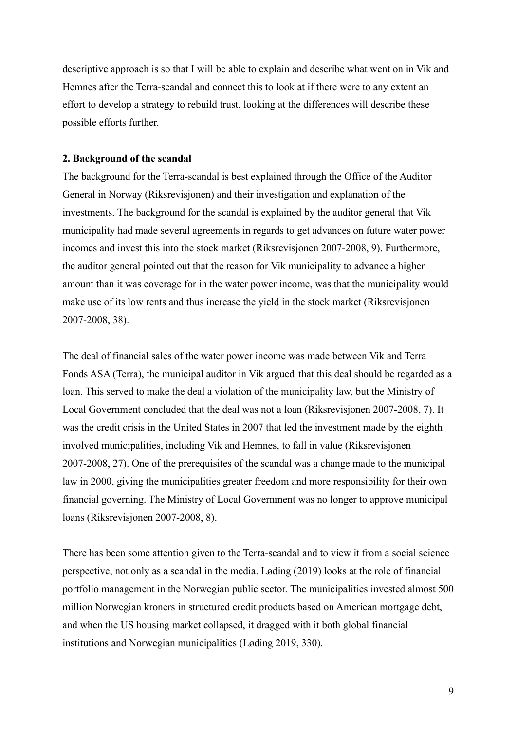descriptive approach is so that I will be able to explain and describe what went on in Vik and Hemnes after the Terra-scandal and connect this to look at if there were to any extent an effort to develop a strategy to rebuild trust. looking at the differences will describe these possible efforts further.

## 2. Background of the scandal

The background for the Terra-scandal is best explained through the Office of the Auditor General in Norway (Riksrevisjonen) and their investigation and explanation of the investments. The background for the scandal is explained by the auditor general that Vik municipality had made several agreements in regards to get advances on future water power incomes and invest this into the stock market (Riksrevisjonen 2007-2008, 9). Furthermore, the auditor general pointed out that the reason for Vik municipality to advance a higher amount than it was coverage for in the water power income, was that the municipality would make use of its low rents and thus increase the yield in the stock market (Riksrevisjonen 2007-2008, 38).

The deal of financial sales of the water power income was made between Vik and Terra Fonds ASA (Terra), the municipal auditor in Vik argued that this deal should be regarded as a loan. This served to make the deal a violation of the municipality law, but the Ministry of Local Government concluded that the deal was not a loan (Riksrevisjonen 2007-2008, 7). It was the credit crisis in the United States in 2007 that led the investment made by the eighth involved municipalities, including Vik and Hemnes, to fall in value (Riksrevisjonen 2007-2008, 27). One of the prerequisites of the scandal was a change made to the municipal law in 2000, giving the municipalities greater freedom and more responsibility for their own financial governing. The Ministry of Local Government was no longer to approve municipal loans (Riksrevisjonen 2007-2008, 8).

There has been some attention given to the Terra-scandal and to view it from a social science perspective, not only as a scandal in the media. Løding (2019) looks at the role of financial portfolio management in the Norwegian public sector. The municipalities invested almost 500 million Norwegian kroners in structured credit products based on American mortgage debt, and when the US housing market collapsed, it dragged with it both global financial institutions and Norwegian municipalities (Løding 2019, 330).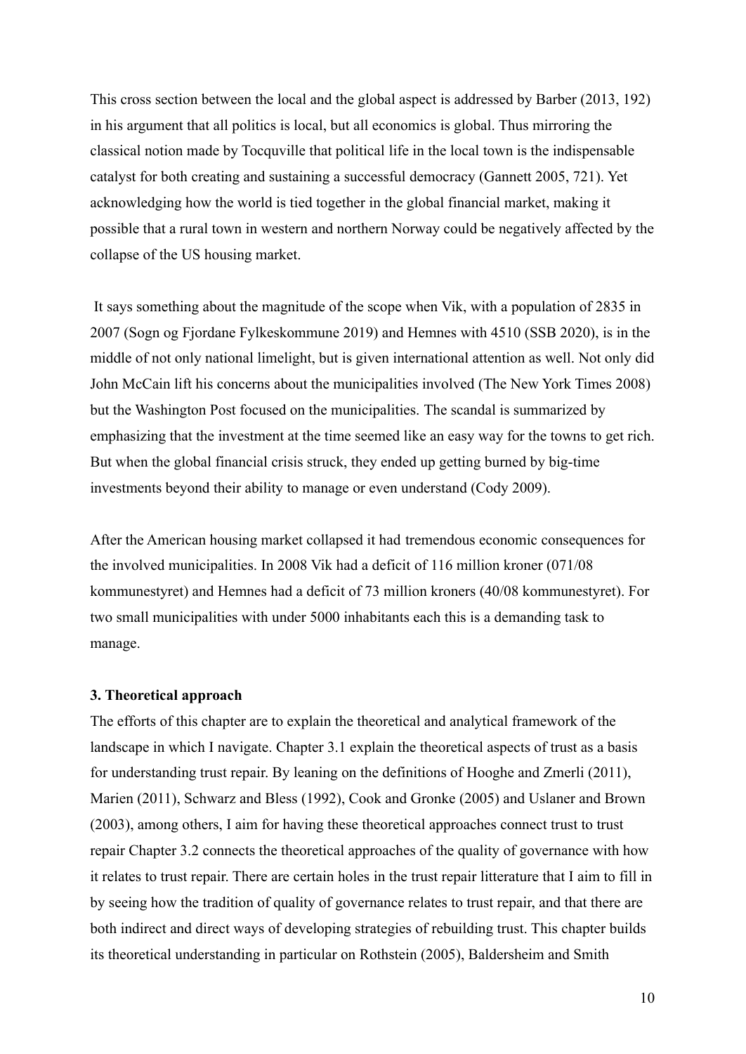This cross section between the local and the global aspect is addressed by Barber (2013, 192) in his argument that all politics is local, but all economics is global. Thus mirroring the classical notion made by Tocquville that political life in the local town is the indispensable catalyst for both creating and sustaining a successful democracy (Gannett 2005, 721). Yet acknowledging how the world is tied together in the global financial market, making it possible that a rural town in western and northern Norway could be negatively affected by the collapse of the US housing market.

It says something about the magnitude of the scope when Vik, with a population of 2835 in 2007 (Sogn og Fjordane Fylkeskommune 2019) and Hemnes with 4510 (SSB 2020), is in the middle of not only national limelight, but is given international attention as well. Not only did John McCain lift his concerns about the municipalities involved (The New York Times 2008) but the Washington Post focused on the municipalities. The scandal is summarized by emphasizing that the investment at the time seemed like an easy way for the towns to get rich. But when the global financial crisis struck, they ended up getting burned by big-time investments beyond their ability to manage or even understand (Cody 2009).

After the American housing market collapsed it had tremendous economic consequences for the involved municipalities. In 2008 Vik had a deficit of 116 million kroner (071/08 kommunestyret) and Hemnes had a deficit of 73 million kroners (40/08 kommunestyret). For two small municipalities with under 5000 inhabitants each this is a demanding task to manage.

### 3. Theoretical approach

The efforts of this chapter are to explain the theoretical and analytical framework of the landscape in which I navigate. Chapter 3.1 explain the theoretical aspects of trust as a basis for understanding trust repair. By leaning on the definitions of Hooghe and Zmerli (2011), Marien (2011), Schwarz and Bless (1992), Cook and Gronke (2005) and Uslaner and Brown (2003), among others, I aim for having these theoretical approaches connect trust to trust repair Chapter 3.2 connects the theoretical approaches of the quality of governance with how it relates to trust repair. There are certain holes in the trust repair litterature that I aim to fill in by seeing how the tradition of quality of governance relates to trust repair, and that there are both indirect and direct ways of developing strategies of rebuilding trust. This chapter builds its theoretical understanding in particular on Rothstein (2005), Baldersheim and Smith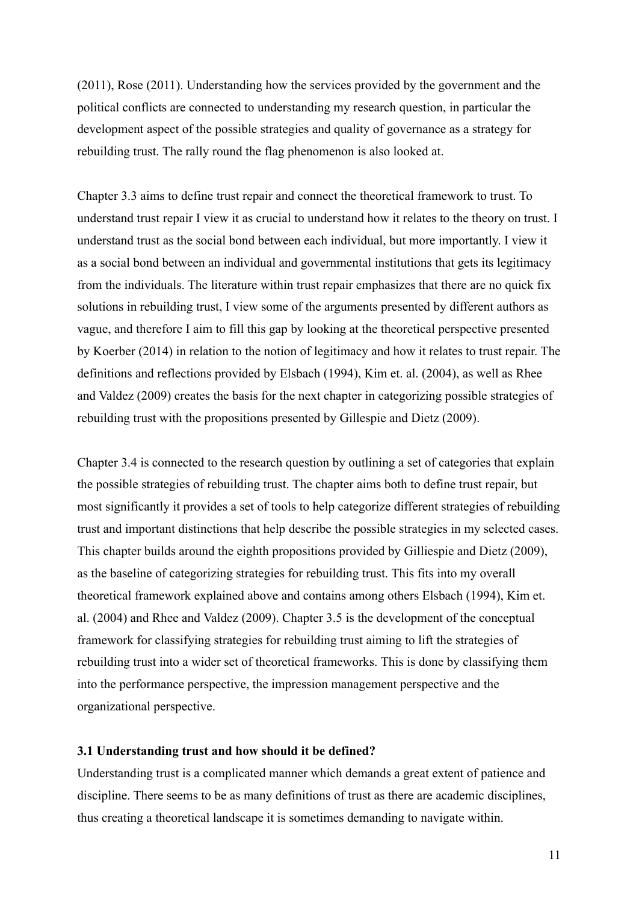(2011), Rose (2011). Understanding how the services provided by the government and the political conflicts are connected to understanding my research question, in particular the development aspect of the possible strategies and quality of governance as a strategy for rebuilding trust. The rally round the flag phenomenon is also looked at.

Chapter 3.3 aims to define trust repair and connect the theoretical framework to trust. To understand trust repair I view it as crucial to understand how it relates to the theory on trust. I understand trust as the social bond between each individual, but more importantly. I view it as a social bond between an individual and governmental institutions that gets its legitimacy from the individuals. The literature within trust repair emphasizes that there are no quick fix solutions in rebuilding trust, I view some of the arguments presented by different authors as vague, and therefore I aim to fill this gap by looking at the theoretical perspective presented by Koerber (2014) in relation to the notion of legitimacy and how it relates to trust repair. The definitions and reflections provided by Elsbach (1994), Kim et. al. (2004), as well as Rhee and Valdez (2009) creates the basis for the next chapter in categorizing possible strategies of rebuilding trust with the propositions presented by Gillespie and Dietz (2009).

Chapter 3.4 is connected to the research question by outlining a set of categories that explain the possible strategies of rebuilding trust. The chapter aims both to define trust repair, but most significantly it provides a set of tools to help categorize different strategies of rebuilding trust and important distinctions that help describe the possible strategies in my selected cases. This chapter builds around the eighth propositions provided by Gilliespie and Dietz (2009), as the baseline of categorizing strategies for rebuilding trust. This fits into my overall theoretical framework explained above and contains among others Elsbach (1994), Kim et. al. (2004) and Rhee and Valdez (2009). Chapter 3.5 is the development of the conceptual framework for classifying strategies for rebuilding trust aiming to lift the strategies of rebuilding trust into a wider set of theoretical frameworks. This is done by classifying them into the performance perspective, the impression management perspective and the organizational perspective.

### 3.1 Understanding trust and how should it be defined?

Understanding trust is a complicated manner which demands a great extent of patience and discipline. There seems to be as many definitions of trust as there are academic disciplines, thus creating a theoretical landscape it is sometimes demanding to navigate within.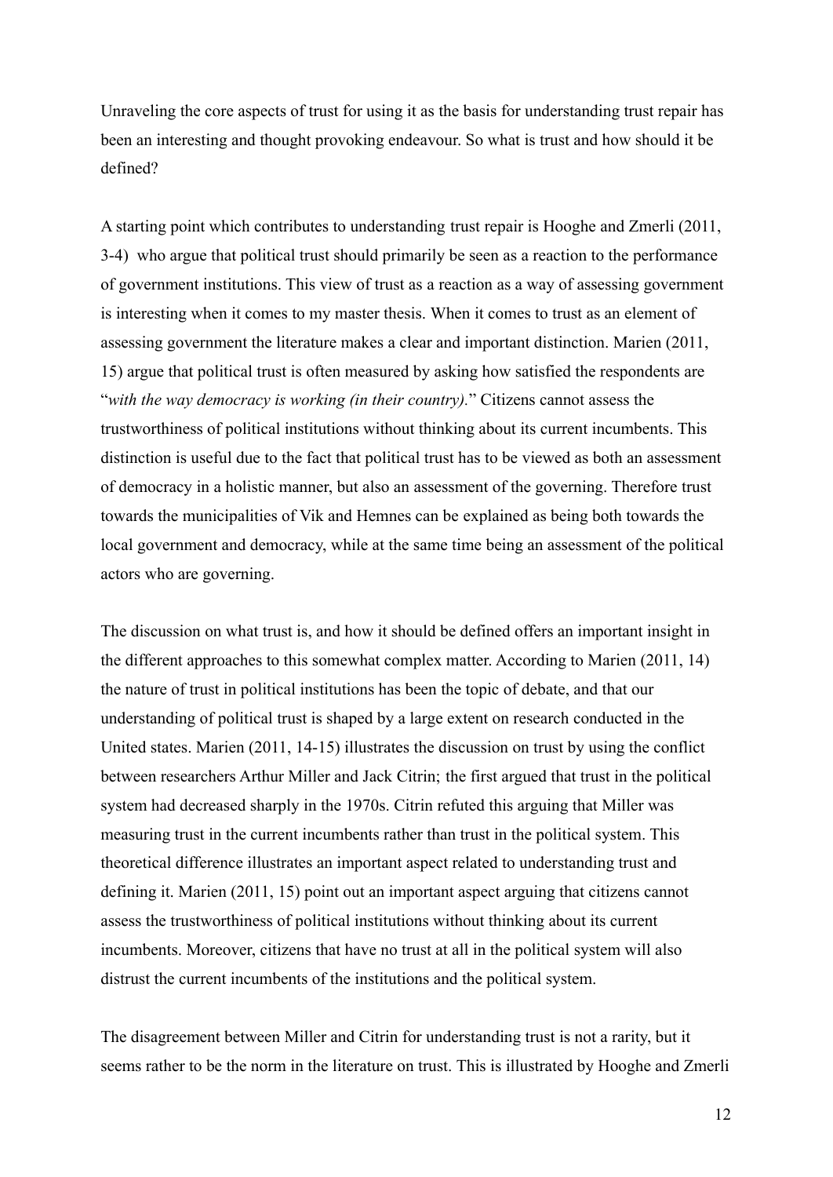Unraveling the core aspects of trust for using it as the basis for understanding trust repair has been an interesting and thought provoking endeavour. So what is trust and how should it be defined?

A starting point which contributes to understanding trust repair is Hooghe and Zmerli (2011, 3-4) who argue that political trust should primarily be seen as a reaction to the performance of government institutions. This view of trust as a reaction as a way of assessing government is interesting when it comes to my master thesis. When it comes to trust as an element of assessing government the literature makes a clear and important distinction. Marien (2011, 15) argue that political trust is often measured by asking how satisfied the respondents are "*with the way democracy is working (in their country)*." Citizens cannot assess the trustworthiness of political institutions without thinking about its current incumbents. This distinction is useful due to the fact that political trust has to be viewed as both an assessment of democracy in a holistic manner, but also an assessment of the governing. Therefore trust towards the municipalities of Vik and Hemnes can be explained as being both towards the local government and democracy, while at the same time being an assessment of the political actors who are governing.

The discussion on what trust is, and how it should be defined offers an important insight in the different approaches to this somewhat complex matter. According to Marien (2011, 14) the nature of trust in political institutions has been the topic of debate, and that our understanding of political trust is shaped by a large extent on research conducted in the United states. Marien (2011, 14-15) illustrates the discussion on trust by using the conflict between researchers Arthur Miller and Jack Citrin; the first argued that trust in the political system had decreased sharply in the 1970s. Citrin refuted this arguing that Miller was measuring trust in the current incumbents rather than trust in the political system. This theoretical difference illustrates an important aspect related to understanding trust and defining it. Marien (2011, 15) point out an important aspect arguing that citizens cannot assess the trustworthiness of political institutions without thinking about its current incumbents. Moreover, citizens that have no trust at all in the political system will also distrust the current incumbents of the institutions and the political system.

The disagreement between Miller and Citrin for understanding trust is not a rarity, but it seems rather to be the norm in the literature on trust. This is illustrated by Hooghe and Zmerli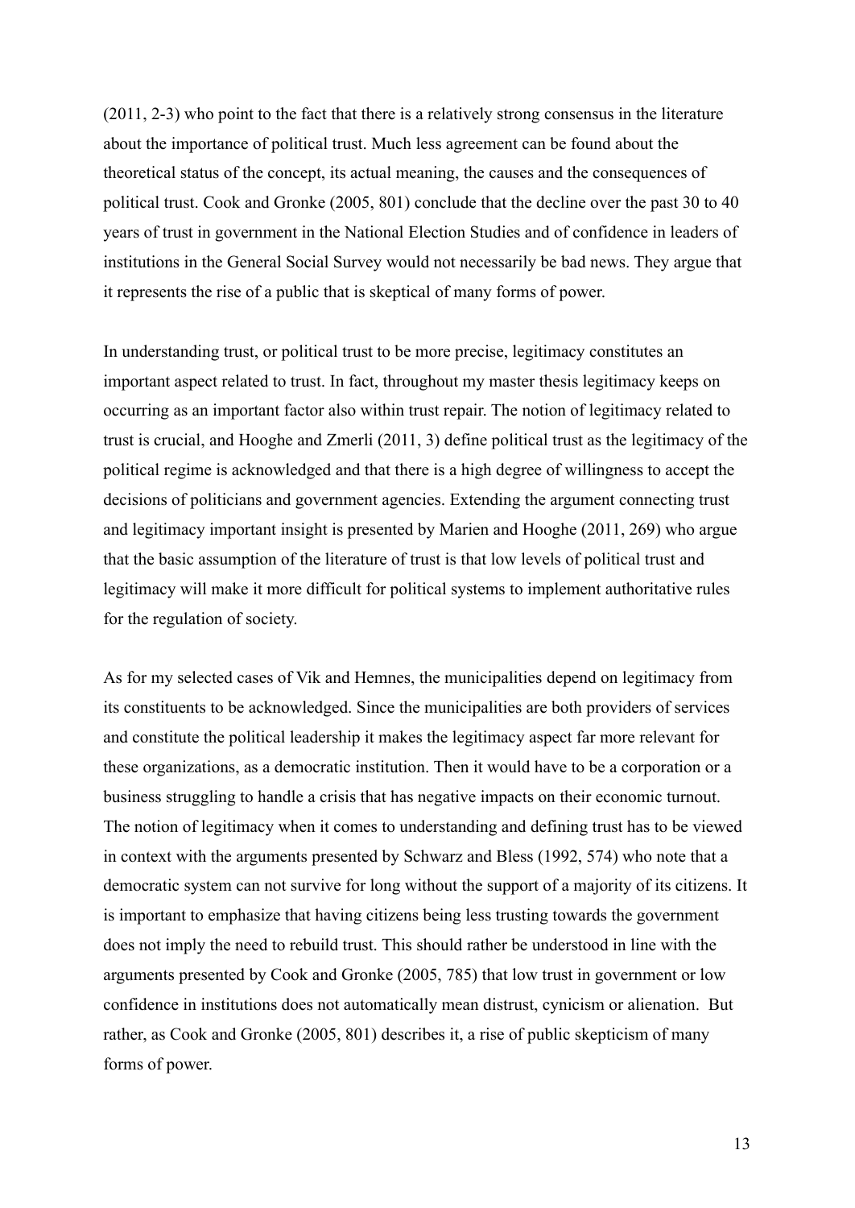(2011, 2-3) who point to the fact that there is a relatively strong consensus in the literature about the importance of political trust. Much less agreement can be found about the theoretical status of the concept, its actual meaning, the causes and the consequences of political trust. Cook and Gronke (2005, 801) conclude that the decline over the past 30 to 40 years of trust in government in the National Election Studies and of confidence in leaders of institutions in the General Social Survey would not necessarily be bad news. They argue that it represents the rise of a public that is skeptical of many forms of power.

In understanding trust, or political trust to be more precise, legitimacy constitutes an important aspect related to trust. In fact, throughout my master thesis legitimacy keeps on occurring as an important factor also within trust repair. The notion of legitimacy related to trust is crucial, and Hooghe and Zmerli (2011, 3) define political trust as the legitimacy of the political regime is acknowledged and that there is a high degree of willingness to accept the decisions of politicians and government agencies. Extending the argument connecting trust and legitimacy important insight is presented by Marien and Hooghe (2011, 269) who argue that the basic assumption of the literature of trust is that low levels of political trust and legitimacy will make it more difficult for political systems to implement authoritative rules for the regulation of society.

As for my selected cases of Vik and Hemnes, the municipalities depend on legitimacy from its constituents to be acknowledged. Since the municipalities are both providers of services and constitute the political leadership it makes the legitimacy aspect far more relevant for these organizations, as a democratic institution. Then it would have to be a corporation or a business struggling to handle a crisis that has negative impacts on their economic turnout. The notion of legitimacy when it comes to understanding and defining trust has to be viewed in context with the arguments presented by Schwarz and Bless (1992, 574) who note that a democratic system can not survive for long without the support of a majority of its citizens. It is important to emphasize that having citizens being less trusting towards the government does not imply the need to rebuild trust. This should rather be understood in line with the arguments presented by Cook and Gronke (2005, 785) that low trust in government or low confidence in institutions does not automatically mean distrust, cynicism or alienation. But rather, as Cook and Gronke (2005, 801) describes it, a rise of public skepticism of many forms of power.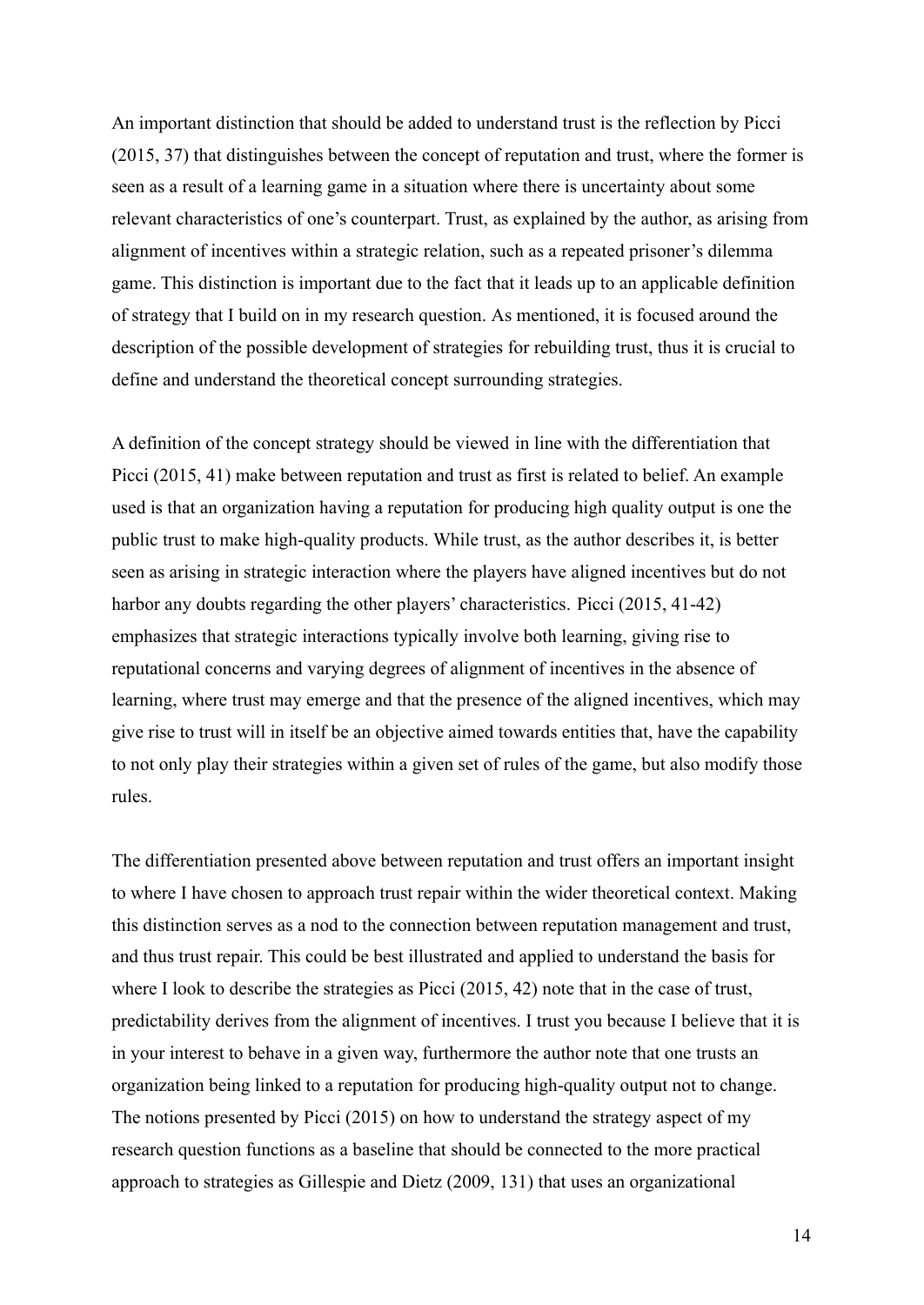An important distinction that should be added to understand trust is the reflection by Picci (2015, 37) that distinguishes between the concept of reputation and trust, where the former is seen as a result of a learning game in a situation where there is uncertainty about some relevant characteristics of one's counterpart. Trust, as explained by the author, as arising from alignment of incentives within a strategic relation, such as a repeated prisoner's dilemma game. This distinction is important due to the fact that it leads up to an applicable definition of strategy that I build on in my research question. As mentioned, it is focused around the description of the possible development of strategies for rebuilding trust, thus it is crucial to define and understand the theoretical concept surrounding strategies.

A definition of the concept strategy should be viewed in line with the differentiation that Picci (2015, 41) make between reputation and trust as first is related to belief. An example used is that an organization having a reputation for producing high quality output is one the public trust to make high-quality products. While trust, as the author describes it, is better seen as arising in strategic interaction where the players have aligned incentives but do not harbor any doubts regarding the other players' characteristics. Picci (2015, 41-42) emphasizes that strategic interactions typically involve both learning, giving rise to reputational concerns and varying degrees of alignment of incentives in the absence of learning, where trust may emerge and that the presence of the aligned incentives, which may give rise to trust will in itself be an objective aimed towards entities that, have the capability to not only play their strategies within a given set of rules of the game, but also modify those rules.

The differentiation presented above between reputation and trust offers an important insight to where I have chosen to approach trust repair within the wider theoretical context. Making this distinction serves as a nod to the connection between reputation management and trust, and thus trust repair. This could be best illustrated and applied to understand the basis for where I look to describe the strategies as Picci (2015, 42) note that in the case of trust, predictability derives from the alignment of incentives. I trust you because I believe that it is in your interest to behave in a given way, furthermore the author note that one trusts an organization being linked to a reputation for producing high-quality output not to change. The notions presented by Picci (2015) on how to understand the strategy aspect of my research question functions as a baseline that should be connected to the more practical approach to strategies as Gillespie and Dietz (2009, 131) that uses an organizational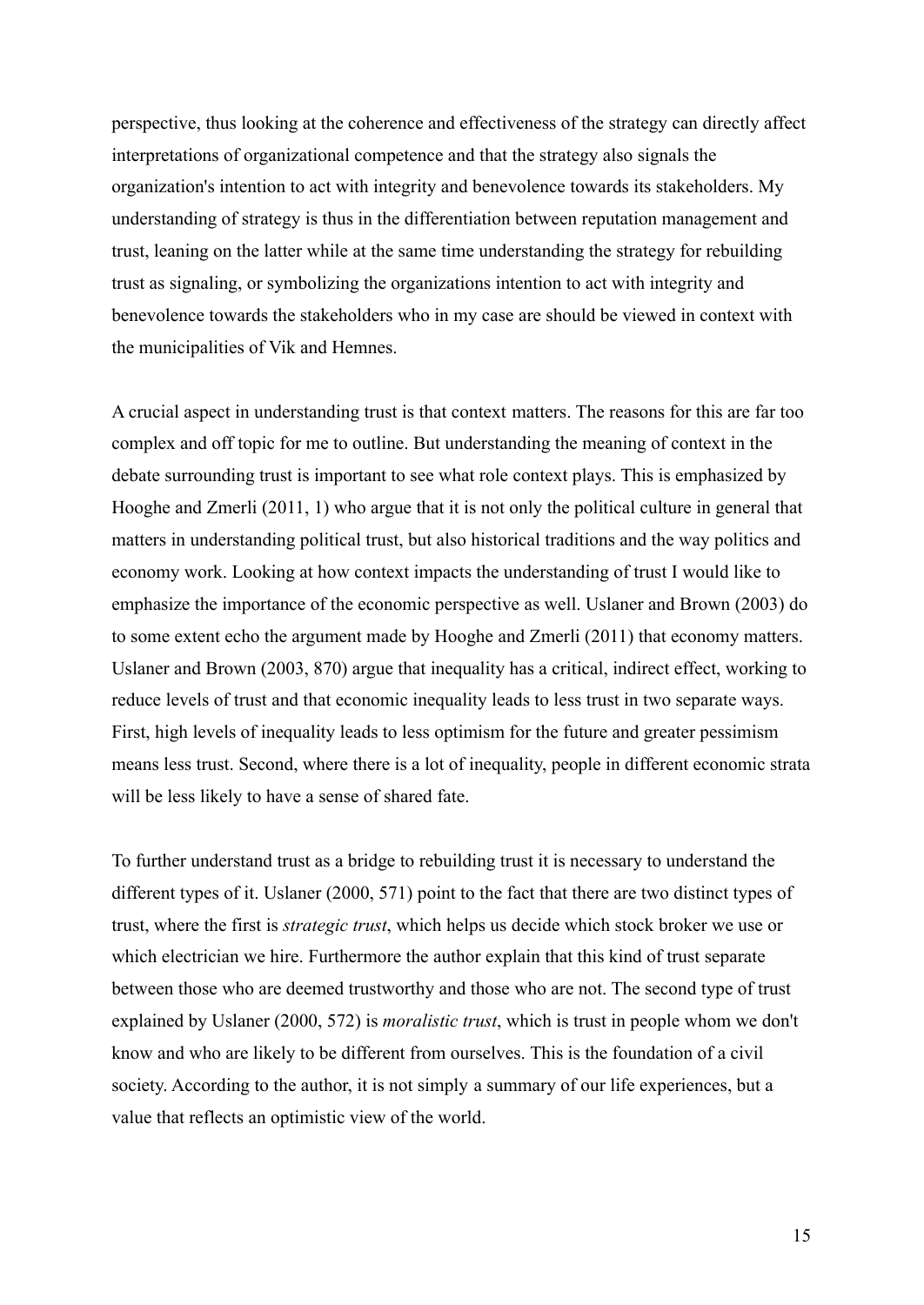perspective, thus looking at the coherence and effectiveness of the strategy can directly affect interpretations of organizational competence and that the strategy also signals the organization's intention to act with integrity and benevolence towards its stakeholders. My understanding of strategy is thus in the differentiation between reputation management and trust, leaning on the latter while at the same time understanding the strategy for rebuilding trust as signaling, or symbolizing the organizations intention to act with integrity and benevolence towards the stakeholders who in my case are should be viewed in context with the municipalities of Vik and Hemnes.

A crucial aspect in understanding trust is that context matters. The reasons for this are far too complex and off topic for me to outline. But understanding the meaning of context in the debate surrounding trust is important to see what role context plays. This is emphasized by Hooghe and Zmerli (2011, 1) who argue that it is not only the political culture in general that matters in understanding political trust, but also historical traditions and the way politics and economy work. Looking at how context impacts the understanding of trust I would like to emphasize the importance of the economic perspective as well. Uslaner and Brown (2003) do to some extent echo the argument made by Hooghe and Zmerli (2011) that economy matters. Uslaner and Brown (2003, 870) argue that inequality has a critical, indirect effect, working to reduce levels of trust and that economic inequality leads to less trust in two separate ways. First, high levels of inequality leads to less optimism for the future and greater pessimism means less trust. Second, where there is a lot of inequality, people in different economic strata will be less likely to have a sense of shared fate.

To further understand trust as a bridge to rebuilding trust it is necessary to understand the different types of it. Uslaner (2000, 571) point to the fact that there are two distinct types of trust, where the first is *strategic trust*, which helps us decide which stock broker we use or which electrician we hire. Furthermore the author explain that this kind of trust separate between those who are deemed trustworthy and those who are not. The second type of trust explained by Uslaner (2000, 572) is *moralistic trust*, which is trust in people whom we don't know and who are likely to be different from ourselves. This is the foundation of a civil society. According to the author, it is not simply a summary of our life experiences, but a value that reflects an optimistic view of the world.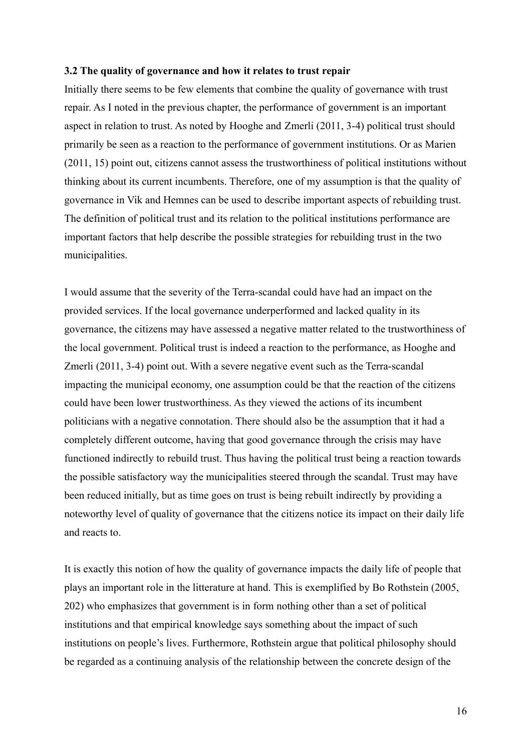### 3.2 The quality of governance and how it relates to trust repair

Initially there seems to be few elements that combine the quality of governance with trust repair. As I noted in the previous chapter, the performance of government is an important aspect in relation to trust. As noted by Hooghe and Zmerli (2011, 3-4) political trust should primarily be seen as a reaction to the performance of government institutions. Or as Marien (2011, 15) point out, citizens cannot assess the trustworthiness of political institutions without thinking about its current incumbents. Therefore, one of my assumption is that the quality of governance in Vik and Hemnes can be used to describe important aspects of rebuilding trust. The definition of political trust and its relation to the political institutions performance are important factors that help describe the possible strategies for rebuilding trust in the two municipalities.

I would assume that the severity of the Terra-scandal could have had an impact on the provided services. If the local governance underperformed and lacked quality in its governance, the citizens may have assessed a negative matter related to the trustworthiness of the local government. Political trust is indeed a reaction to the performance, as Hooghe and Zmerli (2011, 3-4) point out. With a severe negative event such as the Terra-scandal impacting the municipal economy, one assumption could be that the reaction of the citizens could have been lower trustworthiness. As they viewed the actions of its incumbent politicians with a negative connotation. There should also be the assumption that it had a completely different outcome, having that good governance through the crisis may have functioned indirectly to rebuild trust. Thus having the political trust being a reaction towards the possible satisfactory way the municipalities steered through the scandal. Trust may have been reduced initially, but as time goes on trust is being rebuilt indirectly by providing a noteworthy level of quality of governance that the citizens notice its impact on their daily life and reacts to.

It is exactly this notion of how the quality of governance impacts the daily life of people that plays an important role in the litterature at hand. This is exemplified by Bo Rothstein (2005, 202) who emphasizes that government is in form nothing other than a set of political institutions and that empirical knowledge says something about the impact of such institutions on people's lives. Furthermore, Rothstein argue that political philosophy should be regarded as a continuing analysis of the relationship between the concrete design of the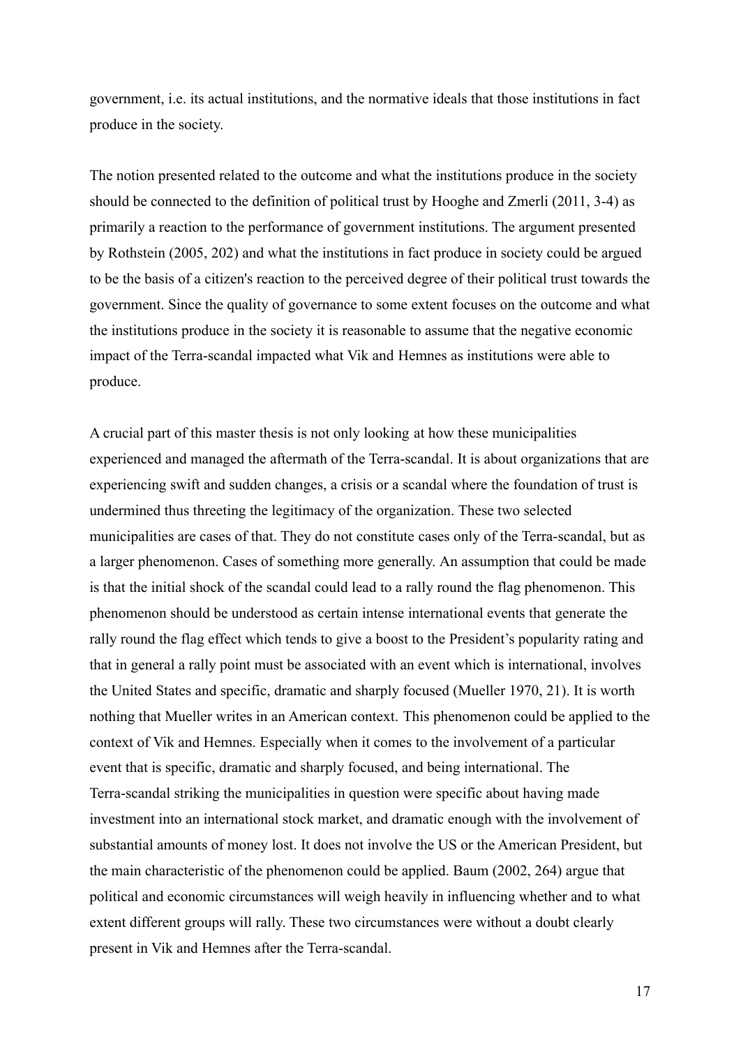government, i.e. its actual institutions, and the normative ideals that those institutions in fact produce in the society.

The notion presented related to the outcome and what the institutions produce in the society should be connected to the definition of political trust by Hooghe and Zmerli (2011, 3-4) as primarily a reaction to the performance of government institutions. The argument presented by Rothstein (2005, 202) and what the institutions in fact produce in society could be argued to be the basis of a citizen's reaction to the perceived degree of their political trust towards the government. Since the quality of governance to some extent focuses on the outcome and what the institutions produce in the society it is reasonable to assume that the negative economic impact of the Terra-scandal impacted what Vik and Hemnes as institutions were able to produce.

A crucial part of this master thesis is not only looking at how these municipalities experienced and managed the aftermath of the Terra-scandal. It is about organizations that are experiencing swift and sudden changes, a crisis or a scandal where the foundation of trust is undermined thus threeting the legitimacy of the organization. These two selected municipalities are cases of that. They do not constitute cases only of the Terra-scandal, but as a larger phenomenon. Cases of something more generally. An assumption that could be made is that the initial shock of the scandal could lead to a rally round the flag phenomenon. This phenomenon should be understood as certain intense international events that generate the rally round the flag effect which tends to give a boost to the President's popularity rating and that in general a rally point must be associated with an event which is international, involves the United States and specific, dramatic and sharply focused (Mueller 1970, 21). It is worth nothing that Mueller writes in an American context. This phenomenon could be applied to the context of Vik and Hemnes. Especially when it comes to the involvement of a particular event that is specific, dramatic and sharply focused, and being international. The Terra-scandal striking the municipalities in question were specific about having made investment into an international stock market, and dramatic enough with the involvement of substantial amounts of money lost. It does not involve the US or the American President, but the main characteristic of the phenomenon could be applied. Baum (2002, 264) argue that political and economic circumstances will weigh heavily in influencing whether and to what extent different groups will rally. These two circumstances were without a doubt clearly present in Vik and Hemnes after the Terra-scandal.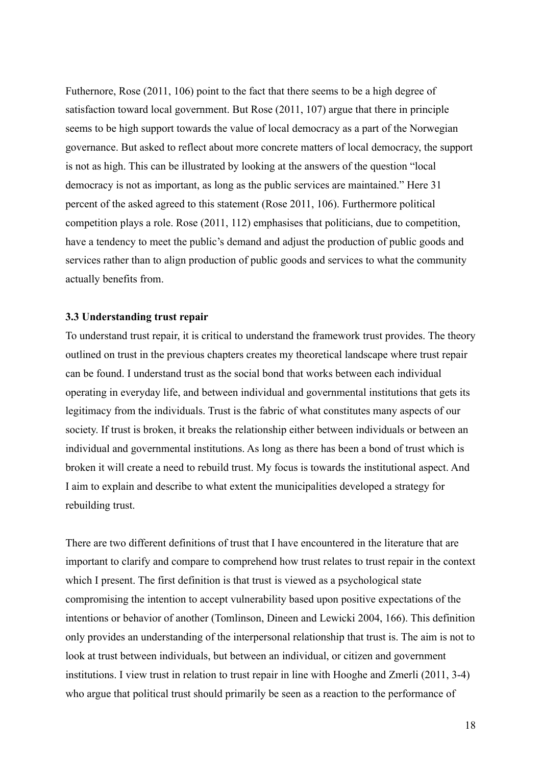Futhernore, Rose (2011, 106) point to the fact that there seems to be a high degree of satisfaction toward local government. But Rose (2011, 107) argue that there in principle seems to be high support towards the value of local democracy as a part of the Norwegian governance. But asked to reflect about more concrete matters of local democracy, the support is not as high. This can be illustrated by looking at the answers of the question "local democracy is not as important, as long as the public services are maintained." Here 31 percent of the asked agreed to this statement (Rose 2011, 106). Furthermore political competition plays a role. Rose (2011, 112) emphasises that politicians, due to competition, have a tendency to meet the public's demand and adjust the production of public goods and services rather than to align production of public goods and services to what the community actually benefits from.

### 3.3 Understanding trust repair

To understand trust repair, it is critical to understand the framework trust provides. The theory outlined on trust in the previous chapters creates my theoretical landscape where trust repair can be found. I understand trust as the social bond that works between each individual operating in everyday life, and between individual and governmental institutions that gets its legitimacy from the individuals. Trust is the fabric of what constitutes many aspects of our society. If trust is broken, it breaks the relationship either between individuals or between an individual and governmental institutions. As long as there has been a bond of trust which is broken it will create a need to rebuild trust. My focus is towards the institutional aspect. And I aim to explain and describe to what extent the municipalities developed a strategy for rebuilding trust.

There are two different definitions of trust that I have encountered in the literature that are important to clarify and compare to comprehend how trust relates to trust repair in the context which I present. The first definition is that trust is viewed as a psychological state compromising the intention to accept vulnerability based upon positive expectations of the intentions or behavior of another (Tomlinson, Dineen and Lewicki 2004, 166). This definition only provides an understanding of the interpersonal relationship that trust is. The aim is not to look at trust between individuals, but between an individual, or citizen and government institutions. I view trust in relation to trust repair in line with Hooghe and Zmerli (2011, 3-4) who argue that political trust should primarily be seen as a reaction to the performance of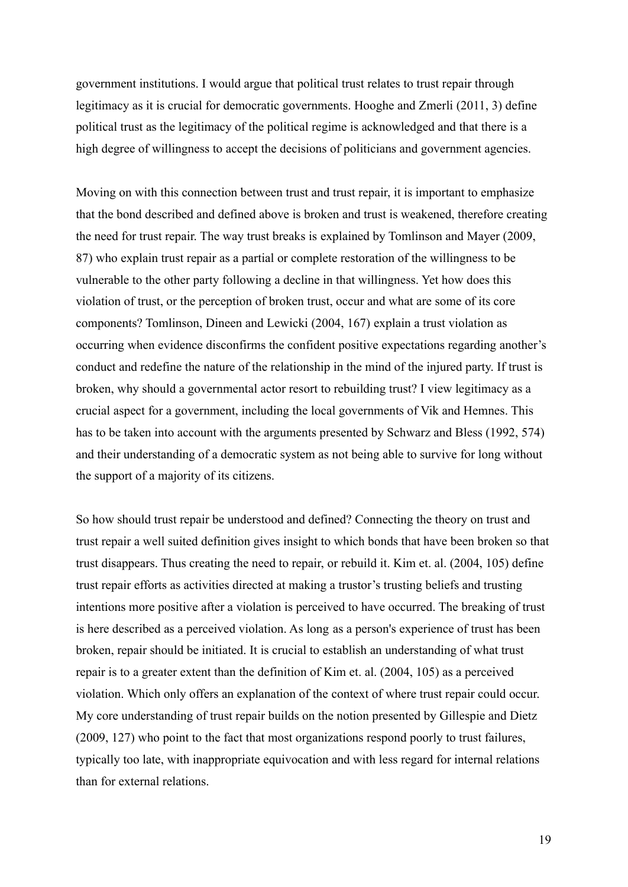government institutions. I would argue that political trust relates to trust repair through legitimacy as it is crucial for democratic governments. Hooghe and Zmerli (2011, 3) define political trust as the legitimacy of the political regime is acknowledged and that there is a high degree of willingness to accept the decisions of politicians and government agencies.

Moving on with this connection between trust and trust repair, it is important to emphasize that the bond described and defined above is broken and trust is weakened, therefore creating the need for trust repair. The way trust breaks is explained by Tomlinson and Mayer (2009, 87) who explain trust repair as a partial or complete restoration of the willingness to be vulnerable to the other party following a decline in that willingness. Yet how does this violation of trust, or the perception of broken trust, occur and what are some of its core components? Tomlinson, Dineen and Lewicki (2004, 167) explain a trust violation as occurring when evidence disconfirms the confident positive expectations regarding another's conduct and redefine the nature of the relationship in the mind of the injured party. If trust is broken, why should a governmental actor resort to rebuilding trust? I view legitimacy as a crucial aspect for a government, including the local governments of Vik and Hemnes. This has to be taken into account with the arguments presented by Schwarz and Bless (1992, 574) and their understanding of a democratic system as not being able to survive for long without the support of a majority of its citizens.

So how should trust repair be understood and defined? Connecting the theory on trust and trust repair a well suited definition gives insight to which bonds that have been broken so that trust disappears. Thus creating the need to repair, or rebuild it. Kim et. al. (2004, 105) define trust repair efforts as activities directed at making a trustor's trusting beliefs and trusting intentions more positive after a violation is perceived to have occurred. The breaking of trust is here described as a perceived violation. As long as a person's experience of trust has been broken, repair should be initiated. It is crucial to establish an understanding of what trust repair is to a greater extent than the definition of Kim et. al. (2004, 105) as a perceived violation. Which only offers an explanation of the context of where trust repair could occur. My core understanding of trust repair builds on the notion presented by Gillespie and Dietz (2009, 127) who point to the fact that most organizations respond poorly to trust failures, typically too late, with inappropriate equivocation and with less regard for internal relations than for external relations.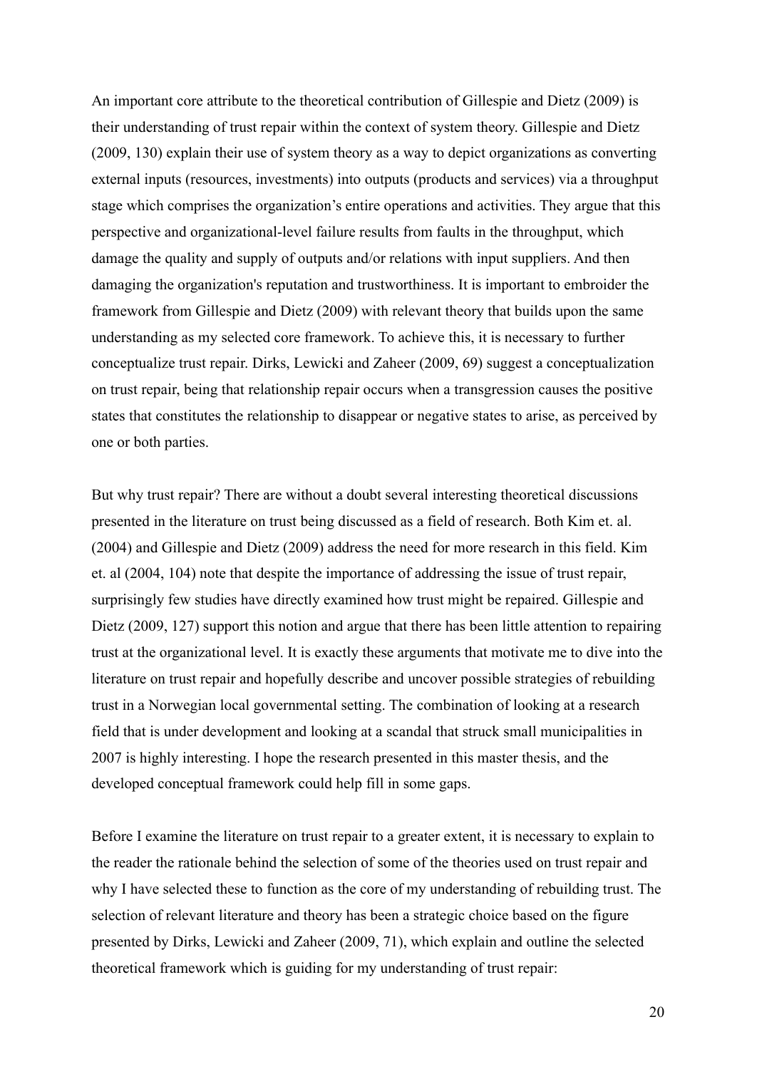An important core attribute to the theoretical contribution of Gillespie and Dietz (2009) is their understanding of trust repair within the context of system theory. Gillespie and Dietz (2009, 130) explain their use of system theory as a way to depict organizations as converting external inputs (resources, investments) into outputs (products and services) via a throughput stage which comprises the organization's entire operations and activities. They argue that this perspective and organizational-level failure results from faults in the throughput, which damage the quality and supply of outputs and/or relations with input suppliers. And then damaging the organization's reputation and trustworthiness. It is important to embroider the framework from Gillespie and Dietz (2009) with relevant theory that builds upon the same understanding as my selected core framework. To achieve this, it is necessary to further conceptualize trust repair. Dirks, Lewicki and Zaheer (2009, 69) suggest a conceptualization on trust repair, being that relationship repair occurs when a transgression causes the positive states that constitutes the relationship to disappear or negative states to arise, as perceived by one or both parties.

But why trust repair? There are without a doubt several interesting theoretical discussions presented in the literature on trust being discussed as a field of research. Both Kim et. al. (2004) and Gillespie and Dietz (2009) address the need for more research in this field. Kim et. al (2004, 104) note that despite the importance of addressing the issue of trust repair, surprisingly few studies have directly examined how trust might be repaired. Gillespie and Dietz (2009, 127) support this notion and argue that there has been little attention to repairing trust at the organizational level. It is exactly these arguments that motivate me to dive into the literature on trust repair and hopefully describe and uncover possible strategies of rebuilding trust in a Norwegian local governmental setting. The combination of looking at a research field that is under development and looking at a scandal that struck small municipalities in 2007 is highly interesting. I hope the research presented in this master thesis, and the developed conceptual framework could help fill in some gaps.

Before I examine the literature on trust repair to a greater extent, it is necessary to explain to the reader the rationale behind the selection of some of the theories used on trust repair and why I have selected these to function as the core of my understanding of rebuilding trust. The selection of relevant literature and theory has been a strategic choice based on the figure presented by Dirks, Lewicki and Zaheer (2009, 71), which explain and outline the selected theoretical framework which is guiding for my understanding of trust repair: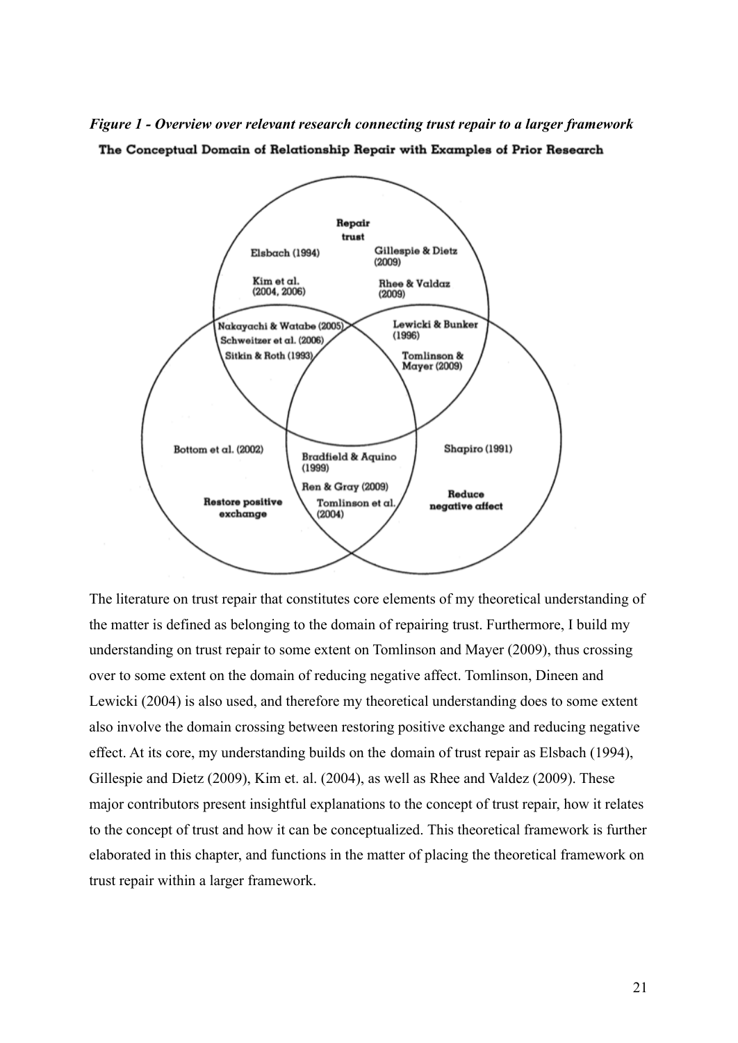*Figure 1 - Overview over relevant research connecting trust repair to a larger framework*

**The Conceptual Domain of Relationship Repair with Examples of Prior Research**

**Repair trust**

Elsbach (1994)

Gillespie & Dietz (2009)

Kim et al. (2004, 2006)

Rhee & Valdaz (2009)

Nakayachi & Watabe (2005)
Schweitzer et al. (2006)
Sitkin & Roth (1993)

Lewicki & Bunker (1996)

Tomlinson & Mayer (2009)

Bottom et al. (2002)

Bradfield & Aquino (1999)

Ren & Gray (2009)

Tomlinson et al. (2004)

Shapiro (1991)

**Restore positive exchange**

**Reduce negative affect**

The literature on trust repair that constitutes core elements of my theoretical understanding of the matter is defined as belonging to the domain of repairing trust. Furthermore, I build my understanding on trust repair to some extent on Tomlinson and Mayer (2009), thus crossing over to some extent on the domain of reducing negative affect. Tomlinson, Dineen and Lewicki (2004) is also used, and therefore my theoretical understanding does to some extent also involve the domain crossing between restoring positive exchange and reducing negative effect. At its core, my understanding builds on the domain of trust repair as Elsbach (1994), Gillespie and Dietz (2009), Kim et. al. (2004), as well as Rhee and Valdez (2009). These major contributors present insightful explanations to the concept of trust repair, how it relates to the concept of trust and how it can be conceptualized. This theoretical framework is further elaborated in this chapter, and functions in the matter of placing the theoretical framework on trust repair within a larger framework.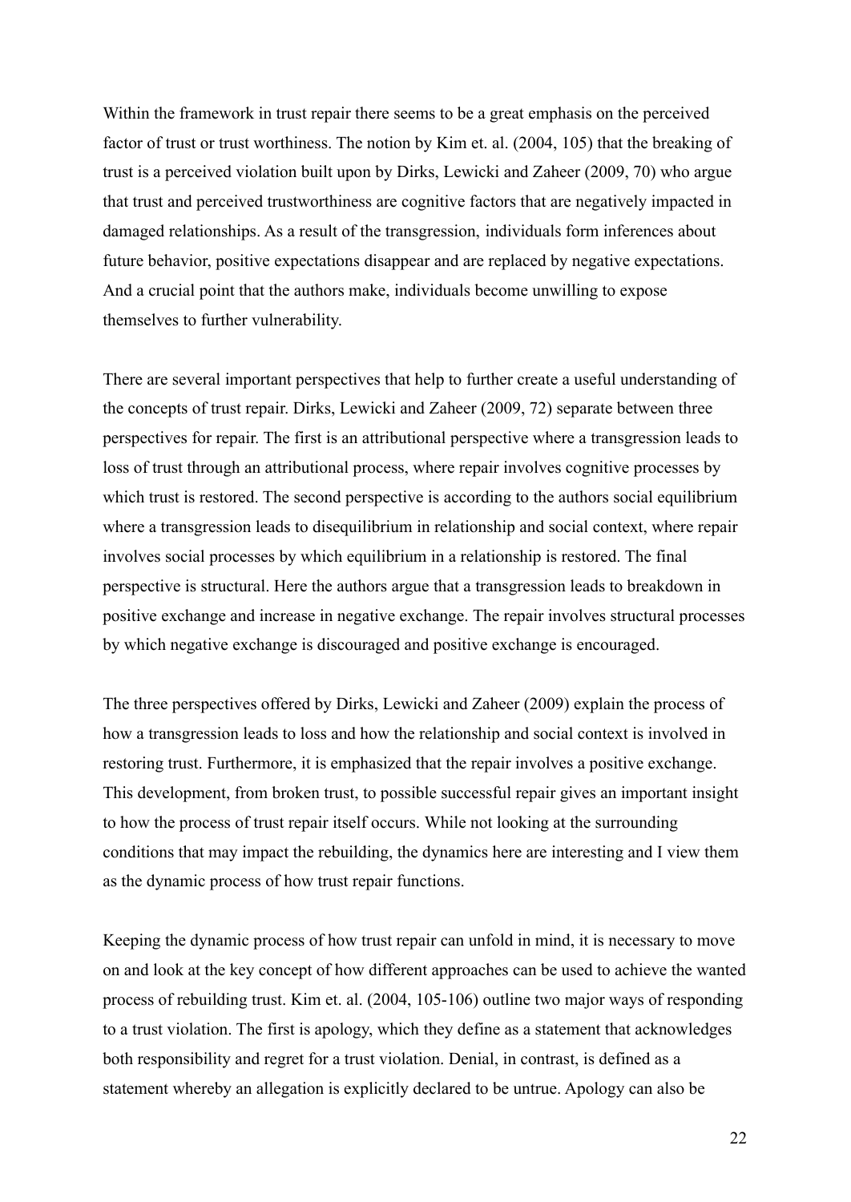Within the framework in trust repair there seems to be a great emphasis on the perceived factor of trust or trust worthiness. The notion by Kim et. al. (2004, 105) that the breaking of trust is a perceived violation built upon by Dirks, Lewicki and Zaheer (2009, 70) who argue that trust and perceived trustworthiness are cognitive factors that are negatively impacted in damaged relationships. As a result of the transgression, individuals form inferences about future behavior, positive expectations disappear and are replaced by negative expectations. And a crucial point that the authors make, individuals become unwilling to expose themselves to further vulnerability.

There are several important perspectives that help to further create a useful understanding of the concepts of trust repair. Dirks, Lewicki and Zaheer (2009, 72) separate between three perspectives for repair. The first is an attributional perspective where a transgression leads to loss of trust through an attributional process, where repair involves cognitive processes by which trust is restored. The second perspective is according to the authors social equilibrium where a transgression leads to disequilibrium in relationship and social context, where repair involves social processes by which equilibrium in a relationship is restored. The final perspective is structural. Here the authors argue that a transgression leads to breakdown in positive exchange and increase in negative exchange. The repair involves structural processes by which negative exchange is discouraged and positive exchange is encouraged.

The three perspectives offered by Dirks, Lewicki and Zaheer (2009) explain the process of how a transgression leads to loss and how the relationship and social context is involved in restoring trust. Furthermore, it is emphasized that the repair involves a positive exchange. This development, from broken trust, to possible successful repair gives an important insight to how the process of trust repair itself occurs. While not looking at the surrounding conditions that may impact the rebuilding, the dynamics here are interesting and I view them as the dynamic process of how trust repair functions.

Keeping the dynamic process of how trust repair can unfold in mind, it is necessary to move on and look at the key concept of how different approaches can be used to achieve the wanted process of rebuilding trust. Kim et. al. (2004, 105-106) outline two major ways of responding to a trust violation. The first is apology, which they define as a statement that acknowledges both responsibility and regret for a trust violation. Denial, in contrast, is defined as a statement whereby an allegation is explicitly declared to be untrue. Apology can also be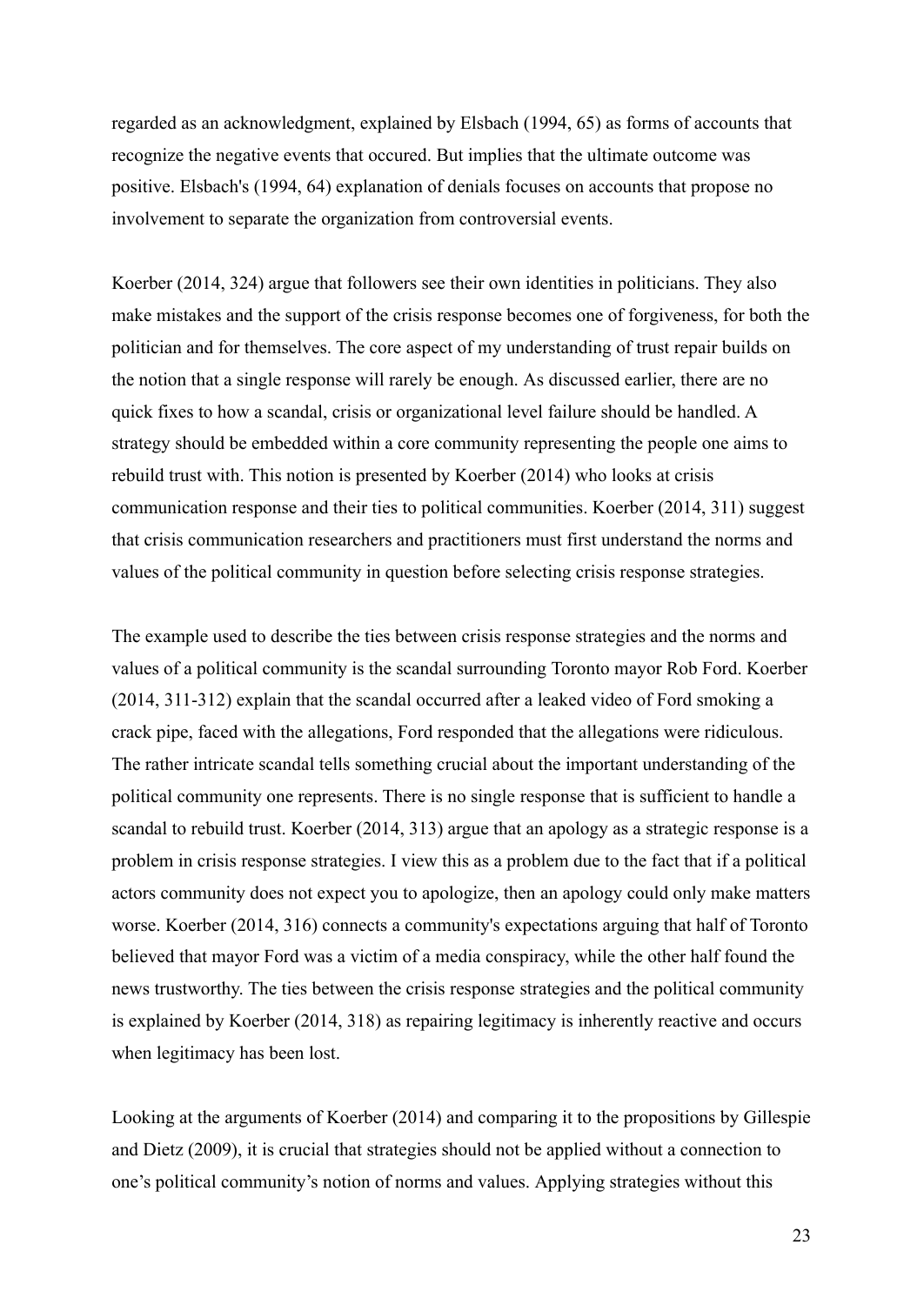regarded as an acknowledgment, explained by Elsbach (1994, 65) as forms of accounts that recognize the negative events that occured. But implies that the ultimate outcome was positive. Elsbach's (1994, 64) explanation of denials focuses on accounts that propose no involvement to separate the organization from controversial events.

Koerber (2014, 324) argue that followers see their own identities in politicians. They also make mistakes and the support of the crisis response becomes one of forgiveness, for both the politician and for themselves. The core aspect of my understanding of trust repair builds on the notion that a single response will rarely be enough. As discussed earlier, there are no quick fixes to how a scandal, crisis or organizational level failure should be handled. A strategy should be embedded within a core community representing the people one aims to rebuild trust with. This notion is presented by Koerber (2014) who looks at crisis communication response and their ties to political communities. Koerber (2014, 311) suggest that crisis communication researchers and practitioners must first understand the norms and values of the political community in question before selecting crisis response strategies.

The example used to describe the ties between crisis response strategies and the norms and values of a political community is the scandal surrounding Toronto mayor Rob Ford. Koerber (2014, 311-312) explain that the scandal occurred after a leaked video of Ford smoking a crack pipe, faced with the allegations, Ford responded that the allegations were ridiculous. The rather intricate scandal tells something crucial about the important understanding of the political community one represents. There is no single response that is sufficient to handle a scandal to rebuild trust. Koerber (2014, 313) argue that an apology as a strategic response is a problem in crisis response strategies. I view this as a problem due to the fact that if a political actors community does not expect you to apologize, then an apology could only make matters worse. Koerber (2014, 316) connects a community's expectations arguing that half of Toronto believed that mayor Ford was a victim of a media conspiracy, while the other half found the news trustworthy. The ties between the crisis response strategies and the political community is explained by Koerber (2014, 318) as repairing legitimacy is inherently reactive and occurs when legitimacy has been lost.

Looking at the arguments of Koerber (2014) and comparing it to the propositions by Gillespie and Dietz (2009), it is crucial that strategies should not be applied without a connection to one's political community's notion of norms and values. Applying strategies without this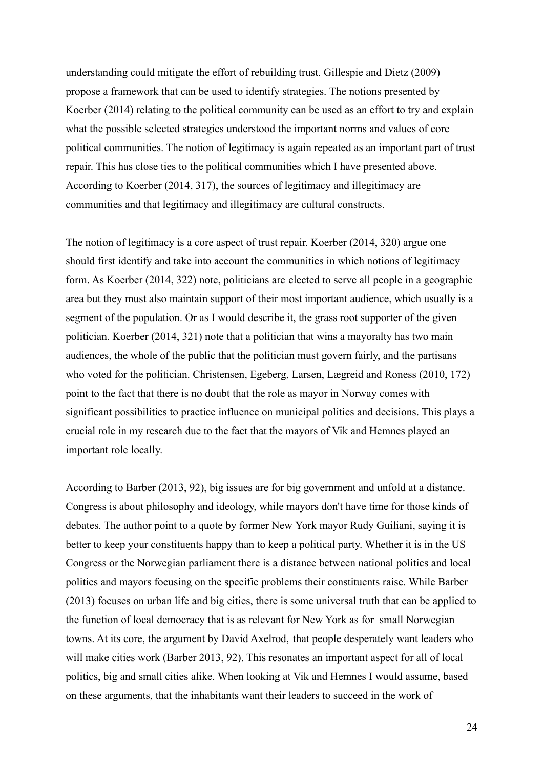understanding could mitigate the effort of rebuilding trust. Gillespie and Dietz (2009) propose a framework that can be used to identify strategies. The notions presented by Koerber (2014) relating to the political community can be used as an effort to try and explain what the possible selected strategies understood the important norms and values of core political communities. The notion of legitimacy is again repeated as an important part of trust repair. This has close ties to the political communities which I have presented above. According to Koerber (2014, 317), the sources of legitimacy and illegitimacy are communities and that legitimacy and illegitimacy are cultural constructs.

The notion of legitimacy is a core aspect of trust repair. Koerber (2014, 320) argue one should first identify and take into account the communities in which notions of legitimacy form. As Koerber (2014, 322) note, politicians are elected to serve all people in a geographic area but they must also maintain support of their most important audience, which usually is a segment of the population. Or as I would describe it, the grass root supporter of the given politician. Koerber (2014, 321) note that a politician that wins a mayoralty has two main audiences, the whole of the public that the politician must govern fairly, and the partisans who voted for the politician. Christensen, Egeberg, Larsen, Lægreid and Roness (2010, 172) point to the fact that there is no doubt that the role as mayor in Norway comes with significant possibilities to practice influence on municipal politics and decisions. This plays a crucial role in my research due to the fact that the mayors of Vik and Hemnes played an important role locally.

According to Barber (2013, 92), big issues are for big government and unfold at a distance. Congress is about philosophy and ideology, while mayors don't have time for those kinds of debates. The author point to a quote by former New York mayor Rudy Guiliani, saying it is better to keep your constituents happy than to keep a political party. Whether it is in the US Congress or the Norwegian parliament there is a distance between national politics and local politics and mayors focusing on the specific problems their constituents raise. While Barber (2013) focuses on urban life and big cities, there is some universal truth that can be applied to the function of local democracy that is as relevant for New York as for small Norwegian towns. At its core, the argument by David Axelrod, that people desperately want leaders who will make cities work (Barber 2013, 92). This resonates an important aspect for all of local politics, big and small cities alike. When looking at Vik and Hemnes I would assume, based on these arguments, that the inhabitants want their leaders to succeed in the work of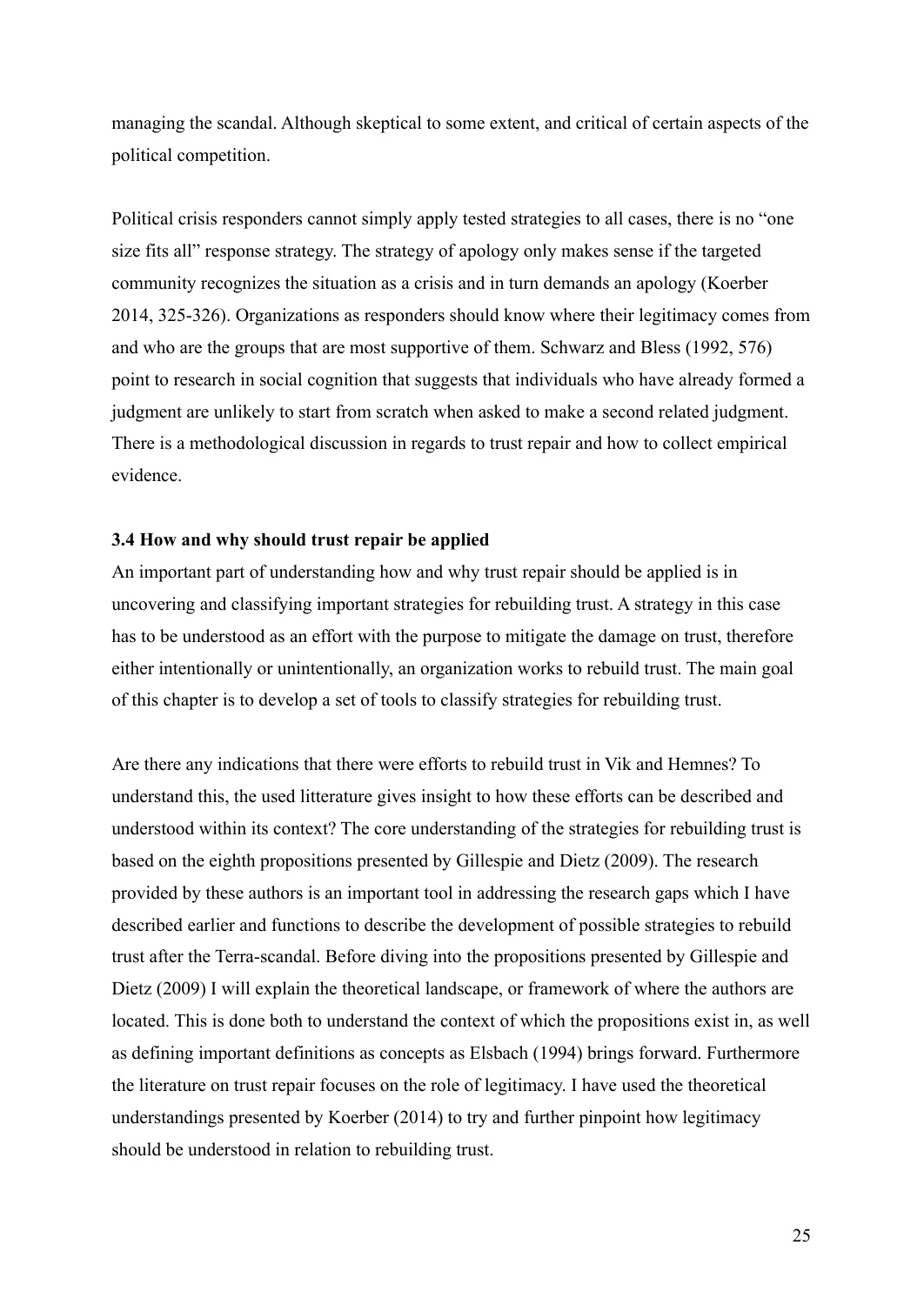managing the scandal. Although skeptical to some extent, and critical of certain aspects of the political competition.

Political crisis responders cannot simply apply tested strategies to all cases, there is no "one size fits all" response strategy. The strategy of apology only makes sense if the targeted community recognizes the situation as a crisis and in turn demands an apology (Koerber 2014, 325-326). Organizations as responders should know where their legitimacy comes from and who are the groups that are most supportive of them. Schwarz and Bless (1992, 576) point to research in social cognition that suggests that individuals who have already formed a judgment are unlikely to start from scratch when asked to make a second related judgment. There is a methodological discussion in regards to trust repair and how to collect empirical evidence.

### 3.4 How and why should trust repair be applied

An important part of understanding how and why trust repair should be applied is in uncovering and classifying important strategies for rebuilding trust. A strategy in this case has to be understood as an effort with the purpose to mitigate the damage on trust, therefore either intentionally or unintentionally, an organization works to rebuild trust. The main goal of this chapter is to develop a set of tools to classify strategies for rebuilding trust.

Are there any indications that there were efforts to rebuild trust in Vik and Hemnes? To understand this, the used litterature gives insight to how these efforts can be described and understood within its context? The core understanding of the strategies for rebuilding trust is based on the eighth propositions presented by Gillespie and Dietz (2009). The research provided by these authors is an important tool in addressing the research gaps which I have described earlier and functions to describe the development of possible strategies to rebuild trust after the Terra-scandal. Before diving into the propositions presented by Gillespie and Dietz (2009) I will explain the theoretical landscape, or framework of where the authors are located. This is done both to understand the context of which the propositions exist in, as well as defining important definitions as concepts as Elsbach (1994) brings forward. Furthermore the literature on trust repair focuses on the role of legitimacy. I have used the theoretical understandings presented by Koerber (2014) to try and further pinpoint how legitimacy should be understood in relation to rebuilding trust.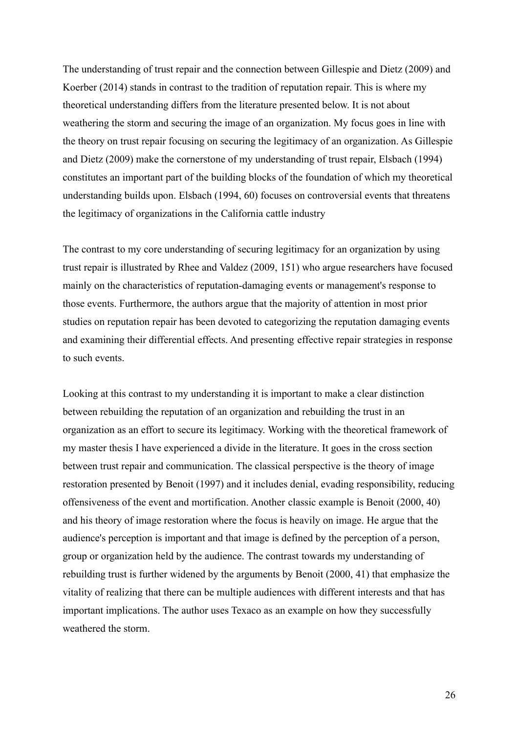The understanding of trust repair and the connection between Gillespie and Dietz (2009) and Koerber (2014) stands in contrast to the tradition of reputation repair. This is where my theoretical understanding differs from the literature presented below. It is not about weathering the storm and securing the image of an organization. My focus goes in line with the theory on trust repair focusing on securing the legitimacy of an organization. As Gillespie and Dietz (2009) make the cornerstone of my understanding of trust repair, Elsbach (1994) constitutes an important part of the building blocks of the foundation of which my theoretical understanding builds upon. Elsbach (1994, 60) focuses on controversial events that threatens the legitimacy of organizations in the California cattle industry

The contrast to my core understanding of securing legitimacy for an organization by using trust repair is illustrated by Rhee and Valdez (2009, 151) who argue researchers have focused mainly on the characteristics of reputation-damaging events or management's response to those events. Furthermore, the authors argue that the majority of attention in most prior studies on reputation repair has been devoted to categorizing the reputation damaging events and examining their differential effects. And presenting effective repair strategies in response to such events.

Looking at this contrast to my understanding it is important to make a clear distinction between rebuilding the reputation of an organization and rebuilding the trust in an organization as an effort to secure its legitimacy. Working with the theoretical framework of my master thesis I have experienced a divide in the literature. It goes in the cross section between trust repair and communication. The classical perspective is the theory of image restoration presented by Benoit (1997) and it includes denial, evading responsibility, reducing offensiveness of the event and mortification. Another classic example is Benoit (2000, 40) and his theory of image restoration where the focus is heavily on image. He argue that the audience's perception is important and that image is defined by the perception of a person, group or organization held by the audience. The contrast towards my understanding of rebuilding trust is further widened by the arguments by Benoit (2000, 41) that emphasize the vitality of realizing that there can be multiple audiences with different interests and that has important implications. The author uses Texaco as an example on how they successfully weathered the storm.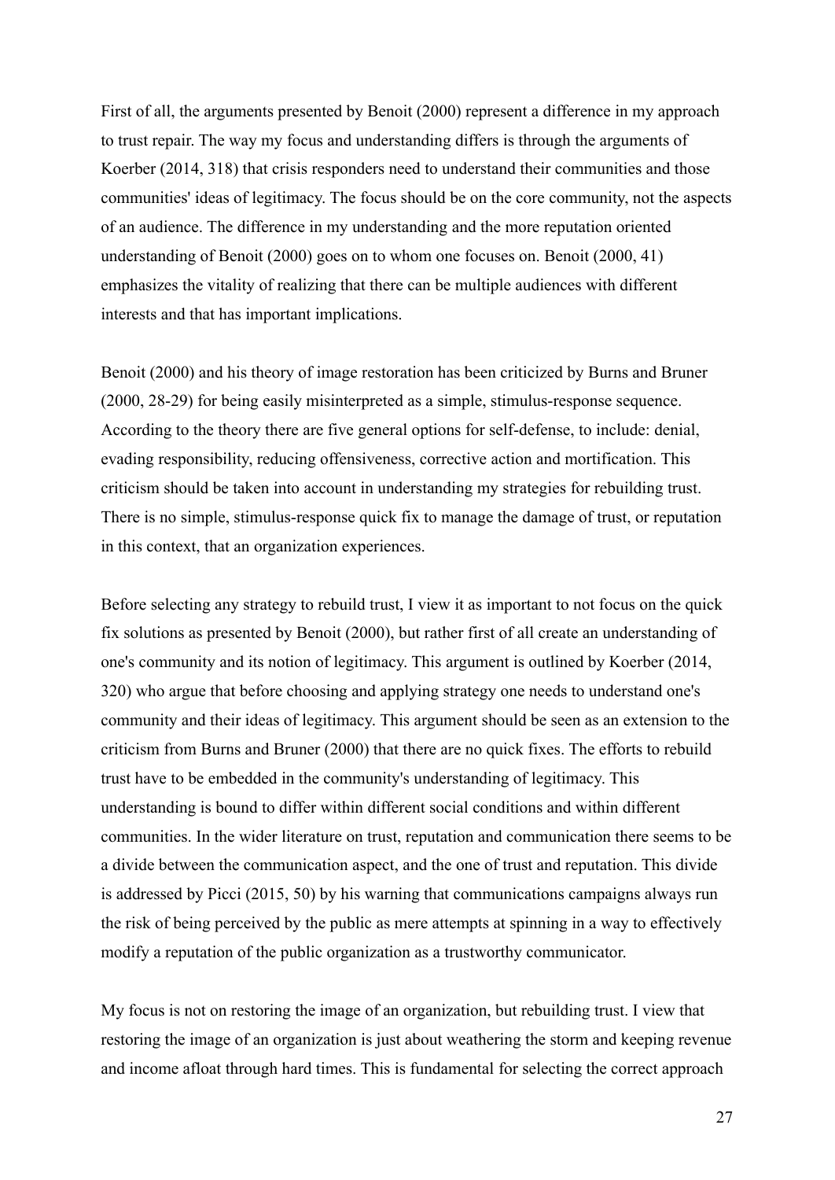First of all, the arguments presented by Benoit (2000) represent a difference in my approach to trust repair. The way my focus and understanding differs is through the arguments of Koerber (2014, 318) that crisis responders need to understand their communities and those communities' ideas of legitimacy. The focus should be on the core community, not the aspects of an audience. The difference in my understanding and the more reputation oriented understanding of Benoit (2000) goes on to whom one focuses on. Benoit (2000, 41) emphasizes the vitality of realizing that there can be multiple audiences with different interests and that has important implications.

Benoit (2000) and his theory of image restoration has been criticized by Burns and Bruner (2000, 28-29) for being easily misinterpreted as a simple, stimulus-response sequence. According to the theory there are five general options for self-defense, to include: denial, evading responsibility, reducing offensiveness, corrective action and mortification. This criticism should be taken into account in understanding my strategies for rebuilding trust. There is no simple, stimulus-response quick fix to manage the damage of trust, or reputation in this context, that an organization experiences.

Before selecting any strategy to rebuild trust, I view it as important to not focus on the quick fix solutions as presented by Benoit (2000), but rather first of all create an understanding of one's community and its notion of legitimacy. This argument is outlined by Koerber (2014, 320) who argue that before choosing and applying strategy one needs to understand one's community and their ideas of legitimacy. This argument should be seen as an extension to the criticism from Burns and Bruner (2000) that there are no quick fixes. The efforts to rebuild trust have to be embedded in the community's understanding of legitimacy. This understanding is bound to differ within different social conditions and within different communities. In the wider literature on trust, reputation and communication there seems to be a divide between the communication aspect, and the one of trust and reputation. This divide is addressed by Picci (2015, 50) by his warning that communications campaigns always run the risk of being perceived by the public as mere attempts at spinning in a way to effectively modify a reputation of the public organization as a trustworthy communicator.

My focus is not on restoring the image of an organization, but rebuilding trust. I view that restoring the image of an organization is just about weathering the storm and keeping revenue and income afloat through hard times. This is fundamental for selecting the correct approach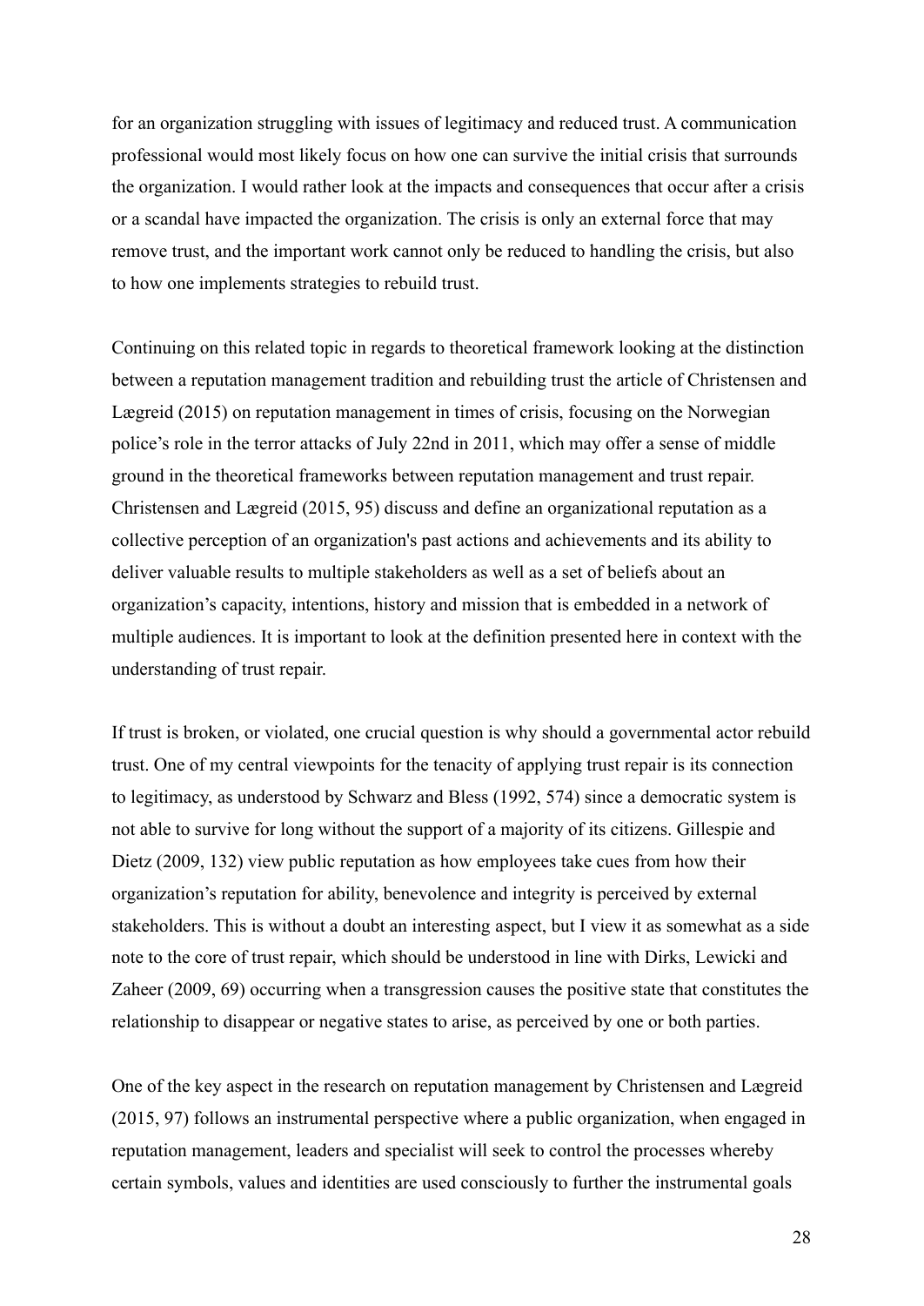for an organization struggling with issues of legitimacy and reduced trust. A communication professional would most likely focus on how one can survive the initial crisis that surrounds the organization. I would rather look at the impacts and consequences that occur after a crisis or a scandal have impacted the organization. The crisis is only an external force that may remove trust, and the important work cannot only be reduced to handling the crisis, but also to how one implements strategies to rebuild trust.

Continuing on this related topic in regards to theoretical framework looking at the distinction between a reputation management tradition and rebuilding trust the article of Christensen and Lægreid (2015) on reputation management in times of crisis, focusing on the Norwegian police's role in the terror attacks of July 22nd in 2011, which may offer a sense of middle ground in the theoretical frameworks between reputation management and trust repair. Christensen and Lægreid (2015, 95) discuss and define an organizational reputation as a collective perception of an organization's past actions and achievements and its ability to deliver valuable results to multiple stakeholders as well as a set of beliefs about an organization's capacity, intentions, history and mission that is embedded in a network of multiple audiences. It is important to look at the definition presented here in context with the understanding of trust repair.

If trust is broken, or violated, one crucial question is why should a governmental actor rebuild trust. One of my central viewpoints for the tenacity of applying trust repair is its connection to legitimacy, as understood by Schwarz and Bless (1992, 574) since a democratic system is not able to survive for long without the support of a majority of its citizens. Gillespie and Dietz (2009, 132) view public reputation as how employees take cues from how their organization's reputation for ability, benevolence and integrity is perceived by external stakeholders. This is without a doubt an interesting aspect, but I view it as somewhat as a side note to the core of trust repair, which should be understood in line with Dirks, Lewicki and Zaheer (2009, 69) occurring when a transgression causes the positive state that constitutes the relationship to disappear or negative states to arise, as perceived by one or both parties.

One of the key aspect in the research on reputation management by Christensen and Lægreid (2015, 97) follows an instrumental perspective where a public organization, when engaged in reputation management, leaders and specialist will seek to control the processes whereby certain symbols, values and identities are used consciously to further the instrumental goals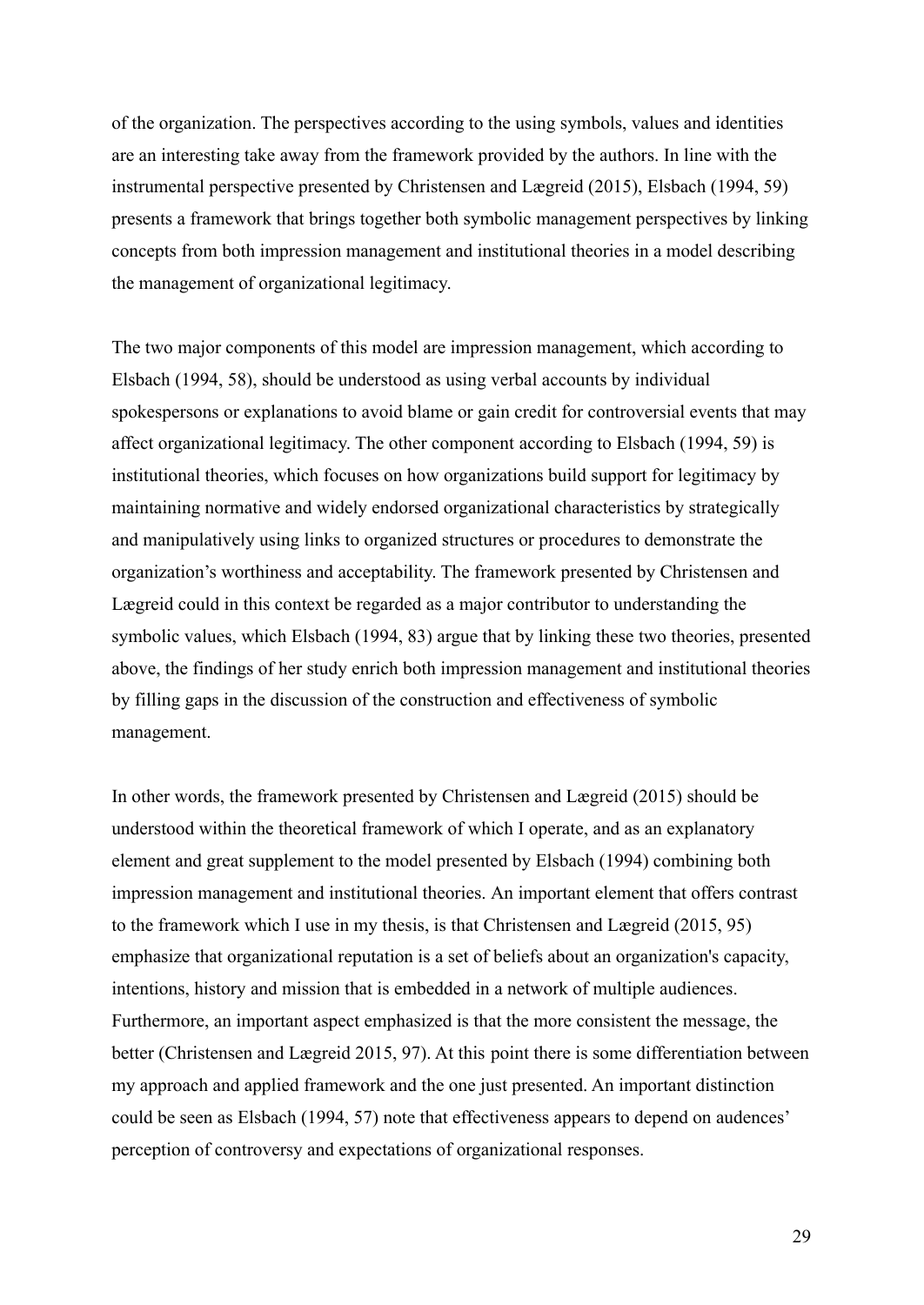of the organization. The perspectives according to the using symbols, values and identities are an interesting take away from the framework provided by the authors. In line with the instrumental perspective presented by Christensen and Lægreid (2015), Elsbach (1994, 59) presents a framework that brings together both symbolic management perspectives by linking concepts from both impression management and institutional theories in a model describing the management of organizational legitimacy.

The two major components of this model are impression management, which according to Elsbach (1994, 58), should be understood as using verbal accounts by individual spokespersons or explanations to avoid blame or gain credit for controversial events that may affect organizational legitimacy. The other component according to Elsbach (1994, 59) is institutional theories, which focuses on how organizations build support for legitimacy by maintaining normative and widely endorsed organizational characteristics by strategically and manipulatively using links to organized structures or procedures to demonstrate the organization's worthiness and acceptability. The framework presented by Christensen and Lægreid could in this context be regarded as a major contributor to understanding the symbolic values, which Elsbach (1994, 83) argue that by linking these two theories, presented above, the findings of her study enrich both impression management and institutional theories by filling gaps in the discussion of the construction and effectiveness of symbolic management.

In other words, the framework presented by Christensen and Lægreid (2015) should be understood within the theoretical framework of which I operate, and as an explanatory element and great supplement to the model presented by Elsbach (1994) combining both impression management and institutional theories. An important element that offers contrast to the framework which I use in my thesis, is that Christensen and Lægreid (2015, 95) emphasize that organizational reputation is a set of beliefs about an organization's capacity, intentions, history and mission that is embedded in a network of multiple audiences. Furthermore, an important aspect emphasized is that the more consistent the message, the better (Christensen and Lægreid 2015, 97). At this point there is some differentiation between my approach and applied framework and the one just presented. An important distinction could be seen as Elsbach (1994, 57) note that effectiveness appears to depend on audences' perception of controversy and expectations of organizational responses.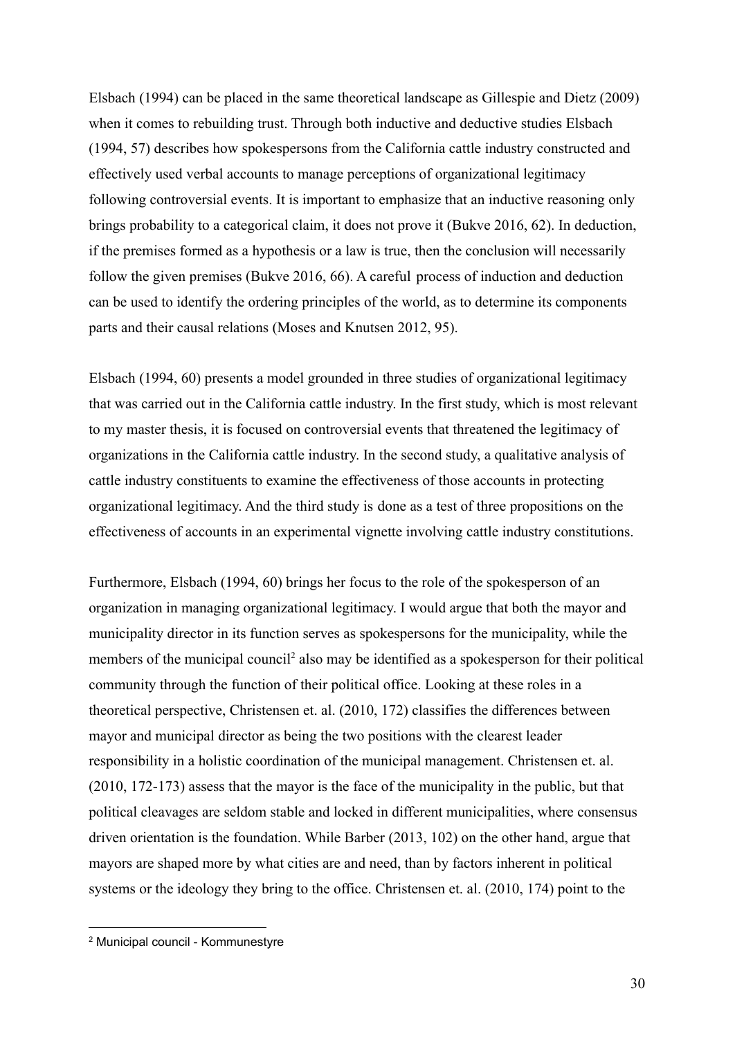Elsbach (1994) can be placed in the same theoretical landscape as Gillespie and Dietz (2009) when it comes to rebuilding trust. Through both inductive and deductive studies Elsbach (1994, 57) describes how spokespersons from the California cattle industry constructed and effectively used verbal accounts to manage perceptions of organizational legitimacy following controversial events. It is important to emphasize that an inductive reasoning only brings probability to a categorical claim, it does not prove it (Bukve 2016, 62). In deduction, if the premises formed as a hypothesis or a law is true, then the conclusion will necessarily follow the given premises (Bukve 2016, 66). A careful process of induction and deduction can be used to identify the ordering principles of the world, as to determine its components parts and their causal relations (Moses and Knutsen 2012, 95).

Elsbach (1994, 60) presents a model grounded in three studies of organizational legitimacy that was carried out in the California cattle industry. In the first study, which is most relevant to my master thesis, it is focused on controversial events that threatened the legitimacy of organizations in the California cattle industry. In the second study, a qualitative analysis of cattle industry constituents to examine the effectiveness of those accounts in protecting organizational legitimacy. And the third study is done as a test of three propositions on the effectiveness of accounts in an experimental vignette involving cattle industry constitutions.

Furthermore, Elsbach (1994, 60) brings her focus to the role of the spokesperson of an organization in managing organizational legitimacy. I would argue that both the mayor and municipality director in its function serves as spokespersons for the municipality, while the members of the municipal council[2] also may be identified as a spokesperson for their political community through the function of their political office. Looking at these roles in a theoretical perspective, Christensen et. al. (2010, 172) classifies the differences between mayor and municipal director as being the two positions with the clearest leader responsibility in a holistic coordination of the municipal management. Christensen et. al. (2010, 172-173) assess that the mayor is the face of the municipality in the public, but that political cleavages are seldom stable and locked in different municipalities, where consensus driven orientation is the foundation. While Barber (2013, 102) on the other hand, argue that mayors are shaped more by what cities are and need, than by factors inherent in political systems or the ideology they bring to the office. Christensen et. al. (2010, 174) point to the

[2] Municipal council - Kommunestyre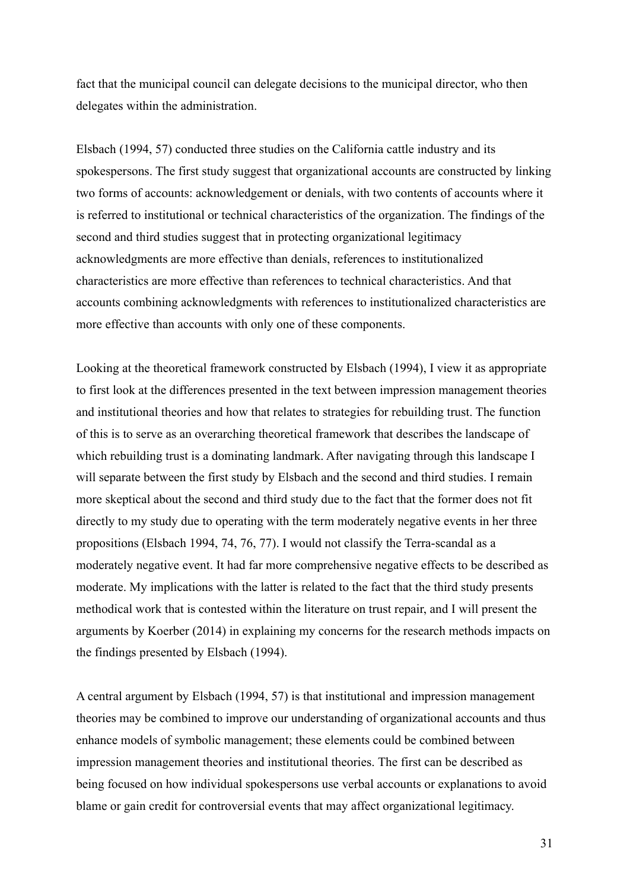fact that the municipal council can delegate decisions to the municipal director, who then delegates within the administration.

Elsbach (1994, 57) conducted three studies on the California cattle industry and its spokespersons. The first study suggest that organizational accounts are constructed by linking two forms of accounts: acknowledgement or denials, with two contents of accounts where it is referred to institutional or technical characteristics of the organization. The findings of the second and third studies suggest that in protecting organizational legitimacy acknowledgments are more effective than denials, references to institutionalized characteristics are more effective than references to technical characteristics. And that accounts combining acknowledgments with references to institutionalized characteristics are more effective than accounts with only one of these components.

Looking at the theoretical framework constructed by Elsbach (1994), I view it as appropriate to first look at the differences presented in the text between impression management theories and institutional theories and how that relates to strategies for rebuilding trust. The function of this is to serve as an overarching theoretical framework that describes the landscape of which rebuilding trust is a dominating landmark. After navigating through this landscape I will separate between the first study by Elsbach and the second and third studies. I remain more skeptical about the second and third study due to the fact that the former does not fit directly to my study due to operating with the term moderately negative events in her three propositions (Elsbach 1994, 74, 76, 77). I would not classify the Terra-scandal as a moderately negative event. It had far more comprehensive negative effects to be described as moderate. My implications with the latter is related to the fact that the third study presents methodical work that is contested within the literature on trust repair, and I will present the arguments by Koerber (2014) in explaining my concerns for the research methods impacts on the findings presented by Elsbach (1994).

A central argument by Elsbach (1994, 57) is that institutional and impression management theories may be combined to improve our understanding of organizational accounts and thus enhance models of symbolic management; these elements could be combined between impression management theories and institutional theories. The first can be described as being focused on how individual spokespersons use verbal accounts or explanations to avoid blame or gain credit for controversial events that may affect organizational legitimacy.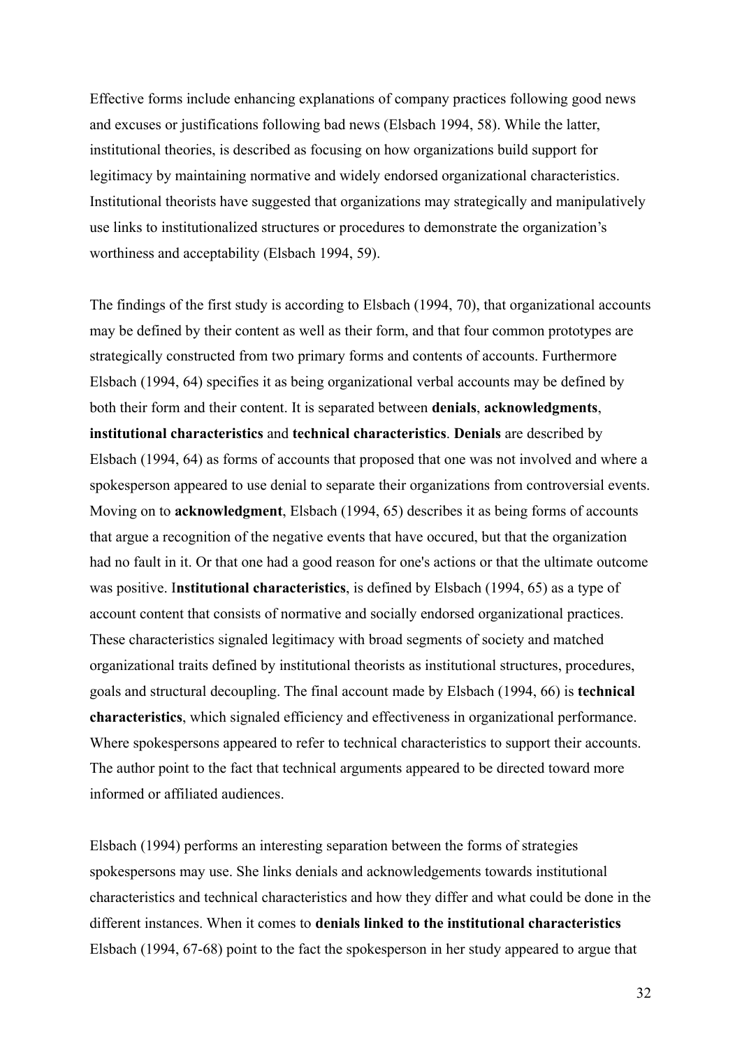Effective forms include enhancing explanations of company practices following good news and excuses or justifications following bad news (Elsbach 1994, 58). While the latter, institutional theories, is described as focusing on how organizations build support for legitimacy by maintaining normative and widely endorsed organizational characteristics. Institutional theorists have suggested that organizations may strategically and manipulatively use links to institutionalized structures or procedures to demonstrate the organization's worthiness and acceptability (Elsbach 1994, 59).

The findings of the first study is according to Elsbach (1994, 70), that organizational accounts may be defined by their content as well as their form, and that four common prototypes are strategically constructed from two primary forms and contents of accounts. Furthermore Elsbach (1994, 64) specifies it as being organizational verbal accounts may be defined by both their form and their content. It is separated between **denials**, **acknowledgments**, **institutional characteristics** and **technical characteristics**. **Denials** are described by Elsbach (1994, 64) as forms of accounts that proposed that one was not involved and where a spokesperson appeared to use denial to separate their organizations from controversial events. Moving on to **acknowledgment**, Elsbach (1994, 65) describes it as being forms of accounts that argue a recognition of the negative events that have occured, but that the organization had no fault in it. Or that one had a good reason for one's actions or that the ultimate outcome was positive. I**nstitutional characteristics**, is defined by Elsbach (1994, 65) as a type of account content that consists of normative and socially endorsed organizational practices. These characteristics signaled legitimacy with broad segments of society and matched organizational traits defined by institutional theorists as institutional structures, procedures, goals and structural decoupling. The final account made by Elsbach (1994, 66) is **technical characteristics**, which signaled efficiency and effectiveness in organizational performance. Where spokespersons appeared to refer to technical characteristics to support their accounts. The author point to the fact that technical arguments appeared to be directed toward more informed or affiliated audiences.

Elsbach (1994) performs an interesting separation between the forms of strategies spokespersons may use. She links denials and acknowledgements towards institutional characteristics and technical characteristics and how they differ and what could be done in the different instances. When it comes to **denials linked to the institutional characteristics** Elsbach (1994, 67-68) point to the fact the spokesperson in her study appeared to argue that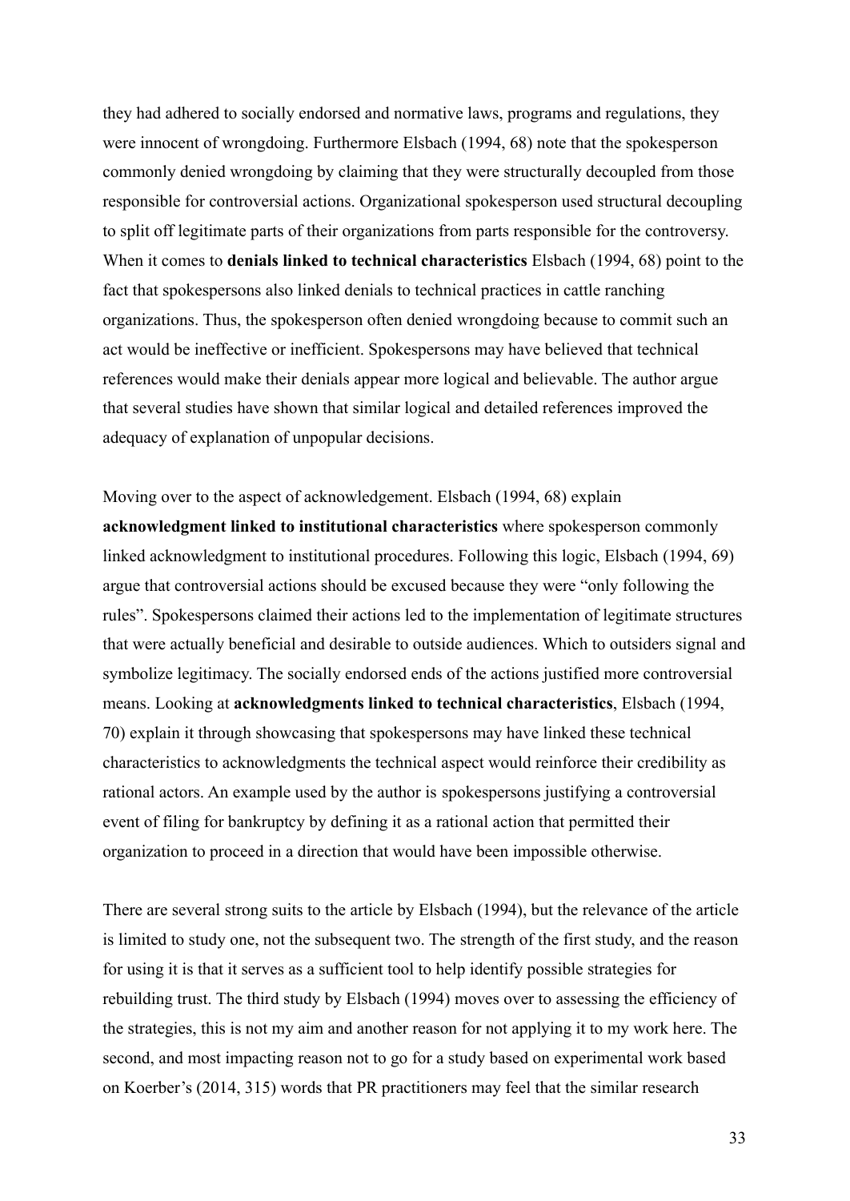they had adhered to socially endorsed and normative laws, programs and regulations, they were innocent of wrongdoing. Furthermore Elsbach (1994, 68) note that the spokesperson commonly denied wrongdoing by claiming that they were structurally decoupled from those responsible for controversial actions. Organizational spokesperson used structural decoupling to split off legitimate parts of their organizations from parts responsible for the controversy. When it comes to **denials linked to technical characteristics** Elsbach (1994, 68) point to the fact that spokespersons also linked denials to technical practices in cattle ranching organizations. Thus, the spokesperson often denied wrongdoing because to commit such an act would be ineffective or inefficient. Spokespersons may have believed that technical references would make their denials appear more logical and believable. The author argue that several studies have shown that similar logical and detailed references improved the adequacy of explanation of unpopular decisions.

Moving over to the aspect of acknowledgement. Elsbach (1994, 68) explain **acknowledgment linked to institutional characteristics** where spokesperson commonly linked acknowledgment to institutional procedures. Following this logic, Elsbach (1994, 69) argue that controversial actions should be excused because they were "only following the rules". Spokespersons claimed their actions led to the implementation of legitimate structures that were actually beneficial and desirable to outside audiences. Which to outsiders signal and symbolize legitimacy. The socially endorsed ends of the actions justified more controversial means. Looking at **acknowledgments linked to technical characteristics**, Elsbach (1994, 70) explain it through showcasing that spokespersons may have linked these technical characteristics to acknowledgments the technical aspect would reinforce their credibility as rational actors. An example used by the author is spokespersons justifying a controversial event of filing for bankruptcy by defining it as a rational action that permitted their organization to proceed in a direction that would have been impossible otherwise.

There are several strong suits to the article by Elsbach (1994), but the relevance of the article is limited to study one, not the subsequent two. The strength of the first study, and the reason for using it is that it serves as a sufficient tool to help identify possible strategies for rebuilding trust. The third study by Elsbach (1994) moves over to assessing the efficiency of the strategies, this is not my aim and another reason for not applying it to my work here. The second, and most impacting reason not to go for a study based on experimental work based on Koerber's (2014, 315) words that PR practitioners may feel that the similar research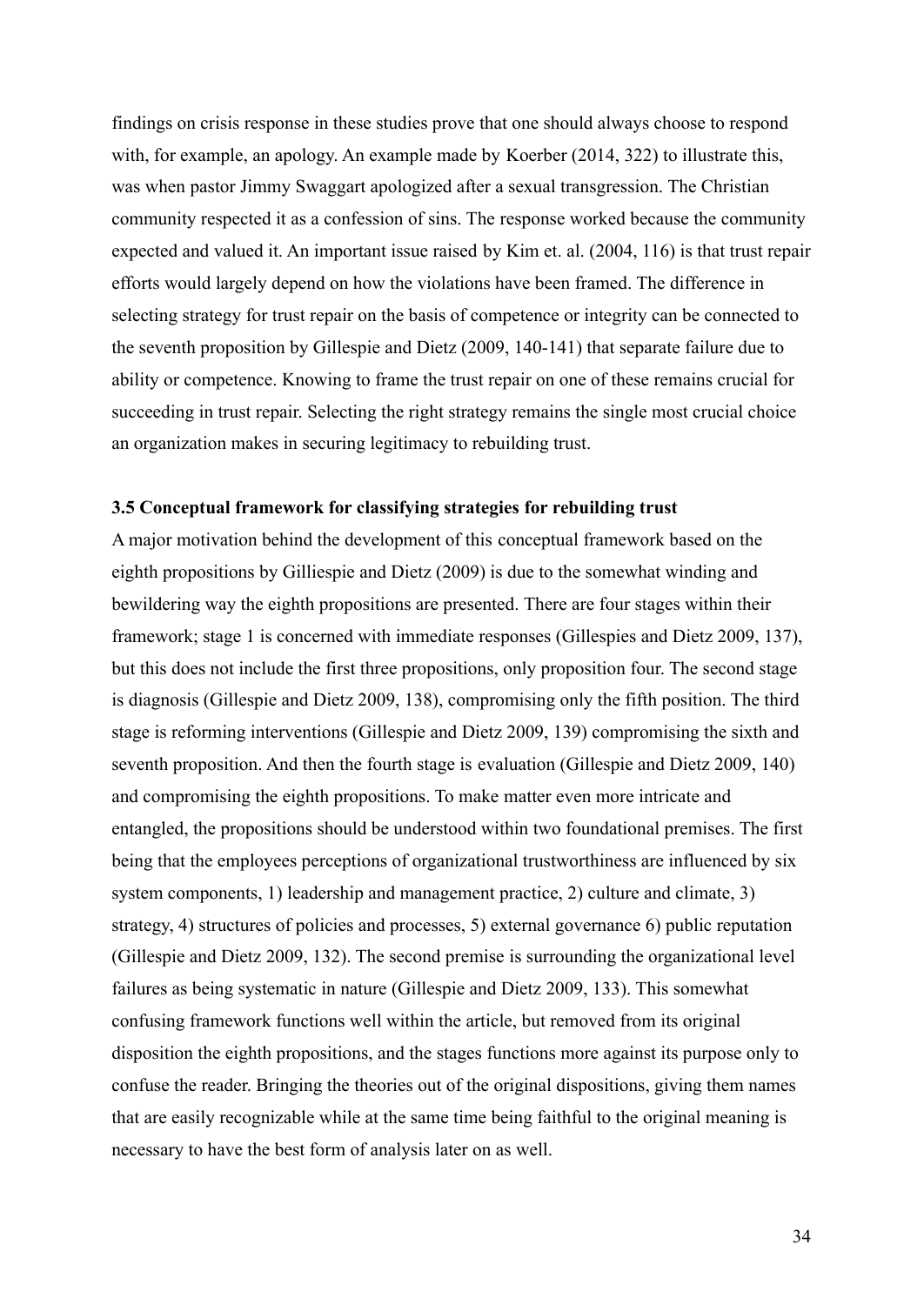findings on crisis response in these studies prove that one should always choose to respond with, for example, an apology. An example made by Koerber (2014, 322) to illustrate this, was when pastor Jimmy Swaggart apologized after a sexual transgression. The Christian community respected it as a confession of sins. The response worked because the community expected and valued it. An important issue raised by Kim et. al. (2004, 116) is that trust repair efforts would largely depend on how the violations have been framed. The difference in selecting strategy for trust repair on the basis of competence or integrity can be connected to the seventh proposition by Gillespie and Dietz (2009, 140-141) that separate failure due to ability or competence. Knowing to frame the trust repair on one of these remains crucial for succeeding in trust repair. Selecting the right strategy remains the single most crucial choice an organization makes in securing legitimacy to rebuilding trust.

### 3.5 Conceptual framework for classifying strategies for rebuilding trust

A major motivation behind the development of this conceptual framework based on the eighth propositions by Gilliespie and Dietz (2009) is due to the somewhat winding and bewildering way the eighth propositions are presented. There are four stages within their framework; stage 1 is concerned with immediate responses (Gillespies and Dietz 2009, 137), but this does not include the first three propositions, only proposition four. The second stage is diagnosis (Gillespie and Dietz 2009, 138), compromising only the fifth position. The third stage is reforming interventions (Gillespie and Dietz 2009, 139) compromising the sixth and seventh proposition. And then the fourth stage is evaluation (Gillespie and Dietz 2009, 140) and compromising the eighth propositions. To make matter even more intricate and entangled, the propositions should be understood within two foundational premises. The first being that the employees perceptions of organizational trustworthiness are influenced by six system components, 1) leadership and management practice, 2) culture and climate, 3) strategy, 4) structures of policies and processes, 5) external governance 6) public reputation (Gillespie and Dietz 2009, 132). The second premise is surrounding the organizational level failures as being systematic in nature (Gillespie and Dietz 2009, 133). This somewhat confusing framework functions well within the article, but removed from its original disposition the eighth propositions, and the stages functions more against its purpose only to confuse the reader. Bringing the theories out of the original dispositions, giving them names that are easily recognizable while at the same time being faithful to the original meaning is necessary to have the best form of analysis later on as well.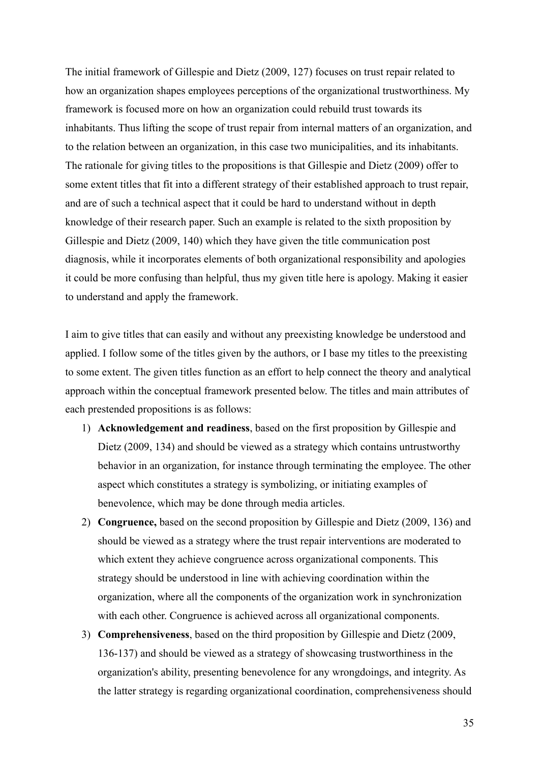The initial framework of Gillespie and Dietz (2009, 127) focuses on trust repair related to how an organization shapes employees perceptions of the organizational trustworthiness. My framework is focused more on how an organization could rebuild trust towards its inhabitants. Thus lifting the scope of trust repair from internal matters of an organization, and to the relation between an organization, in this case two municipalities, and its inhabitants. The rationale for giving titles to the propositions is that Gillespie and Dietz (2009) offer to some extent titles that fit into a different strategy of their established approach to trust repair, and are of such a technical aspect that it could be hard to understand without in depth knowledge of their research paper. Such an example is related to the sixth proposition by Gillespie and Dietz (2009, 140) which they have given the title communication post diagnosis, while it incorporates elements of both organizational responsibility and apologies it could be more confusing than helpful, thus my given title here is apology. Making it easier to understand and apply the framework.

I aim to give titles that can easily and without any preexisting knowledge be understood and applied. I follow some of the titles given by the authors, or I base my titles to the preexisting to some extent. The given titles function as an effort to help connect the theory and analytical approach within the conceptual framework presented below. The titles and main attributes of each prestended propositions is as follows:

1) **Acknowledgement and readiness**, based on the first proposition by Gillespie and Dietz (2009, 134) and should be viewed as a strategy which contains untrustworthy behavior in an organization, for instance through terminating the employee. The other aspect which constitutes a strategy is symbolizing, or initiating examples of benevolence, which may be done through media articles.
2) **Congruence,** based on the second proposition by Gillespie and Dietz (2009, 136) and should be viewed as a strategy where the trust repair interventions are moderated to which extent they achieve congruence across organizational components. This strategy should be understood in line with achieving coordination within the organization, where all the components of the organization work in synchronization with each other. Congruence is achieved across all organizational components.
3) **Comprehensiveness**, based on the third proposition by Gillespie and Dietz (2009, 136-137) and should be viewed as a strategy of showcasing trustworthiness in the organization's ability, presenting benevolence for any wrongdoings, and integrity. As the latter strategy is regarding organizational coordination, comprehensiveness should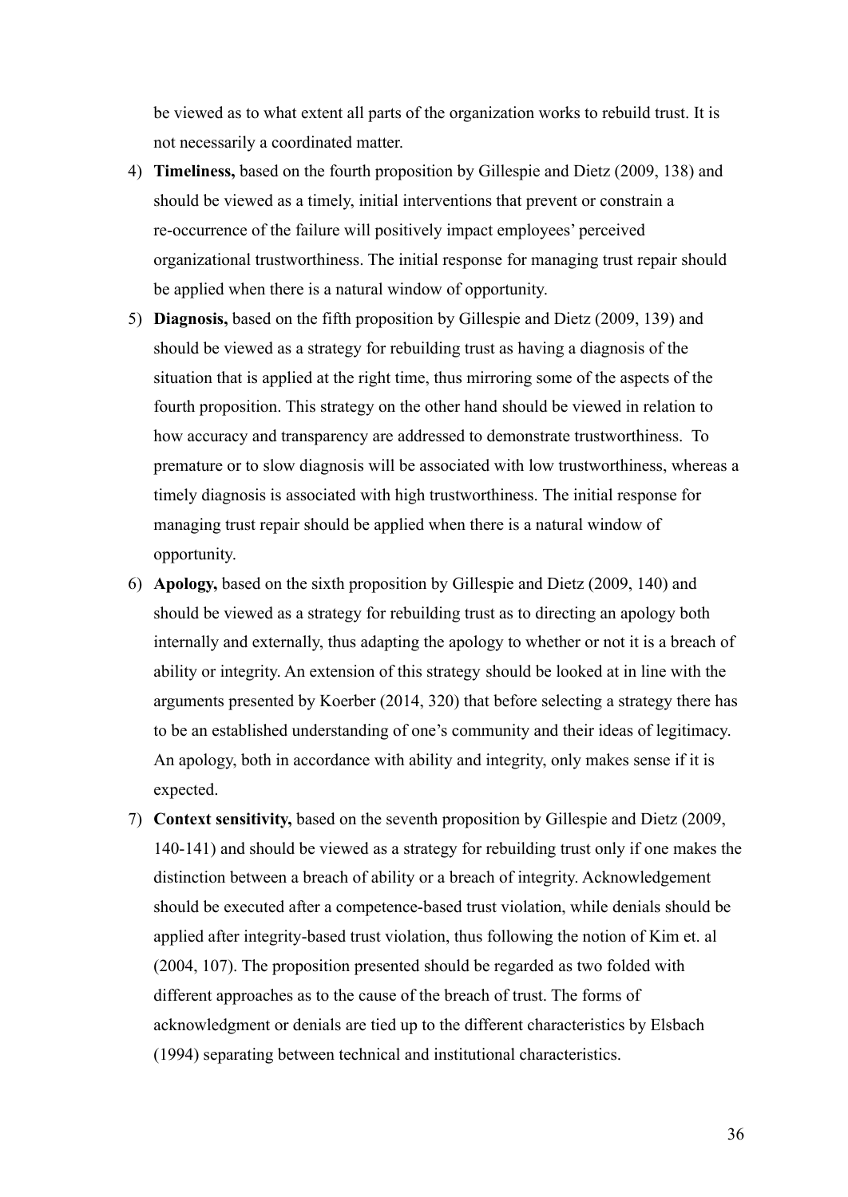be viewed as to what extent all parts of the organization works to rebuild trust. It is not necessarily a coordinated matter.

4) **Timeliness,** based on the fourth proposition by Gillespie and Dietz (2009, 138) and should be viewed as a timely, initial interventions that prevent or constrain a re-occurrence of the failure will positively impact employees' perceived organizational trustworthiness. The initial response for managing trust repair should be applied when there is a natural window of opportunity.
5) **Diagnosis,** based on the fifth proposition by Gillespie and Dietz (2009, 139) and should be viewed as a strategy for rebuilding trust as having a diagnosis of the situation that is applied at the right time, thus mirroring some of the aspects of the fourth proposition. This strategy on the other hand should be viewed in relation to how accuracy and transparency are addressed to demonstrate trustworthiness. To premature or to slow diagnosis will be associated with low trustworthiness, whereas a timely diagnosis is associated with high trustworthiness. The initial response for managing trust repair should be applied when there is a natural window of opportunity.
6) **Apology,** based on the sixth proposition by Gillespie and Dietz (2009, 140) and should be viewed as a strategy for rebuilding trust as to directing an apology both internally and externally, thus adapting the apology to whether or not it is a breach of ability or integrity. An extension of this strategy should be looked at in line with the arguments presented by Koerber (2014, 320) that before selecting a strategy there has to be an established understanding of one's community and their ideas of legitimacy. An apology, both in accordance with ability and integrity, only makes sense if it is expected.
7) **Context sensitivity,** based on the seventh proposition by Gillespie and Dietz (2009, 140-141) and should be viewed as a strategy for rebuilding trust only if one makes the distinction between a breach of ability or a breach of integrity. Acknowledgement should be executed after a competence-based trust violation, while denials should be applied after integrity-based trust violation, thus following the notion of Kim et. al (2004, 107). The proposition presented should be regarded as two folded with different approaches as to the cause of the breach of trust. The forms of acknowledgment or denials are tied up to the different characteristics by Elsbach (1994) separating between technical and institutional characteristics.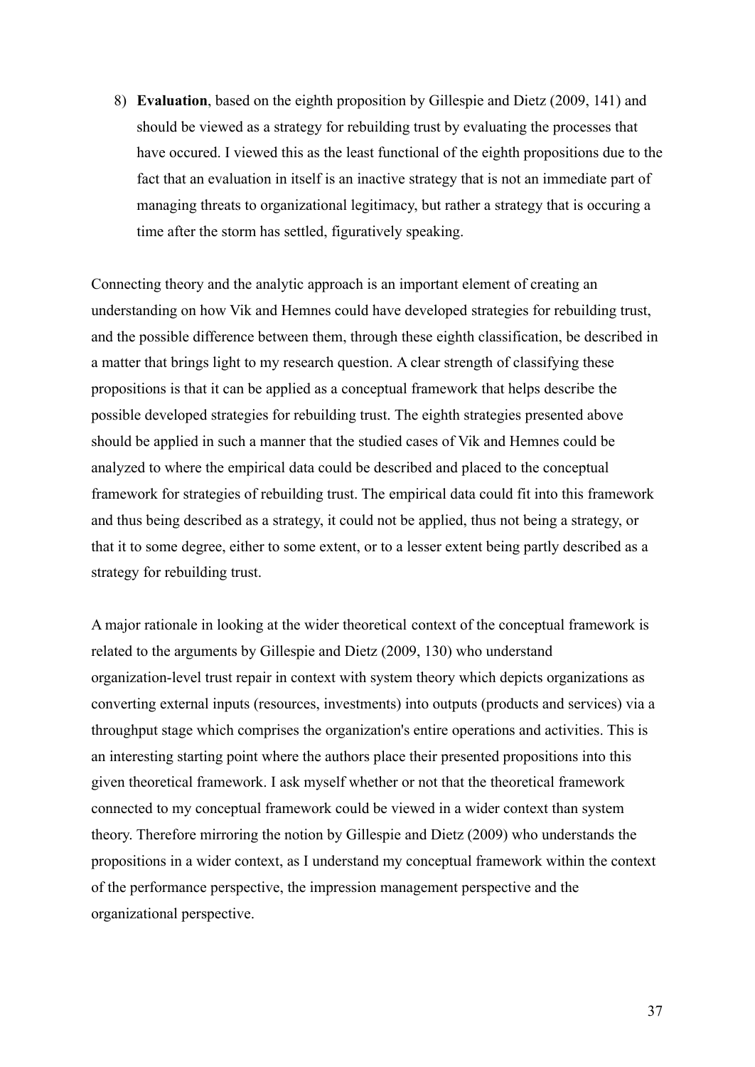8) **Evaluation**, based on the eighth proposition by Gillespie and Dietz (2009, 141) and should be viewed as a strategy for rebuilding trust by evaluating the processes that have occured. I viewed this as the least functional of the eighth propositions due to the fact that an evaluation in itself is an inactive strategy that is not an immediate part of managing threats to organizational legitimacy, but rather a strategy that is occuring a time after the storm has settled, figuratively speaking.

Connecting theory and the analytic approach is an important element of creating an understanding on how Vik and Hemnes could have developed strategies for rebuilding trust, and the possible difference between them, through these eighth classification, be described in a matter that brings light to my research question. A clear strength of classifying these propositions is that it can be applied as a conceptual framework that helps describe the possible developed strategies for rebuilding trust. The eighth strategies presented above should be applied in such a manner that the studied cases of Vik and Hemnes could be analyzed to where the empirical data could be described and placed to the conceptual framework for strategies of rebuilding trust. The empirical data could fit into this framework and thus being described as a strategy, it could not be applied, thus not being a strategy, or that it to some degree, either to some extent, or to a lesser extent being partly described as a strategy for rebuilding trust.

A major rationale in looking at the wider theoretical context of the conceptual framework is related to the arguments by Gillespie and Dietz (2009, 130) who understand organization-level trust repair in context with system theory which depicts organizations as converting external inputs (resources, investments) into outputs (products and services) via a throughput stage which comprises the organization's entire operations and activities. This is an interesting starting point where the authors place their presented propositions into this given theoretical framework. I ask myself whether or not that the theoretical framework connected to my conceptual framework could be viewed in a wider context than system theory. Therefore mirroring the notion by Gillespie and Dietz (2009) who understands the propositions in a wider context, as I understand my conceptual framework within the context of the performance perspective, the impression management perspective and the organizational perspective.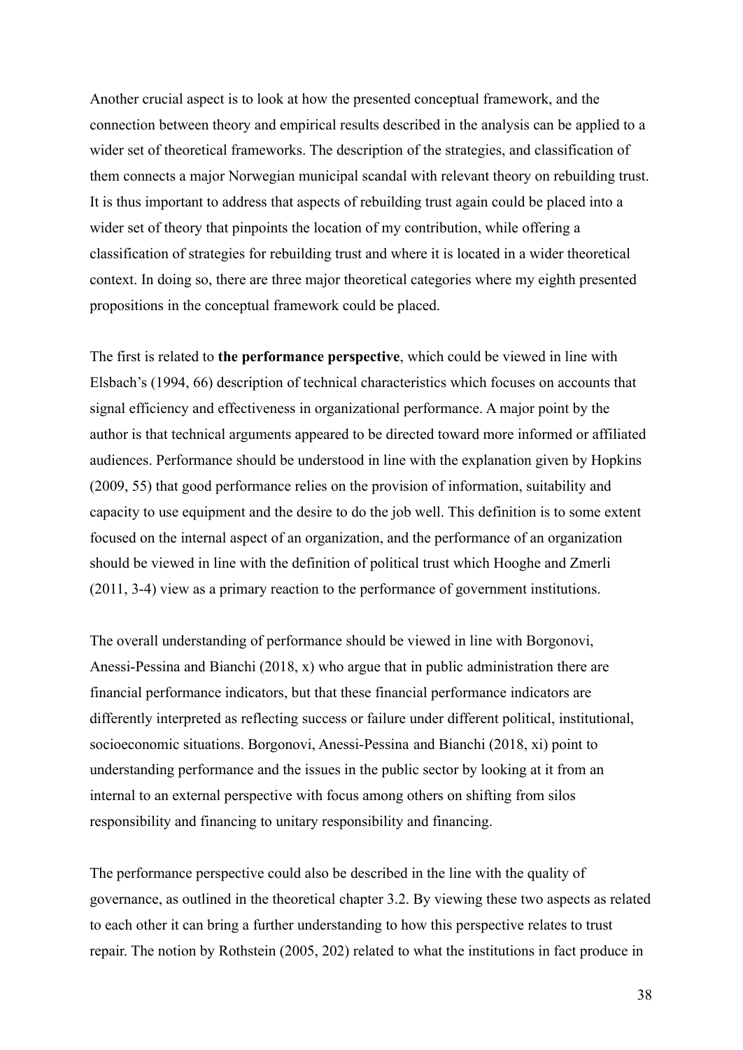Another crucial aspect is to look at how the presented conceptual framework, and the connection between theory and empirical results described in the analysis can be applied to a wider set of theoretical frameworks. The description of the strategies, and classification of them connects a major Norwegian municipal scandal with relevant theory on rebuilding trust. It is thus important to address that aspects of rebuilding trust again could be placed into a wider set of theory that pinpoints the location of my contribution, while offering a classification of strategies for rebuilding trust and where it is located in a wider theoretical context. In doing so, there are three major theoretical categories where my eighth presented propositions in the conceptual framework could be placed.

The first is related to **the performance perspective**, which could be viewed in line with Elsbach's (1994, 66) description of technical characteristics which focuses on accounts that signal efficiency and effectiveness in organizational performance. A major point by the author is that technical arguments appeared to be directed toward more informed or affiliated audiences. Performance should be understood in line with the explanation given by Hopkins (2009, 55) that good performance relies on the provision of information, suitability and capacity to use equipment and the desire to do the job well. This definition is to some extent focused on the internal aspect of an organization, and the performance of an organization should be viewed in line with the definition of political trust which Hooghe and Zmerli (2011, 3-4) view as a primary reaction to the performance of government institutions.

The overall understanding of performance should be viewed in line with Borgonovi, Anessi-Pessina and Bianchi (2018, x) who argue that in public administration there are financial performance indicators, but that these financial performance indicators are differently interpreted as reflecting success or failure under different political, institutional, socioeconomic situations. Borgonovi, Anessi-Pessina and Bianchi (2018, xi) point to understanding performance and the issues in the public sector by looking at it from an internal to an external perspective with focus among others on shifting from silos responsibility and financing to unitary responsibility and financing.

The performance perspective could also be described in the line with the quality of governance, as outlined in the theoretical chapter 3.2. By viewing these two aspects as related to each other it can bring a further understanding to how this perspective relates to trust repair. The notion by Rothstein (2005, 202) related to what the institutions in fact produce in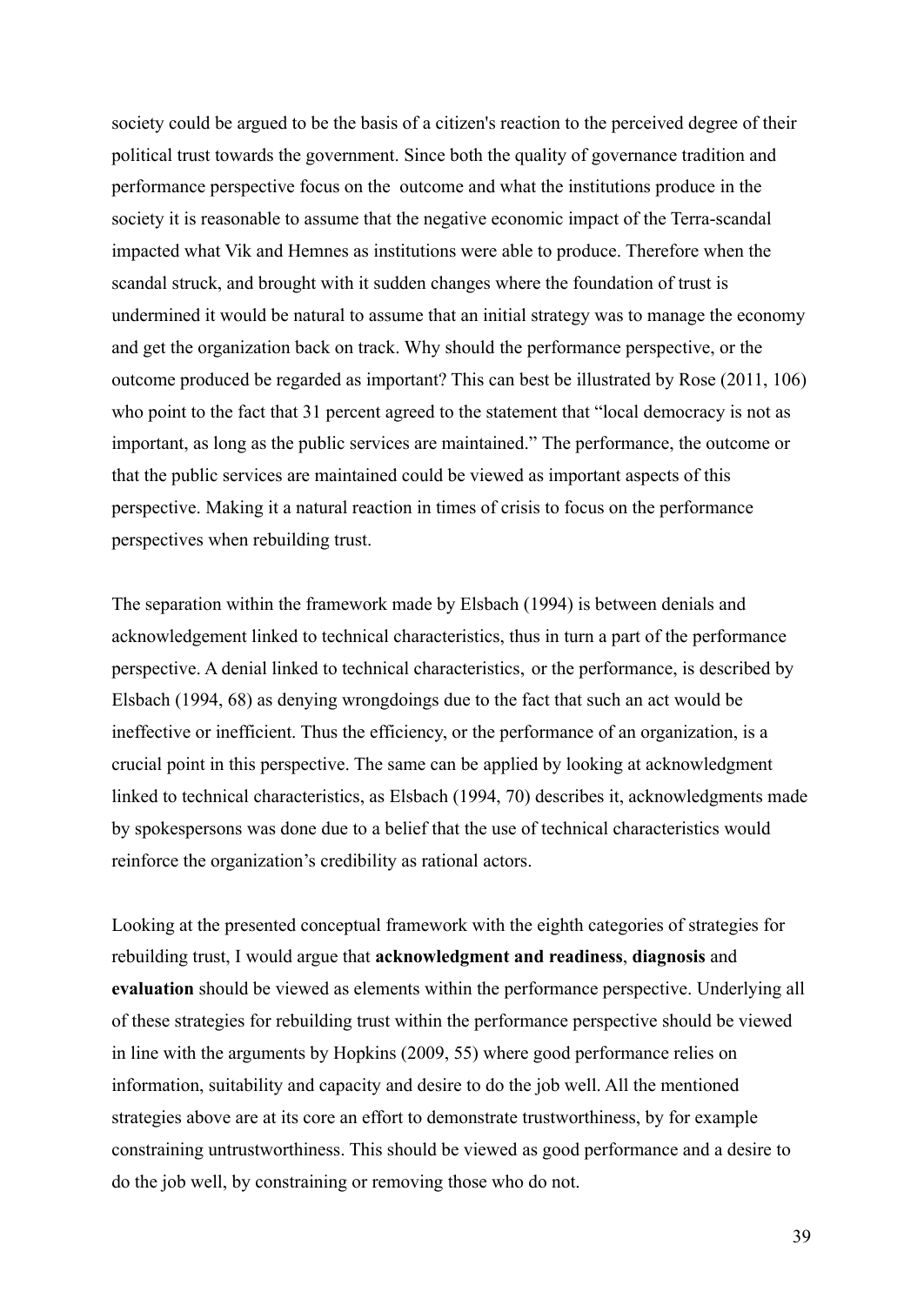society could be argued to be the basis of a citizen's reaction to the perceived degree of their political trust towards the government. Since both the quality of governance tradition and performance perspective focus on the outcome and what the institutions produce in the society it is reasonable to assume that the negative economic impact of the Terra-scandal impacted what Vik and Hemnes as institutions were able to produce. Therefore when the scandal struck, and brought with it sudden changes where the foundation of trust is undermined it would be natural to assume that an initial strategy was to manage the economy and get the organization back on track. Why should the performance perspective, or the outcome produced be regarded as important? This can best be illustrated by Rose (2011, 106) who point to the fact that 31 percent agreed to the statement that "local democracy is not as important, as long as the public services are maintained." The performance, the outcome or that the public services are maintained could be viewed as important aspects of this perspective. Making it a natural reaction in times of crisis to focus on the performance perspectives when rebuilding trust.

The separation within the framework made by Elsbach (1994) is between denials and acknowledgement linked to technical characteristics, thus in turn a part of the performance perspective. A denial linked to technical characteristics, or the performance, is described by Elsbach (1994, 68) as denying wrongdoings due to the fact that such an act would be ineffective or inefficient. Thus the efficiency, or the performance of an organization, is a crucial point in this perspective. The same can be applied by looking at acknowledgment linked to technical characteristics, as Elsbach (1994, 70) describes it, acknowledgments made by spokespersons was done due to a belief that the use of technical characteristics would reinforce the organization's credibility as rational actors.

Looking at the presented conceptual framework with the eighth categories of strategies for rebuilding trust, I would argue that **acknowledgment and readiness**, **diagnosis** and **evaluation** should be viewed as elements within the performance perspective. Underlying all of these strategies for rebuilding trust within the performance perspective should be viewed in line with the arguments by Hopkins (2009, 55) where good performance relies on information, suitability and capacity and desire to do the job well. All the mentioned strategies above are at its core an effort to demonstrate trustworthiness, by for example constraining untrustworthiness. This should be viewed as good performance and a desire to do the job well, by constraining or removing those who do not.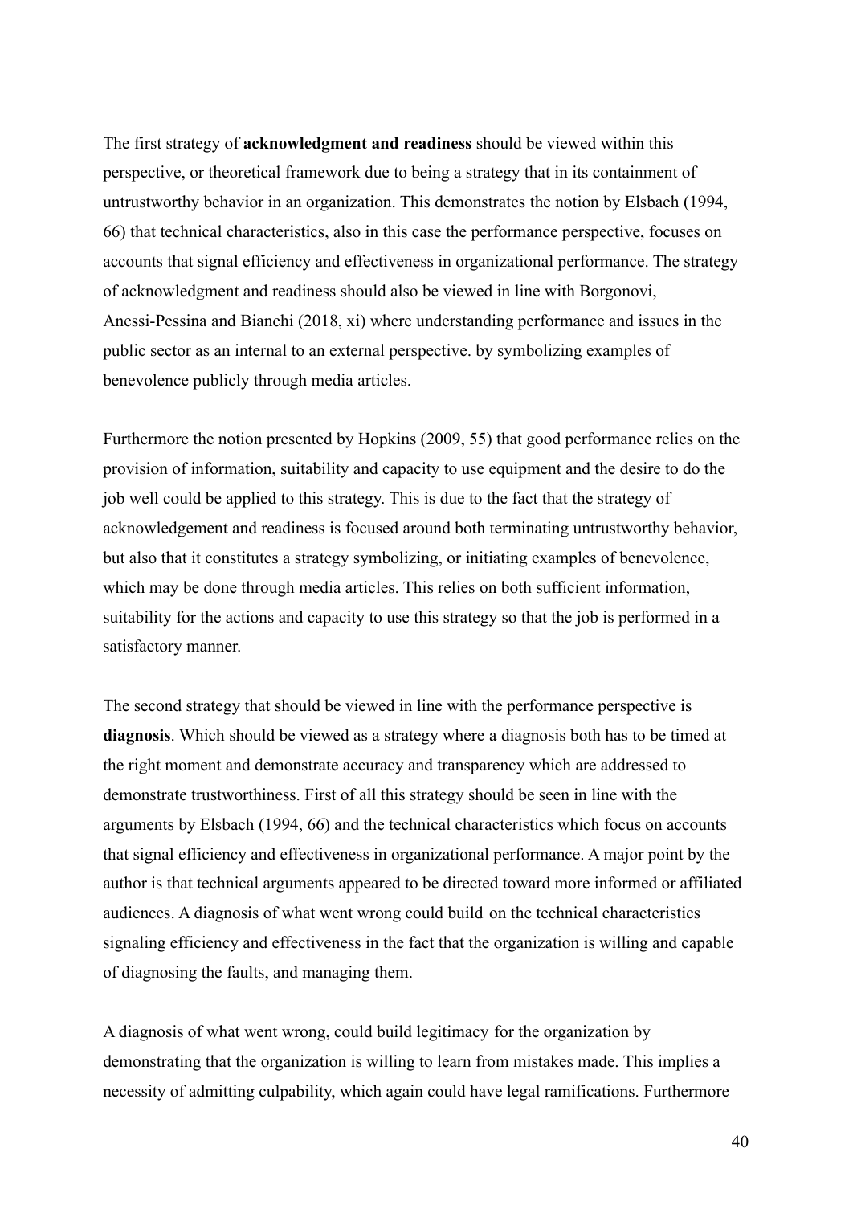The first strategy of **acknowledgment and readiness** should be viewed within this perspective, or theoretical framework due to being a strategy that in its containment of untrustworthy behavior in an organization. This demonstrates the notion by Elsbach (1994, 66) that technical characteristics, also in this case the performance perspective, focuses on accounts that signal efficiency and effectiveness in organizational performance. The strategy of acknowledgment and readiness should also be viewed in line with Borgonovi, Anessi-Pessina and Bianchi (2018, xi) where understanding performance and issues in the public sector as an internal to an external perspective. by symbolizing examples of benevolence publicly through media articles.

Furthermore the notion presented by Hopkins (2009, 55) that good performance relies on the provision of information, suitability and capacity to use equipment and the desire to do the job well could be applied to this strategy. This is due to the fact that the strategy of acknowledgement and readiness is focused around both terminating untrustworthy behavior, but also that it constitutes a strategy symbolizing, or initiating examples of benevolence, which may be done through media articles. This relies on both sufficient information, suitability for the actions and capacity to use this strategy so that the job is performed in a satisfactory manner.

The second strategy that should be viewed in line with the performance perspective is **diagnosis**. Which should be viewed as a strategy where a diagnosis both has to be timed at the right moment and demonstrate accuracy and transparency which are addressed to demonstrate trustworthiness. First of all this strategy should be seen in line with the arguments by Elsbach (1994, 66) and the technical characteristics which focus on accounts that signal efficiency and effectiveness in organizational performance. A major point by the author is that technical arguments appeared to be directed toward more informed or affiliated audiences. A diagnosis of what went wrong could build on the technical characteristics signaling efficiency and effectiveness in the fact that the organization is willing and capable of diagnosing the faults, and managing them.

A diagnosis of what went wrong, could build legitimacy for the organization by demonstrating that the organization is willing to learn from mistakes made. This implies a necessity of admitting culpability, which again could have legal ramifications. Furthermore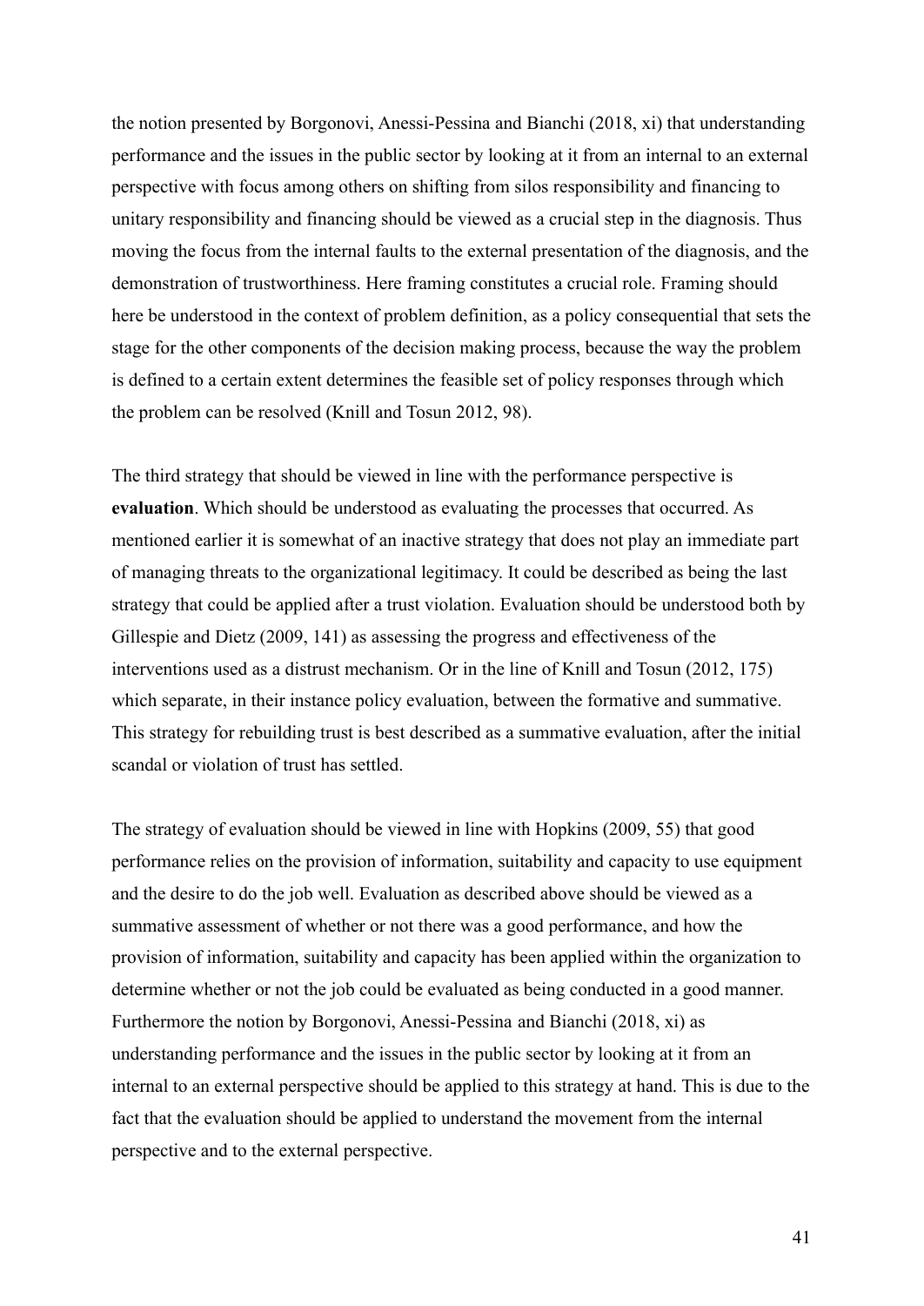the notion presented by Borgonovi, Anessi-Pessina and Bianchi (2018, xi) that understanding performance and the issues in the public sector by looking at it from an internal to an external perspective with focus among others on shifting from silos responsibility and financing to unitary responsibility and financing should be viewed as a crucial step in the diagnosis. Thus moving the focus from the internal faults to the external presentation of the diagnosis, and the demonstration of trustworthiness. Here framing constitutes a crucial role. Framing should here be understood in the context of problem definition, as a policy consequential that sets the stage for the other components of the decision making process, because the way the problem is defined to a certain extent determines the feasible set of policy responses through which the problem can be resolved (Knill and Tosun 2012, 98).

The third strategy that should be viewed in line with the performance perspective is **evaluation**. Which should be understood as evaluating the processes that occurred. As mentioned earlier it is somewhat of an inactive strategy that does not play an immediate part of managing threats to the organizational legitimacy. It could be described as being the last strategy that could be applied after a trust violation. Evaluation should be understood both by Gillespie and Dietz (2009, 141) as assessing the progress and effectiveness of the interventions used as a distrust mechanism. Or in the line of Knill and Tosun (2012, 175) which separate, in their instance policy evaluation, between the formative and summative. This strategy for rebuilding trust is best described as a summative evaluation, after the initial scandal or violation of trust has settled.

The strategy of evaluation should be viewed in line with Hopkins (2009, 55) that good performance relies on the provision of information, suitability and capacity to use equipment and the desire to do the job well. Evaluation as described above should be viewed as a summative assessment of whether or not there was a good performance, and how the provision of information, suitability and capacity has been applied within the organization to determine whether or not the job could be evaluated as being conducted in a good manner. Furthermore the notion by Borgonovi, Anessi-Pessina and Bianchi (2018, xi) as understanding performance and the issues in the public sector by looking at it from an internal to an external perspective should be applied to this strategy at hand. This is due to the fact that the evaluation should be applied to understand the movement from the internal perspective and to the external perspective.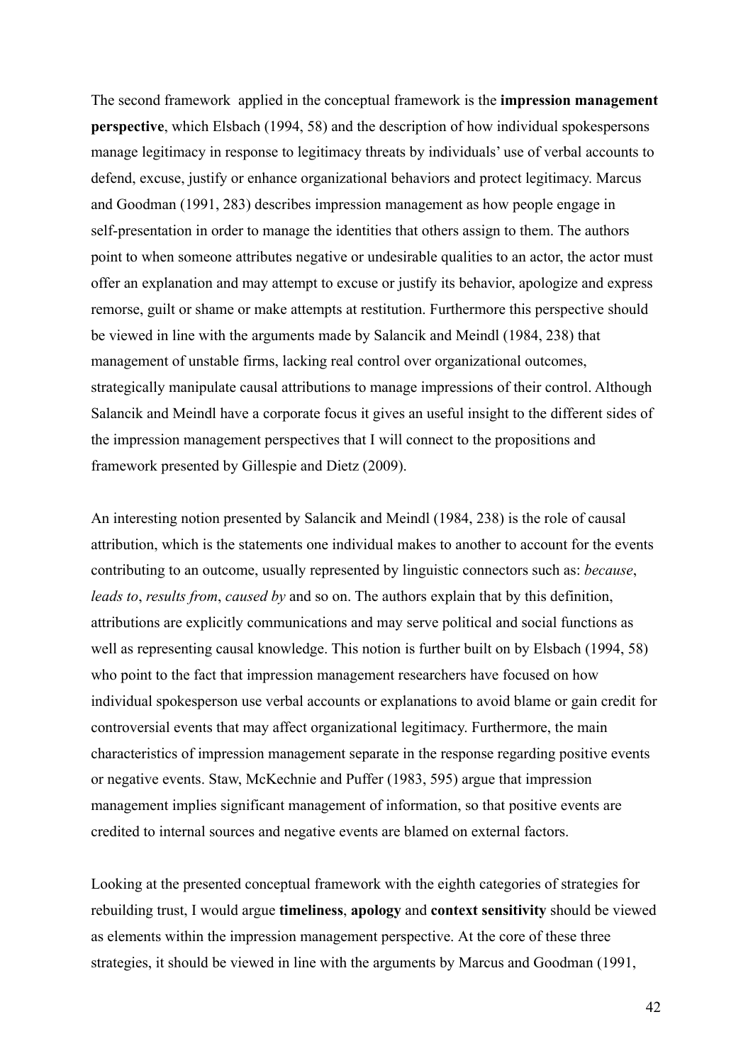The second framework  applied in the conceptual framework is the **impression management perspective**, which Elsbach (1994, 58) and the description of how individual spokespersons manage legitimacy in response to legitimacy threats by individuals' use of verbal accounts to defend, excuse, justify or enhance organizational behaviors and protect legitimacy. Marcus and Goodman (1991, 283) describes impression management as how people engage in self-presentation in order to manage the identities that others assign to them. The authors point to when someone attributes negative or undesirable qualities to an actor, the actor must offer an explanation and may attempt to excuse or justify its behavior, apologize and express remorse, guilt or shame or make attempts at restitution. Furthermore this perspective should be viewed in line with the arguments made by Salancik and Meindl (1984, 238) that management of unstable firms, lacking real control over organizational outcomes, strategically manipulate causal attributions to manage impressions of their control. Although Salancik and Meindl have a corporate focus it gives an useful insight to the different sides of the impression management perspectives that I will connect to the propositions and framework presented by Gillespie and Dietz (2009).

An interesting notion presented by Salancik and Meindl (1984, 238) is the role of causal attribution, which is the statements one individual makes to another to account for the events contributing to an outcome, usually represented by linguistic connectors such as: *because*, *leads to*, *results from*, *caused by* and so on. The authors explain that by this definition, attributions are explicitly communications and may serve political and social functions as well as representing causal knowledge. This notion is further built on by Elsbach (1994, 58) who point to the fact that impression management researchers have focused on how individual spokesperson use verbal accounts or explanations to avoid blame or gain credit for controversial events that may affect organizational legitimacy. Furthermore, the main characteristics of impression management separate in the response regarding positive events or negative events. Staw, McKechnie and Puffer (1983, 595) argue that impression management implies significant management of information, so that positive events are credited to internal sources and negative events are blamed on external factors.

Looking at the presented conceptual framework with the eighth categories of strategies for rebuilding trust, I would argue **timeliness**, **apology** and **context sensitivity** should be viewed as elements within the impression management perspective. At the core of these three strategies, it should be viewed in line with the arguments by Marcus and Goodman (1991,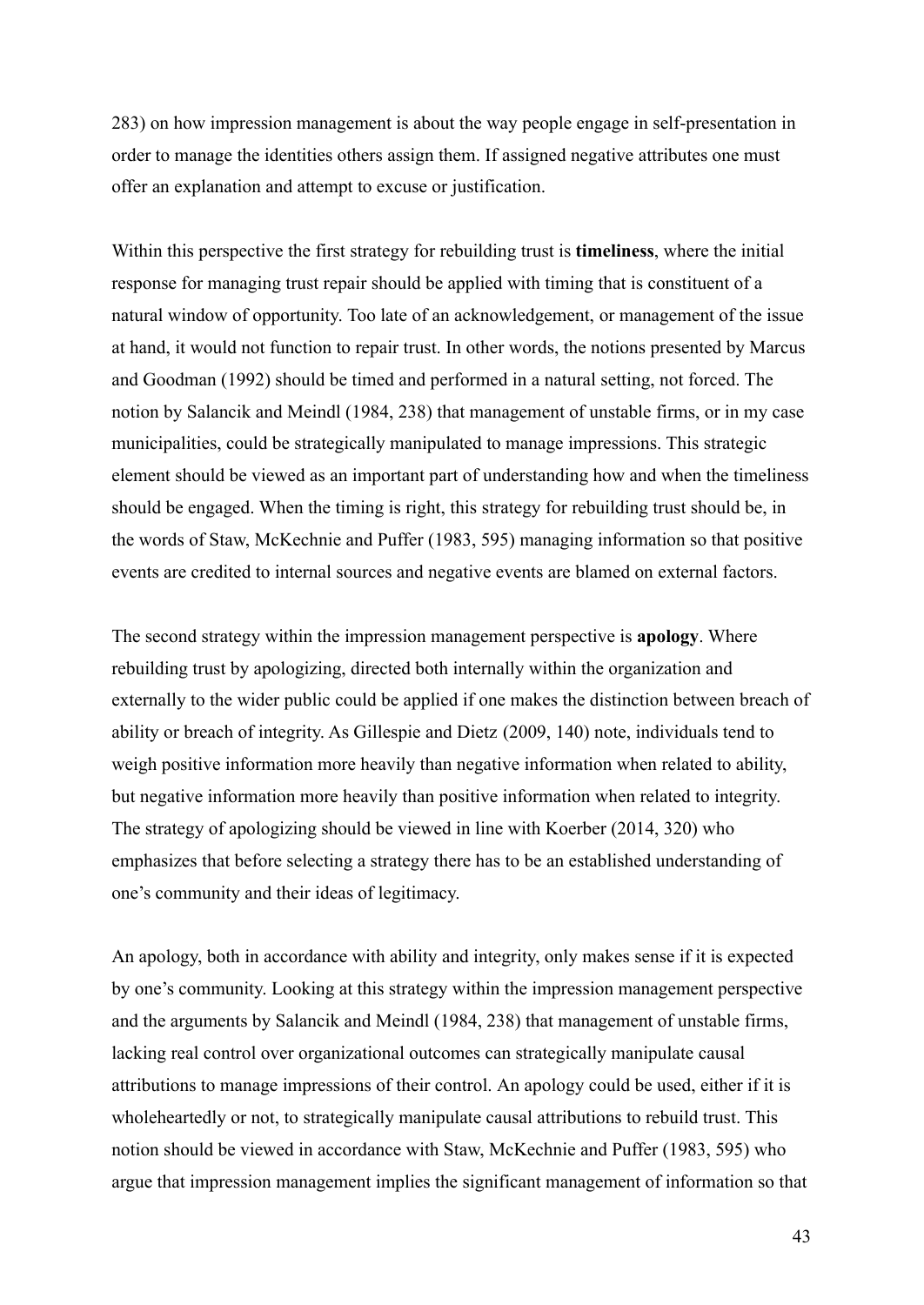283) on how impression management is about the way people engage in self-presentation in order to manage the identities others assign them. If assigned negative attributes one must offer an explanation and attempt to excuse or justification.

Within this perspective the first strategy for rebuilding trust is **timeliness**, where the initial response for managing trust repair should be applied with timing that is constituent of a natural window of opportunity. Too late of an acknowledgement, or management of the issue at hand, it would not function to repair trust. In other words, the notions presented by Marcus and Goodman (1992) should be timed and performed in a natural setting, not forced. The notion by Salancik and Meindl (1984, 238) that management of unstable firms, or in my case municipalities, could be strategically manipulated to manage impressions. This strategic element should be viewed as an important part of understanding how and when the timeliness should be engaged. When the timing is right, this strategy for rebuilding trust should be, in the words of Staw, McKechnie and Puffer (1983, 595) managing information so that positive events are credited to internal sources and negative events are blamed on external factors.

The second strategy within the impression management perspective is **apology**. Where rebuilding trust by apologizing, directed both internally within the organization and externally to the wider public could be applied if one makes the distinction between breach of ability or breach of integrity. As Gillespie and Dietz (2009, 140) note, individuals tend to weigh positive information more heavily than negative information when related to ability, but negative information more heavily than positive information when related to integrity. The strategy of apologizing should be viewed in line with Koerber (2014, 320) who emphasizes that before selecting a strategy there has to be an established understanding of one's community and their ideas of legitimacy.

An apology, both in accordance with ability and integrity, only makes sense if it is expected by one's community. Looking at this strategy within the impression management perspective and the arguments by Salancik and Meindl (1984, 238) that management of unstable firms, lacking real control over organizational outcomes can strategically manipulate causal attributions to manage impressions of their control. An apology could be used, either if it is wholeheartedly or not, to strategically manipulate causal attributions to rebuild trust. This notion should be viewed in accordance with Staw, McKechnie and Puffer (1983, 595) who argue that impression management implies the significant management of information so that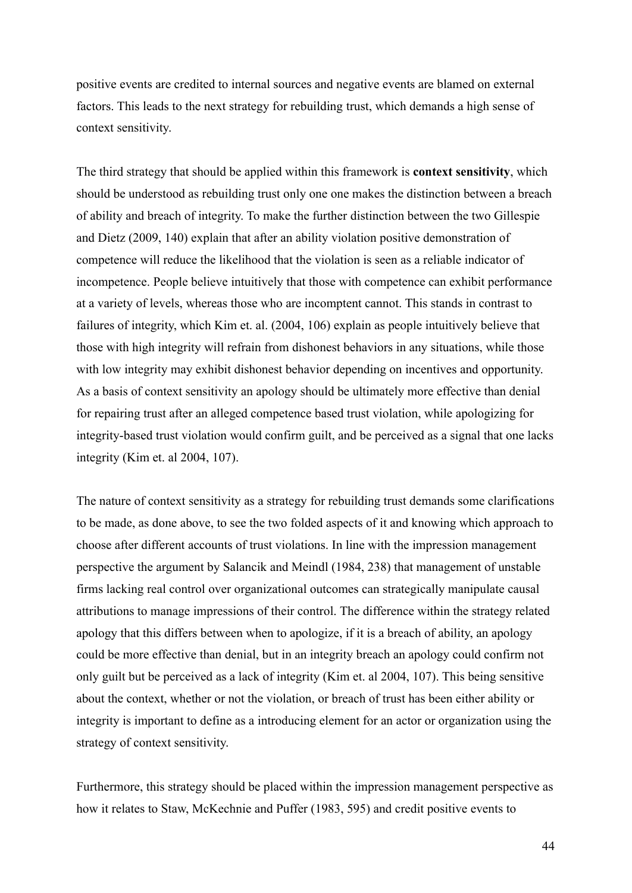positive events are credited to internal sources and negative events are blamed on external factors. This leads to the next strategy for rebuilding trust, which demands a high sense of context sensitivity.

The third strategy that should be applied within this framework is **context sensitivity**, which should be understood as rebuilding trust only one one makes the distinction between a breach of ability and breach of integrity. To make the further distinction between the two Gillespie and Dietz (2009, 140) explain that after an ability violation positive demonstration of competence will reduce the likelihood that the violation is seen as a reliable indicator of incompetence. People believe intuitively that those with competence can exhibit performance at a variety of levels, whereas those who are incomptent cannot. This stands in contrast to failures of integrity, which Kim et. al. (2004, 106) explain as people intuitively believe that those with high integrity will refrain from dishonest behaviors in any situations, while those with low integrity may exhibit dishonest behavior depending on incentives and opportunity. As a basis of context sensitivity an apology should be ultimately more effective than denial for repairing trust after an alleged competence based trust violation, while apologizing for integrity-based trust violation would confirm guilt, and be perceived as a signal that one lacks integrity (Kim et. al 2004, 107).

The nature of context sensitivity as a strategy for rebuilding trust demands some clarifications to be made, as done above, to see the two folded aspects of it and knowing which approach to choose after different accounts of trust violations. In line with the impression management perspective the argument by Salancik and Meindl (1984, 238) that management of unstable firms lacking real control over organizational outcomes can strategically manipulate causal attributions to manage impressions of their control. The difference within the strategy related apology that this differs between when to apologize, if it is a breach of ability, an apology could be more effective than denial, but in an integrity breach an apology could confirm not only guilt but be perceived as a lack of integrity (Kim et. al 2004, 107). This being sensitive about the context, whether or not the violation, or breach of trust has been either ability or integrity is important to define as a introducing element for an actor or organization using the strategy of context sensitivity.

Furthermore, this strategy should be placed within the impression management perspective as how it relates to Staw, McKechnie and Puffer (1983, 595) and credit positive events to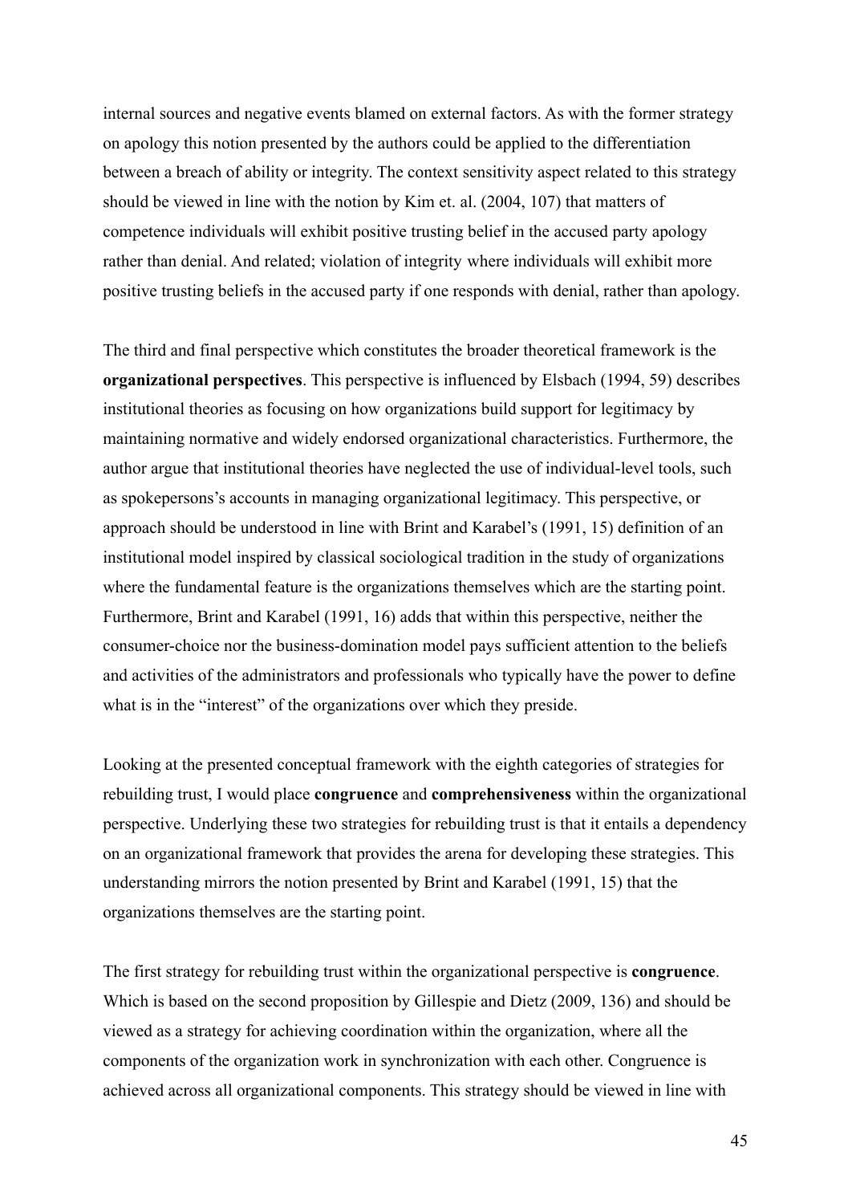internal sources and negative events blamed on external factors. As with the former strategy on apology this notion presented by the authors could be applied to the differentiation between a breach of ability or integrity. The context sensitivity aspect related to this strategy should be viewed in line with the notion by Kim et. al. (2004, 107) that matters of competence individuals will exhibit positive trusting belief in the accused party apology rather than denial. And related; violation of integrity where individuals will exhibit more positive trusting beliefs in the accused party if one responds with denial, rather than apology.

The third and final perspective which constitutes the broader theoretical framework is the **organizational perspectives**. This perspective is influenced by Elsbach (1994, 59) describes institutional theories as focusing on how organizations build support for legitimacy by maintaining normative and widely endorsed organizational characteristics. Furthermore, the author argue that institutional theories have neglected the use of individual-level tools, such as spokepersons's accounts in managing organizational legitimacy. This perspective, or approach should be understood in line with Brint and Karabel's (1991, 15) definition of an institutional model inspired by classical sociological tradition in the study of organizations where the fundamental feature is the organizations themselves which are the starting point. Furthermore, Brint and Karabel (1991, 16) adds that within this perspective, neither the consumer-choice nor the business-domination model pays sufficient attention to the beliefs and activities of the administrators and professionals who typically have the power to define what is in the "interest" of the organizations over which they preside.

Looking at the presented conceptual framework with the eighth categories of strategies for rebuilding trust, I would place **congruence** and **comprehensiveness** within the organizational perspective. Underlying these two strategies for rebuilding trust is that it entails a dependency on an organizational framework that provides the arena for developing these strategies. This understanding mirrors the notion presented by Brint and Karabel (1991, 15) that the organizations themselves are the starting point.

The first strategy for rebuilding trust within the organizational perspective is **congruence**. Which is based on the second proposition by Gillespie and Dietz (2009, 136) and should be viewed as a strategy for achieving coordination within the organization, where all the components of the organization work in synchronization with each other. Congruence is achieved across all organizational components. This strategy should be viewed in line with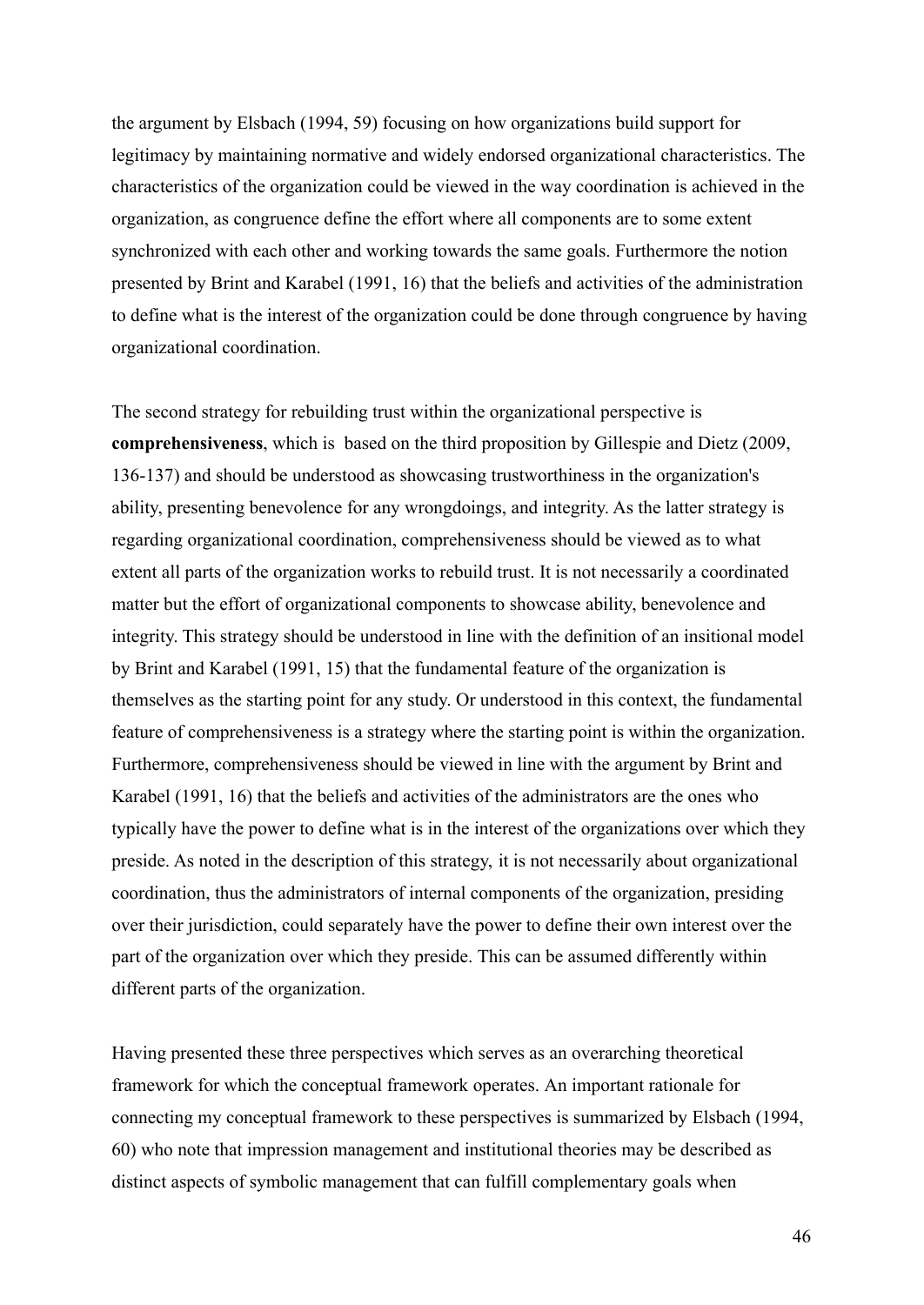the argument by Elsbach (1994, 59) focusing on how organizations build support for legitimacy by maintaining normative and widely endorsed organizational characteristics. The characteristics of the organization could be viewed in the way coordination is achieved in the organization, as congruence define the effort where all components are to some extent synchronized with each other and working towards the same goals. Furthermore the notion presented by Brint and Karabel (1991, 16) that the beliefs and activities of the administration to define what is the interest of the organization could be done through congruence by having organizational coordination.

The second strategy for rebuilding trust within the organizational perspective is **comprehensiveness**, which is  based on the third proposition by Gillespie and Dietz (2009, 136-137) and should be understood as showcasing trustworthiness in the organization's ability, presenting benevolence for any wrongdoings, and integrity. As the latter strategy is regarding organizational coordination, comprehensiveness should be viewed as to what extent all parts of the organization works to rebuild trust. It is not necessarily a coordinated matter but the effort of organizational components to showcase ability, benevolence and integrity. This strategy should be understood in line with the definition of an insitional model by Brint and Karabel (1991, 15) that the fundamental feature of the organization is themselves as the starting point for any study. Or understood in this context, the fundamental feature of comprehensiveness is a strategy where the starting point is within the organization. Furthermore, comprehensiveness should be viewed in line with the argument by Brint and Karabel (1991, 16) that the beliefs and activities of the administrators are the ones who typically have the power to define what is in the interest of the organizations over which they preside. As noted in the description of this strategy, it is not necessarily about organizational coordination, thus the administrators of internal components of the organization, presiding over their jurisdiction, could separately have the power to define their own interest over the part of the organization over which they preside. This can be assumed differently within different parts of the organization.

Having presented these three perspectives which serves as an overarching theoretical framework for which the conceptual framework operates. An important rationale for connecting my conceptual framework to these perspectives is summarized by Elsbach (1994, 60) who note that impression management and institutional theories may be described as distinct aspects of symbolic management that can fulfill complementary goals when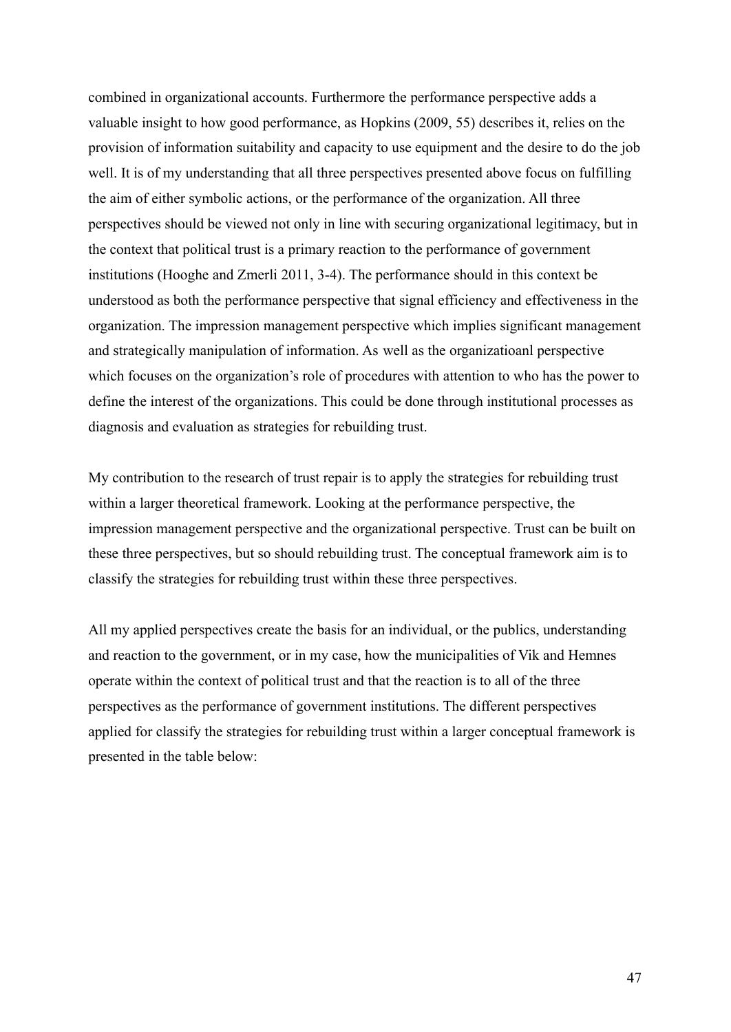combined in organizational accounts. Furthermore the performance perspective adds a valuable insight to how good performance, as Hopkins (2009, 55) describes it, relies on the provision of information suitability and capacity to use equipment and the desire to do the job well. It is of my understanding that all three perspectives presented above focus on fulfilling the aim of either symbolic actions, or the performance of the organization. All three perspectives should be viewed not only in line with securing organizational legitimacy, but in the context that political trust is a primary reaction to the performance of government institutions (Hooghe and Zmerli 2011, 3-4). The performance should in this context be understood as both the performance perspective that signal efficiency and effectiveness in the organization. The impression management perspective which implies significant management and strategically manipulation of information. As well as the organizatioanl perspective which focuses on the organization's role of procedures with attention to who has the power to define the interest of the organizations. This could be done through institutional processes as diagnosis and evaluation as strategies for rebuilding trust.

My contribution to the research of trust repair is to apply the strategies for rebuilding trust within a larger theoretical framework. Looking at the performance perspective, the impression management perspective and the organizational perspective. Trust can be built on these three perspectives, but so should rebuilding trust. The conceptual framework aim is to classify the strategies for rebuilding trust within these three perspectives.

All my applied perspectives create the basis for an individual, or the publics, understanding and reaction to the government, or in my case, how the municipalities of Vik and Hemnes operate within the context of political trust and that the reaction is to all of the three perspectives as the performance of government institutions. The different perspectives applied for classify the strategies for rebuilding trust within a larger conceptual framework is presented in the table below: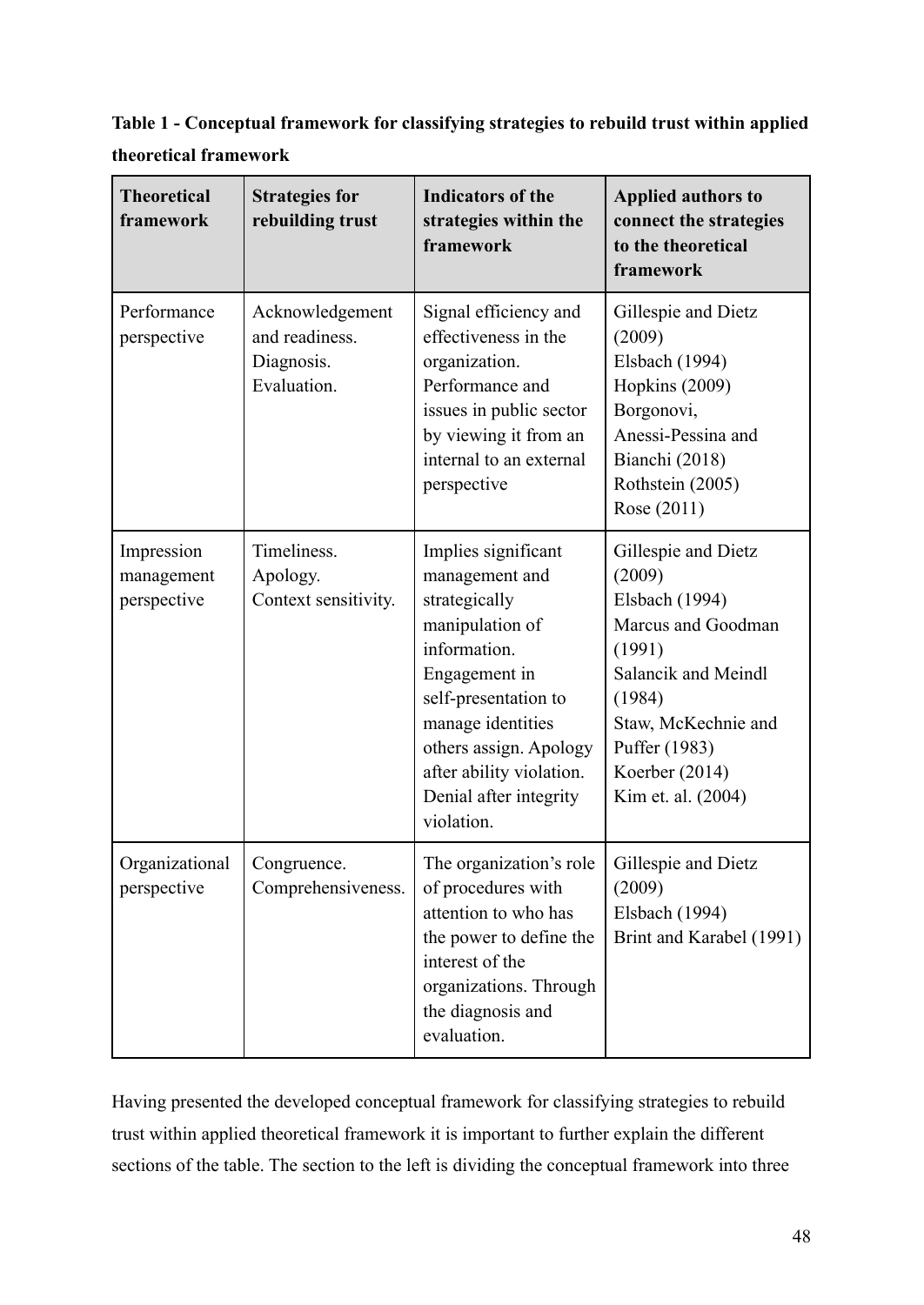**Table 1 - Conceptual framework for classifying strategies to rebuild trust within applied theoretical framework**

| Theoretical framework | Strategies for rebuilding trust | Indicators of the strategies within the framework | Applied authors to connect the strategies to the theoretical framework |
|---|---|---|---|
| Performance perspective | Acknowledgement and readiness. Diagnosis. Evaluation. | Signal efficiency and effectiveness in the organization. Performance and issues in public sector by viewing it from an internal to an external perspective | Gillespie and Dietz (2009) Elsbach (1994) Hopkins (2009) Borgonovi, Anessi-Pessina and Bianchi (2018) Rothstein (2005) Rose (2011) |
| Impression management perspective | Timeliness. Apology. Context sensitivity. | Implies significant management and strategically manipulation of information. Engagement in self-presentation to manage identities others assign. Apology after ability violation. Denial after integrity violation. | Gillespie and Dietz (2009) Elsbach (1994) Marcus and Goodman (1991) Salancik and Meindl (1984) Staw, McKechnie and Puffer (1983) Koerber (2014) Kim et. al. (2004) |
| Organizational perspective | Congruence. Comprehensiveness. | The organization's role of procedures with attention to who has the power to define the interest of the organizations. Through the diagnosis and evaluation. | Gillespie and Dietz (2009) Elsbach (1994) Brint and Karabel (1991) |

Having presented the developed conceptual framework for classifying strategies to rebuild trust within applied theoretical framework it is important to further explain the different sections of the table. The section to the left is dividing the conceptual framework into three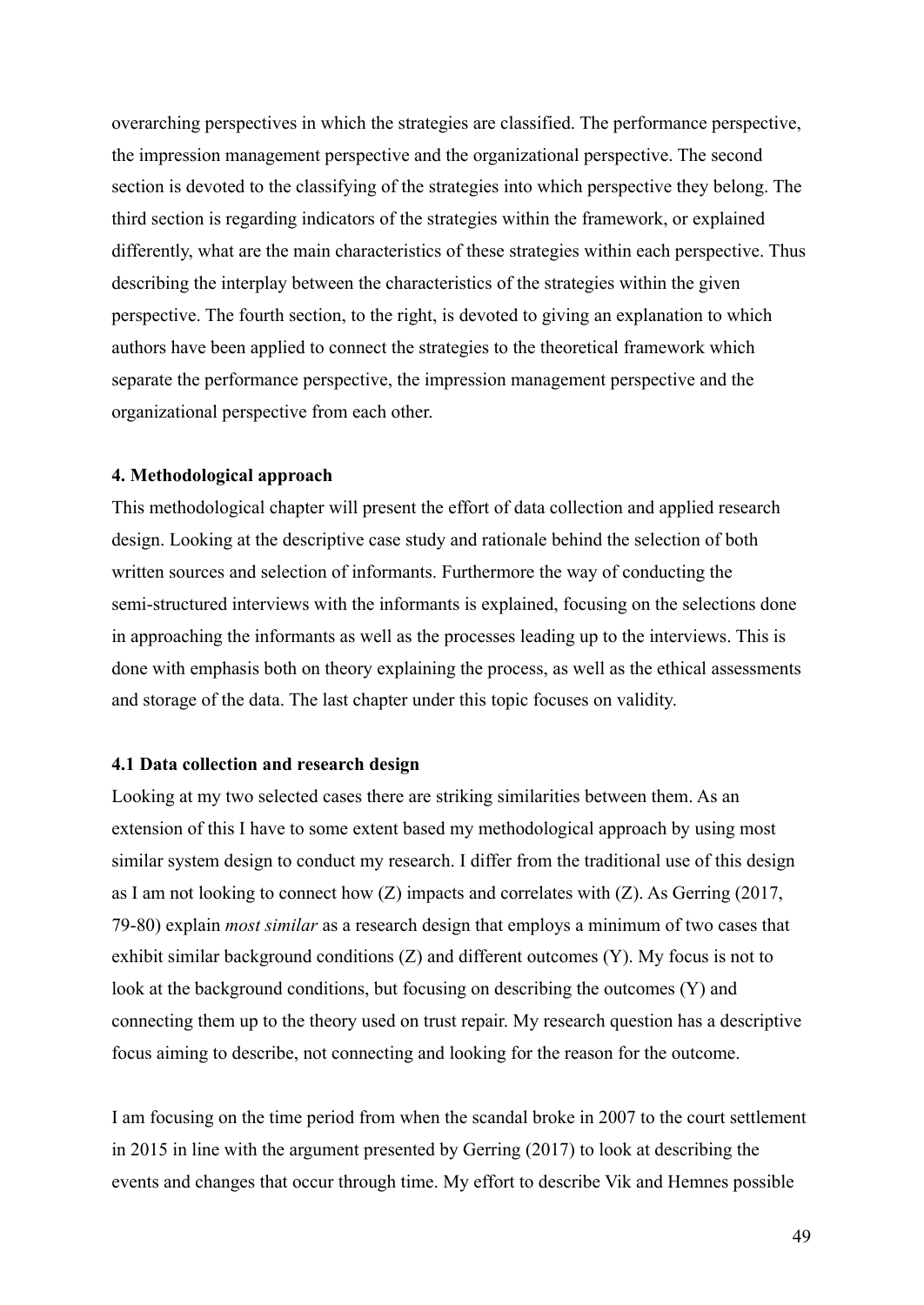overarching perspectives in which the strategies are classified. The performance perspective, the impression management perspective and the organizational perspective. The second section is devoted to the classifying of the strategies into which perspective they belong. The third section is regarding indicators of the strategies within the framework, or explained differently, what are the main characteristics of these strategies within each perspective. Thus describing the interplay between the characteristics of the strategies within the given perspective. The fourth section, to the right, is devoted to giving an explanation to which authors have been applied to connect the strategies to the theoretical framework which separate the performance perspective, the impression management perspective and the organizational perspective from each other.

### 4. Methodological approach

This methodological chapter will present the effort of data collection and applied research design. Looking at the descriptive case study and rationale behind the selection of both written sources and selection of informants. Furthermore the way of conducting the semi-structured interviews with the informants is explained, focusing on the selections done in approaching the informants as well as the processes leading up to the interviews. This is done with emphasis both on theory explaining the process, as well as the ethical assessments and storage of the data. The last chapter under this topic focuses on validity.

#### 4.1 Data collection and research design

Looking at my two selected cases there are striking similarities between them. As an extension of this I have to some extent based my methodological approach by using most similar system design to conduct my research. I differ from the traditional use of this design as I am not looking to connect how (Z) impacts and correlates with (Z). As Gerring (2017, 79-80) explain *most similar* as a research design that employs a minimum of two cases that exhibit similar background conditions (Z) and different outcomes (Y). My focus is not to look at the background conditions, but focusing on describing the outcomes (Y) and connecting them up to the theory used on trust repair. My research question has a descriptive focus aiming to describe, not connecting and looking for the reason for the outcome.

I am focusing on the time period from when the scandal broke in 2007 to the court settlement in 2015 in line with the argument presented by Gerring (2017) to look at describing the events and changes that occur through time. My effort to describe Vik and Hemnes possible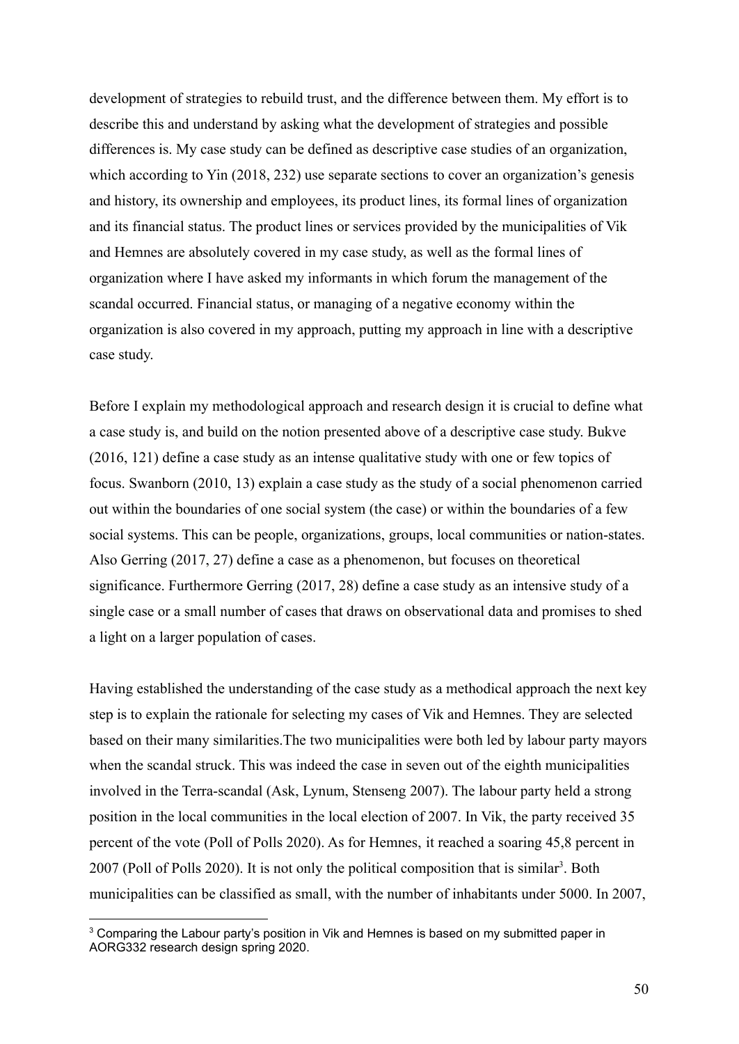development of strategies to rebuild trust, and the difference between them. My effort is to describe this and understand by asking what the development of strategies and possible differences is. My case study can be defined as descriptive case studies of an organization, which according to Yin (2018, 232) use separate sections to cover an organization's genesis and history, its ownership and employees, its product lines, its formal lines of organization and its financial status. The product lines or services provided by the municipalities of Vik and Hemnes are absolutely covered in my case study, as well as the formal lines of organization where I have asked my informants in which forum the management of the scandal occurred. Financial status, or managing of a negative economy within the organization is also covered in my approach, putting my approach in line with a descriptive case study.

Before I explain my methodological approach and research design it is crucial to define what a case study is, and build on the notion presented above of a descriptive case study. Bukve (2016, 121) define a case study as an intense qualitative study with one or few topics of focus. Swanborn (2010, 13) explain a case study as the study of a social phenomenon carried out within the boundaries of one social system (the case) or within the boundaries of a few social systems. This can be people, organizations, groups, local communities or nation-states. Also Gerring (2017, 27) define a case as a phenomenon, but focuses on theoretical significance. Furthermore Gerring (2017, 28) define a case study as an intensive study of a single case or a small number of cases that draws on observational data and promises to shed a light on a larger population of cases.

Having established the understanding of the case study as a methodical approach the next key step is to explain the rationale for selecting my cases of Vik and Hemnes. They are selected based on their many similarities.The two municipalities were both led by labour party mayors when the scandal struck. This was indeed the case in seven out of the eighth municipalities involved in the Terra-scandal (Ask, Lynum, Stenseng 2007). The labour party held a strong position in the local communities in the local election of 2007. In Vik, the party received 35 percent of the vote (Poll of Polls 2020). As for Hemnes, it reached a soaring 45,8 percent in 2007 (Poll of Polls 2020). It is not only the political composition that is similar[3]. Both municipalities can be classified as small, with the number of inhabitants under 5000. In 2007,

[3] Comparing the Labour party's position in Vik and Hemnes is based on my submitted paper in AORG332 research design spring 2020.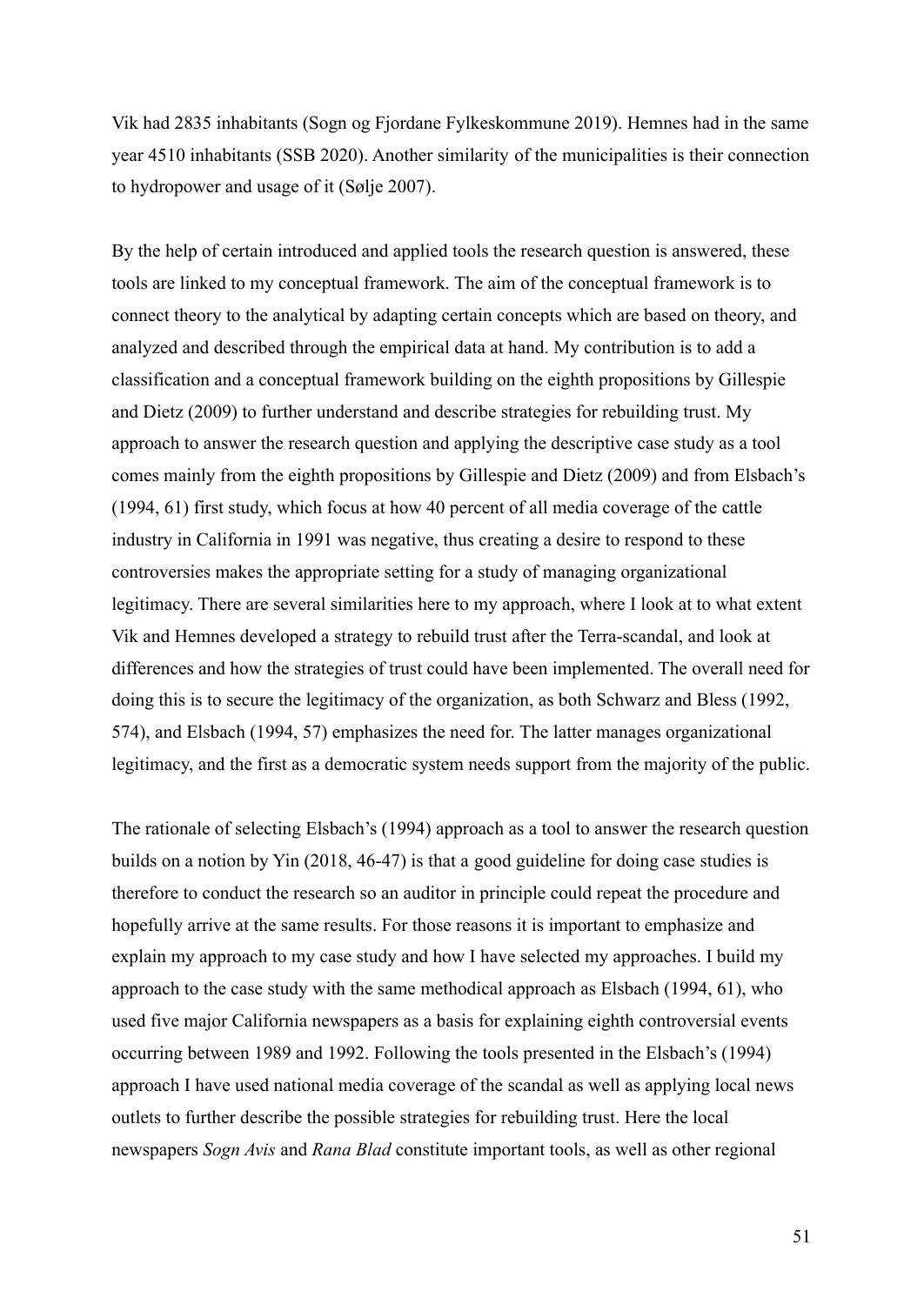Vik had 2835 inhabitants (Sogn og Fjordane Fylkeskommune 2019). Hemnes had in the same year 4510 inhabitants (SSB 2020). Another similarity of the municipalities is their connection to hydropower and usage of it (Sølje 2007).

By the help of certain introduced and applied tools the research question is answered, these tools are linked to my conceptual framework. The aim of the conceptual framework is to connect theory to the analytical by adapting certain concepts which are based on theory, and analyzed and described through the empirical data at hand. My contribution is to add a classification and a conceptual framework building on the eighth propositions by Gillespie and Dietz (2009) to further understand and describe strategies for rebuilding trust. My approach to answer the research question and applying the descriptive case study as a tool comes mainly from the eighth propositions by Gillespie and Dietz (2009) and from Elsbach's (1994, 61) first study, which focus at how 40 percent of all media coverage of the cattle industry in California in 1991 was negative, thus creating a desire to respond to these controversies makes the appropriate setting for a study of managing organizational legitimacy. There are several similarities here to my approach, where I look at to what extent Vik and Hemnes developed a strategy to rebuild trust after the Terra-scandal, and look at differences and how the strategies of trust could have been implemented. The overall need for doing this is to secure the legitimacy of the organization, as both Schwarz and Bless (1992, 574), and Elsbach (1994, 57) emphasizes the need for. The latter manages organizational legitimacy, and the first as a democratic system needs support from the majority of the public.

The rationale of selecting Elsbach's (1994) approach as a tool to answer the research question builds on a notion by Yin (2018, 46-47) is that a good guideline for doing case studies is therefore to conduct the research so an auditor in principle could repeat the procedure and hopefully arrive at the same results. For those reasons it is important to emphasize and explain my approach to my case study and how I have selected my approaches. I build my approach to the case study with the same methodical approach as Elsbach (1994, 61), who used five major California newspapers as a basis for explaining eighth controversial events occurring between 1989 and 1992. Following the tools presented in the Elsbach's (1994) approach I have used national media coverage of the scandal as well as applying local news outlets to further describe the possible strategies for rebuilding trust. Here the local newspapers *Sogn Avis* and *Rana Blad* constitute important tools, as well as other regional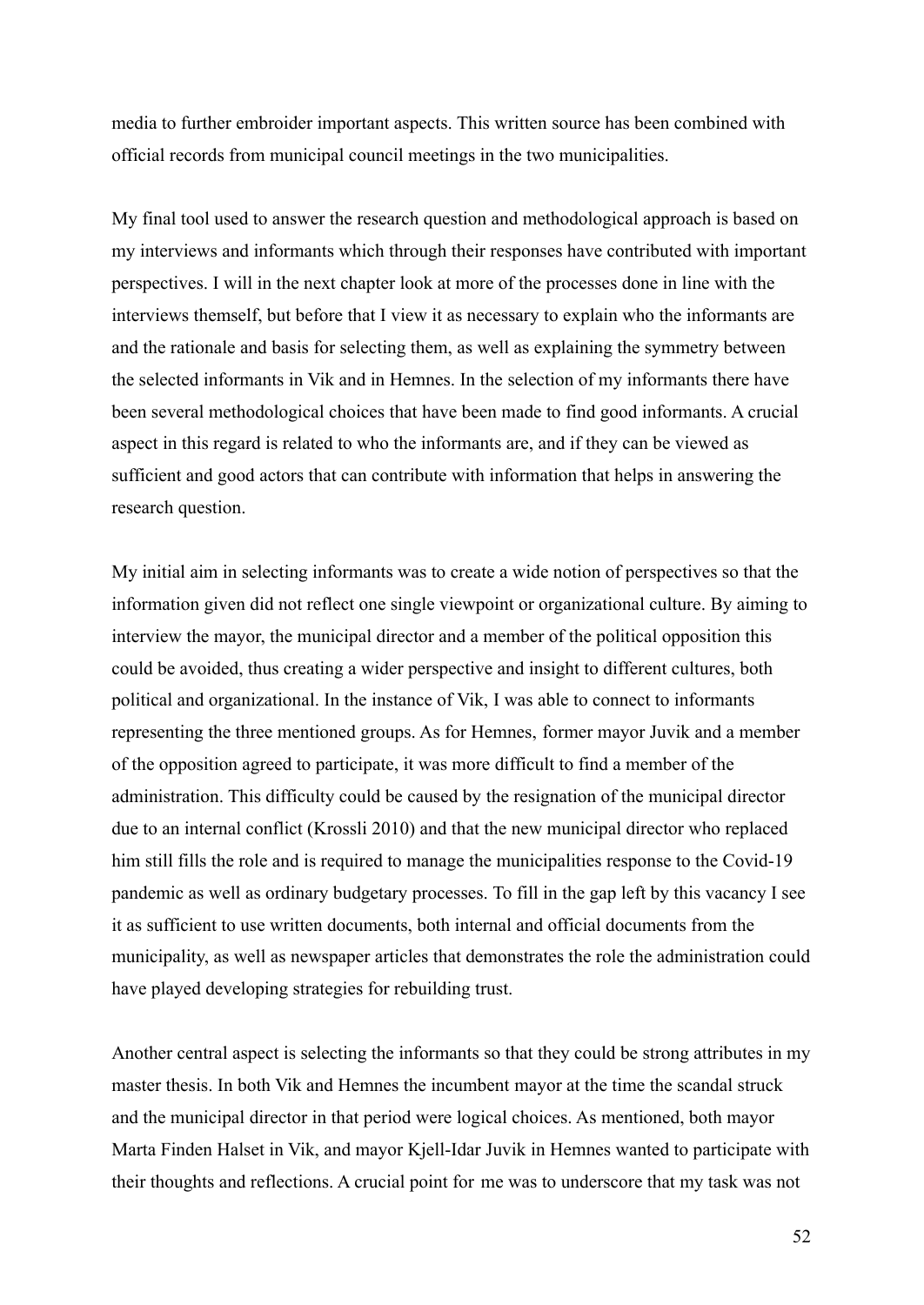media to further embroider important aspects. This written source has been combined with official records from municipal council meetings in the two municipalities.

My final tool used to answer the research question and methodological approach is based on my interviews and informants which through their responses have contributed with important perspectives. I will in the next chapter look at more of the processes done in line with the interviews themself, but before that I view it as necessary to explain who the informants are and the rationale and basis for selecting them, as well as explaining the symmetry between the selected informants in Vik and in Hemnes. In the selection of my informants there have been several methodological choices that have been made to find good informants. A crucial aspect in this regard is related to who the informants are, and if they can be viewed as sufficient and good actors that can contribute with information that helps in answering the research question.

My initial aim in selecting informants was to create a wide notion of perspectives so that the information given did not reflect one single viewpoint or organizational culture. By aiming to interview the mayor, the municipal director and a member of the political opposition this could be avoided, thus creating a wider perspective and insight to different cultures, both political and organizational. In the instance of Vik, I was able to connect to informants representing the three mentioned groups. As for Hemnes, former mayor Juvik and a member of the opposition agreed to participate, it was more difficult to find a member of the administration. This difficulty could be caused by the resignation of the municipal director due to an internal conflict (Krossli 2010) and that the new municipal director who replaced him still fills the role and is required to manage the municipalities response to the Covid-19 pandemic as well as ordinary budgetary processes. To fill in the gap left by this vacancy I see it as sufficient to use written documents, both internal and official documents from the municipality, as well as newspaper articles that demonstrates the role the administration could have played developing strategies for rebuilding trust.

Another central aspect is selecting the informants so that they could be strong attributes in my master thesis. In both Vik and Hemnes the incumbent mayor at the time the scandal struck and the municipal director in that period were logical choices. As mentioned, both mayor Marta Finden Halset in Vik, and mayor Kjell-Idar Juvik in Hemnes wanted to participate with their thoughts and reflections. A crucial point for me was to underscore that my task was not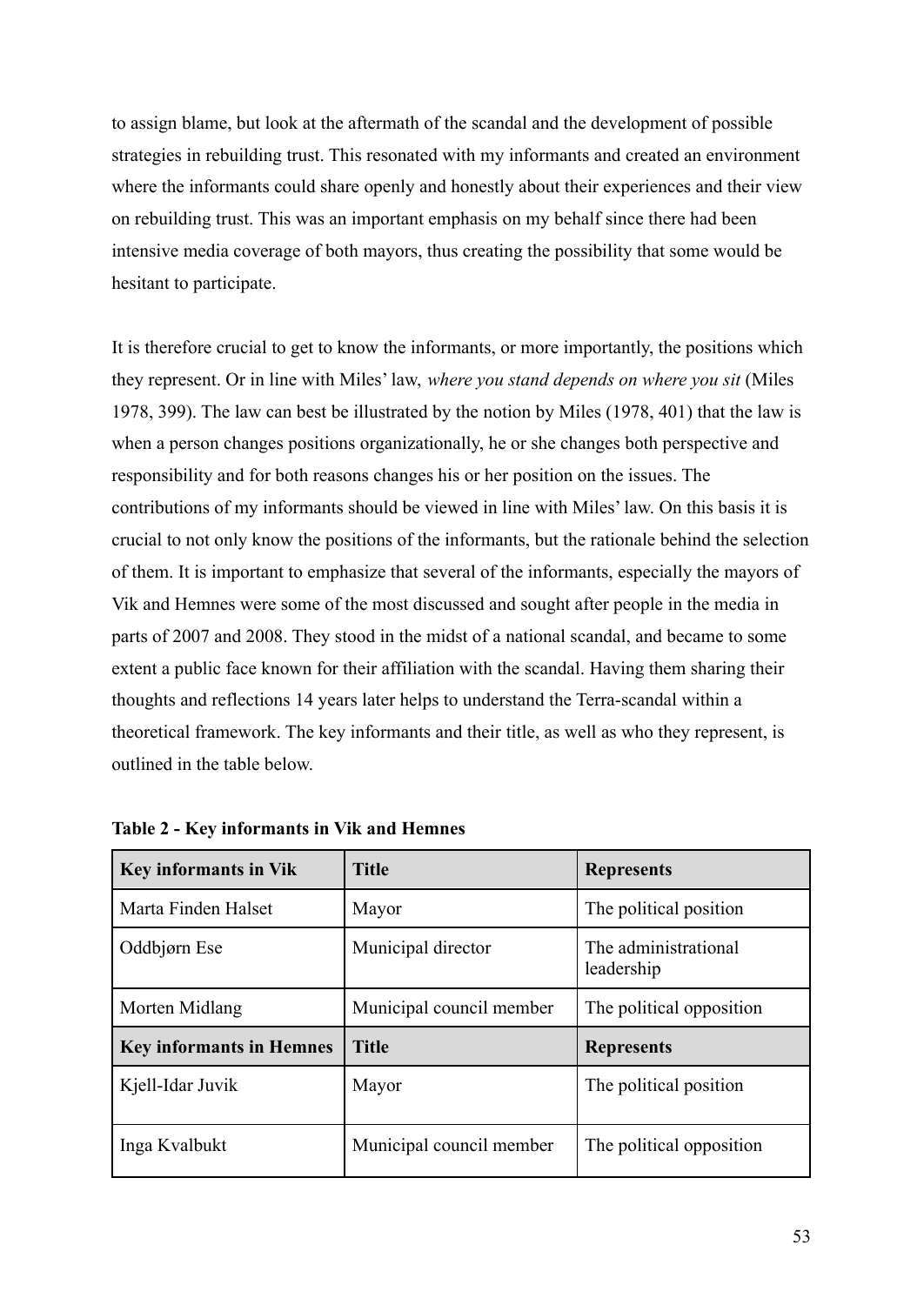to assign blame, but look at the aftermath of the scandal and the development of possible strategies in rebuilding trust. This resonated with my informants and created an environment where the informants could share openly and honestly about their experiences and their view on rebuilding trust. This was an important emphasis on my behalf since there had been intensive media coverage of both mayors, thus creating the possibility that some would be hesitant to participate.

It is therefore crucial to get to know the informants, or more importantly, the positions which they represent. Or in line with Miles' law, *where you stand depends on where you sit* (Miles 1978, 399). The law can best be illustrated by the notion by Miles (1978, 401) that the law is when a person changes positions organizationally, he or she changes both perspective and responsibility and for both reasons changes his or her position on the issues. The contributions of my informants should be viewed in line with Miles' law. On this basis it is crucial to not only know the positions of the informants, but the rationale behind the selection of them. It is important to emphasize that several of the informants, especially the mayors of Vik and Hemnes were some of the most discussed and sought after people in the media in parts of 2007 and 2008. They stood in the midst of a national scandal, and became to some extent a public face known for their affiliation with the scandal. Having them sharing their thoughts and reflections 14 years later helps to understand the Terra-scandal within a theoretical framework. The key informants and their title, as well as who they represent, is outlined in the table below.

**Table 2 - Key informants in Vik and Hemnes**

| **Key informants in Vik** | **Title** | **Represents** |
|---|---|---|
| Marta Finden Halset | Mayor | The political position |
| Oddbjørn Ese | Municipal director | The administrational leadership |
| Morten Midlang | Municipal council member | The political opposition |
| **Key informants in Hemnes** | **Title** | **Represents** |
| Kjell-Idar Juvik | Mayor | The political position |
| Inga Kvalbukt | Municipal council member | The political opposition |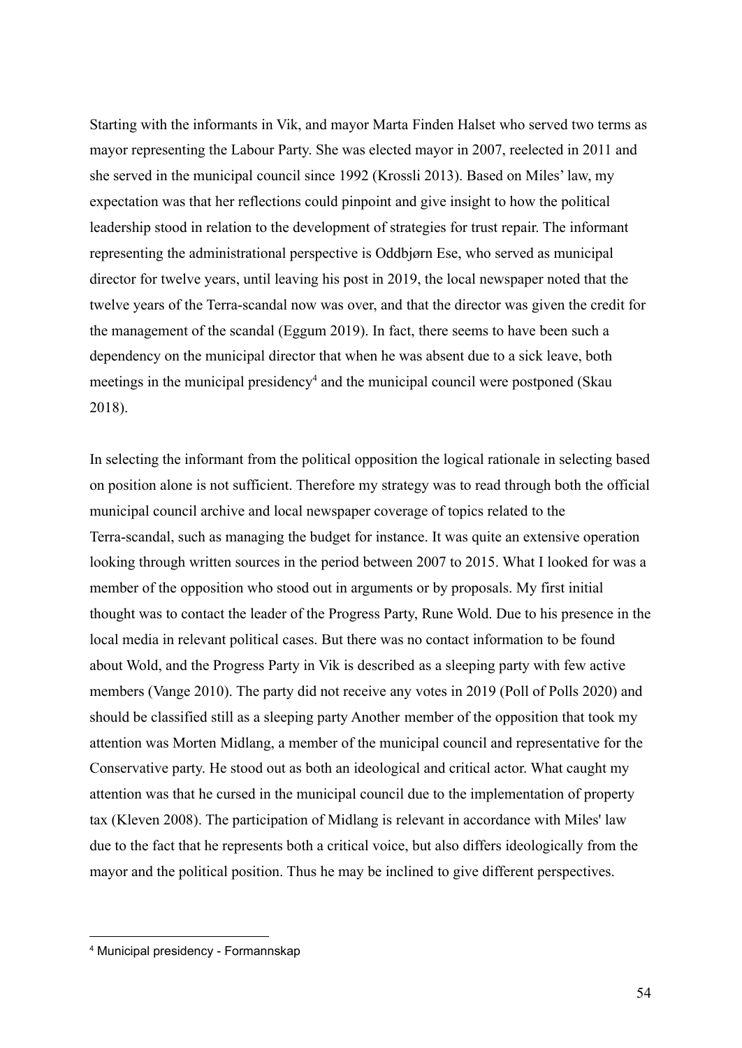Starting with the informants in Vik, and mayor Marta Finden Halset who served two terms as mayor representing the Labour Party. She was elected mayor in 2007, reelected in 2011 and she served in the municipal council since 1992 (Krossli 2013). Based on Miles' law, my expectation was that her reflections could pinpoint and give insight to how the political leadership stood in relation to the development of strategies for trust repair. The informant representing the administrational perspective is Oddbjørn Ese, who served as municipal director for twelve years, until leaving his post in 2019, the local newspaper noted that the twelve years of the Terra-scandal now was over, and that the director was given the credit for the management of the scandal (Eggum 2019). In fact, there seems to have been such a dependency on the municipal director that when he was absent due to a sick leave, both meetings in the municipal presidency[4] and the municipal council were postponed (Skau 2018).

In selecting the informant from the political opposition the logical rationale in selecting based on position alone is not sufficient. Therefore my strategy was to read through both the official municipal council archive and local newspaper coverage of topics related to the Terra-scandal, such as managing the budget for instance. It was quite an extensive operation looking through written sources in the period between 2007 to 2015. What I looked for was a member of the opposition who stood out in arguments or by proposals. My first initial thought was to contact the leader of the Progress Party, Rune Wold. Due to his presence in the local media in relevant political cases. But there was no contact information to be found about Wold, and the Progress Party in Vik is described as a sleeping party with few active members (Vange 2010). The party did not receive any votes in 2019 (Poll of Polls 2020) and should be classified still as a sleeping party Another member of the opposition that took my attention was Morten Midlang, a member of the municipal council and representative for the Conservative party. He stood out as both an ideological and critical actor. What caught my attention was that he cursed in the municipal council due to the implementation of property tax (Kleven 2008). The participation of Midlang is relevant in accordance with Miles' law due to the fact that he represents both a critical voice, but also differs ideologically from the mayor and the political position. Thus he may be inclined to give different perspectives.

[4] Municipal presidency - Formannskap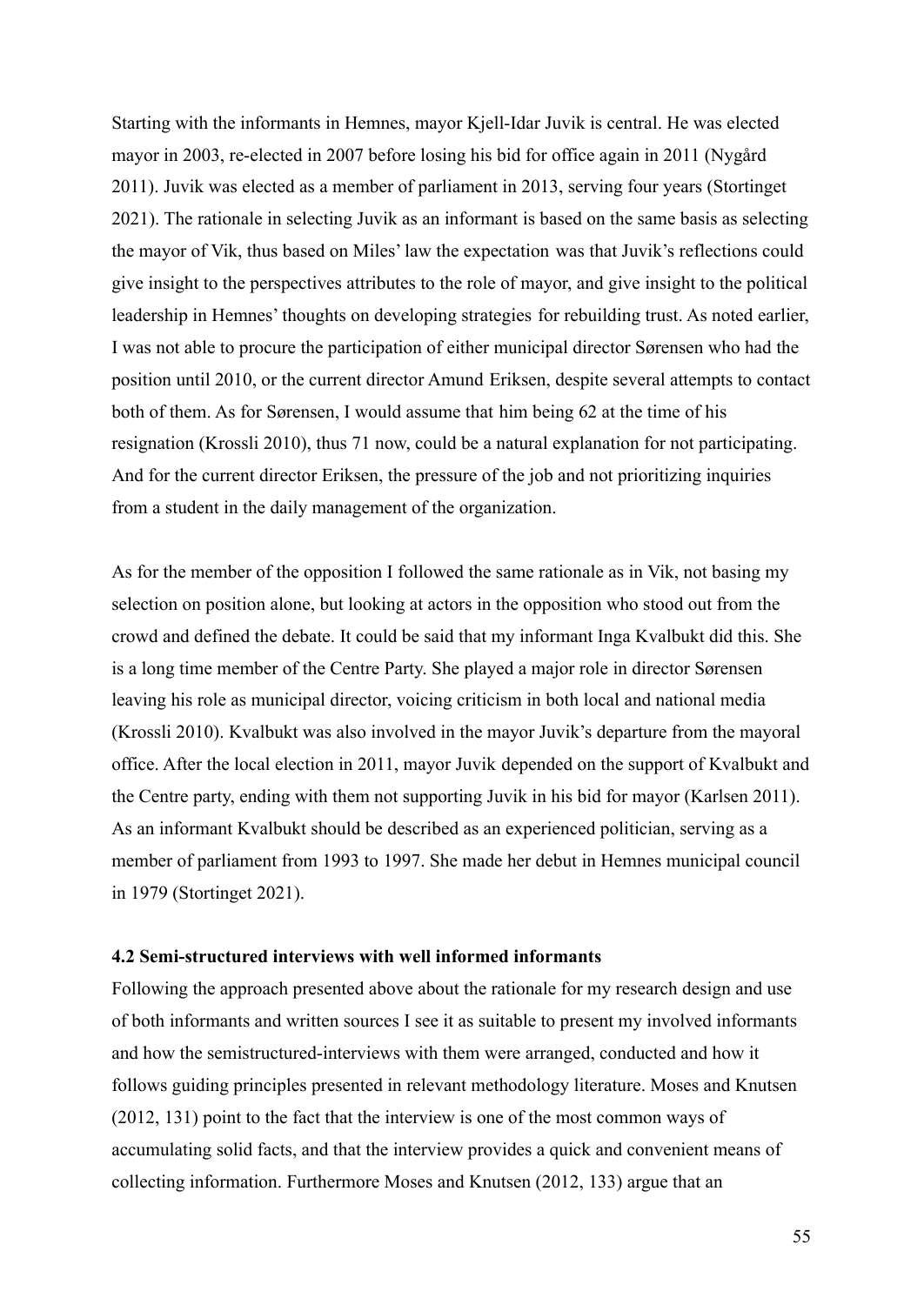Starting with the informants in Hemnes, mayor Kjell-Idar Juvik is central. He was elected mayor in 2003, re-elected in 2007 before losing his bid for office again in 2011 (Nygård 2011). Juvik was elected as a member of parliament in 2013, serving four years (Stortinget 2021). The rationale in selecting Juvik as an informant is based on the same basis as selecting the mayor of Vik, thus based on Miles' law the expectation was that Juvik's reflections could give insight to the perspectives attributes to the role of mayor, and give insight to the political leadership in Hemnes' thoughts on developing strategies for rebuilding trust. As noted earlier, I was not able to procure the participation of either municipal director Sørensen who had the position until 2010, or the current director Amund Eriksen, despite several attempts to contact both of them. As for Sørensen, I would assume that him being 62 at the time of his resignation (Krossli 2010), thus 71 now, could be a natural explanation for not participating. And for the current director Eriksen, the pressure of the job and not prioritizing inquiries from a student in the daily management of the organization.

As for the member of the opposition I followed the same rationale as in Vik, not basing my selection on position alone, but looking at actors in the opposition who stood out from the crowd and defined the debate. It could be said that my informant Inga Kvalbukt did this. She is a long time member of the Centre Party. She played a major role in director Sørensen leaving his role as municipal director, voicing criticism in both local and national media (Krossli 2010). Kvalbukt was also involved in the mayor Juvik's departure from the mayoral office. After the local election in 2011, mayor Juvik depended on the support of Kvalbukt and the Centre party, ending with them not supporting Juvik in his bid for mayor (Karlsen 2011). As an informant Kvalbukt should be described as an experienced politician, serving as a member of parliament from 1993 to 1997. She made her debut in Hemnes municipal council in 1979 (Stortinget 2021).

### 4.2 Semi-structured interviews with well informed informants

Following the approach presented above about the rationale for my research design and use of both informants and written sources I see it as suitable to present my involved informants and how the semistructured-interviews with them were arranged, conducted and how it follows guiding principles presented in relevant methodology literature. Moses and Knutsen (2012, 131) point to the fact that the interview is one of the most common ways of accumulating solid facts, and that the interview provides a quick and convenient means of collecting information. Furthermore Moses and Knutsen (2012, 133) argue that an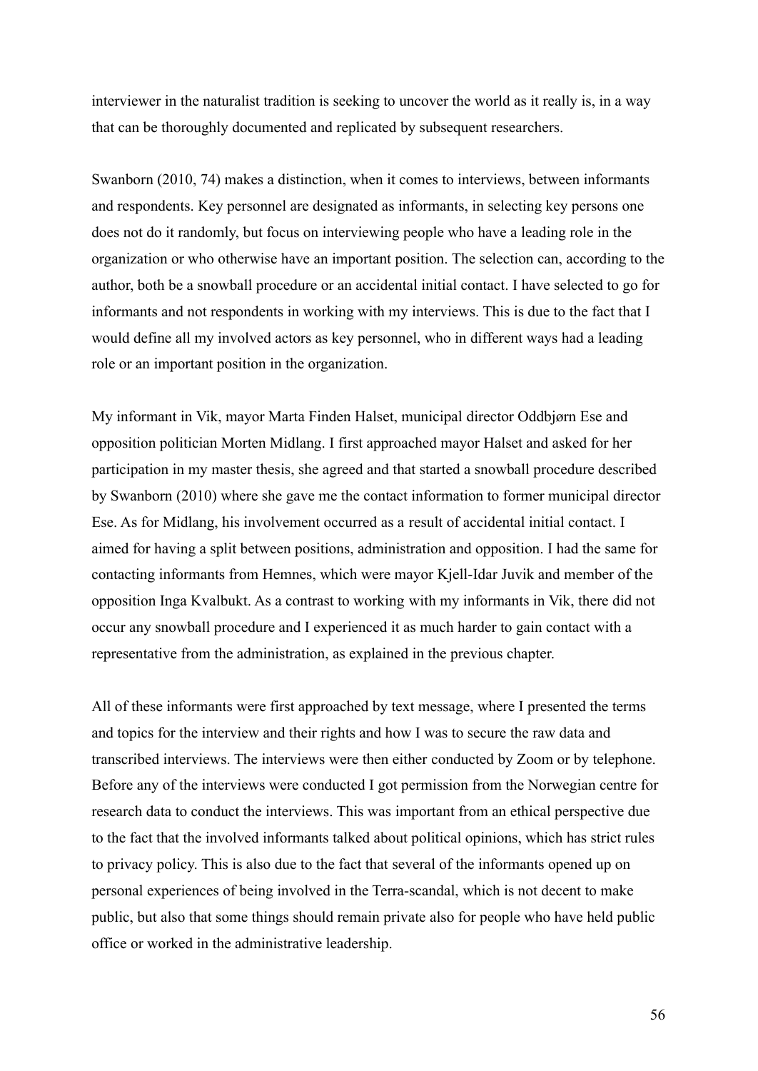interviewer in the naturalist tradition is seeking to uncover the world as it really is, in a way that can be thoroughly documented and replicated by subsequent researchers.

Swanborn (2010, 74) makes a distinction, when it comes to interviews, between informants and respondents. Key personnel are designated as informants, in selecting key persons one does not do it randomly, but focus on interviewing people who have a leading role in the organization or who otherwise have an important position. The selection can, according to the author, both be a snowball procedure or an accidental initial contact. I have selected to go for informants and not respondents in working with my interviews. This is due to the fact that I would define all my involved actors as key personnel, who in different ways had a leading role or an important position in the organization.

My informant in Vik, mayor Marta Finden Halset, municipal director Oddbjørn Ese and opposition politician Morten Midlang. I first approached mayor Halset and asked for her participation in my master thesis, she agreed and that started a snowball procedure described by Swanborn (2010) where she gave me the contact information to former municipal director Ese. As for Midlang, his involvement occurred as a result of accidental initial contact. I aimed for having a split between positions, administration and opposition. I had the same for contacting informants from Hemnes, which were mayor Kjell-Idar Juvik and member of the opposition Inga Kvalbukt. As a contrast to working with my informants in Vik, there did not occur any snowball procedure and I experienced it as much harder to gain contact with a representative from the administration, as explained in the previous chapter.

All of these informants were first approached by text message, where I presented the terms and topics for the interview and their rights and how I was to secure the raw data and transcribed interviews. The interviews were then either conducted by Zoom or by telephone. Before any of the interviews were conducted I got permission from the Norwegian centre for research data to conduct the interviews. This was important from an ethical perspective due to the fact that the involved informants talked about political opinions, which has strict rules to privacy policy. This is also due to the fact that several of the informants opened up on personal experiences of being involved in the Terra-scandal, which is not decent to make public, but also that some things should remain private also for people who have held public office or worked in the administrative leadership.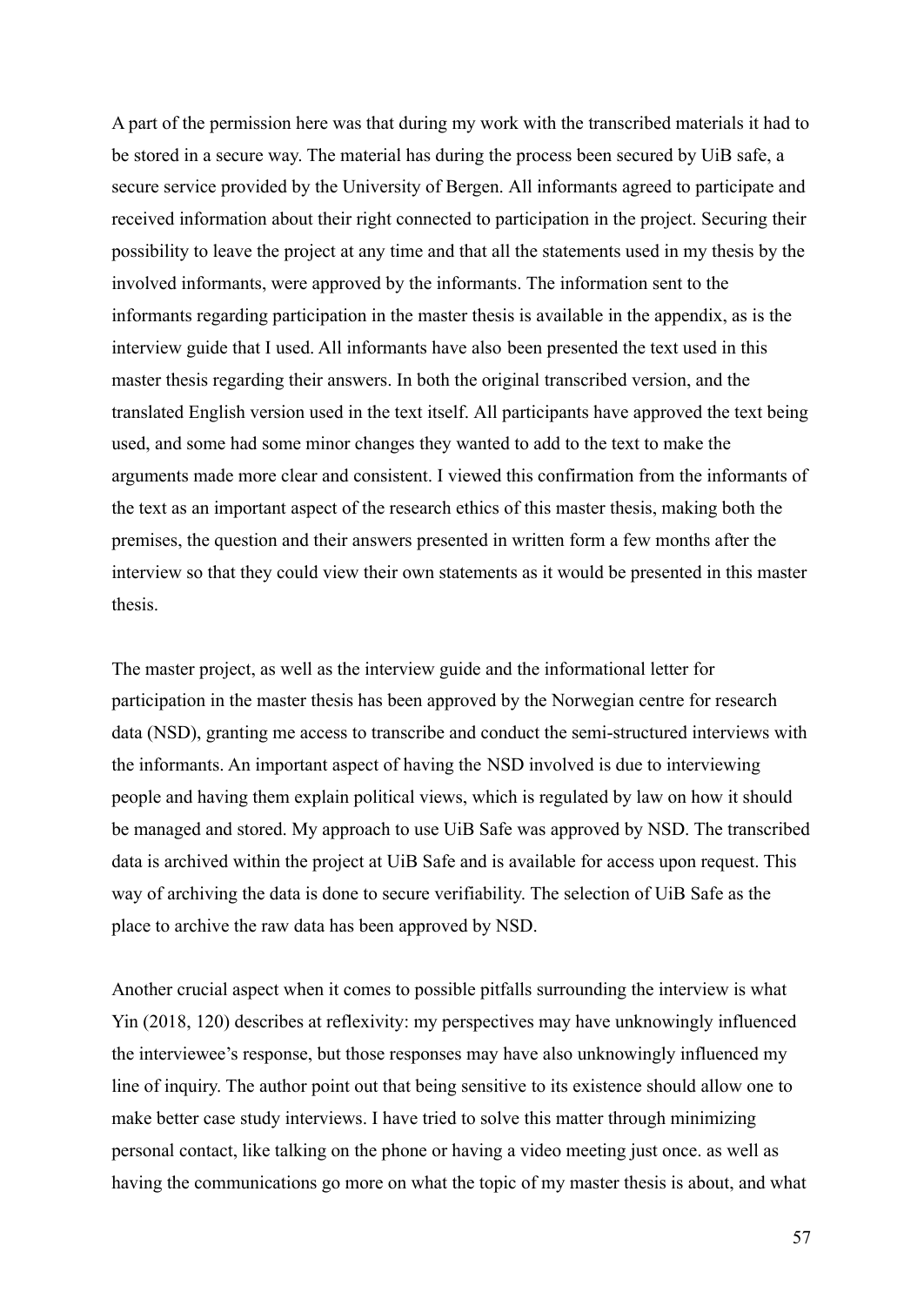A part of the permission here was that during my work with the transcribed materials it had to be stored in a secure way. The material has during the process been secured by UiB safe, a secure service provided by the University of Bergen. All informants agreed to participate and received information about their right connected to participation in the project. Securing their possibility to leave the project at any time and that all the statements used in my thesis by the involved informants, were approved by the informants. The information sent to the informants regarding participation in the master thesis is available in the appendix, as is the interview guide that I used. All informants have also been presented the text used in this master thesis regarding their answers. In both the original transcribed version, and the translated English version used in the text itself. All participants have approved the text being used, and some had some minor changes they wanted to add to the text to make the arguments made more clear and consistent. I viewed this confirmation from the informants of the text as an important aspect of the research ethics of this master thesis, making both the premises, the question and their answers presented in written form a few months after the interview so that they could view their own statements as it would be presented in this master thesis.

The master project, as well as the interview guide and the informational letter for participation in the master thesis has been approved by the Norwegian centre for research data (NSD), granting me access to transcribe and conduct the semi-structured interviews with the informants. An important aspect of having the NSD involved is due to interviewing people and having them explain political views, which is regulated by law on how it should be managed and stored. My approach to use UiB Safe was approved by NSD. The transcribed data is archived within the project at UiB Safe and is available for access upon request. This way of archiving the data is done to secure verifiability. The selection of UiB Safe as the place to archive the raw data has been approved by NSD.

Another crucial aspect when it comes to possible pitfalls surrounding the interview is what Yin (2018, 120) describes at reflexivity: my perspectives may have unknowingly influenced the interviewee's response, but those responses may have also unknowingly influenced my line of inquiry. The author point out that being sensitive to its existence should allow one to make better case study interviews. I have tried to solve this matter through minimizing personal contact, like talking on the phone or having a video meeting just once. as well as having the communications go more on what the topic of my master thesis is about, and what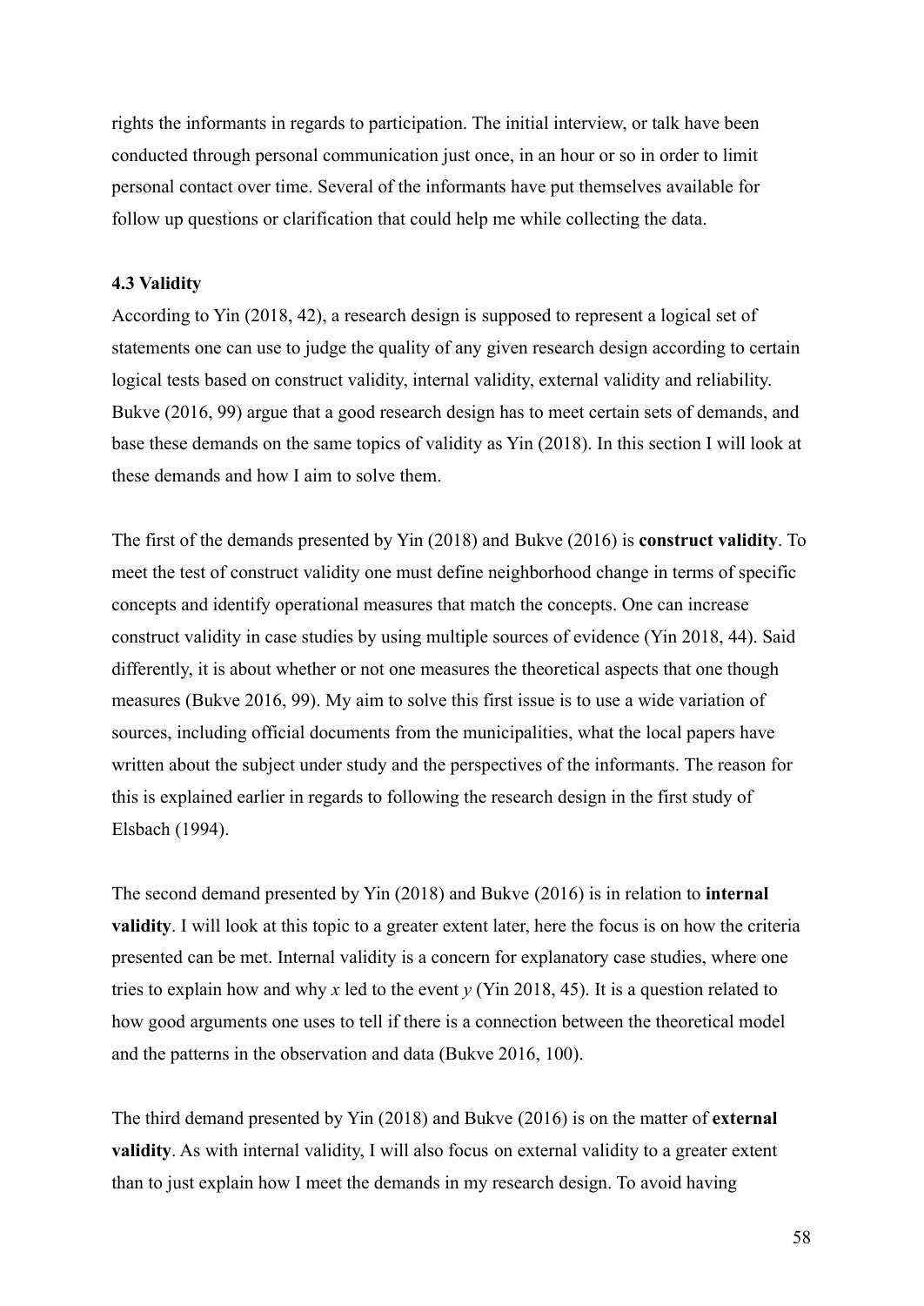rights the informants in regards to participation. The initial interview, or talk have been conducted through personal communication just once, in an hour or so in order to limit personal contact over time. Several of the informants have put themselves available for follow up questions or clarification that could help me while collecting the data.

### 4.3 Validity

According to Yin (2018, 42), a research design is supposed to represent a logical set of statements one can use to judge the quality of any given research design according to certain logical tests based on construct validity, internal validity, external validity and reliability. Bukve (2016, 99) argue that a good research design has to meet certain sets of demands, and base these demands on the same topics of validity as Yin (2018). In this section I will look at these demands and how I aim to solve them.

The first of the demands presented by Yin (2018) and Bukve (2016) is **construct validity**. To meet the test of construct validity one must define neighborhood change in terms of specific concepts and identify operational measures that match the concepts. One can increase construct validity in case studies by using multiple sources of evidence (Yin 2018, 44). Said differently, it is about whether or not one measures the theoretical aspects that one though measures (Bukve 2016, 99). My aim to solve this first issue is to use a wide variation of sources, including official documents from the municipalities, what the local papers have written about the subject under study and the perspectives of the informants. The reason for this is explained earlier in regards to following the research design in the first study of Elsbach (1994).

The second demand presented by Yin (2018) and Bukve (2016) is in relation to **internal validity**. I will look at this topic to a greater extent later, here the focus is on how the criteria presented can be met. Internal validity is a concern for explanatory case studies, where one tries to explain how and why *x* led to the event *y* (Yin 2018, 45). It is a question related to how good arguments one uses to tell if there is a connection between the theoretical model and the patterns in the observation and data (Bukve 2016, 100).

The third demand presented by Yin (2018) and Bukve (2016) is on the matter of **external validity**. As with internal validity, I will also focus on external validity to a greater extent than to just explain how I meet the demands in my research design. To avoid having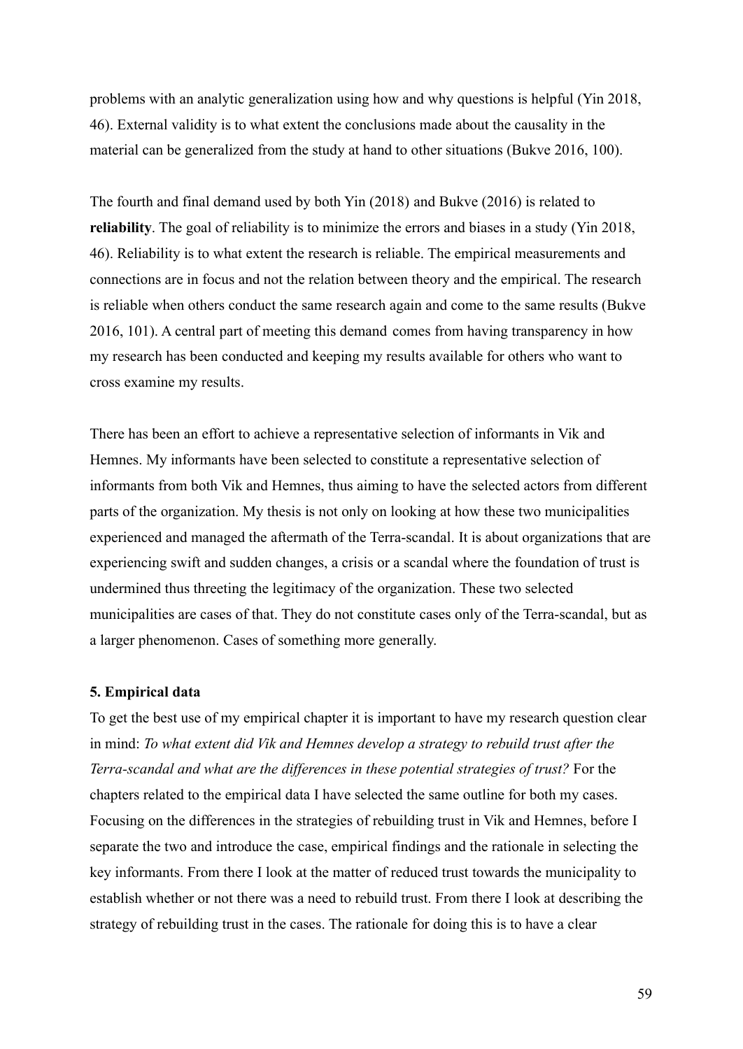problems with an analytic generalization using how and why questions is helpful (Yin 2018, 46). External validity is to what extent the conclusions made about the causality in the material can be generalized from the study at hand to other situations (Bukve 2016, 100).

The fourth and final demand used by both Yin (2018) and Bukve (2016) is related to **reliability**. The goal of reliability is to minimize the errors and biases in a study (Yin 2018, 46). Reliability is to what extent the research is reliable. The empirical measurements and connections are in focus and not the relation between theory and the empirical. The research is reliable when others conduct the same research again and come to the same results (Bukve 2016, 101). A central part of meeting this demand comes from having transparency in how my research has been conducted and keeping my results available for others who want to cross examine my results.

There has been an effort to achieve a representative selection of informants in Vik and Hemnes. My informants have been selected to constitute a representative selection of informants from both Vik and Hemnes, thus aiming to have the selected actors from different parts of the organization. My thesis is not only on looking at how these two municipalities experienced and managed the aftermath of the Terra-scandal. It is about organizations that are experiencing swift and sudden changes, a crisis or a scandal where the foundation of trust is undermined thus threeting the legitimacy of the organization. These two selected municipalities are cases of that. They do not constitute cases only of the Terra-scandal, but as a larger phenomenon. Cases of something more generally.

## 5. Empirical data

To get the best use of my empirical chapter it is important to have my research question clear in mind: *To what extent did Vik and Hemnes develop a strategy to rebuild trust after the Terra-scandal and what are the differences in these potential strategies of trust?* For the chapters related to the empirical data I have selected the same outline for both my cases. Focusing on the differences in the strategies of rebuilding trust in Vik and Hemnes, before I separate the two and introduce the case, empirical findings and the rationale in selecting the key informants. From there I look at the matter of reduced trust towards the municipality to establish whether or not there was a need to rebuild trust. From there I look at describing the strategy of rebuilding trust in the cases. The rationale for doing this is to have a clear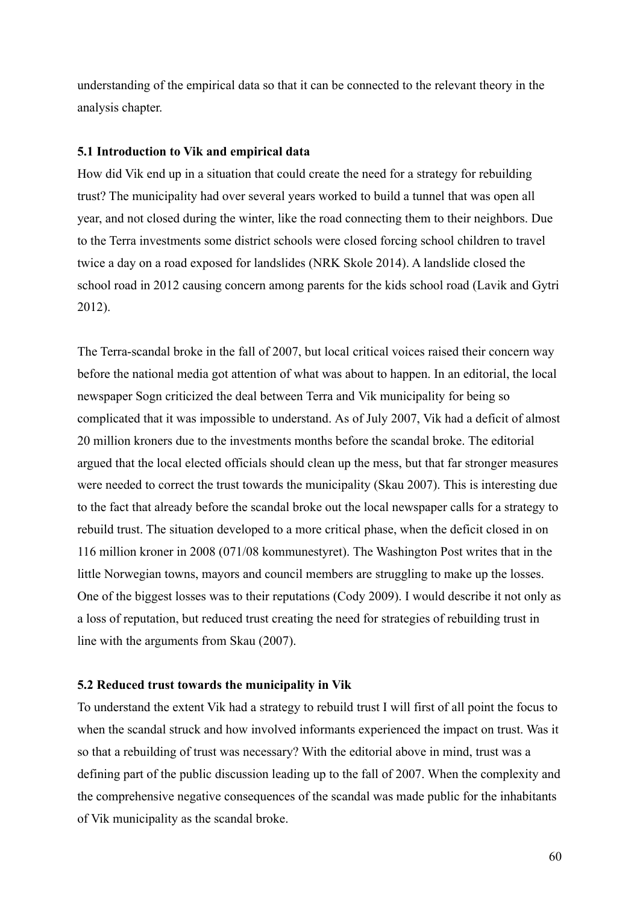understanding of the empirical data so that it can be connected to the relevant theory in the analysis chapter.

### 5.1 Introduction to Vik and empirical data

How did Vik end up in a situation that could create the need for a strategy for rebuilding trust? The municipality had over several years worked to build a tunnel that was open all year, and not closed during the winter, like the road connecting them to their neighbors. Due to the Terra investments some district schools were closed forcing school children to travel twice a day on a road exposed for landslides (NRK Skole 2014). A landslide closed the school road in 2012 causing concern among parents for the kids school road (Lavik and Gytri 2012).

The Terra-scandal broke in the fall of 2007, but local critical voices raised their concern way before the national media got attention of what was about to happen. In an editorial, the local newspaper Sogn criticized the deal between Terra and Vik municipality for being so complicated that it was impossible to understand. As of July 2007, Vik had a deficit of almost 20 million kroners due to the investments months before the scandal broke. The editorial argued that the local elected officials should clean up the mess, but that far stronger measures were needed to correct the trust towards the municipality (Skau 2007). This is interesting due to the fact that already before the scandal broke out the local newspaper calls for a strategy to rebuild trust. The situation developed to a more critical phase, when the deficit closed in on 116 million kroner in 2008 (071/08 kommunestyret). The Washington Post writes that in the little Norwegian towns, mayors and council members are struggling to make up the losses. One of the biggest losses was to their reputations (Cody 2009). I would describe it not only as a loss of reputation, but reduced trust creating the need for strategies of rebuilding trust in line with the arguments from Skau (2007).

### 5.2 Reduced trust towards the municipality in Vik

To understand the extent Vik had a strategy to rebuild trust I will first of all point the focus to when the scandal struck and how involved informants experienced the impact on trust. Was it so that a rebuilding of trust was necessary? With the editorial above in mind, trust was a defining part of the public discussion leading up to the fall of 2007. When the complexity and the comprehensive negative consequences of the scandal was made public for the inhabitants of Vik municipality as the scandal broke.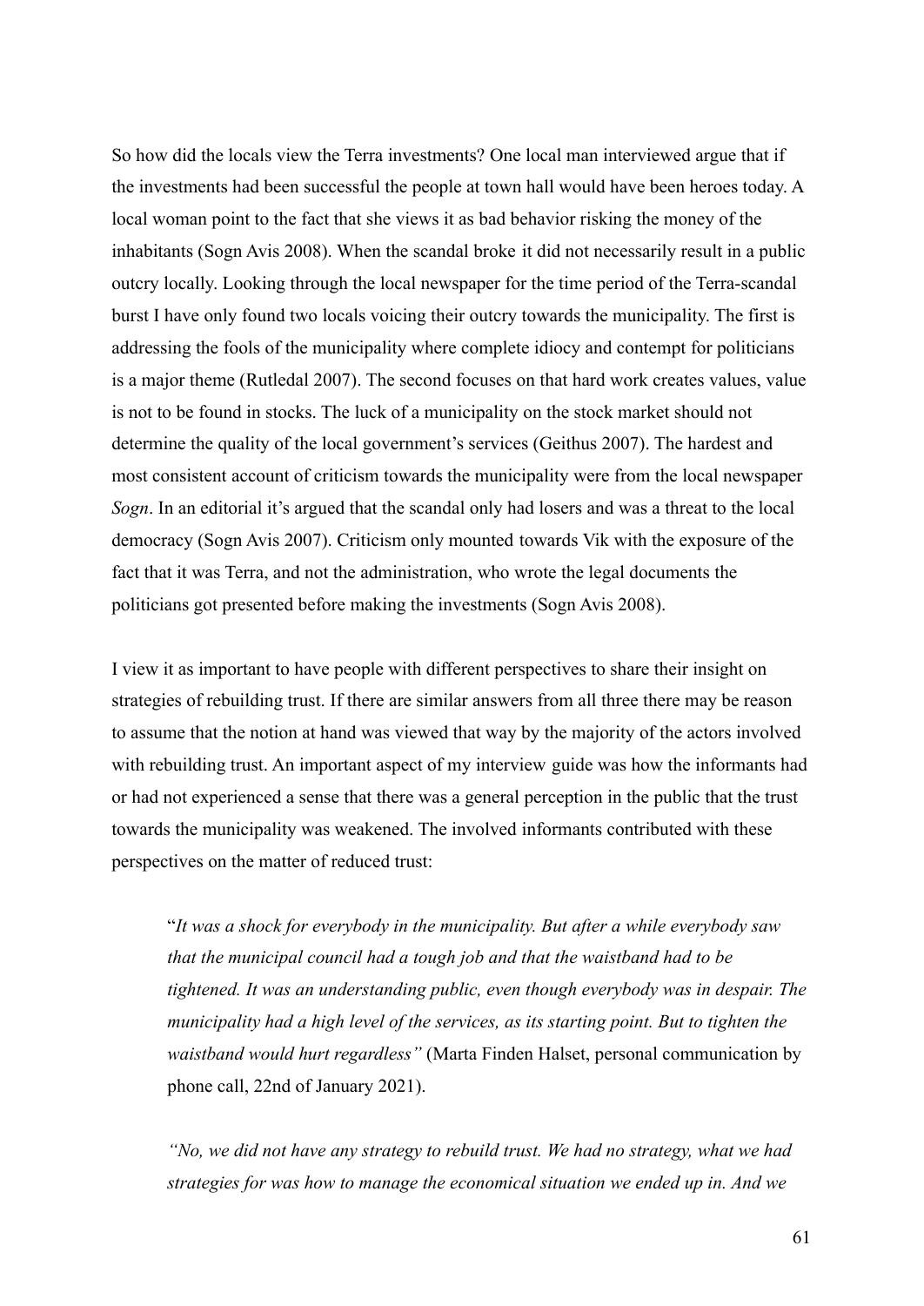So how did the locals view the Terra investments? One local man interviewed argue that if the investments had been successful the people at town hall would have been heroes today. A local woman point to the fact that she views it as bad behavior risking the money of the inhabitants (Sogn Avis 2008). When the scandal broke it did not necessarily result in a public outcry locally. Looking through the local newspaper for the time period of the Terra-scandal burst I have only found two locals voicing their outcry towards the municipality. The first is addressing the fools of the municipality where complete idiocy and contempt for politicians is a major theme (Rutledal 2007). The second focuses on that hard work creates values, value is not to be found in stocks. The luck of a municipality on the stock market should not determine the quality of the local government's services (Geithus 2007). The hardest and most consistent account of criticism towards the municipality were from the local newspaper *Sogn*. In an editorial it's argued that the scandal only had losers and was a threat to the local democracy (Sogn Avis 2007). Criticism only mounted towards Vik with the exposure of the fact that it was Terra, and not the administration, who wrote the legal documents the politicians got presented before making the investments (Sogn Avis 2008).

I view it as important to have people with different perspectives to share their insight on strategies of rebuilding trust. If there are similar answers from all three there may be reason to assume that the notion at hand was viewed that way by the majority of the actors involved with rebuilding trust. An important aspect of my interview guide was how the informants had or had not experienced a sense that there was a general perception in the public that the trust towards the municipality was weakened. The involved informants contributed with these perspectives on the matter of reduced trust:

> "*It was a shock for everybody in the municipality. But after a while everybody saw that the municipal council had a tough job and that the waistband had to be tightened. It was an understanding public, even though everybody was in despair. The municipality had a high level of the services, as its starting point. But to tighten the waistband would hurt regardless"* (Marta Finden Halset, personal communication by phone call, 22nd of January 2021).

> *"No, we did not have any strategy to rebuild trust. We had no strategy, what we had strategies for was how to manage the economical situation we ended up in. And we*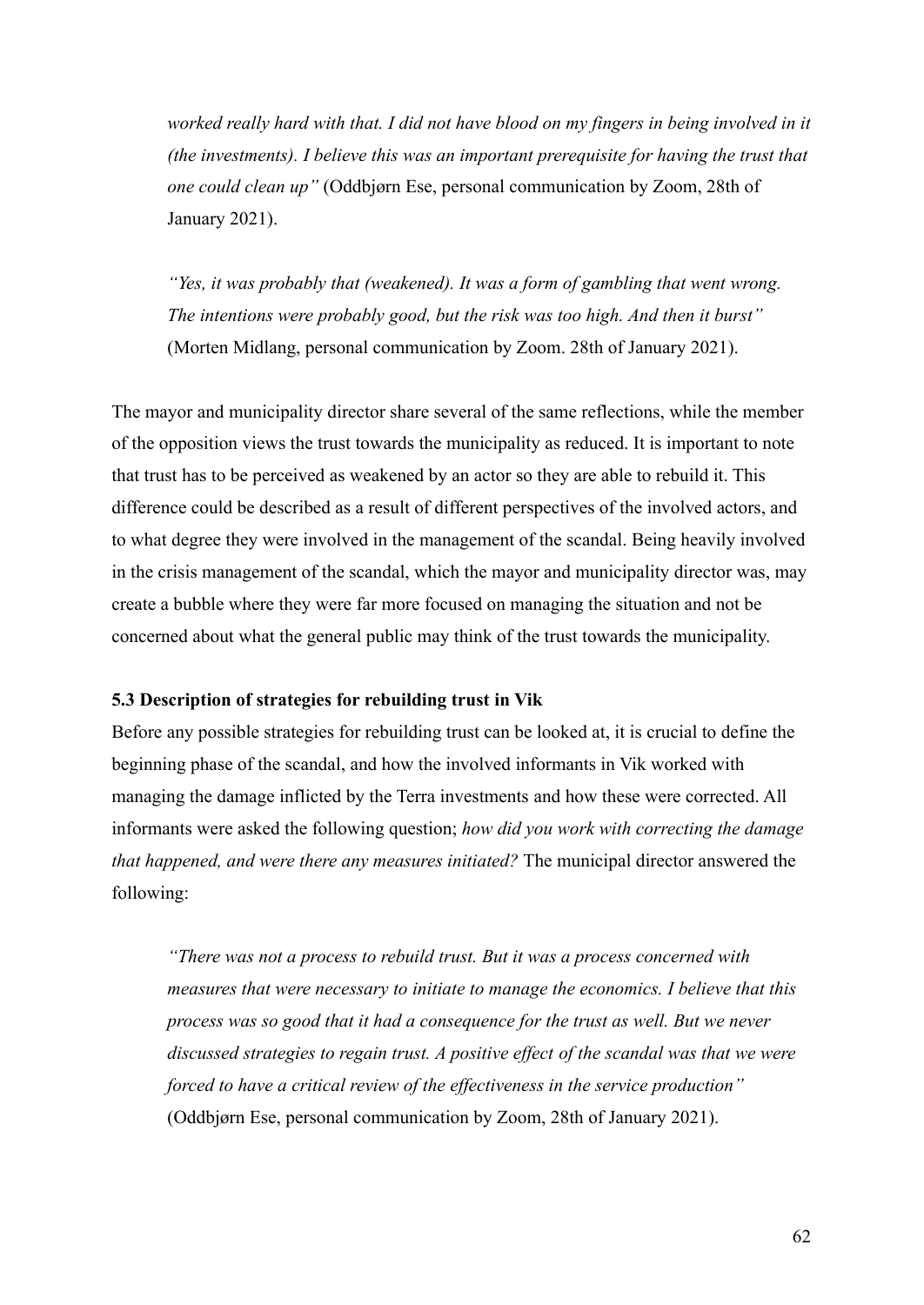> *worked really hard with that. I did not have blood on my fingers in being involved in it (the investments). I believe this was an important prerequisite for having the trust that one could clean up"* (Oddbjørn Ese, personal communication by Zoom, 28th of January 2021).

> *"Yes, it was probably that (weakened). It was a form of gambling that went wrong. The intentions were probably good, but the risk was too high. And then it burst"* (Morten Midlang, personal communication by Zoom. 28th of January 2021).

The mayor and municipality director share several of the same reflections, while the member of the opposition views the trust towards the municipality as reduced. It is important to note that trust has to be perceived as weakened by an actor so they are able to rebuild it. This difference could be described as a result of different perspectives of the involved actors, and to what degree they were involved in the management of the scandal. Being heavily involved in the crisis management of the scandal, which the mayor and municipality director was, may create a bubble where they were far more focused on managing the situation and not be concerned about what the general public may think of the trust towards the municipality.

### 5.3 Description of strategies for rebuilding trust in Vik

Before any possible strategies for rebuilding trust can be looked at, it is crucial to define the beginning phase of the scandal, and how the involved informants in Vik worked with managing the damage inflicted by the Terra investments and how these were corrected. All informants were asked the following question; *how did you work with correcting the damage that happened, and were there any measures initiated?* The municipal director answered the following:

> *"There was not a process to rebuild trust. But it was a process concerned with measures that were necessary to initiate to manage the economics. I believe that this process was so good that it had a consequence for the trust as well. But we never discussed strategies to regain trust. A positive effect of the scandal was that we were forced to have a critical review of the effectiveness in the service production"* (Oddbjørn Ese, personal communication by Zoom, 28th of January 2021).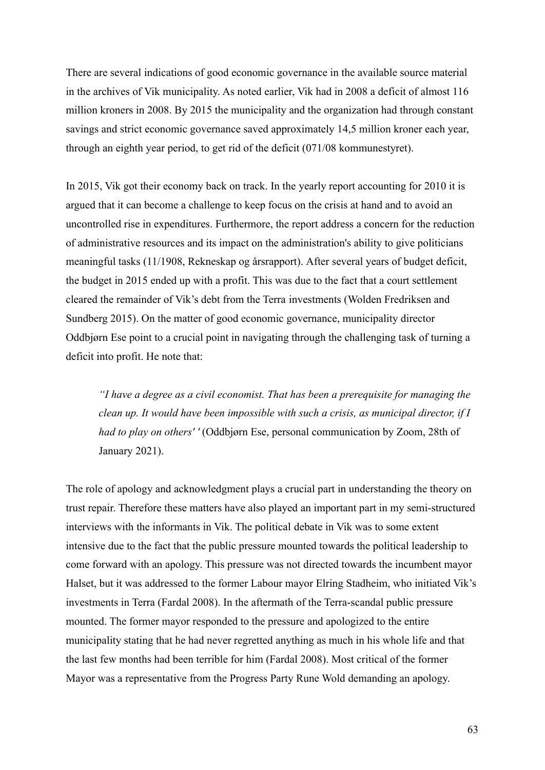There are several indications of good economic governance in the available source material in the archives of Vik municipality. As noted earlier, Vik had in 2008 a deficit of almost 116 million kroners in 2008. By 2015 the municipality and the organization had through constant savings and strict economic governance saved approximately 14,5 million kroner each year, through an eighth year period, to get rid of the deficit (071/08 kommunestyret).

In 2015, Vik got their economy back on track. In the yearly report accounting for 2010 it is argued that it can become a challenge to keep focus on the crisis at hand and to avoid an uncontrolled rise in expenditures. Furthermore, the report address a concern for the reduction of administrative resources and its impact on the administration's ability to give politicians meaningful tasks (11/1908, Rekneskap og årsrapport). After several years of budget deficit, the budget in 2015 ended up with a profit. This was due to the fact that a court settlement cleared the remainder of Vik's debt from the Terra investments (Wolden Fredriksen and Sundberg 2015). On the matter of good economic governance, municipality director Oddbjørn Ese point to a crucial point in navigating through the challenging task of turning a deficit into profit. He note that:

> *"I have a degree as a civil economist. That has been a prerequisite for managing the clean up. It would have been impossible with such a crisis, as municipal director, if I had to play on others' '* (Oddbjørn Ese, personal communication by Zoom, 28th of January 2021).

The role of apology and acknowledgment plays a crucial part in understanding the theory on trust repair. Therefore these matters have also played an important part in my semi-structured interviews with the informants in Vik. The political debate in Vik was to some extent intensive due to the fact that the public pressure mounted towards the political leadership to come forward with an apology. This pressure was not directed towards the incumbent mayor Halset, but it was addressed to the former Labour mayor Elring Stadheim, who initiated Vik's investments in Terra (Fardal 2008). In the aftermath of the Terra-scandal public pressure mounted. The former mayor responded to the pressure and apologized to the entire municipality stating that he had never regretted anything as much in his whole life and that the last few months had been terrible for him (Fardal 2008). Most critical of the former Mayor was a representative from the Progress Party Rune Wold demanding an apology.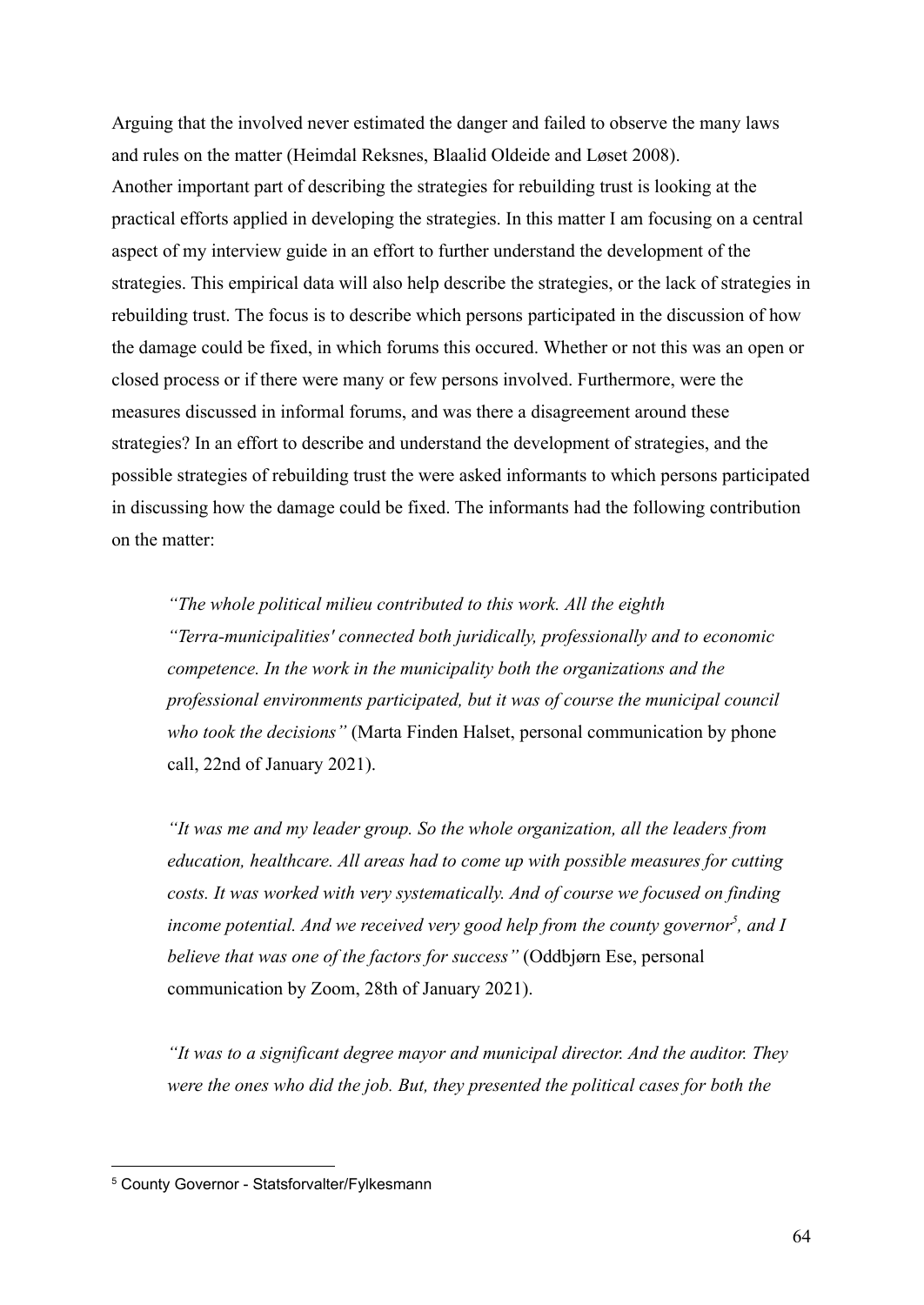Arguing that the involved never estimated the danger and failed to observe the many laws and rules on the matter (Heimdal Reksnes, Blaalid Oldeide and Løset 2008).

Another important part of describing the strategies for rebuilding trust is looking at the practical efforts applied in developing the strategies. In this matter I am focusing on a central aspect of my interview guide in an effort to further understand the development of the strategies. This empirical data will also help describe the strategies, or the lack of strategies in rebuilding trust. The focus is to describe which persons participated in the discussion of how the damage could be fixed, in which forums this occured. Whether or not this was an open or closed process or if there were many or few persons involved. Furthermore, were the measures discussed in informal forums, and was there a disagreement around these strategies? In an effort to describe and understand the development of strategies, and the possible strategies of rebuilding trust the were asked informants to which persons participated in discussing how the damage could be fixed. The informants had the following contribution on the matter:

> *"The whole political milieu contributed to this work. All the eighth "Terra-municipalities' connected both juridically, professionally and to economic competence. In the work in the municipality both the organizations and the professional environments participated, but it was of course the municipal council who took the decisions"* (Marta Finden Halset, personal communication by phone call, 22nd of January 2021).

> *"It was me and my leader group. So the whole organization, all the leaders from education, healthcare. All areas had to come up with possible measures for cutting costs. It was worked with very systematically. And of course we focused on finding income potential. And we received very good help from the county governor[5], and I believe that was one of the factors for success"* (Oddbjørn Ese, personal communication by Zoom, 28th of January 2021).

> *"It was to a significant degree mayor and municipal director. And the auditor. They were the ones who did the job. But, they presented the political cases for both the*

[5] County Governor - Statsforvalter/Fylkesmann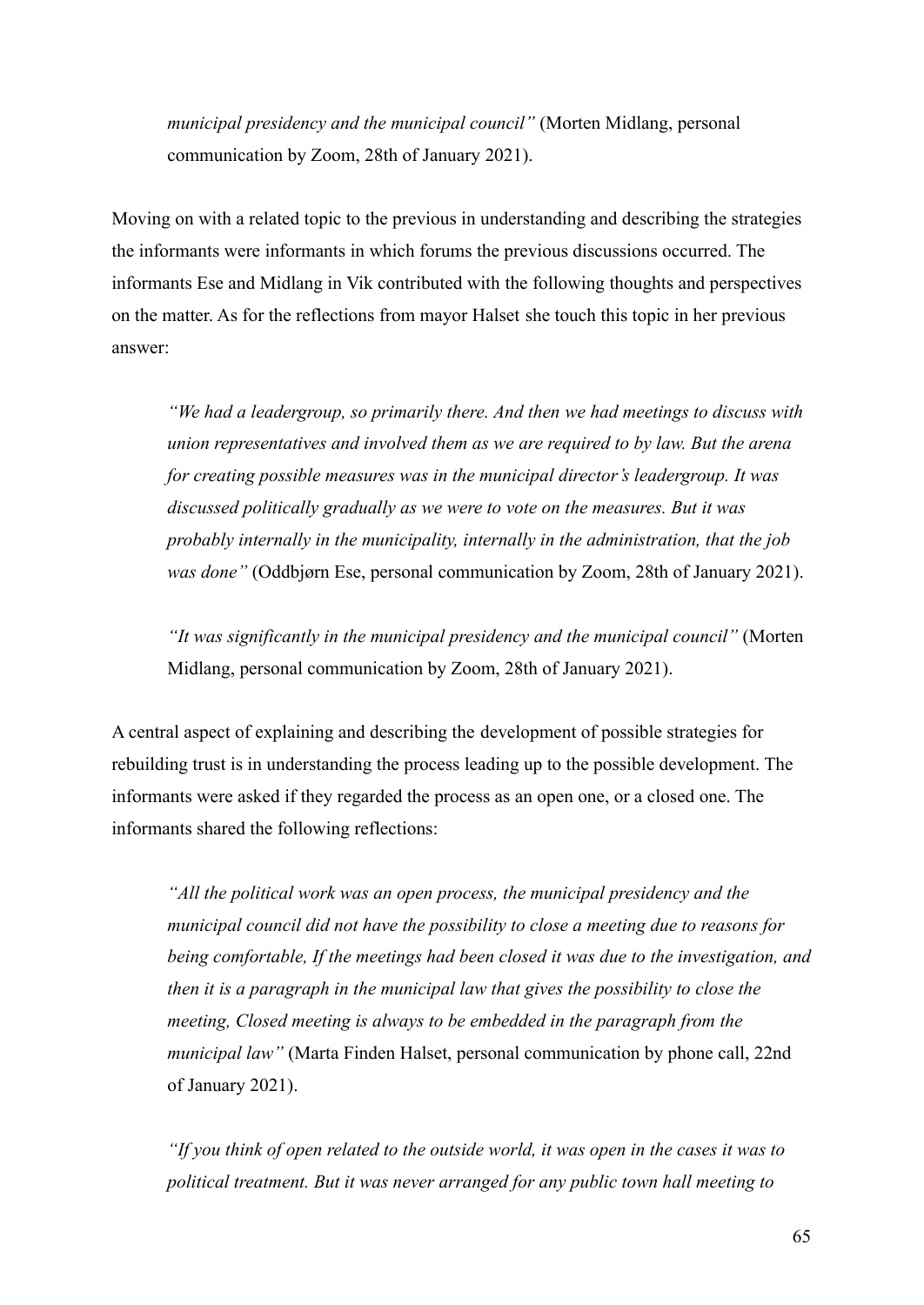> *municipal presidency and the municipal council"* (Morten Midlang, personal communication by Zoom, 28th of January 2021).

Moving on with a related topic to the previous in understanding and describing the strategies the informants were informants in which forums the previous discussions occurred. The informants Ese and Midlang in Vik contributed with the following thoughts and perspectives on the matter. As for the reflections from mayor Halset she touch this topic in her previous answer:

> *"We had a leadergroup, so primarily there. And then we had meetings to discuss with union representatives and involved them as we are required to by law. But the arena for creating possible measures was in the municipal director's leadergroup. It was discussed politically gradually as we were to vote on the measures. But it was probably internally in the municipality, internally in the administration, that the job was done"* (Oddbjørn Ese, personal communication by Zoom, 28th of January 2021).

> *"It was significantly in the municipal presidency and the municipal council"* (Morten Midlang, personal communication by Zoom, 28th of January 2021).

A central aspect of explaining and describing the development of possible strategies for rebuilding trust is in understanding the process leading up to the possible development. The informants were asked if they regarded the process as an open one, or a closed one. The informants shared the following reflections:

> *"All the political work was an open process, the municipal presidency and the municipal council did not have the possibility to close a meeting due to reasons for being comfortable, If the meetings had been closed it was due to the investigation, and then it is a paragraph in the municipal law that gives the possibility to close the meeting, Closed meeting is always to be embedded in the paragraph from the municipal law"* (Marta Finden Halset, personal communication by phone call, 22nd of January 2021).

> *"If you think of open related to the outside world, it was open in the cases it was to political treatment. But it was never arranged for any public town hall meeting to*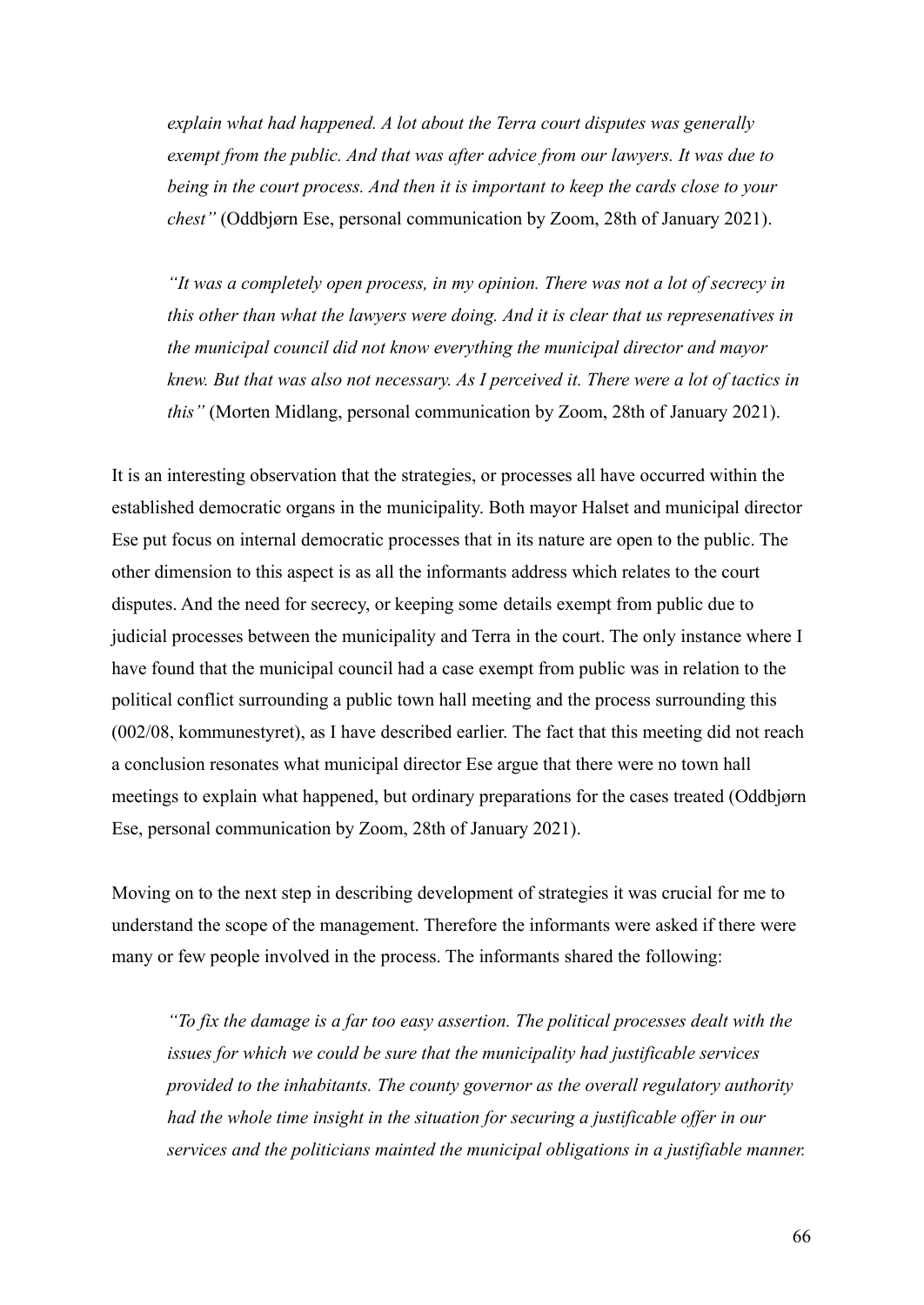*explain what had happened. A lot about the Terra court disputes was generally exempt from the public. And that was after advice from our lawyers. It was due to being in the court process. And then it is important to keep the cards close to your chest"* (Oddbjørn Ese, personal communication by Zoom, 28th of January 2021).

> *"It was a completely open process, in my opinion. There was not a lot of secrecy in this other than what the lawyers were doing. And it is clear that us represenatives in the municipal council did not know everything the municipal director and mayor knew. But that was also not necessary. As I perceived it. There were a lot of tactics in this"* (Morten Midlang, personal communication by Zoom, 28th of January 2021).

It is an interesting observation that the strategies, or processes all have occurred within the established democratic organs in the municipality. Both mayor Halset and municipal director Ese put focus on internal democratic processes that in its nature are open to the public. The other dimension to this aspect is as all the informants address which relates to the court disputes. And the need for secrecy, or keeping some details exempt from public due to judicial processes between the municipality and Terra in the court. The only instance where I have found that the municipal council had a case exempt from public was in relation to the political conflict surrounding a public town hall meeting and the process surrounding this (002/08, kommunestyret), as I have described earlier. The fact that this meeting did not reach a conclusion resonates what municipal director Ese argue that there were no town hall meetings to explain what happened, but ordinary preparations for the cases treated (Oddbjørn Ese, personal communication by Zoom, 28th of January 2021).

Moving on to the next step in describing development of strategies it was crucial for me to understand the scope of the management. Therefore the informants were asked if there were many or few people involved in the process. The informants shared the following:

> *"To fix the damage is a far too easy assertion. The political processes dealt with the issues for which we could be sure that the municipality had justificable services provided to the inhabitants. The county governor as the overall regulatory authority had the whole time insight in the situation for securing a justificable offer in our services and the politicians mainted the municipal obligations in a justifiable manner.*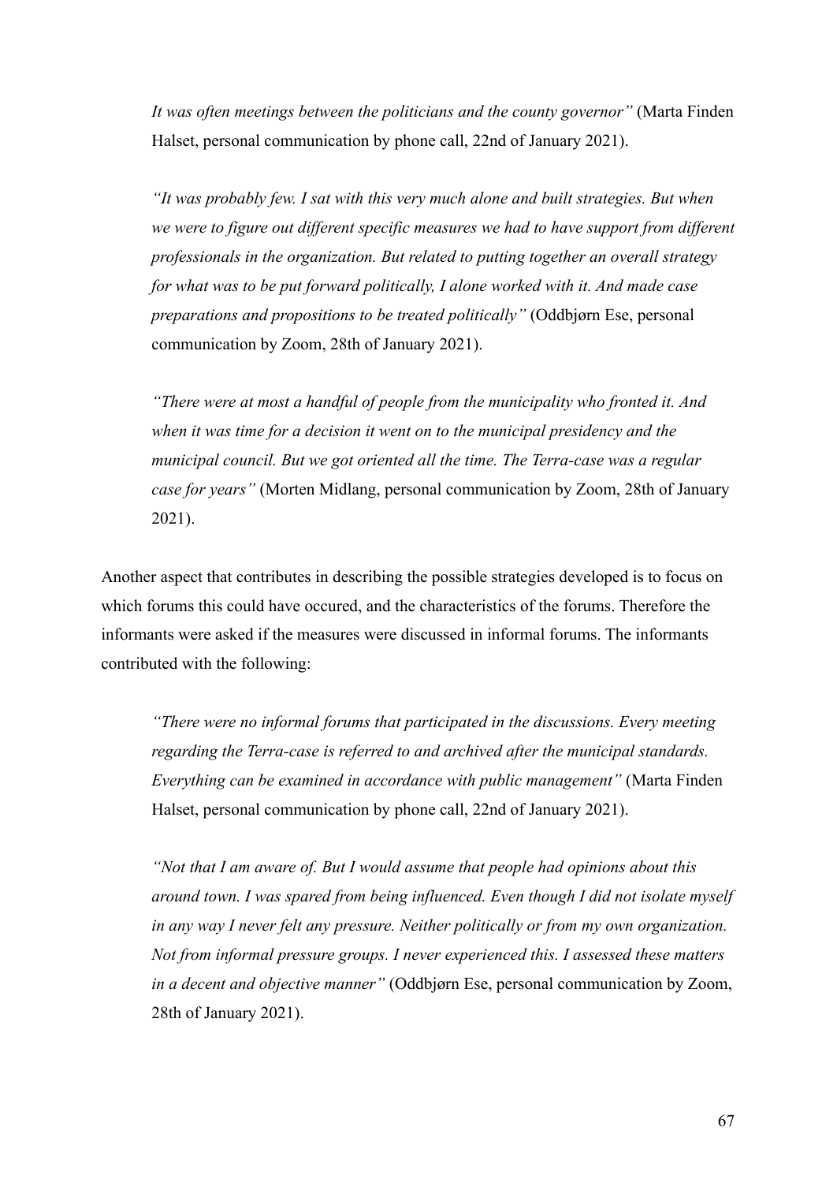> *It was often meetings between the politicians and the county governor"* (Marta Finden Halset, personal communication by phone call, 22nd of January 2021).

> *"It was probably few. I sat with this very much alone and built strategies. But when we were to figure out different specific measures we had to have support from different professionals in the organization. But related to putting together an overall strategy for what was to be put forward politically, I alone worked with it. And made case preparations and propositions to be treated politically"* (Oddbjørn Ese, personal communication by Zoom, 28th of January 2021).

> *"There were at most a handful of people from the municipality who fronted it. And when it was time for a decision it went on to the municipal presidency and the municipal council. But we got oriented all the time. The Terra-case was a regular case for years"* (Morten Midlang, personal communication by Zoom, 28th of January 2021).

Another aspect that contributes in describing the possible strategies developed is to focus on which forums this could have occured, and the characteristics of the forums. Therefore the informants were asked if the measures were discussed in informal forums. The informants contributed with the following:

> *"There were no informal forums that participated in the discussions. Every meeting regarding the Terra-case is referred to and archived after the municipal standards. Everything can be examined in accordance with public management"* (Marta Finden Halset, personal communication by phone call, 22nd of January 2021).

> *"Not that I am aware of. But I would assume that people had opinions about this around town. I was spared from being influenced. Even though I did not isolate myself in any way I never felt any pressure. Neither politically or from my own organization. Not from informal pressure groups. I never experienced this. I assessed these matters in a decent and objective manner"* (Oddbjørn Ese, personal communication by Zoom, 28th of January 2021).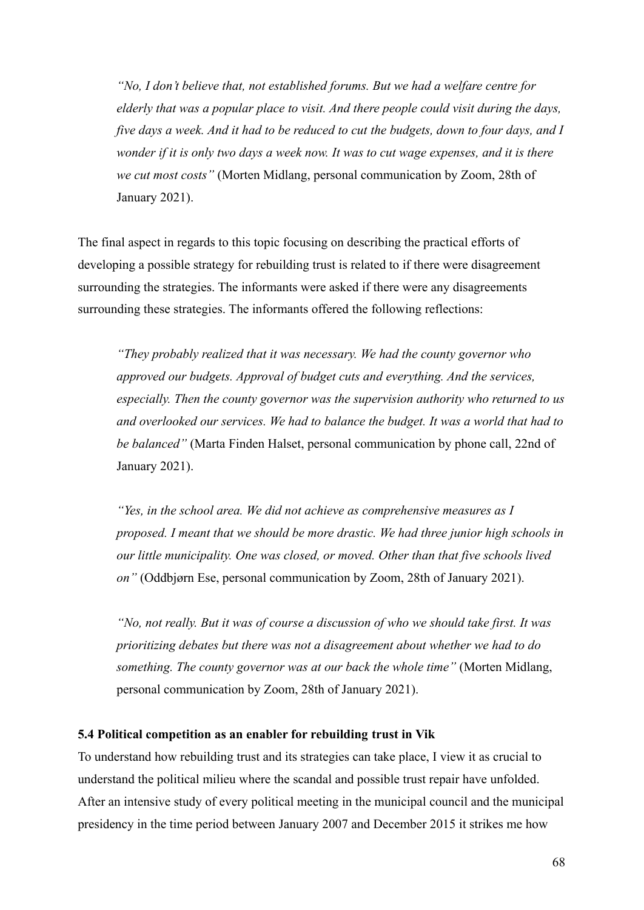> *"No, I don't believe that, not established forums. But we had a welfare centre for elderly that was a popular place to visit. And there people could visit during the days, five days a week. And it had to be reduced to cut the budgets, down to four days, and I wonder if it is only two days a week now. It was to cut wage expenses, and it is there we cut most costs"* (Morten Midlang, personal communication by Zoom, 28th of January 2021).

The final aspect in regards to this topic focusing on describing the practical efforts of developing a possible strategy for rebuilding trust is related to if there were disagreement surrounding the strategies. The informants were asked if there were any disagreements surrounding these strategies. The informants offered the following reflections:

> *"They probably realized that it was necessary. We had the county governor who approved our budgets. Approval of budget cuts and everything. And the services, especially. Then the county governor was the supervision authority who returned to us and overlooked our services. We had to balance the budget. It was a world that had to be balanced"* (Marta Finden Halset, personal communication by phone call, 22nd of January 2021).

> *"Yes, in the school area. We did not achieve as comprehensive measures as I proposed. I meant that we should be more drastic. We had three junior high schools in our little municipality. One was closed, or moved. Other than that five schools lived on"* (Oddbjørn Ese, personal communication by Zoom, 28th of January 2021).

> *"No, not really. But it was of course a discussion of who we should take first. It was prioritizing debates but there was not a disagreement about whether we had to do something. The county governor was at our back the whole time"* (Morten Midlang, personal communication by Zoom, 28th of January 2021).

### 5.4 Political competition as an enabler for rebuilding trust in Vik

To understand how rebuilding trust and its strategies can take place, I view it as crucial to understand the political milieu where the scandal and possible trust repair have unfolded. After an intensive study of every political meeting in the municipal council and the municipal presidency in the time period between January 2007 and December 2015 it strikes me how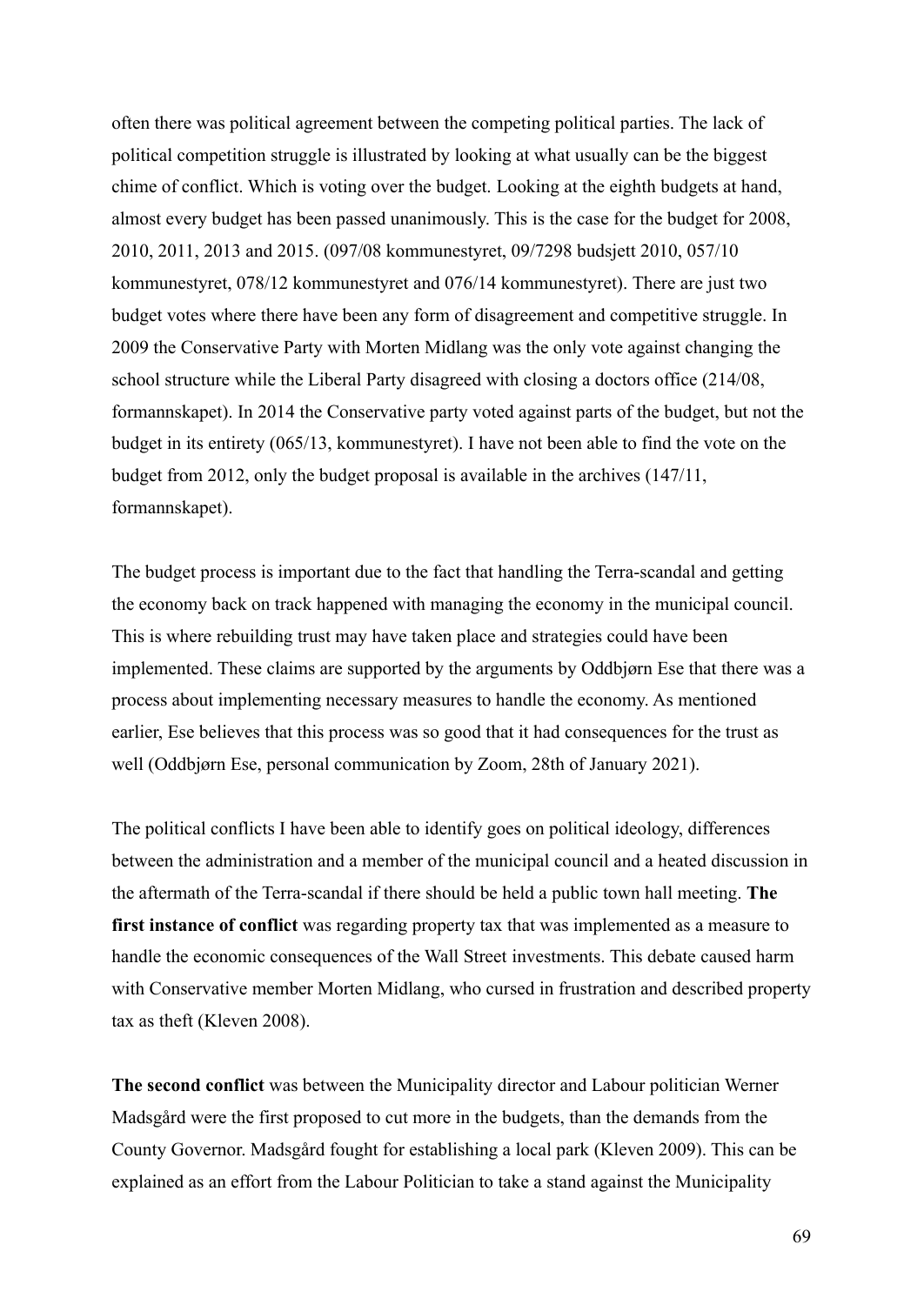often there was political agreement between the competing political parties. The lack of political competition struggle is illustrated by looking at what usually can be the biggest chime of conflict. Which is voting over the budget. Looking at the eighth budgets at hand, almost every budget has been passed unanimously. This is the case for the budget for 2008, 2010, 2011, 2013 and 2015. (097/08 kommunestyret, 09/7298 budsjett 2010, 057/10 kommunestyret, 078/12 kommunestyret and 076/14 kommunestyret). There are just two budget votes where there have been any form of disagreement and competitive struggle. In 2009 the Conservative Party with Morten Midlang was the only vote against changing the school structure while the Liberal Party disagreed with closing a doctors office (214/08, formannskapet). In 2014 the Conservative party voted against parts of the budget, but not the budget in its entirety (065/13, kommunestyret). I have not been able to find the vote on the budget from 2012, only the budget proposal is available in the archives (147/11, formannskapet).

The budget process is important due to the fact that handling the Terra-scandal and getting the economy back on track happened with managing the economy in the municipal council. This is where rebuilding trust may have taken place and strategies could have been implemented. These claims are supported by the arguments by Oddbjørn Ese that there was a process about implementing necessary measures to handle the economy. As mentioned earlier, Ese believes that this process was so good that it had consequences for the trust as well (Oddbjørn Ese, personal communication by Zoom, 28th of January 2021).

The political conflicts I have been able to identify goes on political ideology, differences between the administration and a member of the municipal council and a heated discussion in the aftermath of the Terra-scandal if there should be held a public town hall meeting. **The first instance of conflict** was regarding property tax that was implemented as a measure to handle the economic consequences of the Wall Street investments. This debate caused harm with Conservative member Morten Midlang, who cursed in frustration and described property tax as theft (Kleven 2008).

**The second conflict** was between the Municipality director and Labour politician Werner Madsgård were the first proposed to cut more in the budgets, than the demands from the County Governor. Madsgård fought for establishing a local park (Kleven 2009). This can be explained as an effort from the Labour Politician to take a stand against the Municipality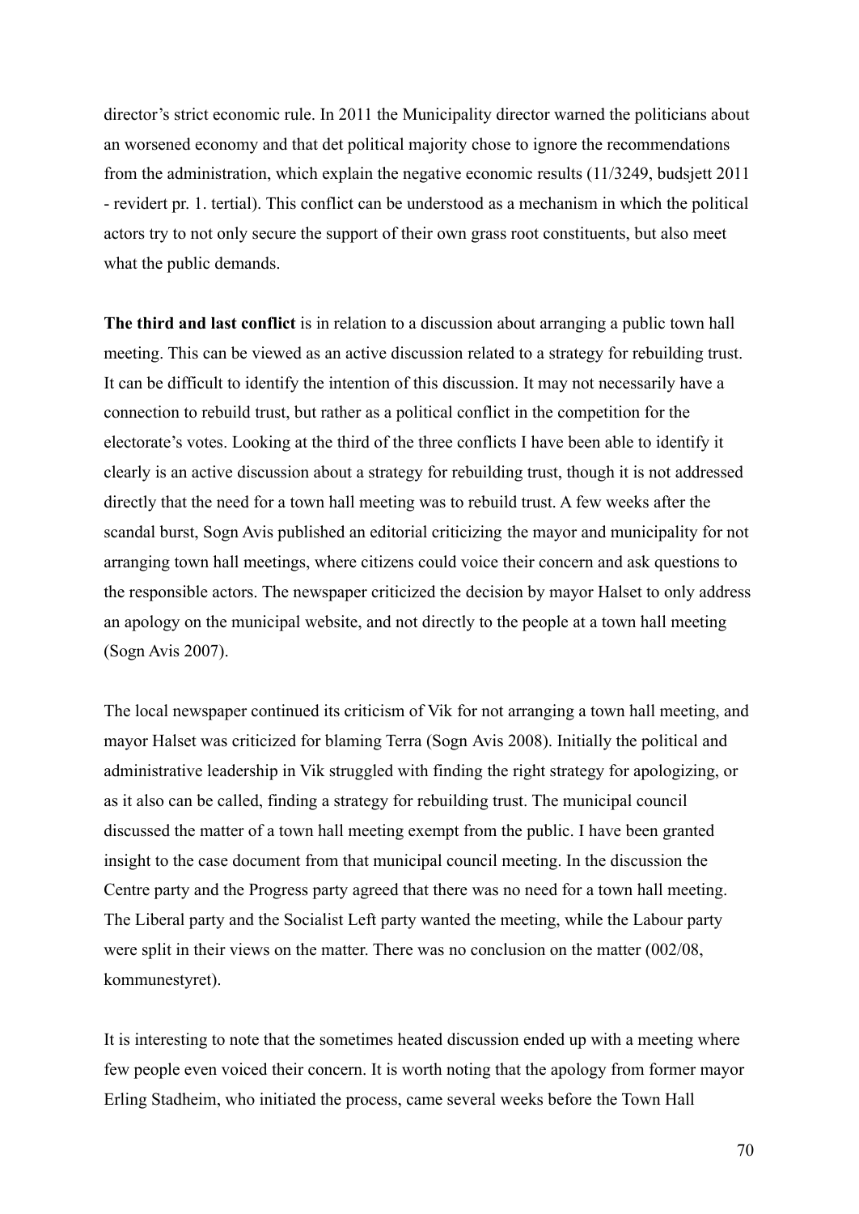director's strict economic rule. In 2011 the Municipality director warned the politicians about an worsened economy and that det political majority chose to ignore the recommendations from the administration, which explain the negative economic results (11/3249, budsjett 2011 - revidert pr. 1. tertial). This conflict can be understood as a mechanism in which the political actors try to not only secure the support of their own grass root constituents, but also meet what the public demands.

**The third and last conflict** is in relation to a discussion about arranging a public town hall meeting. This can be viewed as an active discussion related to a strategy for rebuilding trust. It can be difficult to identify the intention of this discussion. It may not necessarily have a connection to rebuild trust, but rather as a political conflict in the competition for the electorate's votes. Looking at the third of the three conflicts I have been able to identify it clearly is an active discussion about a strategy for rebuilding trust, though it is not addressed directly that the need for a town hall meeting was to rebuild trust. A few weeks after the scandal burst, Sogn Avis published an editorial criticizing the mayor and municipality for not arranging town hall meetings, where citizens could voice their concern and ask questions to the responsible actors. The newspaper criticized the decision by mayor Halset to only address an apology on the municipal website, and not directly to the people at a town hall meeting (Sogn Avis 2007).

The local newspaper continued its criticism of Vik for not arranging a town hall meeting, and mayor Halset was criticized for blaming Terra (Sogn Avis 2008). Initially the political and administrative leadership in Vik struggled with finding the right strategy for apologizing, or as it also can be called, finding a strategy for rebuilding trust. The municipal council discussed the matter of a town hall meeting exempt from the public. I have been granted insight to the case document from that municipal council meeting. In the discussion the Centre party and the Progress party agreed that there was no need for a town hall meeting. The Liberal party and the Socialist Left party wanted the meeting, while the Labour party were split in their views on the matter. There was no conclusion on the matter (002/08, kommunestyret).

It is interesting to note that the sometimes heated discussion ended up with a meeting where few people even voiced their concern. It is worth noting that the apology from former mayor Erling Stadheim, who initiated the process, came several weeks before the Town Hall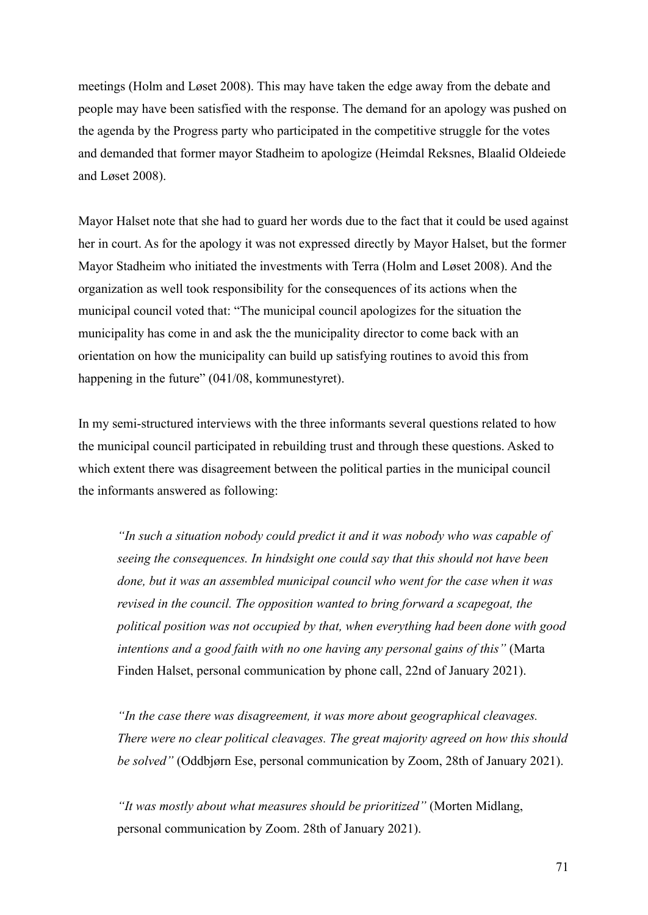meetings (Holm and Løset 2008). This may have taken the edge away from the debate and people may have been satisfied with the response. The demand for an apology was pushed on the agenda by the Progress party who participated in the competitive struggle for the votes and demanded that former mayor Stadheim to apologize (Heimdal Reksnes, Blaalid Oldeiede and Løset 2008).

Mayor Halset note that she had to guard her words due to the fact that it could be used against her in court. As for the apology it was not expressed directly by Mayor Halset, but the former Mayor Stadheim who initiated the investments with Terra (Holm and Løset 2008). And the organization as well took responsibility for the consequences of its actions when the municipal council voted that: "The municipal council apologizes for the situation the municipality has come in and ask the the municipality director to come back with an orientation on how the municipality can build up satisfying routines to avoid this from happening in the future" (041/08, kommunestyret).

In my semi-structured interviews with the three informants several questions related to how the municipal council participated in rebuilding trust and through these questions. Asked to which extent there was disagreement between the political parties in the municipal council the informants answered as following:

> *"In such a situation nobody could predict it and it was nobody who was capable of seeing the consequences. In hindsight one could say that this should not have been done, but it was an assembled municipal council who went for the case when it was revised in the council. The opposition wanted to bring forward a scapegoat, the political position was not occupied by that, when everything had been done with good intentions and a good faith with no one having any personal gains of this"* (Marta Finden Halset, personal communication by phone call, 22nd of January 2021).

> *"In the case there was disagreement, it was more about geographical cleavages. There were no clear political cleavages. The great majority agreed on how this should be solved"* (Oddbjørn Ese, personal communication by Zoom, 28th of January 2021).

> *"It was mostly about what measures should be prioritized"* (Morten Midlang, personal communication by Zoom. 28th of January 2021).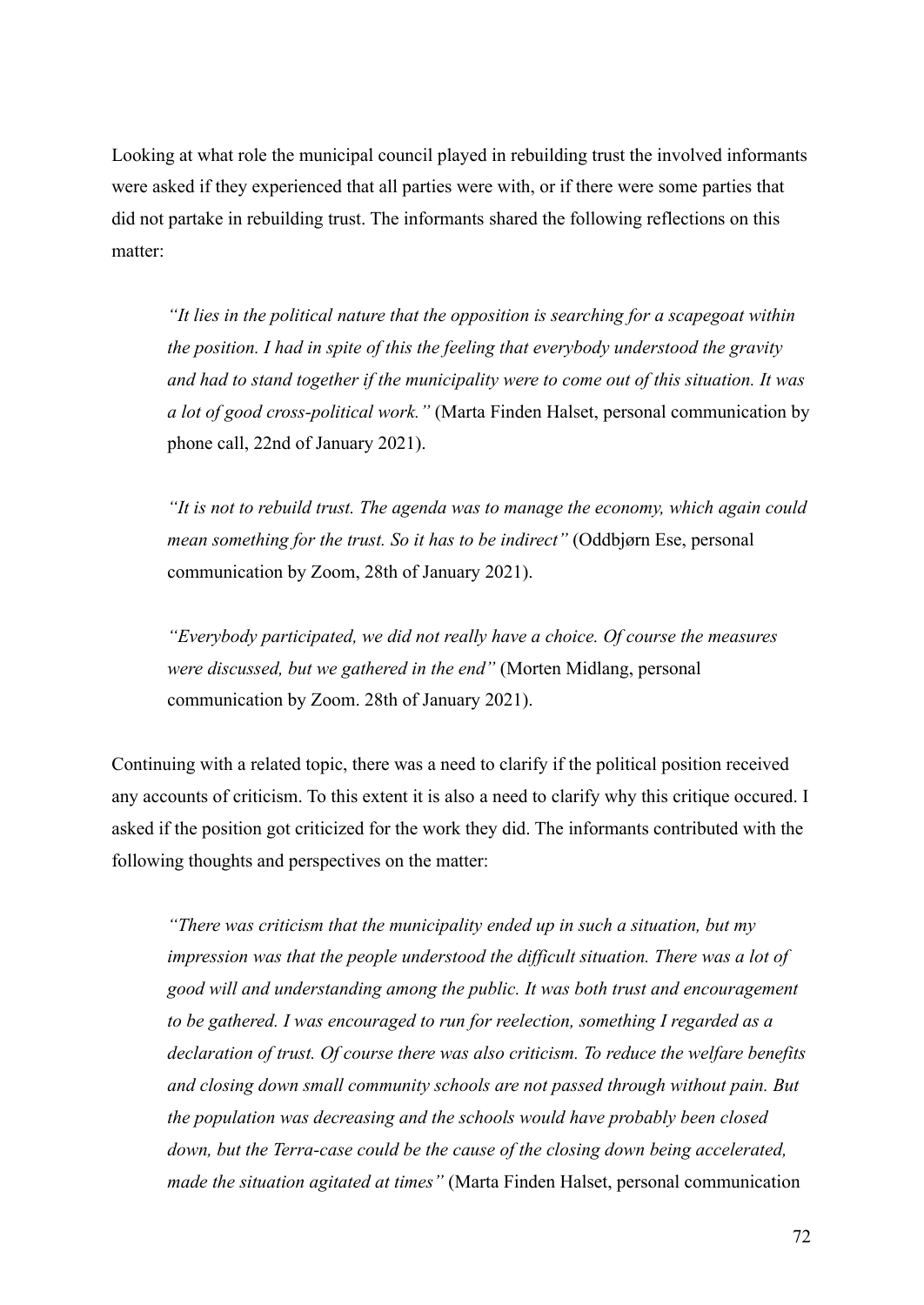Looking at what role the municipal council played in rebuilding trust the involved informants were asked if they experienced that all parties were with, or if there were some parties that did not partake in rebuilding trust. The informants shared the following reflections on this matter:

> *"It lies in the political nature that the opposition is searching for a scapegoat within the position. I had in spite of this the feeling that everybody understood the gravity and had to stand together if the municipality were to come out of this situation. It was a lot of good cross-political work."* (Marta Finden Halset, personal communication by phone call, 22nd of January 2021).

> *"It is not to rebuild trust. The agenda was to manage the economy, which again could mean something for the trust. So it has to be indirect"* (Oddbjørn Ese, personal communication by Zoom, 28th of January 2021).

> *"Everybody participated, we did not really have a choice. Of course the measures were discussed, but we gathered in the end"* (Morten Midlang, personal communication by Zoom. 28th of January 2021).

Continuing with a related topic, there was a need to clarify if the political position received any accounts of criticism. To this extent it is also a need to clarify why this critique occured. I asked if the position got criticized for the work they did. The informants contributed with the following thoughts and perspectives on the matter:

> *"There was criticism that the municipality ended up in such a situation, but my impression was that the people understood the difficult situation. There was a lot of good will and understanding among the public. It was both trust and encouragement to be gathered. I was encouraged to run for reelection, something I regarded as a declaration of trust. Of course there was also criticism. To reduce the welfare benefits and closing down small community schools are not passed through without pain. But the population was decreasing and the schools would have probably been closed down, but the Terra-case could be the cause of the closing down being accelerated, made the situation agitated at times"* (Marta Finden Halset, personal communication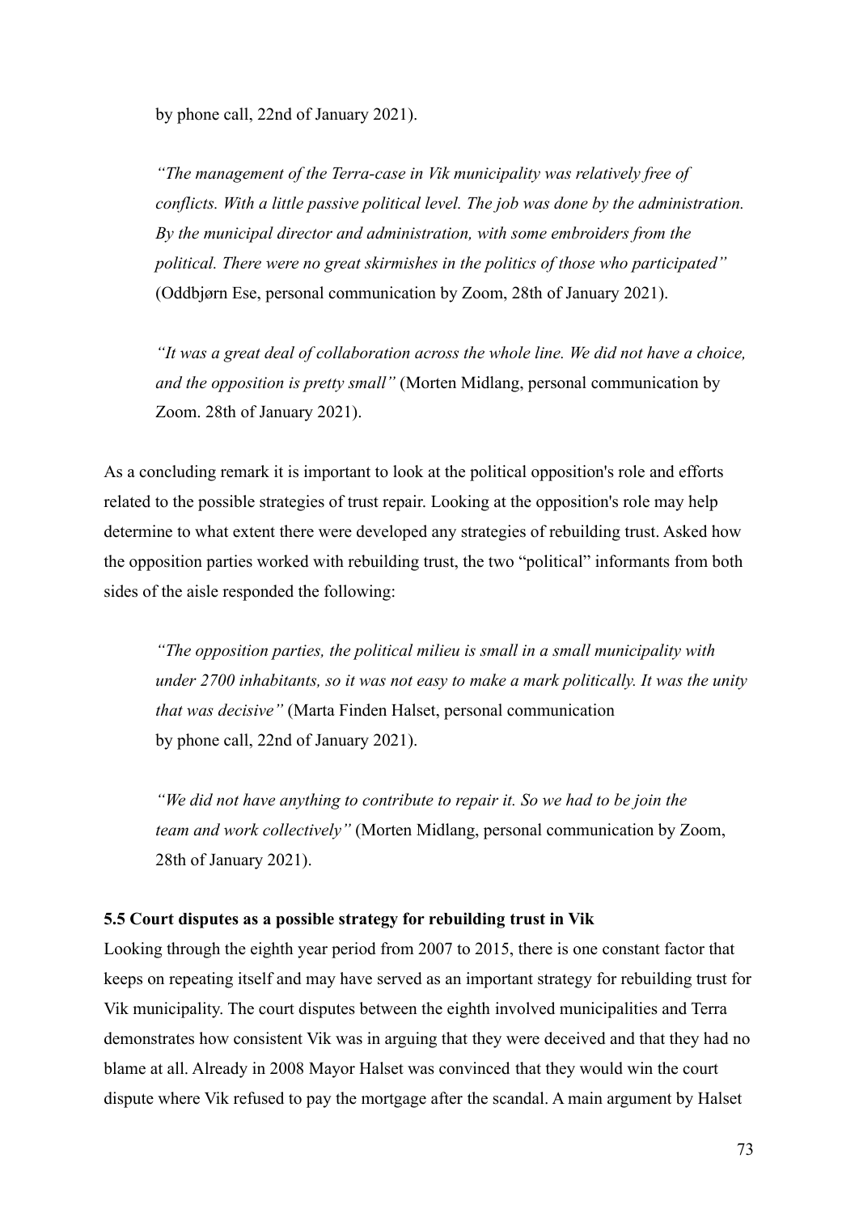by phone call, 22nd of January 2021).

> *"The management of the Terra-case in Vik municipality was relatively free of conflicts. With a little passive political level. The job was done by the administration. By the municipal director and administration, with some embroiders from the political. There were no great skirmishes in the politics of those who participated"* (Oddbjørn Ese, personal communication by Zoom, 28th of January 2021).

> *"It was a great deal of collaboration across the whole line. We did not have a choice, and the opposition is pretty small"* (Morten Midlang, personal communication by Zoom. 28th of January 2021).

As a concluding remark it is important to look at the political opposition's role and efforts related to the possible strategies of trust repair. Looking at the opposition's role may help determine to what extent there were developed any strategies of rebuilding trust. Asked how the opposition parties worked with rebuilding trust, the two "political" informants from both sides of the aisle responded the following:

> *"The opposition parties, the political milieu is small in a small municipality with under 2700 inhabitants, so it was not easy to make a mark politically. It was the unity that was decisive"* (Marta Finden Halset, personal communication by phone call, 22nd of January 2021).

> *"We did not have anything to contribute to repair it. So we had to be join the team and work collectively"* (Morten Midlang, personal communication by Zoom, 28th of January 2021).

### 5.5 Court disputes as a possible strategy for rebuilding trust in Vik

Looking through the eighth year period from 2007 to 2015, there is one constant factor that keeps on repeating itself and may have served as an important strategy for rebuilding trust for Vik municipality. The court disputes between the eighth involved municipalities and Terra demonstrates how consistent Vik was in arguing that they were deceived and that they had no blame at all. Already in 2008 Mayor Halset was convinced that they would win the court dispute where Vik refused to pay the mortgage after the scandal. A main argument by Halset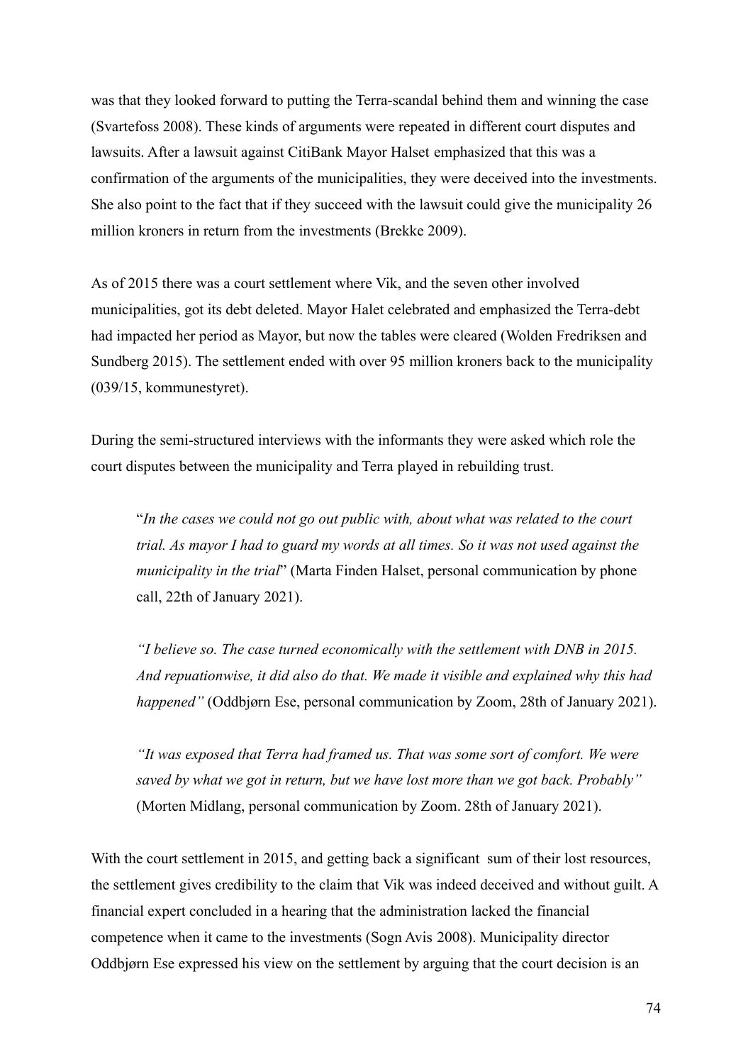was that they looked forward to putting the Terra-scandal behind them and winning the case (Svartefoss 2008). These kinds of arguments were repeated in different court disputes and lawsuits. After a lawsuit against CitiBank Mayor Halset emphasized that this was a confirmation of the arguments of the municipalities, they were deceived into the investments. She also point to the fact that if they succeed with the lawsuit could give the municipality 26 million kroners in return from the investments (Brekke 2009).

As of 2015 there was a court settlement where Vik, and the seven other involved municipalities, got its debt deleted. Mayor Halet celebrated and emphasized the Terra-debt had impacted her period as Mayor, but now the tables were cleared (Wolden Fredriksen and Sundberg 2015). The settlement ended with over 95 million kroners back to the municipality (039/15, kommunestyret).

During the semi-structured interviews with the informants they were asked which role the court disputes between the municipality and Terra played in rebuilding trust.

> "*In the cases we could not go out public with, about what was related to the court trial. As mayor I had to guard my words at all times. So it was not used against the municipality in the trial*" (Marta Finden Halset, personal communication by phone call, 22th of January 2021).

> *"I believe so. The case turned economically with the settlement with DNB in 2015. And repuationwise, it did also do that. We made it visible and explained why this had happened"* (Oddbjørn Ese, personal communication by Zoom, 28th of January 2021).

> *"It was exposed that Terra had framed us. That was some sort of comfort. We were saved by what we got in return, but we have lost more than we got back. Probably"* (Morten Midlang, personal communication by Zoom. 28th of January 2021).

With the court settlement in 2015, and getting back a significant sum of their lost resources, the settlement gives credibility to the claim that Vik was indeed deceived and without guilt. A financial expert concluded in a hearing that the administration lacked the financial competence when it came to the investments (Sogn Avis 2008). Municipality director Oddbjørn Ese expressed his view on the settlement by arguing that the court decision is an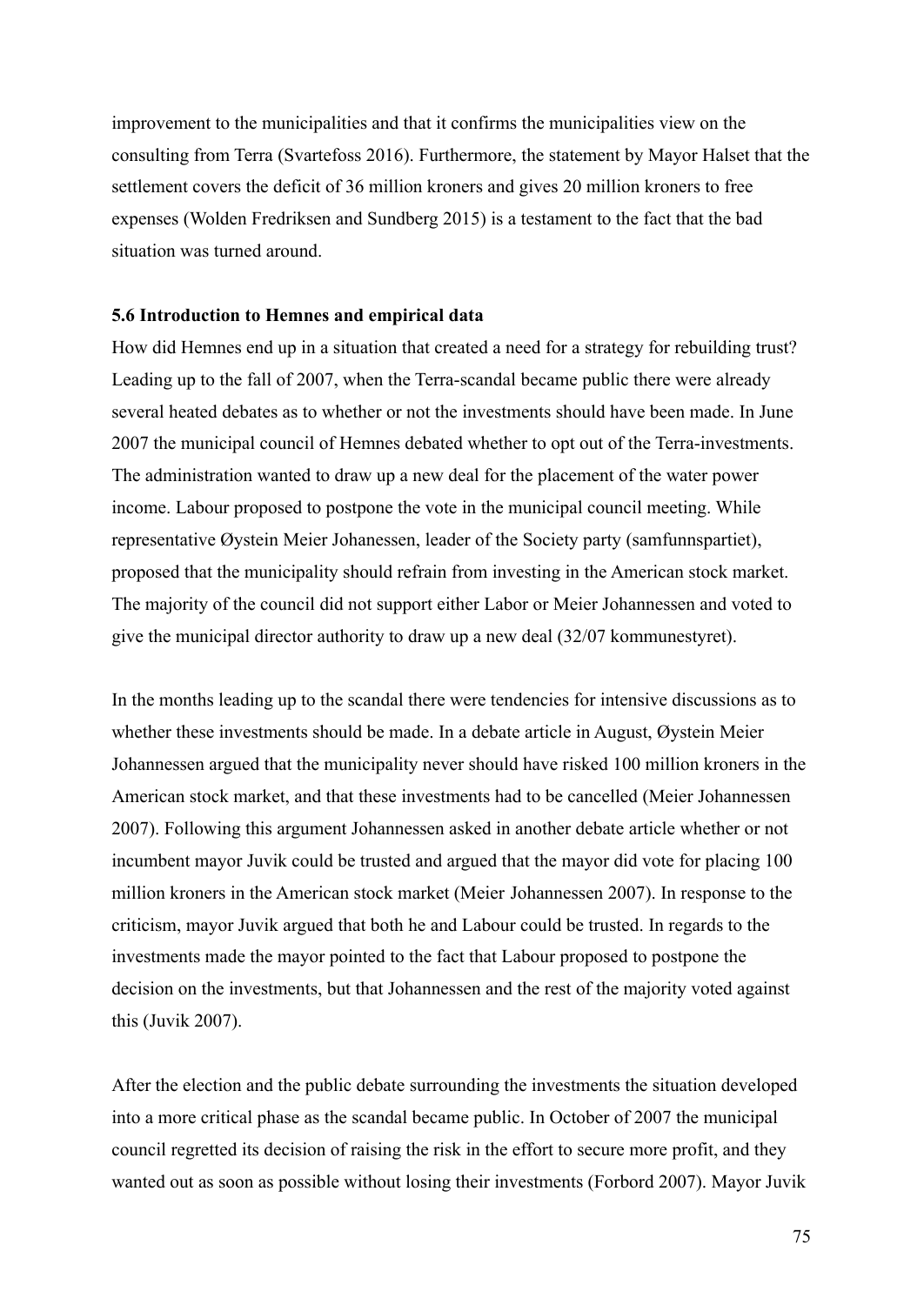improvement to the municipalities and that it confirms the municipalities view on the consulting from Terra (Svartefoss 2016). Furthermore, the statement by Mayor Halset that the settlement covers the deficit of 36 million kroners and gives 20 million kroners to free expenses (Wolden Fredriksen and Sundberg 2015) is a testament to the fact that the bad situation was turned around.

**5.6 Introduction to Hemnes and empirical data**

How did Hemnes end up in a situation that created a need for a strategy for rebuilding trust? Leading up to the fall of 2007, when the Terra-scandal became public there were already several heated debates as to whether or not the investments should have been made. In June 2007 the municipal council of Hemnes debated whether to opt out of the Terra-investments. The administration wanted to draw up a new deal for the placement of the water power income. Labour proposed to postpone the vote in the municipal council meeting. While representative Øystein Meier Johanessen, leader of the Society party (samfunnspartiet), proposed that the municipality should refrain from investing in the American stock market. The majority of the council did not support either Labor or Meier Johannessen and voted to give the municipal director authority to draw up a new deal (32/07 kommunestyret).

In the months leading up to the scandal there were tendencies for intensive discussions as to whether these investments should be made. In a debate article in August, Øystein Meier Johannessen argued that the municipality never should have risked 100 million kroners in the American stock market, and that these investments had to be cancelled (Meier Johannessen 2007). Following this argument Johannessen asked in another debate article whether or not incumbent mayor Juvik could be trusted and argued that the mayor did vote for placing 100 million kroners in the American stock market (Meier Johannessen 2007). In response to the criticism, mayor Juvik argued that both he and Labour could be trusted. In regards to the investments made the mayor pointed to the fact that Labour proposed to postpone the decision on the investments, but that Johannessen and the rest of the majority voted against this (Juvik 2007).

After the election and the public debate surrounding the investments the situation developed into a more critical phase as the scandal became public. In October of 2007 the municipal council regretted its decision of raising the risk in the effort to secure more profit, and they wanted out as soon as possible without losing their investments (Forbord 2007). Mayor Juvik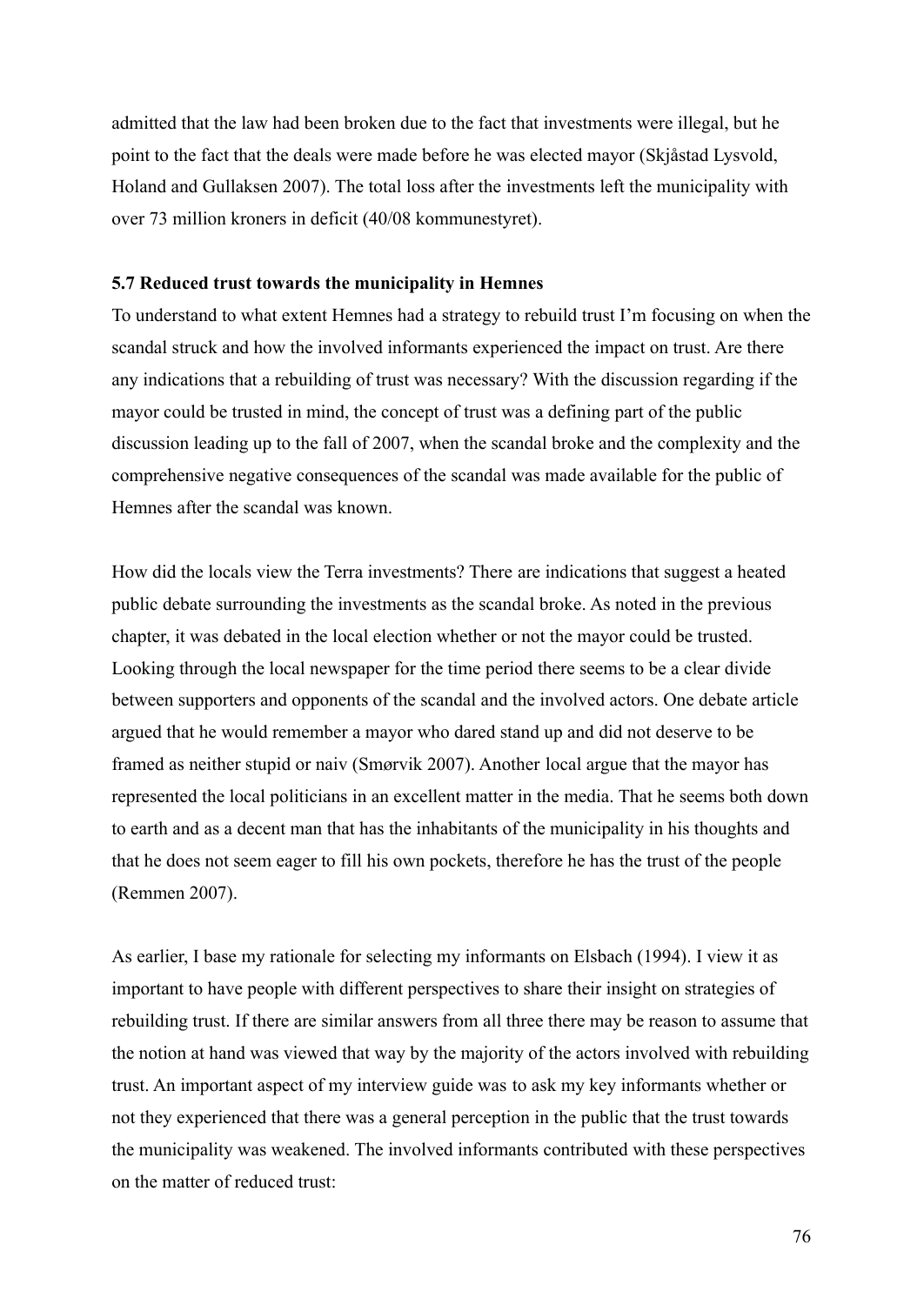admitted that the law had been broken due to the fact that investments were illegal, but he point to the fact that the deals were made before he was elected mayor (Skjåstad Lysvold, Holand and Gullaksen 2007). The total loss after the investments left the municipality with over 73 million kroners in deficit (40/08 kommunestyret).

### 5.7 Reduced trust towards the municipality in Hemnes

To understand to what extent Hemnes had a strategy to rebuild trust I'm focusing on when the scandal struck and how the involved informants experienced the impact on trust. Are there any indications that a rebuilding of trust was necessary? With the discussion regarding if the mayor could be trusted in mind, the concept of trust was a defining part of the public discussion leading up to the fall of 2007, when the scandal broke and the complexity and the comprehensive negative consequences of the scandal was made available for the public of Hemnes after the scandal was known.

How did the locals view the Terra investments? There are indications that suggest a heated public debate surrounding the investments as the scandal broke. As noted in the previous chapter, it was debated in the local election whether or not the mayor could be trusted. Looking through the local newspaper for the time period there seems to be a clear divide between supporters and opponents of the scandal and the involved actors. One debate article argued that he would remember a mayor who dared stand up and did not deserve to be framed as neither stupid or naiv (Smørvik 2007). Another local argue that the mayor has represented the local politicians in an excellent matter in the media. That he seems both down to earth and as a decent man that has the inhabitants of the municipality in his thoughts and that he does not seem eager to fill his own pockets, therefore he has the trust of the people (Remmen 2007).

As earlier, I base my rationale for selecting my informants on Elsbach (1994). I view it as important to have people with different perspectives to share their insight on strategies of rebuilding trust. If there are similar answers from all three there may be reason to assume that the notion at hand was viewed that way by the majority of the actors involved with rebuilding trust. An important aspect of my interview guide was to ask my key informants whether or not they experienced that there was a general perception in the public that the trust towards the municipality was weakened. The involved informants contributed with these perspectives on the matter of reduced trust: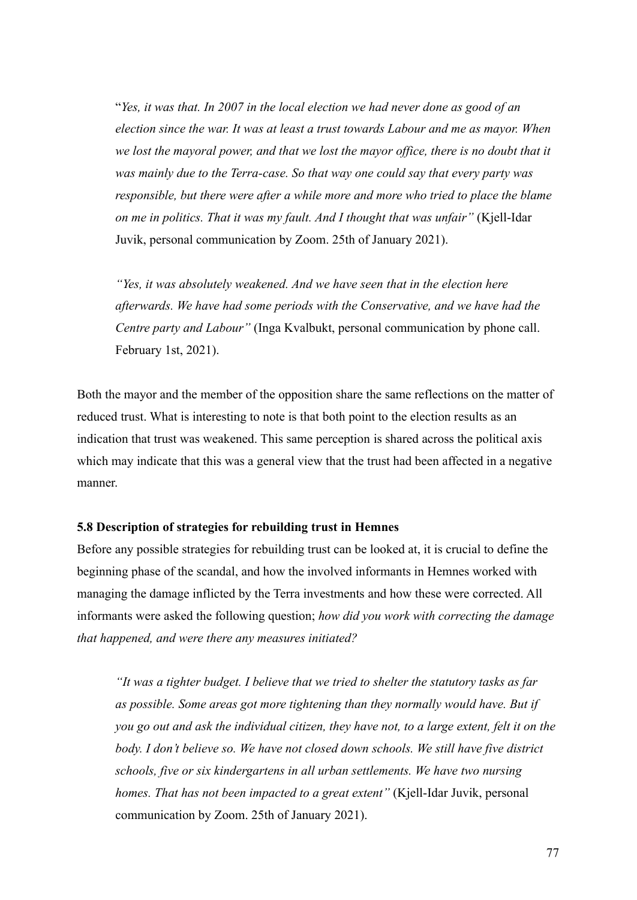> "*Yes, it was that. In 2007 in the local election we had never done as good of an election since the war. It was at least a trust towards Labour and me as mayor. When we lost the mayoral power, and that we lost the mayor office, there is no doubt that it was mainly due to the Terra-case. So that way one could say that every party was responsible, but there were after a while more and more who tried to place the blame on me in politics. That it was my fault. And I thought that was unfair"* (Kjell-Idar Juvik, personal communication by Zoom. 25th of January 2021).

> *"Yes, it was absolutely weakened. And we have seen that in the election here afterwards. We have had some periods with the Conservative, and we have had the Centre party and Labour"* (Inga Kvalbukt, personal communication by phone call. February 1st, 2021).

Both the mayor and the member of the opposition share the same reflections on the matter of reduced trust. What is interesting to note is that both point to the election results as an indication that trust was weakened. This same perception is shared across the political axis which may indicate that this was a general view that the trust had been affected in a negative manner.

**5.8 Description of strategies for rebuilding trust in Hemnes**

Before any possible strategies for rebuilding trust can be looked at, it is crucial to define the beginning phase of the scandal, and how the involved informants in Hemnes worked with managing the damage inflicted by the Terra investments and how these were corrected. All informants were asked the following question; *how did you work with correcting the damage that happened, and were there any measures initiated?*

> *"It was a tighter budget. I believe that we tried to shelter the statutory tasks as far as possible. Some areas got more tightening than they normally would have. But if you go out and ask the individual citizen, they have not, to a large extent, felt it on the body. I don't believe so. We have not closed down schools. We still have five district schools, five or six kindergartens in all urban settlements. We have two nursing homes. That has not been impacted to a great extent"* (Kjell-Idar Juvik, personal communication by Zoom. 25th of January 2021).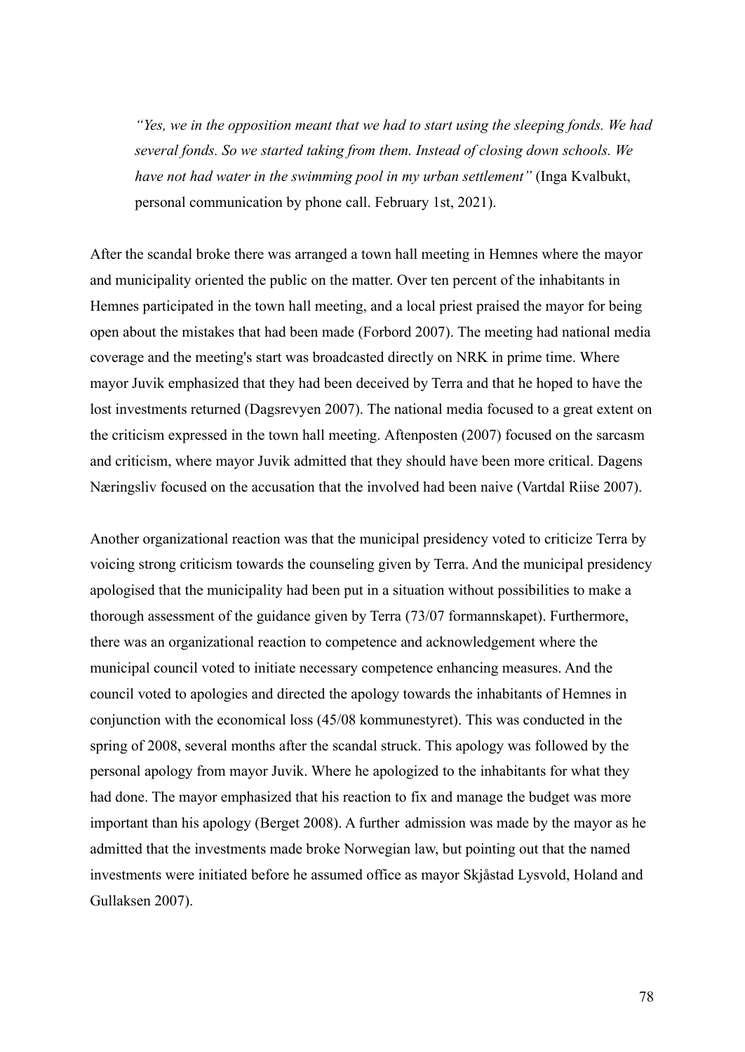> *"Yes, we in the opposition meant that we had to start using the sleeping fonds. We had several fonds. So we started taking from them. Instead of closing down schools. We have not had water in the swimming pool in my urban settlement"* (Inga Kvalbukt, personal communication by phone call. February 1st, 2021).

After the scandal broke there was arranged a town hall meeting in Hemnes where the mayor and municipality oriented the public on the matter. Over ten percent of the inhabitants in Hemnes participated in the town hall meeting, and a local priest praised the mayor for being open about the mistakes that had been made (Forbord 2007). The meeting had national media coverage and the meeting's start was broadcasted directly on NRK in prime time. Where mayor Juvik emphasized that they had been deceived by Terra and that he hoped to have the lost investments returned (Dagsrevyen 2007). The national media focused to a great extent on the criticism expressed in the town hall meeting. Aftenposten (2007) focused on the sarcasm and criticism, where mayor Juvik admitted that they should have been more critical. Dagens Næringsliv focused on the accusation that the involved had been naive (Vartdal Riise 2007).

Another organizational reaction was that the municipal presidency voted to criticize Terra by voicing strong criticism towards the counseling given by Terra. And the municipal presidency apologised that the municipality had been put in a situation without possibilities to make a thorough assessment of the guidance given by Terra (73/07 formannskapet). Furthermore, there was an organizational reaction to competence and acknowledgement where the municipal council voted to initiate necessary competence enhancing measures. And the council voted to apologies and directed the apology towards the inhabitants of Hemnes in conjunction with the economical loss (45/08 kommunestyret). This was conducted in the spring of 2008, several months after the scandal struck. This apology was followed by the personal apology from mayor Juvik. Where he apologized to the inhabitants for what they had done. The mayor emphasized that his reaction to fix and manage the budget was more important than his apology (Berget 2008). A further admission was made by the mayor as he admitted that the investments made broke Norwegian law, but pointing out that the named investments were initiated before he assumed office as mayor Skjåstad Lysvold, Holand and Gullaksen 2007).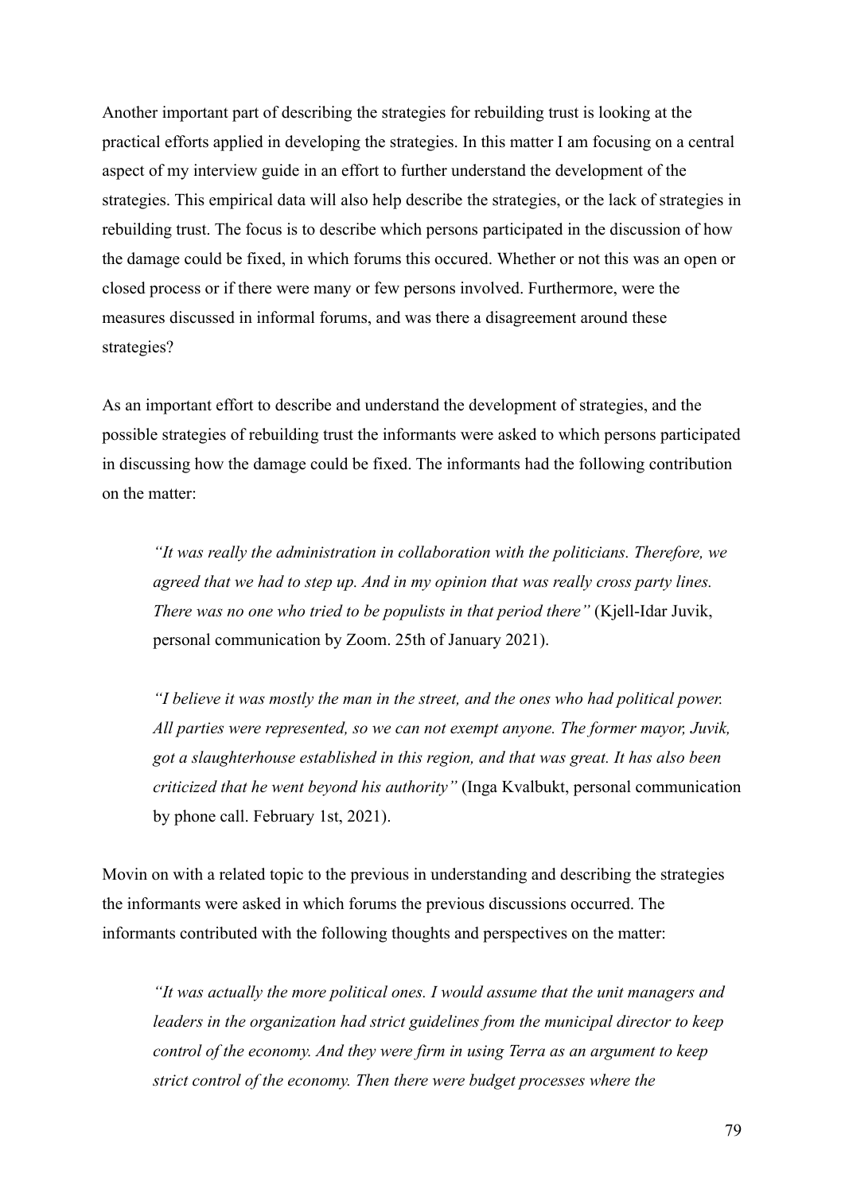Another important part of describing the strategies for rebuilding trust is looking at the practical efforts applied in developing the strategies. In this matter I am focusing on a central aspect of my interview guide in an effort to further understand the development of the strategies. This empirical data will also help describe the strategies, or the lack of strategies in rebuilding trust. The focus is to describe which persons participated in the discussion of how the damage could be fixed, in which forums this occured. Whether or not this was an open or closed process or if there were many or few persons involved. Furthermore, were the measures discussed in informal forums, and was there a disagreement around these strategies?

As an important effort to describe and understand the development of strategies, and the possible strategies of rebuilding trust the informants were asked to which persons participated in discussing how the damage could be fixed. The informants had the following contribution on the matter:

> *"It was really the administration in collaboration with the politicians. Therefore, we agreed that we had to step up. And in my opinion that was really cross party lines. There was no one who tried to be populists in that period there"* (Kjell-Idar Juvik, personal communication by Zoom. 25th of January 2021).

> *"I believe it was mostly the man in the street, and the ones who had political power. All parties were represented, so we can not exempt anyone. The former mayor, Juvik, got a slaughterhouse established in this region, and that was great. It has also been criticized that he went beyond his authority"* (Inga Kvalbukt, personal communication by phone call. February 1st, 2021).

Movin on with a related topic to the previous in understanding and describing the strategies the informants were asked in which forums the previous discussions occurred. The informants contributed with the following thoughts and perspectives on the matter:

> *"It was actually the more political ones. I would assume that the unit managers and leaders in the organization had strict guidelines from the municipal director to keep control of the economy. And they were firm in using Terra as an argument to keep strict control of the economy. Then there were budget processes where the*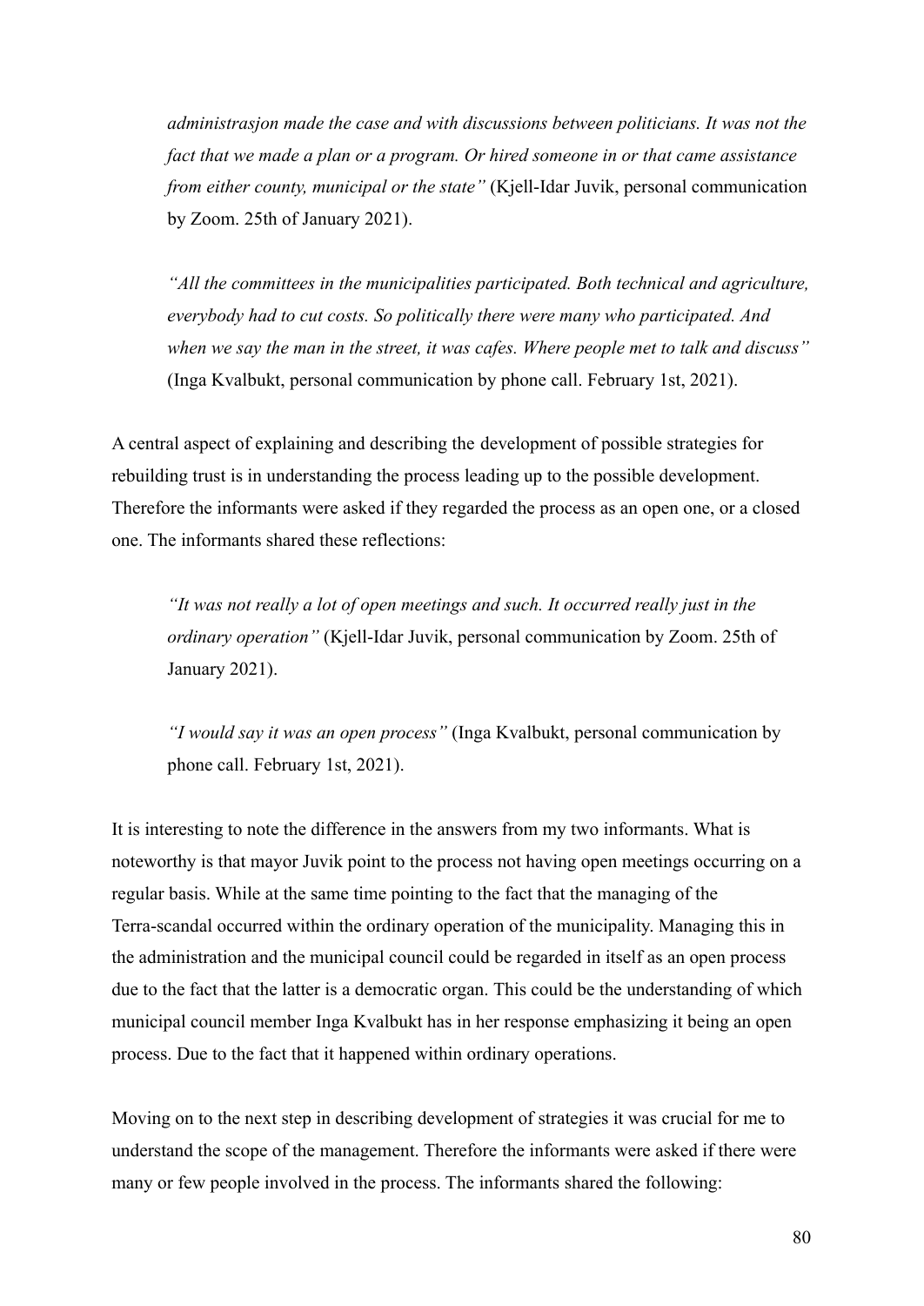> *administrasjon made the case and with discussions between politicians. It was not the fact that we made a plan or a program. Or hired someone in or that came assistance from either county, municipal or the state"* (Kjell-Idar Juvik, personal communication by Zoom. 25th of January 2021).

> *"All the committees in the municipalities participated. Both technical and agriculture, everybody had to cut costs. So politically there were many who participated. And when we say the man in the street, it was cafes. Where people met to talk and discuss"* (Inga Kvalbukt, personal communication by phone call. February 1st, 2021).

A central aspect of explaining and describing the development of possible strategies for rebuilding trust is in understanding the process leading up to the possible development. Therefore the informants were asked if they regarded the process as an open one, or a closed one. The informants shared these reflections:

> *"It was not really a lot of open meetings and such. It occurred really just in the ordinary operation"* (Kjell-Idar Juvik, personal communication by Zoom. 25th of January 2021).

> *"I would say it was an open process"* (Inga Kvalbukt, personal communication by phone call. February 1st, 2021).

It is interesting to note the difference in the answers from my two informants. What is noteworthy is that mayor Juvik point to the process not having open meetings occurring on a regular basis. While at the same time pointing to the fact that the managing of the Terra-scandal occurred within the ordinary operation of the municipality. Managing this in the administration and the municipal council could be regarded in itself as an open process due to the fact that the latter is a democratic organ. This could be the understanding of which municipal council member Inga Kvalbukt has in her response emphasizing it being an open process. Due to the fact that it happened within ordinary operations.

Moving on to the next step in describing development of strategies it was crucial for me to understand the scope of the management. Therefore the informants were asked if there were many or few people involved in the process. The informants shared the following: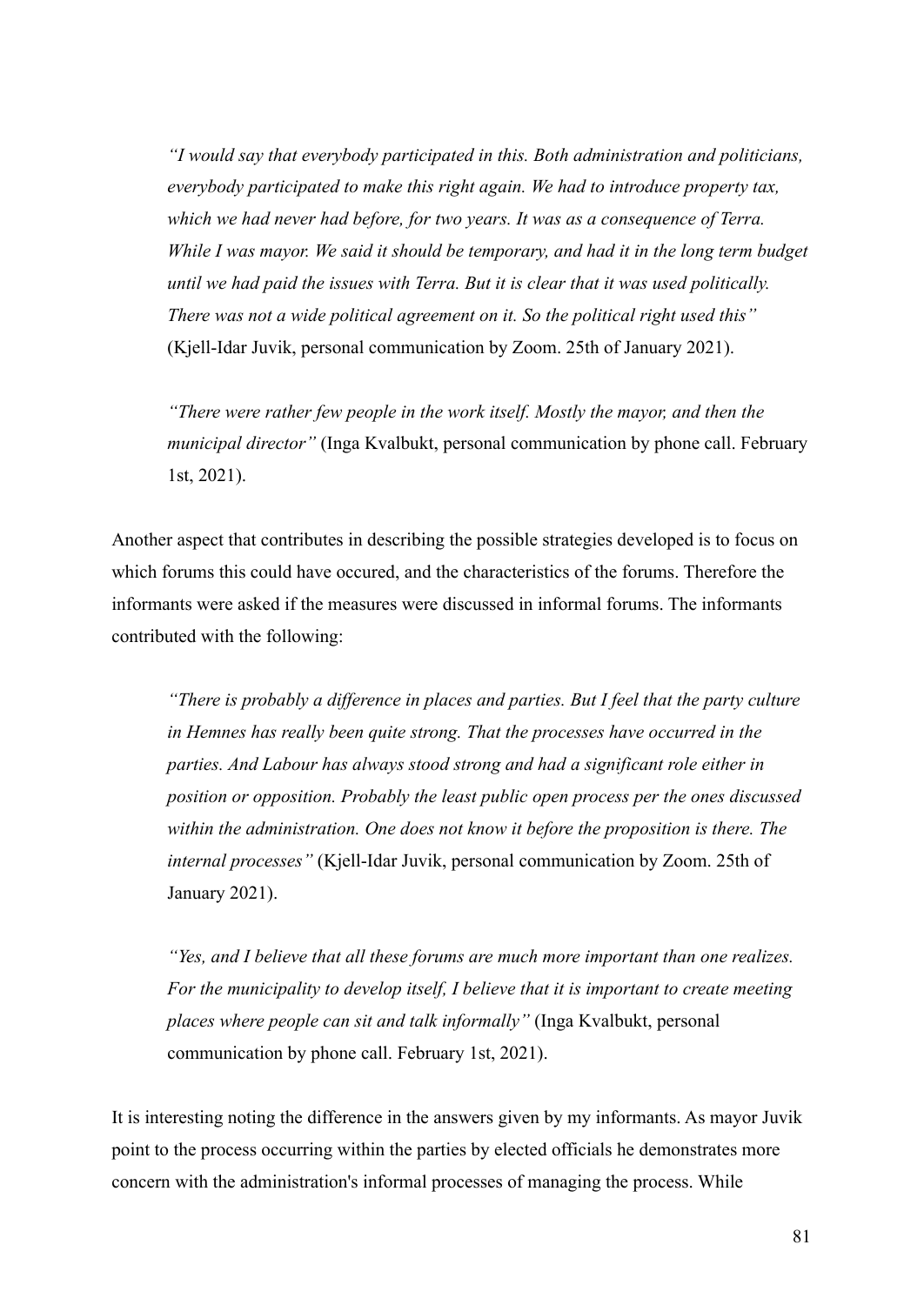> *"I would say that everybody participated in this. Both administration and politicians, everybody participated to make this right again. We had to introduce property tax, which we had never had before, for two years. It was as a consequence of Terra. While I was mayor. We said it should be temporary, and had it in the long term budget until we had paid the issues with Terra. But it is clear that it was used politically. There was not a wide political agreement on it. So the political right used this"* (Kjell-Idar Juvik, personal communication by Zoom. 25th of January 2021).

> *"There were rather few people in the work itself. Mostly the mayor, and then the municipal director"* (Inga Kvalbukt, personal communication by phone call. February 1st, 2021).

Another aspect that contributes in describing the possible strategies developed is to focus on which forums this could have occured, and the characteristics of the forums. Therefore the informants were asked if the measures were discussed in informal forums. The informants contributed with the following:

> *"There is probably a difference in places and parties. But I feel that the party culture in Hemnes has really been quite strong. That the processes have occurred in the parties. And Labour has always stood strong and had a significant role either in position or opposition. Probably the least public open process per the ones discussed within the administration. One does not know it before the proposition is there. The internal processes"* (Kjell-Idar Juvik, personal communication by Zoom. 25th of January 2021).

> *"Yes, and I believe that all these forums are much more important than one realizes. For the municipality to develop itself, I believe that it is important to create meeting places where people can sit and talk informally"* (Inga Kvalbukt, personal communication by phone call. February 1st, 2021).

It is interesting noting the difference in the answers given by my informants. As mayor Juvik point to the process occurring within the parties by elected officials he demonstrates more concern with the administration's informal processes of managing the process. While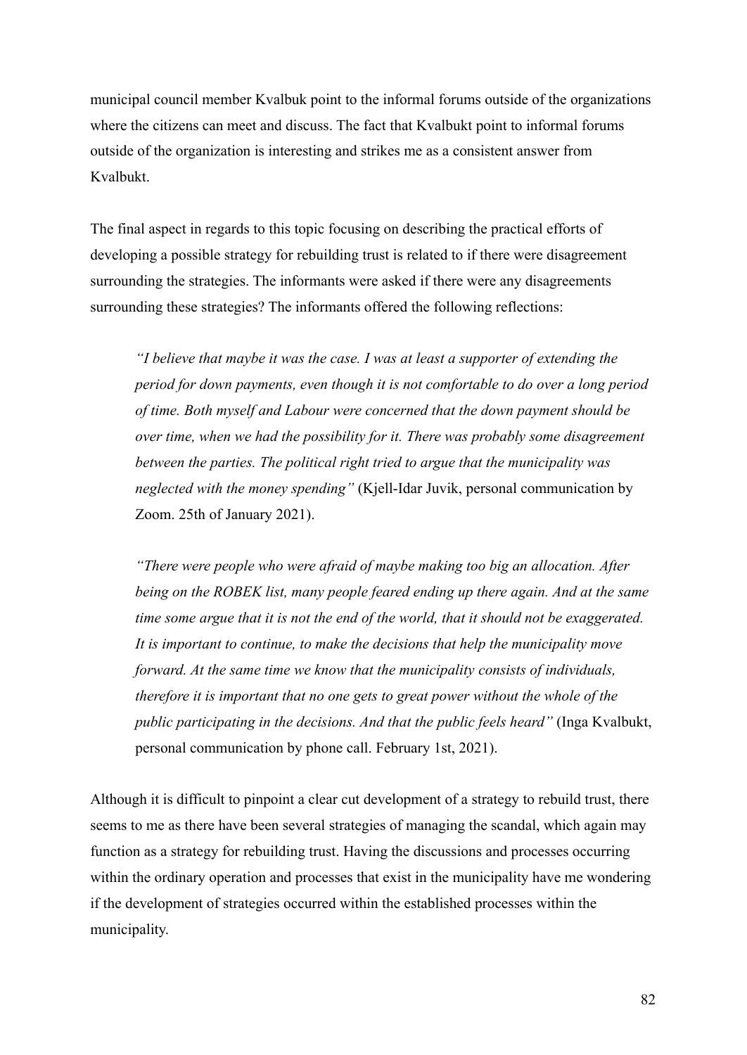municipal council member Kvalbuk point to the informal forums outside of the organizations where the citizens can meet and discuss. The fact that Kvalbukt point to informal forums outside of the organization is interesting and strikes me as a consistent answer from Kvalbukt.

The final aspect in regards to this topic focusing on describing the practical efforts of developing a possible strategy for rebuilding trust is related to if there were disagreement surrounding the strategies. The informants were asked if there were any disagreements surrounding these strategies? The informants offered the following reflections:

> *"I believe that maybe it was the case. I was at least a supporter of extending the period for down payments, even though it is not comfortable to do over a long period of time. Both myself and Labour were concerned that the down payment should be over time, when we had the possibility for it. There was probably some disagreement between the parties. The political right tried to argue that the municipality was neglected with the money spending"* (Kjell-Idar Juvik, personal communication by Zoom. 25th of January 2021).

> *"There were people who were afraid of maybe making too big an allocation. After being on the ROBEK list, many people feared ending up there again. And at the same time some argue that it is not the end of the world, that it should not be exaggerated. It is important to continue, to make the decisions that help the municipality move forward. At the same time we know that the municipality consists of individuals, therefore it is important that no one gets to great power without the whole of the public participating in the decisions. And that the public feels heard"* (Inga Kvalbukt, personal communication by phone call. February 1st, 2021).

Although it is difficult to pinpoint a clear cut development of a strategy to rebuild trust, there seems to me as there have been several strategies of managing the scandal, which again may function as a strategy for rebuilding trust. Having the discussions and processes occurring within the ordinary operation and processes that exist in the municipality have me wondering if the development of strategies occurred within the established processes within the municipality.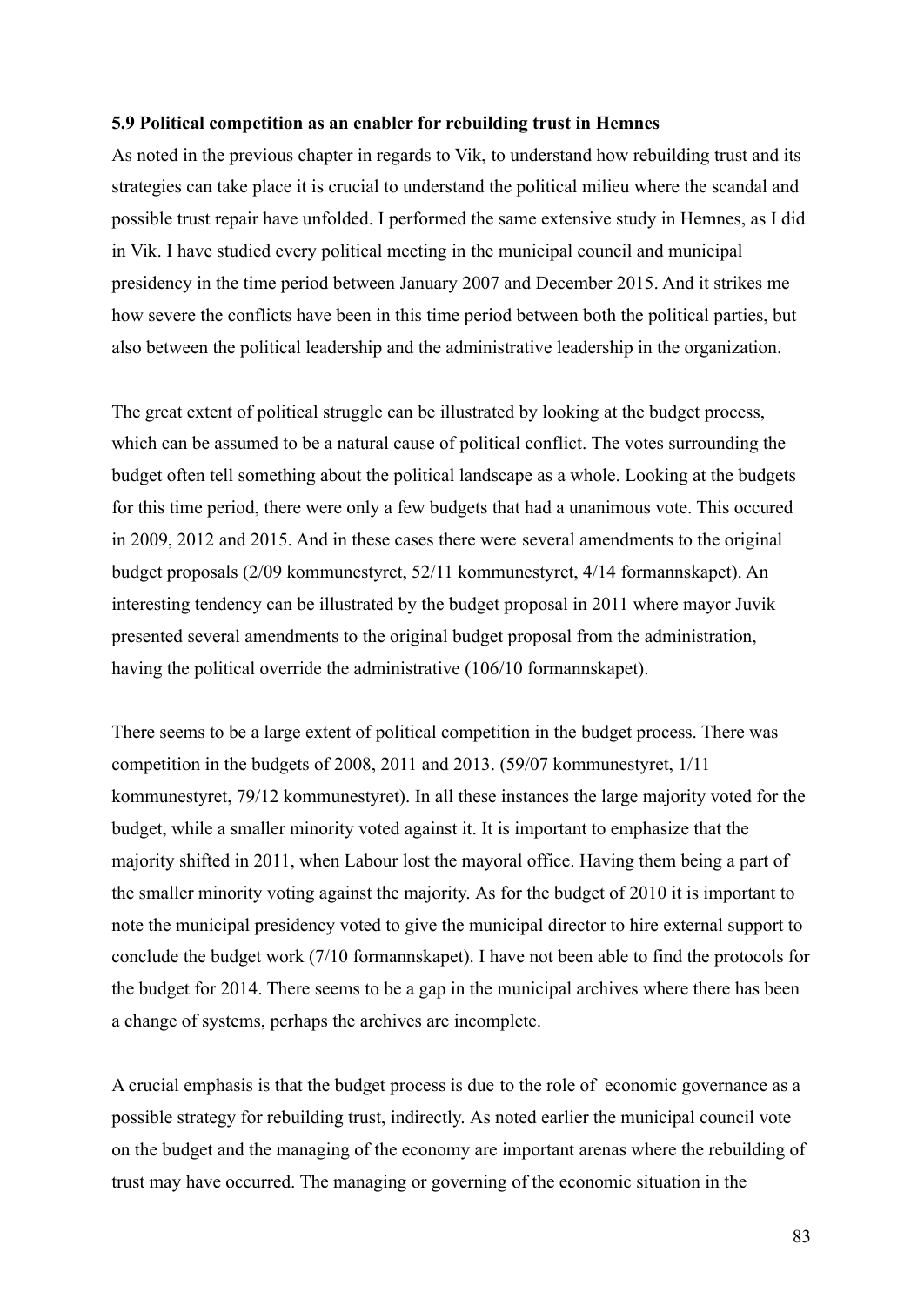**5.9 Political competition as an enabler for rebuilding trust in Hemnes**

As noted in the previous chapter in regards to Vik, to understand how rebuilding trust and its strategies can take place it is crucial to understand the political milieu where the scandal and possible trust repair have unfolded. I performed the same extensive study in Hemnes, as I did in Vik. I have studied every political meeting in the municipal council and municipal presidency in the time period between January 2007 and December 2015. And it strikes me how severe the conflicts have been in this time period between both the political parties, but also between the political leadership and the administrative leadership in the organization.

The great extent of political struggle can be illustrated by looking at the budget process, which can be assumed to be a natural cause of political conflict. The votes surrounding the budget often tell something about the political landscape as a whole. Looking at the budgets for this time period, there were only a few budgets that had a unanimous vote. This occured in 2009, 2012 and 2015. And in these cases there were several amendments to the original budget proposals (2/09 kommunestyret, 52/11 kommunestyret, 4/14 formannskapet). An interesting tendency can be illustrated by the budget proposal in 2011 where mayor Juvik presented several amendments to the original budget proposal from the administration, having the political override the administrative (106/10 formannskapet).

There seems to be a large extent of political competition in the budget process. There was competition in the budgets of 2008, 2011 and 2013. (59/07 kommunestyret, 1/11 kommunestyret, 79/12 kommunestyret). In all these instances the large majority voted for the budget, while a smaller minority voted against it. It is important to emphasize that the majority shifted in 2011, when Labour lost the mayoral office. Having them being a part of the smaller minority voting against the majority. As for the budget of 2010 it is important to note the municipal presidency voted to give the municipal director to hire external support to conclude the budget work (7/10 formannskapet). I have not been able to find the protocols for the budget for 2014. There seems to be a gap in the municipal archives where there has been a change of systems, perhaps the archives are incomplete.

A crucial emphasis is that the budget process is due to the role of economic governance as a possible strategy for rebuilding trust, indirectly. As noted earlier the municipal council vote on the budget and the managing of the economy are important arenas where the rebuilding of trust may have occurred. The managing or governing of the economic situation in the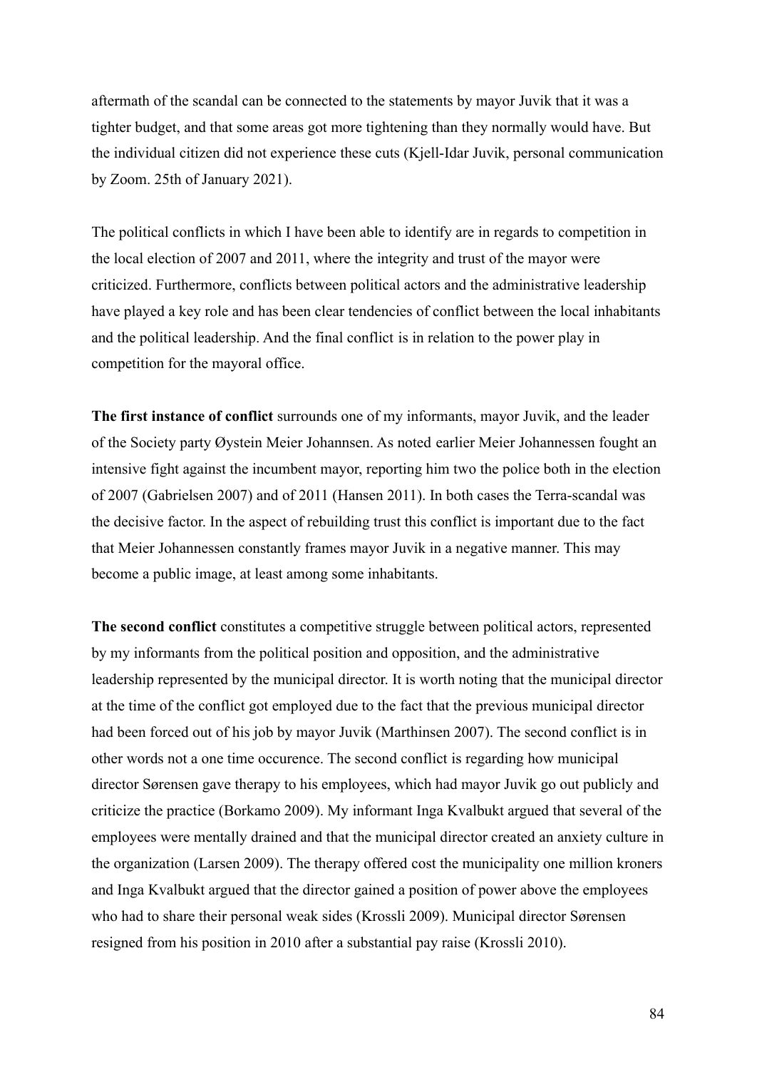aftermath of the scandal can be connected to the statements by mayor Juvik that it was a tighter budget, and that some areas got more tightening than they normally would have. But the individual citizen did not experience these cuts (Kjell-Idar Juvik, personal communication by Zoom. 25th of January 2021).

The political conflicts in which I have been able to identify are in regards to competition in the local election of 2007 and 2011, where the integrity and trust of the mayor were criticized. Furthermore, conflicts between political actors and the administrative leadership have played a key role and has been clear tendencies of conflict between the local inhabitants and the political leadership. And the final conflict is in relation to the power play in competition for the mayoral office.

**The first instance of conflict** surrounds one of my informants, mayor Juvik, and the leader of the Society party Øystein Meier Johannsen. As noted earlier Meier Johannessen fought an intensive fight against the incumbent mayor, reporting him two the police both in the election of 2007 (Gabrielsen 2007) and of 2011 (Hansen 2011). In both cases the Terra-scandal was the decisive factor. In the aspect of rebuilding trust this conflict is important due to the fact that Meier Johannessen constantly frames mayor Juvik in a negative manner. This may become a public image, at least among some inhabitants.

**The second conflict** constitutes a competitive struggle between political actors, represented by my informants from the political position and opposition, and the administrative leadership represented by the municipal director. It is worth noting that the municipal director at the time of the conflict got employed due to the fact that the previous municipal director had been forced out of his job by mayor Juvik (Marthinsen 2007). The second conflict is in other words not a one time occurence. The second conflict is regarding how municipal director Sørensen gave therapy to his employees, which had mayor Juvik go out publicly and criticize the practice (Borkamo 2009). My informant Inga Kvalbukt argued that several of the employees were mentally drained and that the municipal director created an anxiety culture in the organization (Larsen 2009). The therapy offered cost the municipality one million kroners and Inga Kvalbukt argued that the director gained a position of power above the employees who had to share their personal weak sides (Krossli 2009). Municipal director Sørensen resigned from his position in 2010 after a substantial pay raise (Krossli 2010).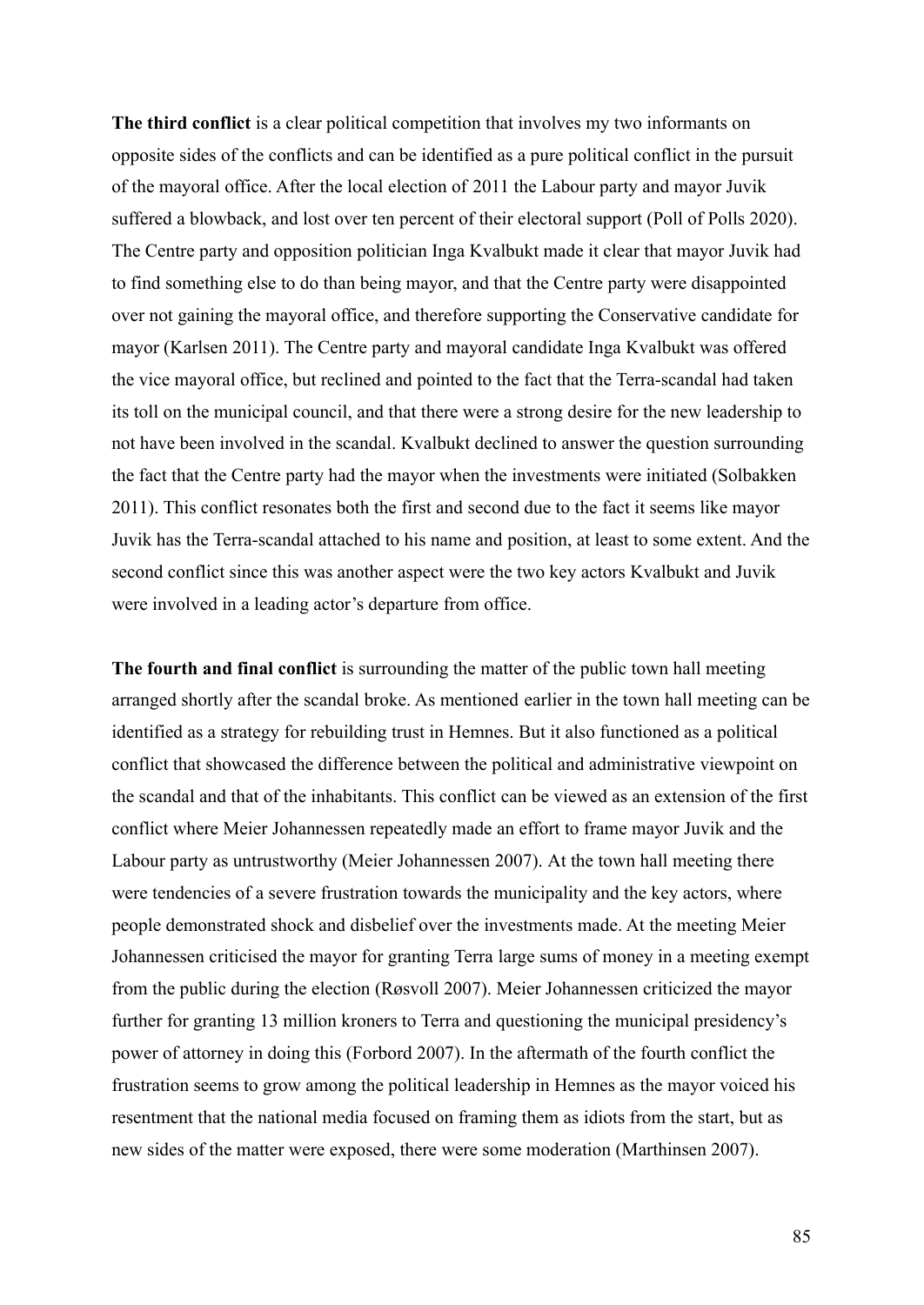**The third conflict** is a clear political competition that involves my two informants on opposite sides of the conflicts and can be identified as a pure political conflict in the pursuit of the mayoral office. After the local election of 2011 the Labour party and mayor Juvik suffered a blowback, and lost over ten percent of their electoral support (Poll of Polls 2020). The Centre party and opposition politician Inga Kvalbukt made it clear that mayor Juvik had to find something else to do than being mayor, and that the Centre party were disappointed over not gaining the mayoral office, and therefore supporting the Conservative candidate for mayor (Karlsen 2011). The Centre party and mayoral candidate Inga Kvalbukt was offered the vice mayoral office, but reclined and pointed to the fact that the Terra-scandal had taken its toll on the municipal council, and that there were a strong desire for the new leadership to not have been involved in the scandal. Kvalbukt declined to answer the question surrounding the fact that the Centre party had the mayor when the investments were initiated (Solbakken 2011). This conflict resonates both the first and second due to the fact it seems like mayor Juvik has the Terra-scandal attached to his name and position, at least to some extent. And the second conflict since this was another aspect were the two key actors Kvalbukt and Juvik were involved in a leading actor's departure from office.

**The fourth and final conflict** is surrounding the matter of the public town hall meeting arranged shortly after the scandal broke. As mentioned earlier in the town hall meeting can be identified as a strategy for rebuilding trust in Hemnes. But it also functioned as a political conflict that showcased the difference between the political and administrative viewpoint on the scandal and that of the inhabitants. This conflict can be viewed as an extension of the first conflict where Meier Johannessen repeatedly made an effort to frame mayor Juvik and the Labour party as untrustworthy (Meier Johannessen 2007). At the town hall meeting there were tendencies of a severe frustration towards the municipality and the key actors, where people demonstrated shock and disbelief over the investments made. At the meeting Meier Johannessen criticised the mayor for granting Terra large sums of money in a meeting exempt from the public during the election (Røsvoll 2007). Meier Johannessen criticized the mayor further for granting 13 million kroners to Terra and questioning the municipal presidency's power of attorney in doing this (Forbord 2007). In the aftermath of the fourth conflict the frustration seems to grow among the political leadership in Hemnes as the mayor voiced his resentment that the national media focused on framing them as idiots from the start, but as new sides of the matter were exposed, there were some moderation (Marthinsen 2007).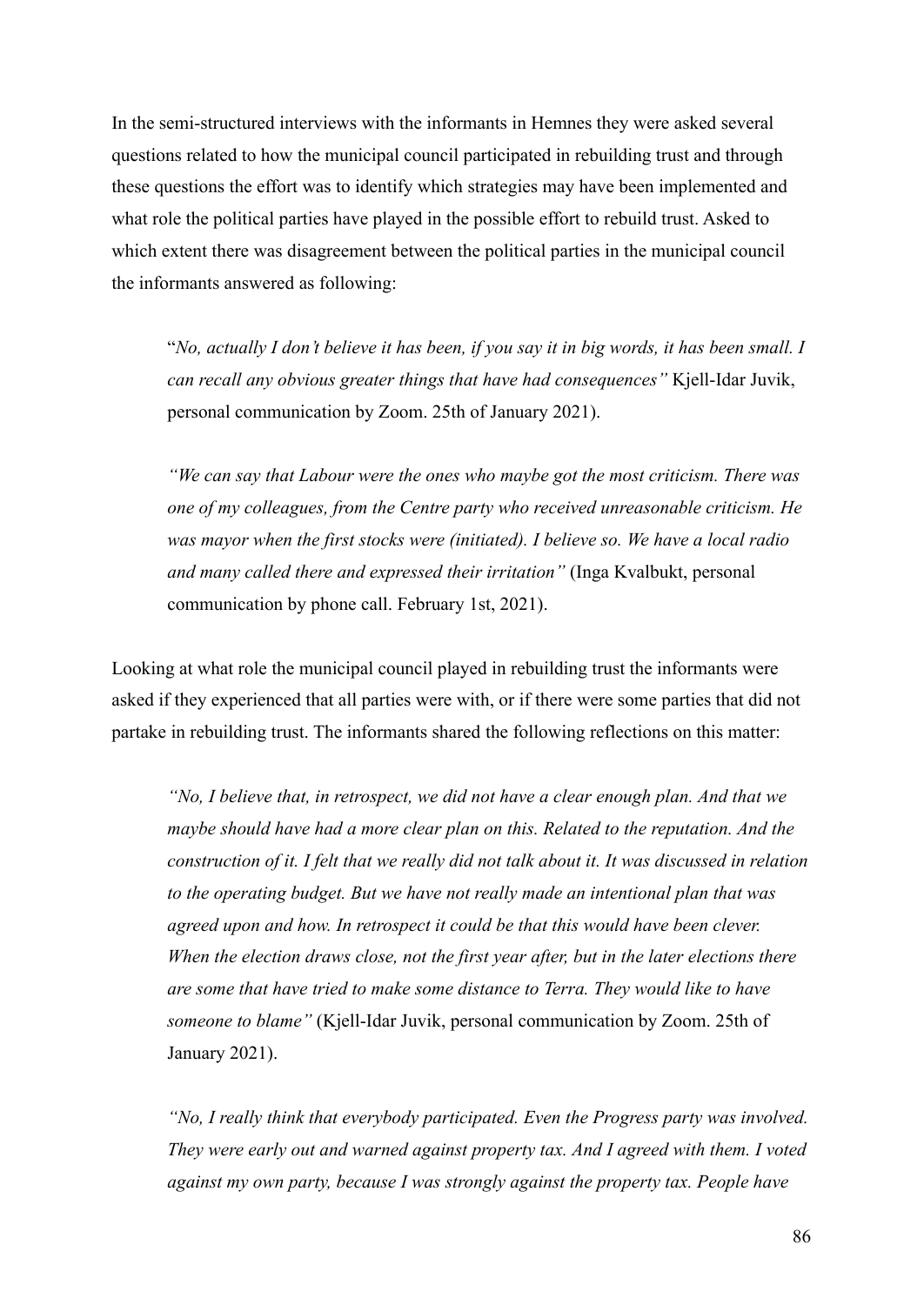In the semi-structured interviews with the informants in Hemnes they were asked several questions related to how the municipal council participated in rebuilding trust and through these questions the effort was to identify which strategies may have been implemented and what role the political parties have played in the possible effort to rebuild trust. Asked to which extent there was disagreement between the political parties in the municipal council the informants answered as following:

> "*No, actually I don't believe it has been, if you say it in big words, it has been small. I can recall any obvious greater things that have had consequences"* Kjell-Idar Juvik, personal communication by Zoom. 25th of January 2021).

> *"We can say that Labour were the ones who maybe got the most criticism. There was one of my colleagues, from the Centre party who received unreasonable criticism. He was mayor when the first stocks were (initiated). I believe so. We have a local radio and many called there and expressed their irritation"* (Inga Kvalbukt, personal communication by phone call. February 1st, 2021).

Looking at what role the municipal council played in rebuilding trust the informants were asked if they experienced that all parties were with, or if there were some parties that did not partake in rebuilding trust. The informants shared the following reflections on this matter:

> *"No, I believe that, in retrospect, we did not have a clear enough plan. And that we maybe should have had a more clear plan on this. Related to the reputation. And the construction of it. I felt that we really did not talk about it. It was discussed in relation to the operating budget. But we have not really made an intentional plan that was agreed upon and how. In retrospect it could be that this would have been clever. When the election draws close, not the first year after, but in the later elections there are some that have tried to make some distance to Terra. They would like to have someone to blame"* (Kjell-Idar Juvik, personal communication by Zoom. 25th of January 2021).

> *"No, I really think that everybody participated. Even the Progress party was involved. They were early out and warned against property tax. And I agreed with them. I voted against my own party, because I was strongly against the property tax. People have*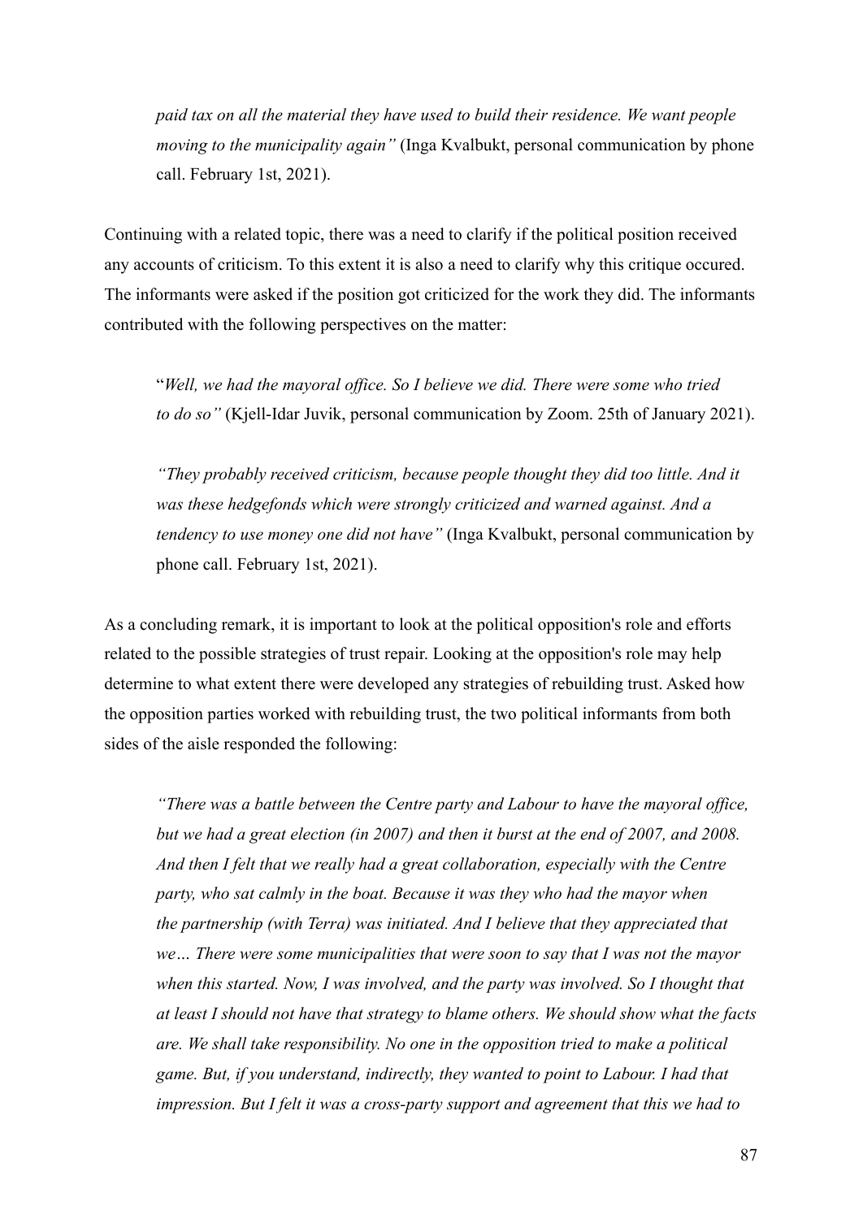*paid tax on all the material they have used to build their residence. We want people moving to the municipality again"* (Inga Kvalbukt, personal communication by phone call. February 1st, 2021).

Continuing with a related topic, there was a need to clarify if the political position received any accounts of criticism. To this extent it is also a need to clarify why this critique occured. The informants were asked if the position got criticized for the work they did. The informants contributed with the following perspectives on the matter:

> "*Well, we had the mayoral office. So I believe we did. There were some who tried to do so"* (Kjell-Idar Juvik, personal communication by Zoom. 25th of January 2021).

> *"They probably received criticism, because people thought they did too little. And it was these hedgefonds which were strongly criticized and warned against. And a tendency to use money one did not have"* (Inga Kvalbukt, personal communication by phone call. February 1st, 2021).

As a concluding remark, it is important to look at the political opposition's role and efforts related to the possible strategies of trust repair. Looking at the opposition's role may help determine to what extent there were developed any strategies of rebuilding trust. Asked how the opposition parties worked with rebuilding trust, the two political informants from both sides of the aisle responded the following:

> *"There was a battle between the Centre party and Labour to have the mayoral office, but we had a great election (in 2007) and then it burst at the end of 2007, and 2008. And then I felt that we really had a great collaboration, especially with the Centre party, who sat calmly in the boat. Because it was they who had the mayor when the partnership (with Terra) was initiated. And I believe that they appreciated that we… There were some municipalities that were soon to say that I was not the mayor when this started. Now, I was involved, and the party was involved. So I thought that at least I should not have that strategy to blame others. We should show what the facts are. We shall take responsibility. No one in the opposition tried to make a political game. But, if you understand, indirectly, they wanted to point to Labour. I had that impression. But I felt it was a cross-party support and agreement that this we had to*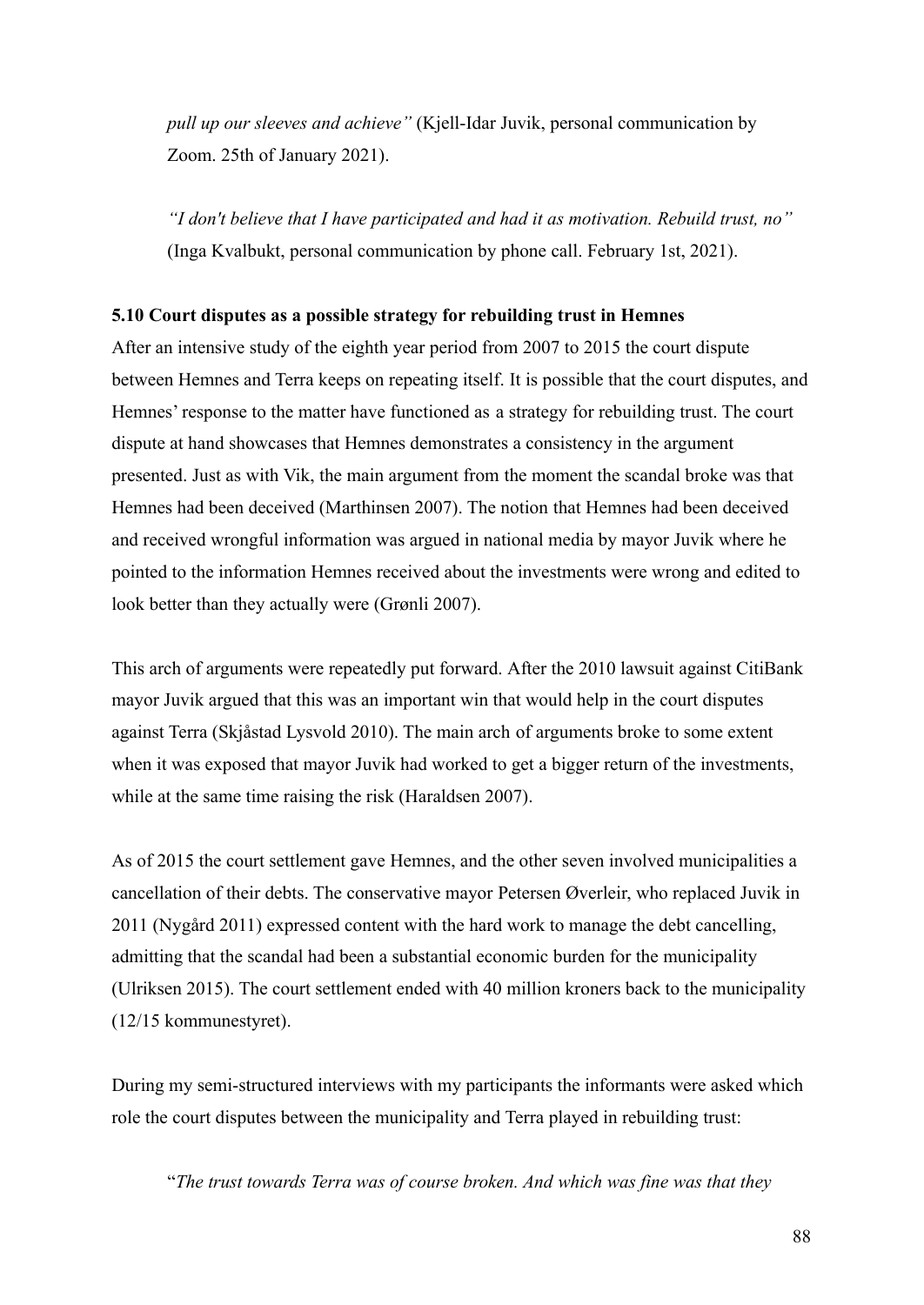*pull up our sleeves and achieve"* (Kjell-Idar Juvik, personal communication by Zoom. 25th of January 2021).

*"I don't believe that I have participated and had it as motivation. Rebuild trust, no"* (Inga Kvalbukt, personal communication by phone call. February 1st, 2021).

### 5.10 Court disputes as a possible strategy for rebuilding trust in Hemnes

After an intensive study of the eighth year period from 2007 to 2015 the court dispute between Hemnes and Terra keeps on repeating itself. It is possible that the court disputes, and Hemnes' response to the matter have functioned as a strategy for rebuilding trust. The court dispute at hand showcases that Hemnes demonstrates a consistency in the argument presented. Just as with Vik, the main argument from the moment the scandal broke was that Hemnes had been deceived (Marthinsen 2007). The notion that Hemnes had been deceived and received wrongful information was argued in national media by mayor Juvik where he pointed to the information Hemnes received about the investments were wrong and edited to look better than they actually were (Grønli 2007).

This arch of arguments were repeatedly put forward. After the 2010 lawsuit against CitiBank mayor Juvik argued that this was an important win that would help in the court disputes against Terra (Skjåstad Lysvold 2010). The main arch of arguments broke to some extent when it was exposed that mayor Juvik had worked to get a bigger return of the investments, while at the same time raising the risk (Haraldsen 2007).

As of 2015 the court settlement gave Hemnes, and the other seven involved municipalities a cancellation of their debts. The conservative mayor Petersen Øverleir, who replaced Juvik in 2011 (Nygård 2011) expressed content with the hard work to manage the debt cancelling, admitting that the scandal had been a substantial economic burden for the municipality (Ulriksen 2015). The court settlement ended with 40 million kroners back to the municipality (12/15 kommunestyret).

During my semi-structured interviews with my participants the informants were asked which role the court disputes between the municipality and Terra played in rebuilding trust:

"*The trust towards Terra was of course broken. And which was fine was that they*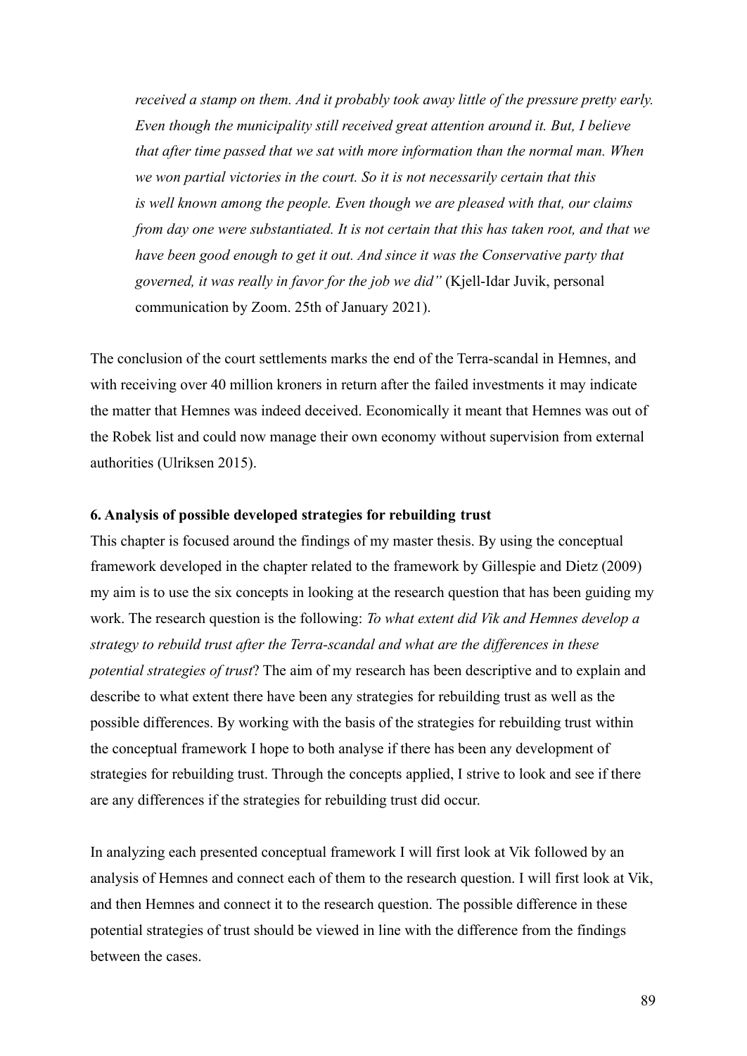*received a stamp on them. And it probably took away little of the pressure pretty early. Even though the municipality still received great attention around it. But, I believe that after time passed that we sat with more information than the normal man. When we won partial victories in the court. So it is not necessarily certain that this is well known among the people. Even though we are pleased with that, our claims from day one were substantiated. It is not certain that this has taken root, and that we have been good enough to get it out. And since it was the Conservative party that governed, it was really in favor for the job we did"* (Kjell-Idar Juvik, personal communication by Zoom. 25th of January 2021).

The conclusion of the court settlements marks the end of the Terra-scandal in Hemnes, and with receiving over 40 million kroners in return after the failed investments it may indicate the matter that Hemnes was indeed deceived. Economically it meant that Hemnes was out of the Robek list and could now manage their own economy without supervision from external authorities (Ulriksen 2015).

## 6. Analysis of possible developed strategies for rebuilding trust

This chapter is focused around the findings of my master thesis. By using the conceptual framework developed in the chapter related to the framework by Gillespie and Dietz (2009) my aim is to use the six concepts in looking at the research question that has been guiding my work. The research question is the following: *To what extent did Vik and Hemnes develop a strategy to rebuild trust after the Terra-scandal and what are the differences in these potential strategies of trust*? The aim of my research has been descriptive and to explain and describe to what extent there have been any strategies for rebuilding trust as well as the possible differences. By working with the basis of the strategies for rebuilding trust within the conceptual framework I hope to both analyse if there has been any development of strategies for rebuilding trust. Through the concepts applied, I strive to look and see if there are any differences if the strategies for rebuilding trust did occur.

In analyzing each presented conceptual framework I will first look at Vik followed by an analysis of Hemnes and connect each of them to the research question. I will first look at Vik, and then Hemnes and connect it to the research question. The possible difference in these potential strategies of trust should be viewed in line with the difference from the findings between the cases.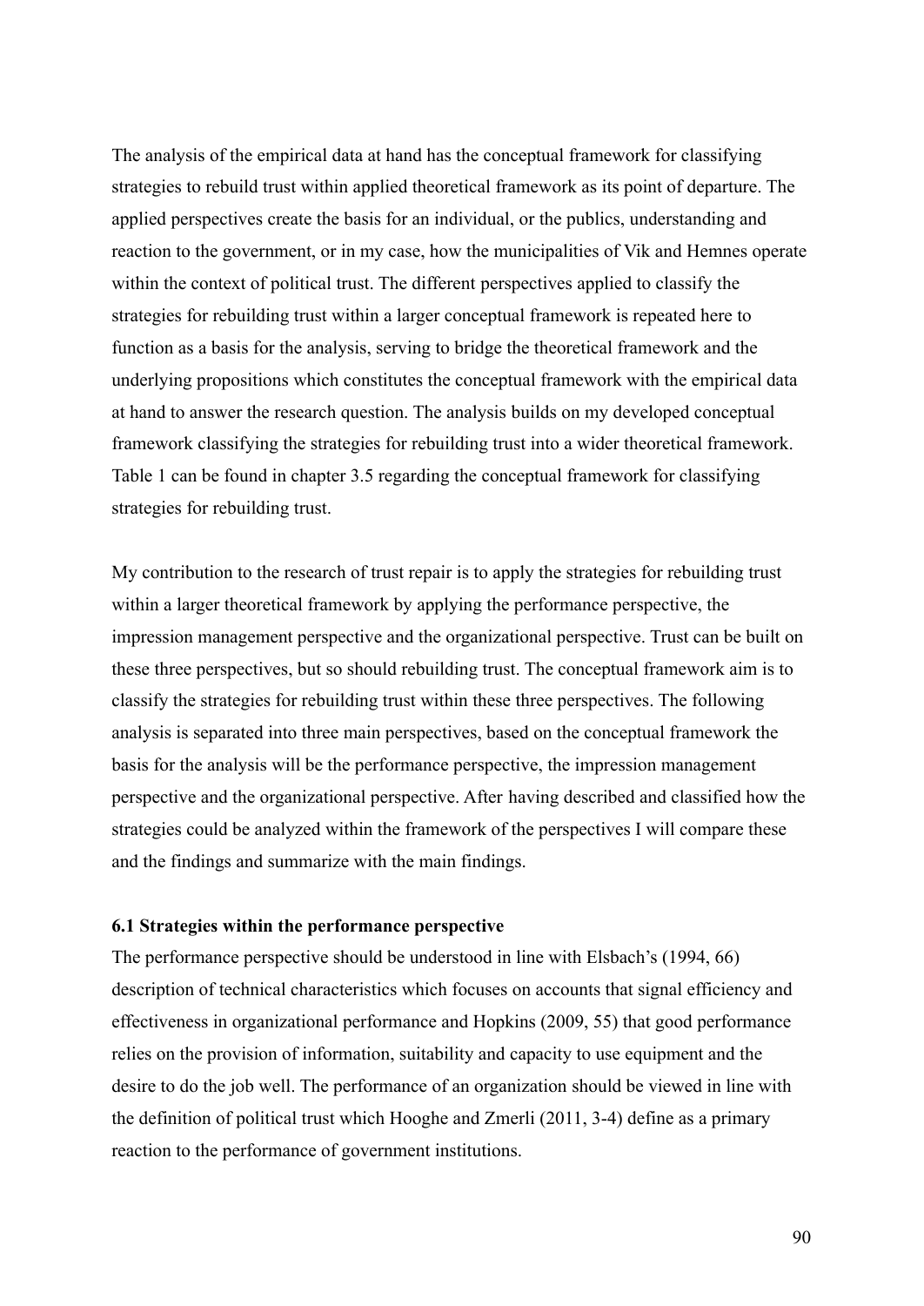The analysis of the empirical data at hand has the conceptual framework for classifying strategies to rebuild trust within applied theoretical framework as its point of departure. The applied perspectives create the basis for an individual, or the publics, understanding and reaction to the government, or in my case, how the municipalities of Vik and Hemnes operate within the context of political trust. The different perspectives applied to classify the strategies for rebuilding trust within a larger conceptual framework is repeated here to function as a basis for the analysis, serving to bridge the theoretical framework and the underlying propositions which constitutes the conceptual framework with the empirical data at hand to answer the research question. The analysis builds on my developed conceptual framework classifying the strategies for rebuilding trust into a wider theoretical framework. Table 1 can be found in chapter 3.5 regarding the conceptual framework for classifying strategies for rebuilding trust.

My contribution to the research of trust repair is to apply the strategies for rebuilding trust within a larger theoretical framework by applying the performance perspective, the impression management perspective and the organizational perspective. Trust can be built on these three perspectives, but so should rebuilding trust. The conceptual framework aim is to classify the strategies for rebuilding trust within these three perspectives. The following analysis is separated into three main perspectives, based on the conceptual framework the basis for the analysis will be the performance perspective, the impression management perspective and the organizational perspective. After having described and classified how the strategies could be analyzed within the framework of the perspectives I will compare these and the findings and summarize with the main findings.

### 6.1 Strategies within the performance perspective

The performance perspective should be understood in line with Elsbach's (1994, 66) description of technical characteristics which focuses on accounts that signal efficiency and effectiveness in organizational performance and Hopkins (2009, 55) that good performance relies on the provision of information, suitability and capacity to use equipment and the desire to do the job well. The performance of an organization should be viewed in line with the definition of political trust which Hooghe and Zmerli (2011, 3-4) define as a primary reaction to the performance of government institutions.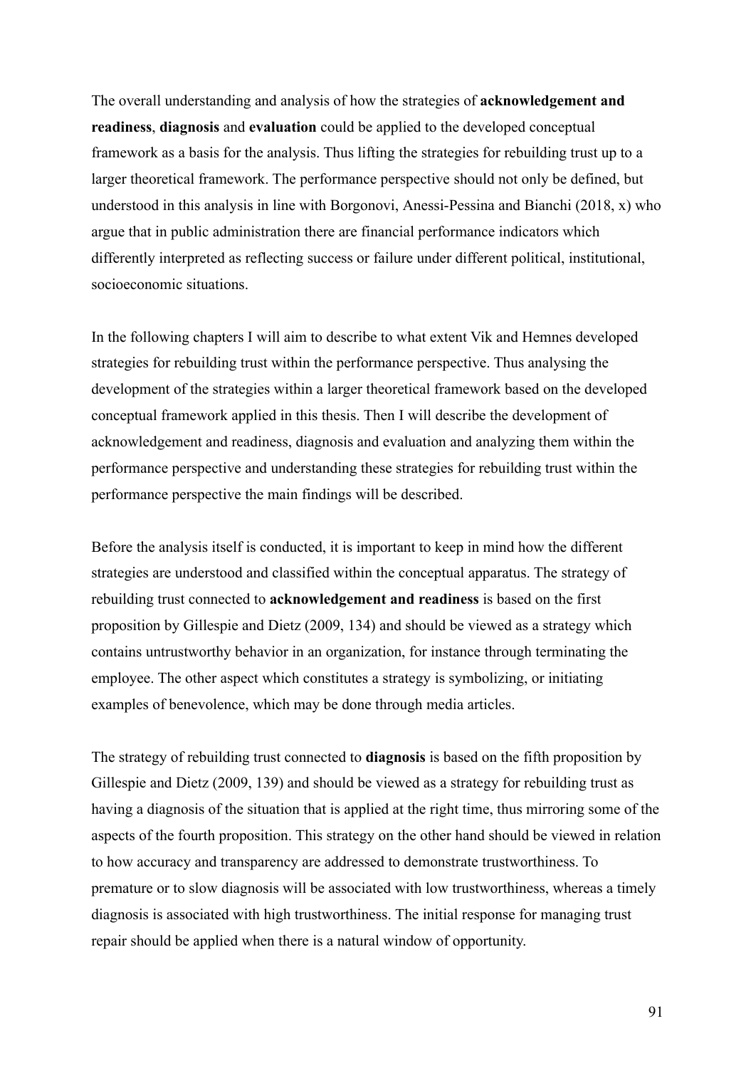The overall understanding and analysis of how the strategies of **acknowledgement and readiness**, **diagnosis** and **evaluation** could be applied to the developed conceptual framework as a basis for the analysis. Thus lifting the strategies for rebuilding trust up to a larger theoretical framework. The performance perspective should not only be defined, but understood in this analysis in line with Borgonovi, Anessi-Pessina and Bianchi (2018, x) who argue that in public administration there are financial performance indicators which differently interpreted as reflecting success or failure under different political, institutional, socioeconomic situations.

In the following chapters I will aim to describe to what extent Vik and Hemnes developed strategies for rebuilding trust within the performance perspective. Thus analysing the development of the strategies within a larger theoretical framework based on the developed conceptual framework applied in this thesis. Then I will describe the development of acknowledgement and readiness, diagnosis and evaluation and analyzing them within the performance perspective and understanding these strategies for rebuilding trust within the performance perspective the main findings will be described.

Before the analysis itself is conducted, it is important to keep in mind how the different strategies are understood and classified within the conceptual apparatus. The strategy of rebuilding trust connected to **acknowledgement and readiness** is based on the first proposition by Gillespie and Dietz (2009, 134) and should be viewed as a strategy which contains untrustworthy behavior in an organization, for instance through terminating the employee. The other aspect which constitutes a strategy is symbolizing, or initiating examples of benevolence, which may be done through media articles.

The strategy of rebuilding trust connected to **diagnosis** is based on the fifth proposition by Gillespie and Dietz (2009, 139) and should be viewed as a strategy for rebuilding trust as having a diagnosis of the situation that is applied at the right time, thus mirroring some of the aspects of the fourth proposition. This strategy on the other hand should be viewed in relation to how accuracy and transparency are addressed to demonstrate trustworthiness. To premature or to slow diagnosis will be associated with low trustworthiness, whereas a timely diagnosis is associated with high trustworthiness. The initial response for managing trust repair should be applied when there is a natural window of opportunity.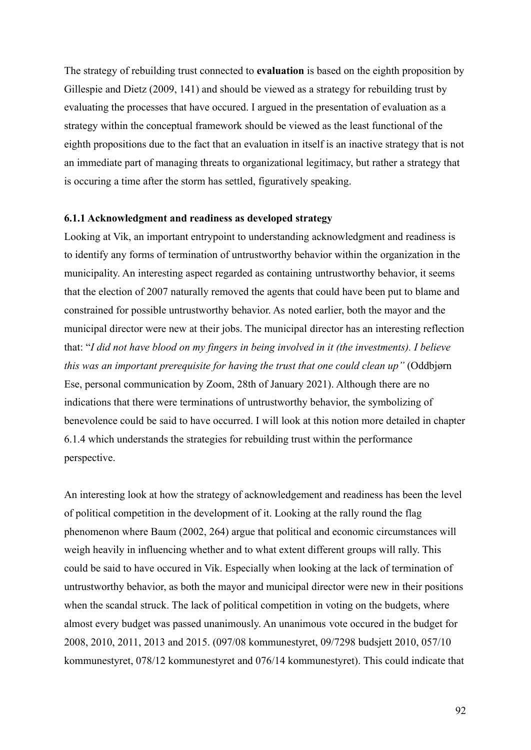The strategy of rebuilding trust connected to **evaluation** is based on the eighth proposition by Gillespie and Dietz (2009, 141) and should be viewed as a strategy for rebuilding trust by evaluating the processes that have occured. I argued in the presentation of evaluation as a strategy within the conceptual framework should be viewed as the least functional of the eighth propositions due to the fact that an evaluation in itself is an inactive strategy that is not an immediate part of managing threats to organizational legitimacy, but rather a strategy that is occuring a time after the storm has settled, figuratively speaking.

### 6.1.1 Acknowledgment and readiness as developed strategy

Looking at Vik, an important entrypoint to understanding acknowledgment and readiness is to identify any forms of termination of untrustworthy behavior within the organization in the municipality. An interesting aspect regarded as containing untrustworthy behavior, it seems that the election of 2007 naturally removed the agents that could have been put to blame and constrained for possible untrustworthy behavior. As noted earlier, both the mayor and the municipal director were new at their jobs. The municipal director has an interesting reflection that: "*I did not have blood on my fingers in being involved in it (the investments). I believe this was an important prerequisite for having the trust that one could clean up"* (Oddbjørn Ese, personal communication by Zoom, 28th of January 2021). Although there are no indications that there were terminations of untrustworthy behavior, the symbolizing of benevolence could be said to have occurred. I will look at this notion more detailed in chapter 6.1.4 which understands the strategies for rebuilding trust within the performance perspective.

An interesting look at how the strategy of acknowledgement and readiness has been the level of political competition in the development of it. Looking at the rally round the flag phenomenon where Baum (2002, 264) argue that political and economic circumstances will weigh heavily in influencing whether and to what extent different groups will rally. This could be said to have occured in Vik. Especially when looking at the lack of termination of untrustworthy behavior, as both the mayor and municipal director were new in their positions when the scandal struck. The lack of political competition in voting on the budgets, where almost every budget was passed unanimously. An unanimous vote occured in the budget for 2008, 2010, 2011, 2013 and 2015. (097/08 kommunestyret, 09/7298 budsjett 2010, 057/10 kommunestyret, 078/12 kommunestyret and 076/14 kommunestyret). This could indicate that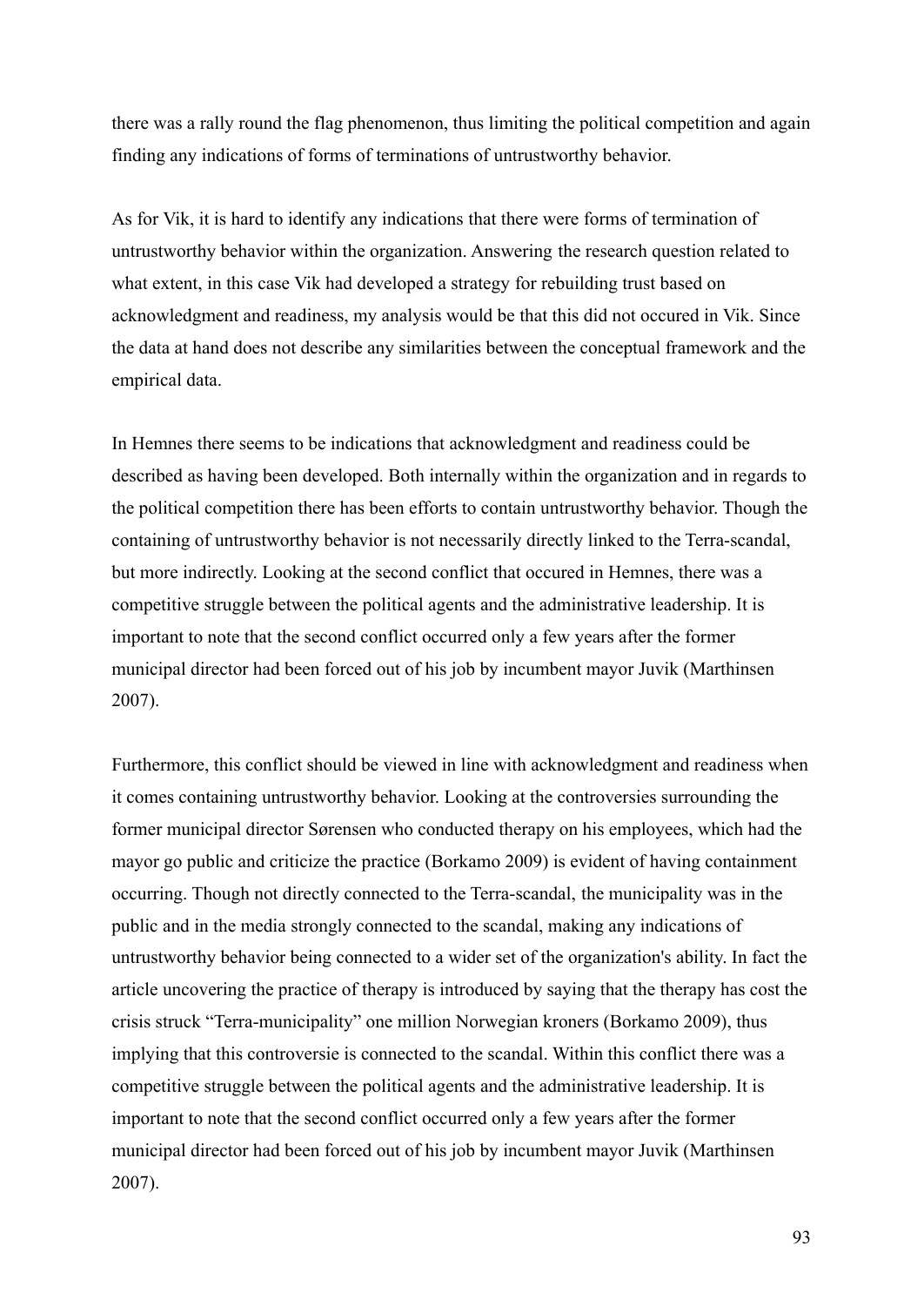there was a rally round the flag phenomenon, thus limiting the political competition and again finding any indications of forms of terminations of untrustworthy behavior.

As for Vik, it is hard to identify any indications that there were forms of termination of untrustworthy behavior within the organization. Answering the research question related to what extent, in this case Vik had developed a strategy for rebuilding trust based on acknowledgment and readiness, my analysis would be that this did not occured in Vik. Since the data at hand does not describe any similarities between the conceptual framework and the empirical data.

In Hemnes there seems to be indications that acknowledgment and readiness could be described as having been developed. Both internally within the organization and in regards to the political competition there has been efforts to contain untrustworthy behavior. Though the containing of untrustworthy behavior is not necessarily directly linked to the Terra-scandal, but more indirectly. Looking at the second conflict that occured in Hemnes, there was a competitive struggle between the political agents and the administrative leadership. It is important to note that the second conflict occurred only a few years after the former municipal director had been forced out of his job by incumbent mayor Juvik (Marthinsen 2007).

Furthermore, this conflict should be viewed in line with acknowledgment and readiness when it comes containing untrustworthy behavior. Looking at the controversies surrounding the former municipal director Sørensen who conducted therapy on his employees, which had the mayor go public and criticize the practice (Borkamo 2009) is evident of having containment occurring. Though not directly connected to the Terra-scandal, the municipality was in the public and in the media strongly connected to the scandal, making any indications of untrustworthy behavior being connected to a wider set of the organization's ability. In fact the article uncovering the practice of therapy is introduced by saying that the therapy has cost the crisis struck "Terra-municipality" one million Norwegian kroners (Borkamo 2009), thus implying that this controversie is connected to the scandal. Within this conflict there was a competitive struggle between the political agents and the administrative leadership. It is important to note that the second conflict occurred only a few years after the former municipal director had been forced out of his job by incumbent mayor Juvik (Marthinsen 2007).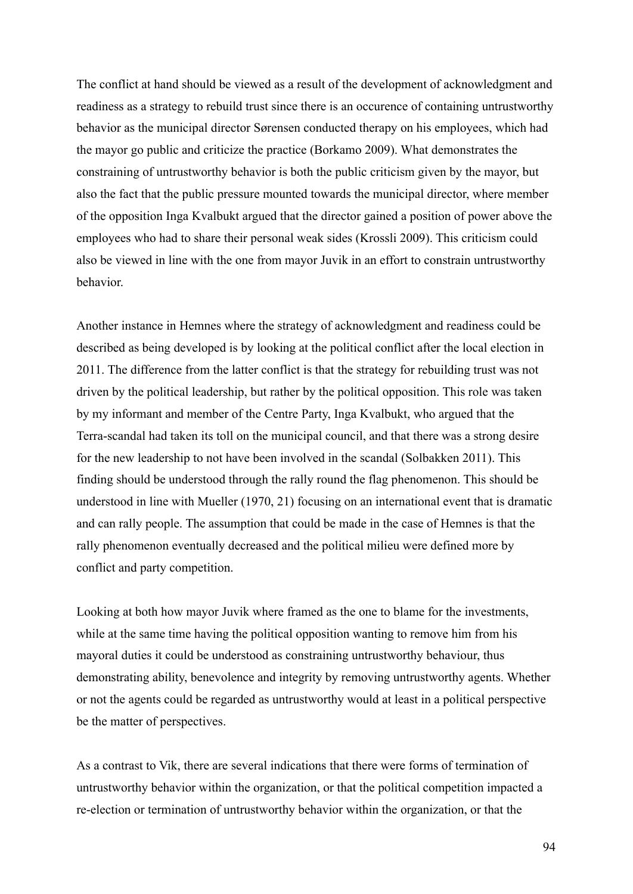The conflict at hand should be viewed as a result of the development of acknowledgment and readiness as a strategy to rebuild trust since there is an occurence of containing untrustworthy behavior as the municipal director Sørensen conducted therapy on his employees, which had the mayor go public and criticize the practice (Borkamo 2009). What demonstrates the constraining of untrustworthy behavior is both the public criticism given by the mayor, but also the fact that the public pressure mounted towards the municipal director, where member of the opposition Inga Kvalbukt argued that the director gained a position of power above the employees who had to share their personal weak sides (Krossli 2009). This criticism could also be viewed in line with the one from mayor Juvik in an effort to constrain untrustworthy behavior.

Another instance in Hemnes where the strategy of acknowledgment and readiness could be described as being developed is by looking at the political conflict after the local election in 2011. The difference from the latter conflict is that the strategy for rebuilding trust was not driven by the political leadership, but rather by the political opposition. This role was taken by my informant and member of the Centre Party, Inga Kvalbukt, who argued that the Terra-scandal had taken its toll on the municipal council, and that there was a strong desire for the new leadership to not have been involved in the scandal (Solbakken 2011). This finding should be understood through the rally round the flag phenomenon. This should be understood in line with Mueller (1970, 21) focusing on an international event that is dramatic and can rally people. The assumption that could be made in the case of Hemnes is that the rally phenomenon eventually decreased and the political milieu were defined more by conflict and party competition.

Looking at both how mayor Juvik where framed as the one to blame for the investments, while at the same time having the political opposition wanting to remove him from his mayoral duties it could be understood as constraining untrustworthy behaviour, thus demonstrating ability, benevolence and integrity by removing untrustworthy agents. Whether or not the agents could be regarded as untrustworthy would at least in a political perspective be the matter of perspectives.

As a contrast to Vik, there are several indications that there were forms of termination of untrustworthy behavior within the organization, or that the political competition impacted a re-election or termination of untrustworthy behavior within the organization, or that the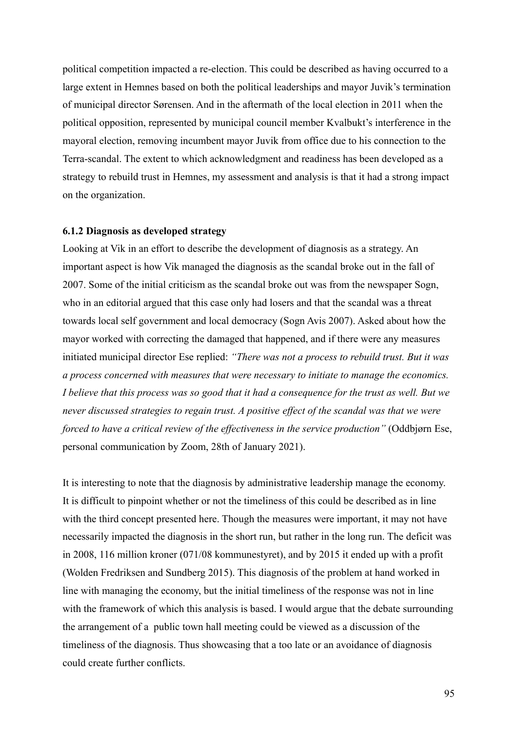political competition impacted a re-election. This could be described as having occurred to a large extent in Hemnes based on both the political leaderships and mayor Juvik's termination of municipal director Sørensen. And in the aftermath of the local election in 2011 when the political opposition, represented by municipal council member Kvalbukt's interference in the mayoral election, removing incumbent mayor Juvik from office due to his connection to the Terra-scandal. The extent to which acknowledgment and readiness has been developed as a strategy to rebuild trust in Hemnes, my assessment and analysis is that it had a strong impact on the organization.

### 6.1.2 Diagnosis as developed strategy

Looking at Vik in an effort to describe the development of diagnosis as a strategy. An important aspect is how Vik managed the diagnosis as the scandal broke out in the fall of 2007. Some of the initial criticism as the scandal broke out was from the newspaper Sogn, who in an editorial argued that this case only had losers and that the scandal was a threat towards local self government and local democracy (Sogn Avis 2007). Asked about how the mayor worked with correcting the damaged that happened, and if there were any measures initiated municipal director Ese replied: *"There was not a process to rebuild trust. But it was a process concerned with measures that were necessary to initiate to manage the economics. I believe that this process was so good that it had a consequence for the trust as well. But we never discussed strategies to regain trust. A positive effect of the scandal was that we were forced to have a critical review of the effectiveness in the service production"* (Oddbjørn Ese, personal communication by Zoom, 28th of January 2021).

It is interesting to note that the diagnosis by administrative leadership manage the economy. It is difficult to pinpoint whether or not the timeliness of this could be described as in line with the third concept presented here. Though the measures were important, it may not have necessarily impacted the diagnosis in the short run, but rather in the long run. The deficit was in 2008, 116 million kroner (071/08 kommunestyret), and by 2015 it ended up with a profit (Wolden Fredriksen and Sundberg 2015). This diagnosis of the problem at hand worked in line with managing the economy, but the initial timeliness of the response was not in line with the framework of which this analysis is based. I would argue that the debate surrounding the arrangement of a public town hall meeting could be viewed as a discussion of the timeliness of the diagnosis. Thus showcasing that a too late or an avoidance of diagnosis could create further conflicts.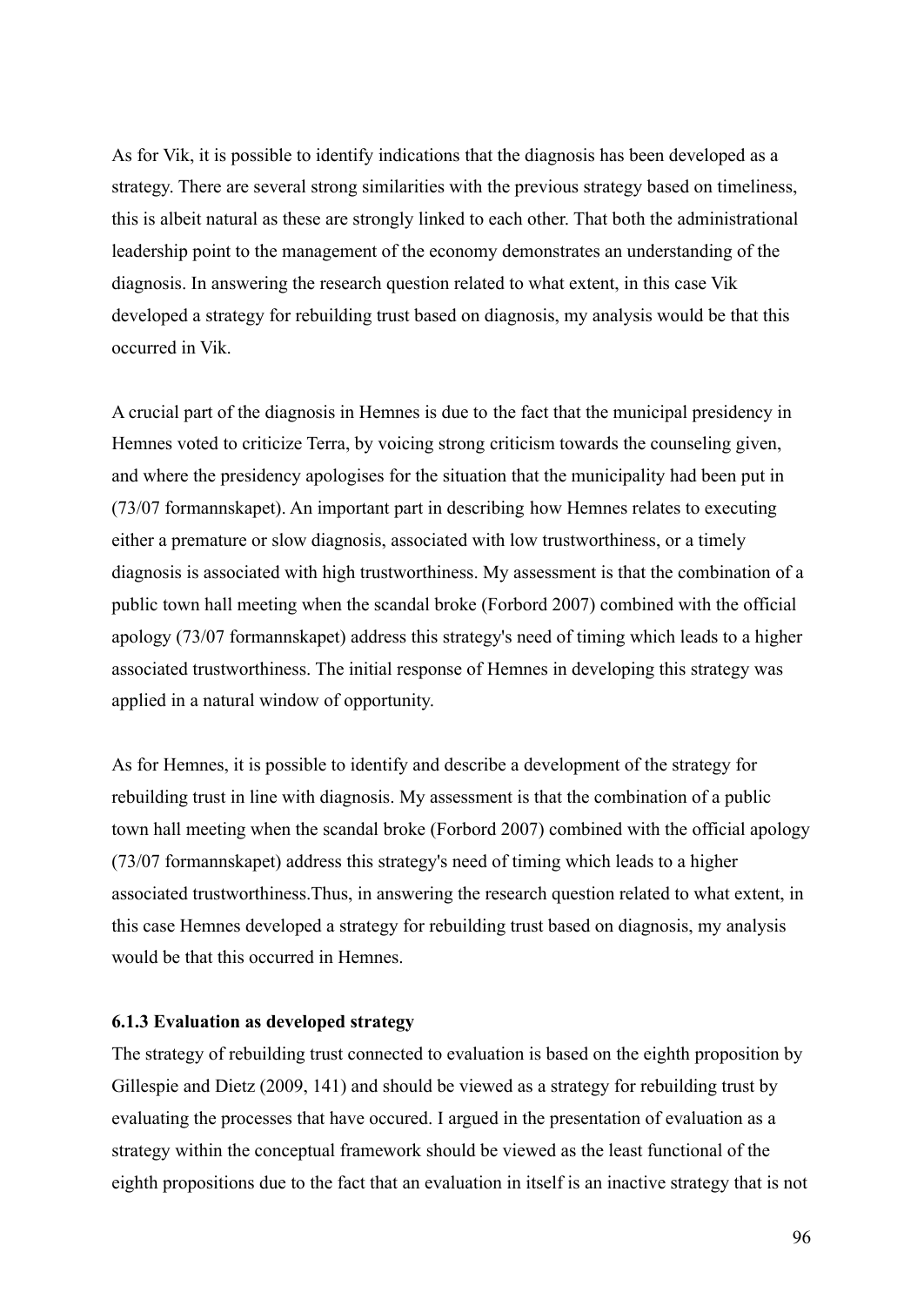As for Vik, it is possible to identify indications that the diagnosis has been developed as a strategy. There are several strong similarities with the previous strategy based on timeliness, this is albeit natural as these are strongly linked to each other. That both the administrational leadership point to the management of the economy demonstrates an understanding of the diagnosis. In answering the research question related to what extent, in this case Vik developed a strategy for rebuilding trust based on diagnosis, my analysis would be that this occurred in Vik.

A crucial part of the diagnosis in Hemnes is due to the fact that the municipal presidency in Hemnes voted to criticize Terra, by voicing strong criticism towards the counseling given, and where the presidency apologises for the situation that the municipality had been put in (73/07 formannskapet). An important part in describing how Hemnes relates to executing either a premature or slow diagnosis, associated with low trustworthiness, or a timely diagnosis is associated with high trustworthiness. My assessment is that the combination of a public town hall meeting when the scandal broke (Forbord 2007) combined with the official apology (73/07 formannskapet) address this strategy's need of timing which leads to a higher associated trustworthiness. The initial response of Hemnes in developing this strategy was applied in a natural window of opportunity.

As for Hemnes, it is possible to identify and describe a development of the strategy for rebuilding trust in line with diagnosis. My assessment is that the combination of a public town hall meeting when the scandal broke (Forbord 2007) combined with the official apology (73/07 formannskapet) address this strategy's need of timing which leads to a higher associated trustworthiness.Thus, in answering the research question related to what extent, in this case Hemnes developed a strategy for rebuilding trust based on diagnosis, my analysis would be that this occurred in Hemnes.

### 6.1.3 Evaluation as developed strategy

The strategy of rebuilding trust connected to evaluation is based on the eighth proposition by Gillespie and Dietz (2009, 141) and should be viewed as a strategy for rebuilding trust by evaluating the processes that have occured. I argued in the presentation of evaluation as a strategy within the conceptual framework should be viewed as the least functional of the eighth propositions due to the fact that an evaluation in itself is an inactive strategy that is not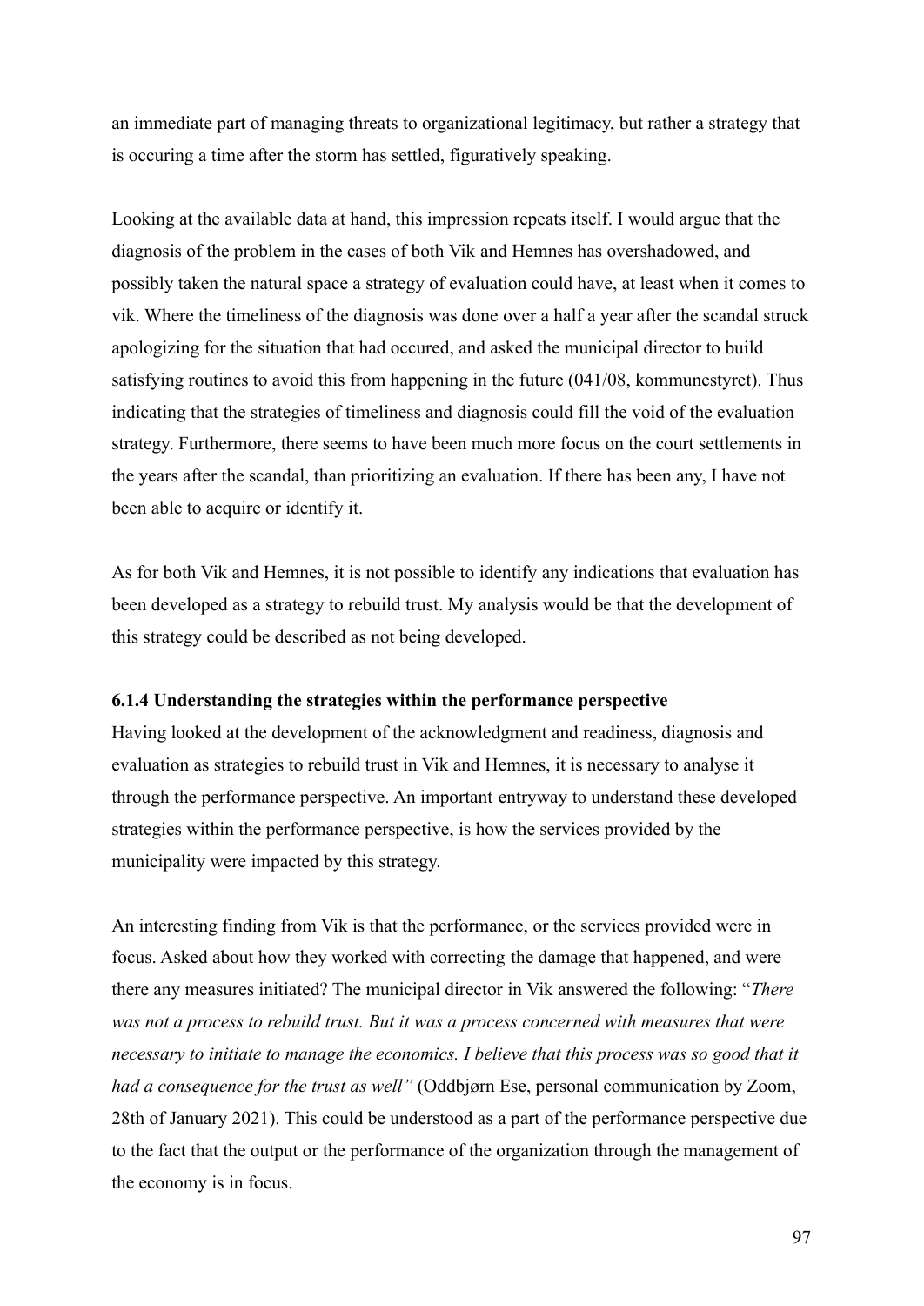an immediate part of managing threats to organizational legitimacy, but rather a strategy that is occuring a time after the storm has settled, figuratively speaking.

Looking at the available data at hand, this impression repeats itself. I would argue that the diagnosis of the problem in the cases of both Vik and Hemnes has overshadowed, and possibly taken the natural space a strategy of evaluation could have, at least when it comes to vik. Where the timeliness of the diagnosis was done over a half a year after the scandal struck apologizing for the situation that had occured, and asked the municipal director to build satisfying routines to avoid this from happening in the future (041/08, kommunestyret). Thus indicating that the strategies of timeliness and diagnosis could fill the void of the evaluation strategy. Furthermore, there seems to have been much more focus on the court settlements in the years after the scandal, than prioritizing an evaluation. If there has been any, I have not been able to acquire or identify it.

As for both Vik and Hemnes, it is not possible to identify any indications that evaluation has been developed as a strategy to rebuild trust. My analysis would be that the development of this strategy could be described as not being developed.

**6.1.4 Understanding the strategies within the performance perspective**

Having looked at the development of the acknowledgment and readiness, diagnosis and evaluation as strategies to rebuild trust in Vik and Hemnes, it is necessary to analyse it through the performance perspective. An important entryway to understand these developed strategies within the performance perspective, is how the services provided by the municipality were impacted by this strategy.

An interesting finding from Vik is that the performance, or the services provided were in focus. Asked about how they worked with correcting the damage that happened, and were there any measures initiated? The municipal director in Vik answered the following: "*There was not a process to rebuild trust. But it was a process concerned with measures that were necessary to initiate to manage the economics. I believe that this process was so good that it had a consequence for the trust as well"* (Oddbjørn Ese, personal communication by Zoom, 28th of January 2021). This could be understood as a part of the performance perspective due to the fact that the output or the performance of the organization through the management of the economy is in focus.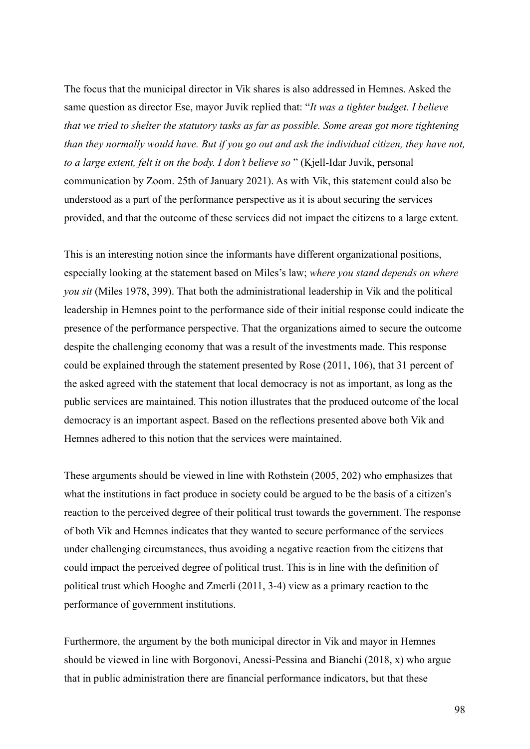The focus that the municipal director in Vik shares is also addressed in Hemnes. Asked the same question as director Ese, mayor Juvik replied that: "*It was a tighter budget. I believe that we tried to shelter the statutory tasks as far as possible. Some areas got more tightening than they normally would have. But if you go out and ask the individual citizen, they have not, to a large extent, felt it on the body. I don't believe so* " (Kjell-Idar Juvik, personal communication by Zoom. 25th of January 2021). As with Vik, this statement could also be understood as a part of the performance perspective as it is about securing the services provided, and that the outcome of these services did not impact the citizens to a large extent.

This is an interesting notion since the informants have different organizational positions, especially looking at the statement based on Miles's law; *where you stand depends on where you sit* (Miles 1978, 399). That both the administrational leadership in Vik and the political leadership in Hemnes point to the performance side of their initial response could indicate the presence of the performance perspective. That the organizations aimed to secure the outcome despite the challenging economy that was a result of the investments made. This response could be explained through the statement presented by Rose (2011, 106), that 31 percent of the asked agreed with the statement that local democracy is not as important, as long as the public services are maintained. This notion illustrates that the produced outcome of the local democracy is an important aspect. Based on the reflections presented above both Vik and Hemnes adhered to this notion that the services were maintained.

These arguments should be viewed in line with Rothstein (2005, 202) who emphasizes that what the institutions in fact produce in society could be argued to be the basis of a citizen's reaction to the perceived degree of their political trust towards the government. The response of both Vik and Hemnes indicates that they wanted to secure performance of the services under challenging circumstances, thus avoiding a negative reaction from the citizens that could impact the perceived degree of political trust. This is in line with the definition of political trust which Hooghe and Zmerli (2011, 3-4) view as a primary reaction to the performance of government institutions.

Furthermore, the argument by the both municipal director in Vik and mayor in Hemnes should be viewed in line with Borgonovi, Anessi-Pessina and Bianchi (2018, x) who argue that in public administration there are financial performance indicators, but that these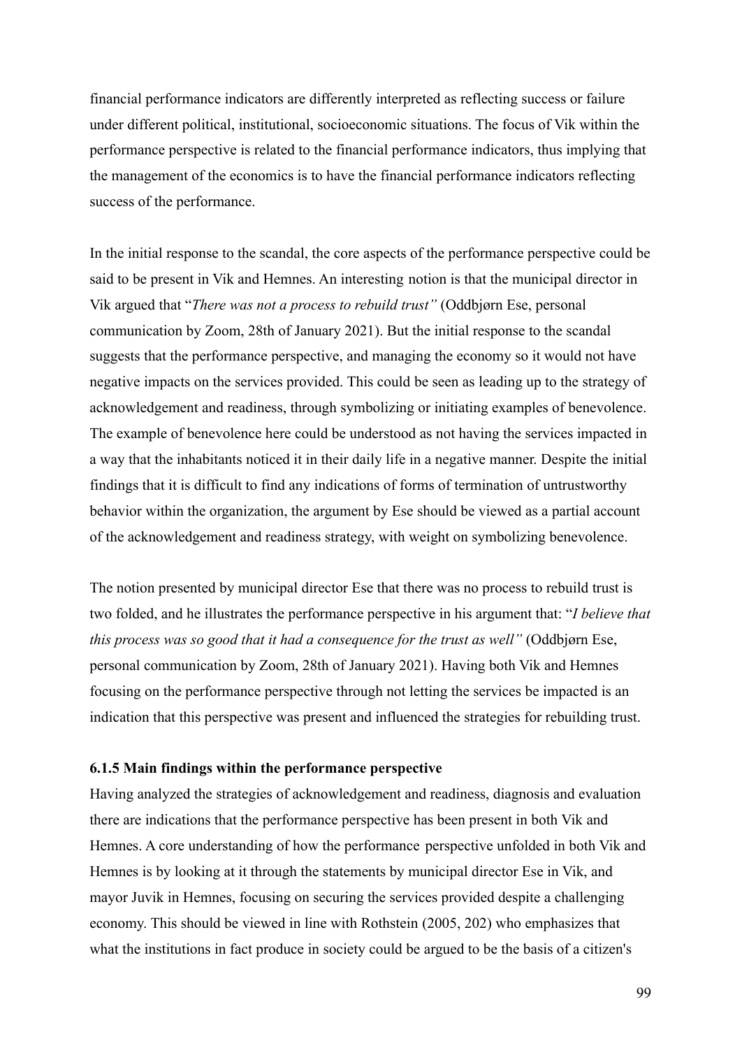financial performance indicators are differently interpreted as reflecting success or failure under different political, institutional, socioeconomic situations. The focus of Vik within the performance perspective is related to the financial performance indicators, thus implying that the management of the economics is to have the financial performance indicators reflecting success of the performance.

In the initial response to the scandal, the core aspects of the performance perspective could be said to be present in Vik and Hemnes. An interesting notion is that the municipal director in Vik argued that "*There was not a process to rebuild trust"* (Oddbjørn Ese, personal communication by Zoom, 28th of January 2021). But the initial response to the scandal suggests that the performance perspective, and managing the economy so it would not have negative impacts on the services provided. This could be seen as leading up to the strategy of acknowledgement and readiness, through symbolizing or initiating examples of benevolence. The example of benevolence here could be understood as not having the services impacted in a way that the inhabitants noticed it in their daily life in a negative manner. Despite the initial findings that it is difficult to find any indications of forms of termination of untrustworthy behavior within the organization, the argument by Ese should be viewed as a partial account of the acknowledgement and readiness strategy, with weight on symbolizing benevolence.

The notion presented by municipal director Ese that there was no process to rebuild trust is two folded, and he illustrates the performance perspective in his argument that: "*I believe that this process was so good that it had a consequence for the trust as well"* (Oddbjørn Ese, personal communication by Zoom, 28th of January 2021). Having both Vik and Hemnes focusing on the performance perspective through not letting the services be impacted is an indication that this perspective was present and influenced the strategies for rebuilding trust.

#### 6.1.5 Main findings within the performance perspective

Having analyzed the strategies of acknowledgement and readiness, diagnosis and evaluation there are indications that the performance perspective has been present in both Vik and Hemnes. A core understanding of how the performance perspective unfolded in both Vik and Hemnes is by looking at it through the statements by municipal director Ese in Vik, and mayor Juvik in Hemnes, focusing on securing the services provided despite a challenging economy. This should be viewed in line with Rothstein (2005, 202) who emphasizes that what the institutions in fact produce in society could be argued to be the basis of a citizen's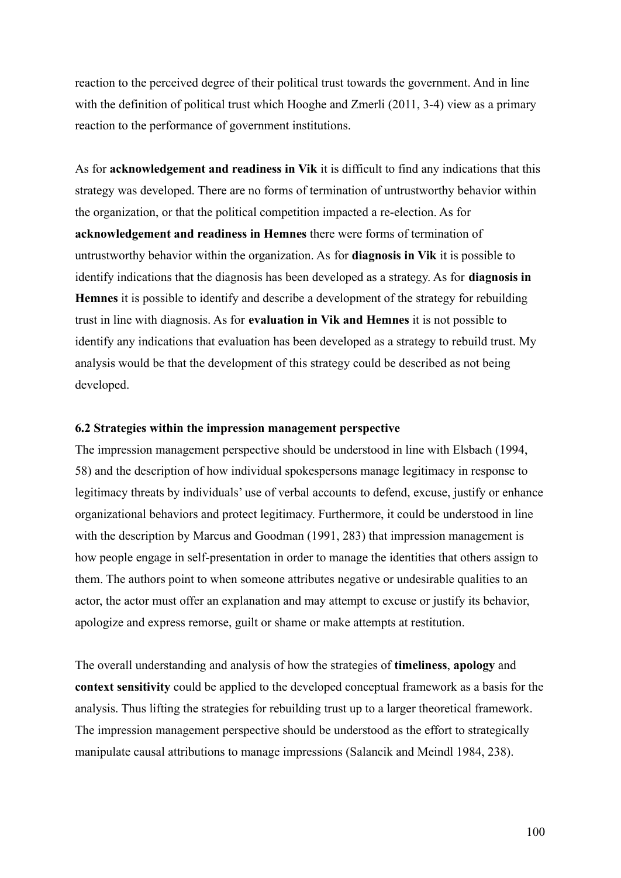reaction to the perceived degree of their political trust towards the government. And in line with the definition of political trust which Hooghe and Zmerli (2011, 3-4) view as a primary reaction to the performance of government institutions.

As for **acknowledgement and readiness in Vik** it is difficult to find any indications that this strategy was developed. There are no forms of termination of untrustworthy behavior within the organization, or that the political competition impacted a re-election. As for **acknowledgement and readiness in Hemnes** there were forms of termination of untrustworthy behavior within the organization. As for **diagnosis in Vik** it is possible to identify indications that the diagnosis has been developed as a strategy. As for **diagnosis in Hemnes** it is possible to identify and describe a development of the strategy for rebuilding trust in line with diagnosis. As for **evaluation in Vik and Hemnes** it is not possible to identify any indications that evaluation has been developed as a strategy to rebuild trust. My analysis would be that the development of this strategy could be described as not being developed.

### 6.2 Strategies within the impression management perspective

The impression management perspective should be understood in line with Elsbach (1994, 58) and the description of how individual spokespersons manage legitimacy in response to legitimacy threats by individuals' use of verbal accounts to defend, excuse, justify or enhance organizational behaviors and protect legitimacy. Furthermore, it could be understood in line with the description by Marcus and Goodman (1991, 283) that impression management is how people engage in self-presentation in order to manage the identities that others assign to them. The authors point to when someone attributes negative or undesirable qualities to an actor, the actor must offer an explanation and may attempt to excuse or justify its behavior, apologize and express remorse, guilt or shame or make attempts at restitution.

The overall understanding and analysis of how the strategies of **timeliness**, **apology** and **context sensitivity** could be applied to the developed conceptual framework as a basis for the analysis. Thus lifting the strategies for rebuilding trust up to a larger theoretical framework. The impression management perspective should be understood as the effort to strategically manipulate causal attributions to manage impressions (Salancik and Meindl 1984, 238).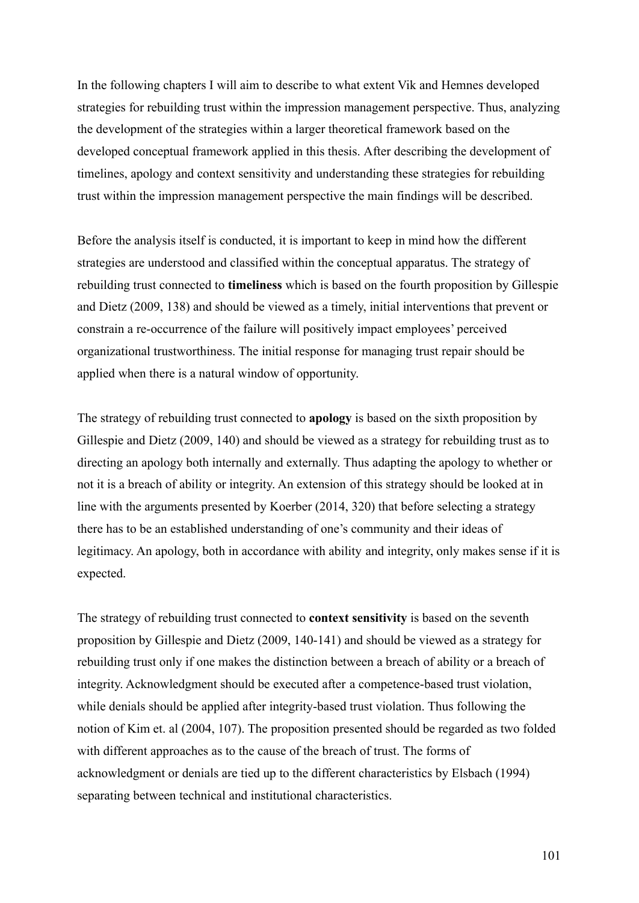In the following chapters I will aim to describe to what extent Vik and Hemnes developed strategies for rebuilding trust within the impression management perspective. Thus, analyzing the development of the strategies within a larger theoretical framework based on the developed conceptual framework applied in this thesis. After describing the development of timelines, apology and context sensitivity and understanding these strategies for rebuilding trust within the impression management perspective the main findings will be described.

Before the analysis itself is conducted, it is important to keep in mind how the different strategies are understood and classified within the conceptual apparatus. The strategy of rebuilding trust connected to **timeliness** which is based on the fourth proposition by Gillespie and Dietz (2009, 138) and should be viewed as a timely, initial interventions that prevent or constrain a re-occurrence of the failure will positively impact employees' perceived organizational trustworthiness. The initial response for managing trust repair should be applied when there is a natural window of opportunity.

The strategy of rebuilding trust connected to **apology** is based on the sixth proposition by Gillespie and Dietz (2009, 140) and should be viewed as a strategy for rebuilding trust as to directing an apology both internally and externally. Thus adapting the apology to whether or not it is a breach of ability or integrity. An extension of this strategy should be looked at in line with the arguments presented by Koerber (2014, 320) that before selecting a strategy there has to be an established understanding of one's community and their ideas of legitimacy. An apology, both in accordance with ability and integrity, only makes sense if it is expected.

The strategy of rebuilding trust connected to **context sensitivity** is based on the seventh proposition by Gillespie and Dietz (2009, 140-141) and should be viewed as a strategy for rebuilding trust only if one makes the distinction between a breach of ability or a breach of integrity. Acknowledgment should be executed after a competence-based trust violation, while denials should be applied after integrity-based trust violation. Thus following the notion of Kim et. al (2004, 107). The proposition presented should be regarded as two folded with different approaches as to the cause of the breach of trust. The forms of acknowledgment or denials are tied up to the different characteristics by Elsbach (1994) separating between technical and institutional characteristics.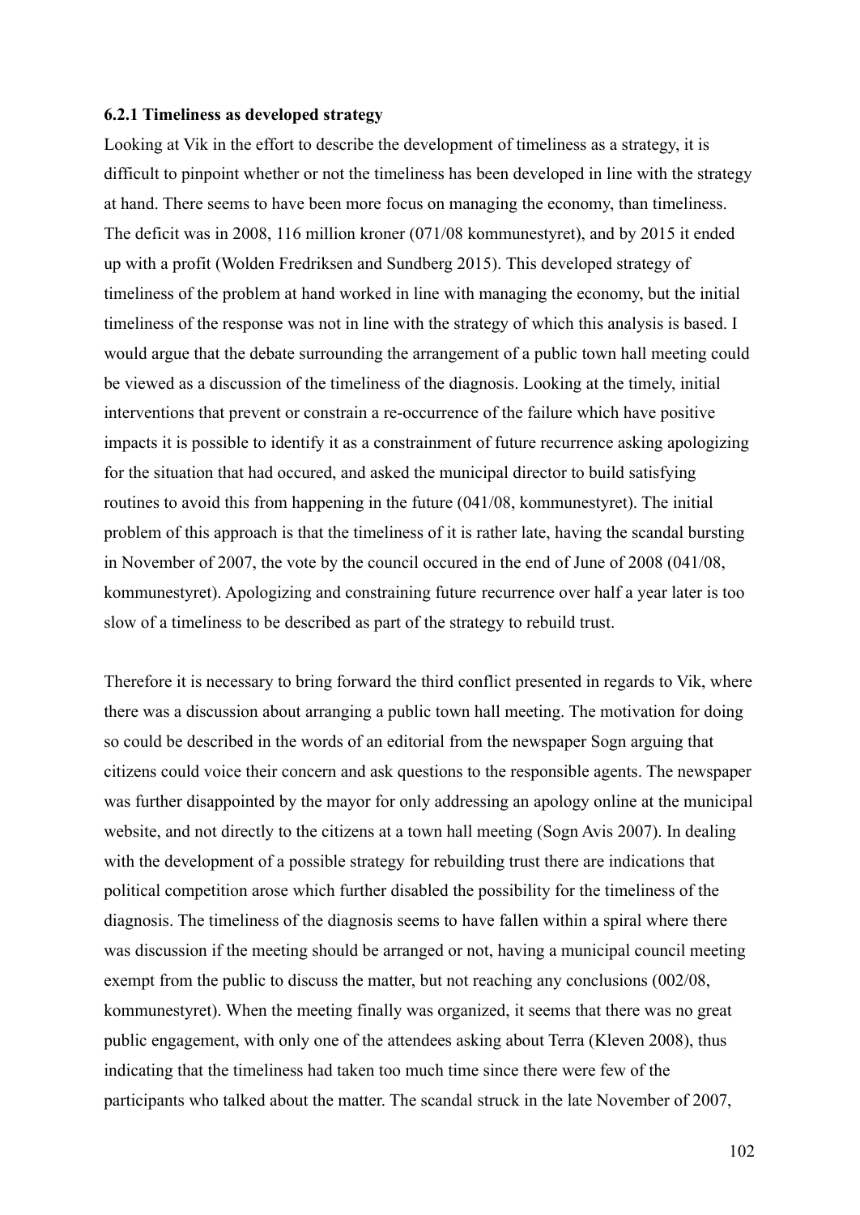### 6.2.1 Timeliness as developed strategy

Looking at Vik in the effort to describe the development of timeliness as a strategy, it is difficult to pinpoint whether or not the timeliness has been developed in line with the strategy at hand. There seems to have been more focus on managing the economy, than timeliness. The deficit was in 2008, 116 million kroner (071/08 kommunestyret), and by 2015 it ended up with a profit (Wolden Fredriksen and Sundberg 2015). This developed strategy of timeliness of the problem at hand worked in line with managing the economy, but the initial timeliness of the response was not in line with the strategy of which this analysis is based. I would argue that the debate surrounding the arrangement of a public town hall meeting could be viewed as a discussion of the timeliness of the diagnosis. Looking at the timely, initial interventions that prevent or constrain a re-occurrence of the failure which have positive impacts it is possible to identify it as a constrainment of future recurrence asking apologizing for the situation that had occured, and asked the municipal director to build satisfying routines to avoid this from happening in the future (041/08, kommunestyret). The initial problem of this approach is that the timeliness of it is rather late, having the scandal bursting in November of 2007, the vote by the council occured in the end of June of 2008 (041/08, kommunestyret). Apologizing and constraining future recurrence over half a year later is too slow of a timeliness to be described as part of the strategy to rebuild trust.

Therefore it is necessary to bring forward the third conflict presented in regards to Vik, where there was a discussion about arranging a public town hall meeting. The motivation for doing so could be described in the words of an editorial from the newspaper Sogn arguing that citizens could voice their concern and ask questions to the responsible agents. The newspaper was further disappointed by the mayor for only addressing an apology online at the municipal website, and not directly to the citizens at a town hall meeting (Sogn Avis 2007). In dealing with the development of a possible strategy for rebuilding trust there are indications that political competition arose which further disabled the possibility for the timeliness of the diagnosis. The timeliness of the diagnosis seems to have fallen within a spiral where there was discussion if the meeting should be arranged or not, having a municipal council meeting exempt from the public to discuss the matter, but not reaching any conclusions (002/08, kommunestyret). When the meeting finally was organized, it seems that there was no great public engagement, with only one of the attendees asking about Terra (Kleven 2008), thus indicating that the timeliness had taken too much time since there were few of the participants who talked about the matter. The scandal struck in the late November of 2007,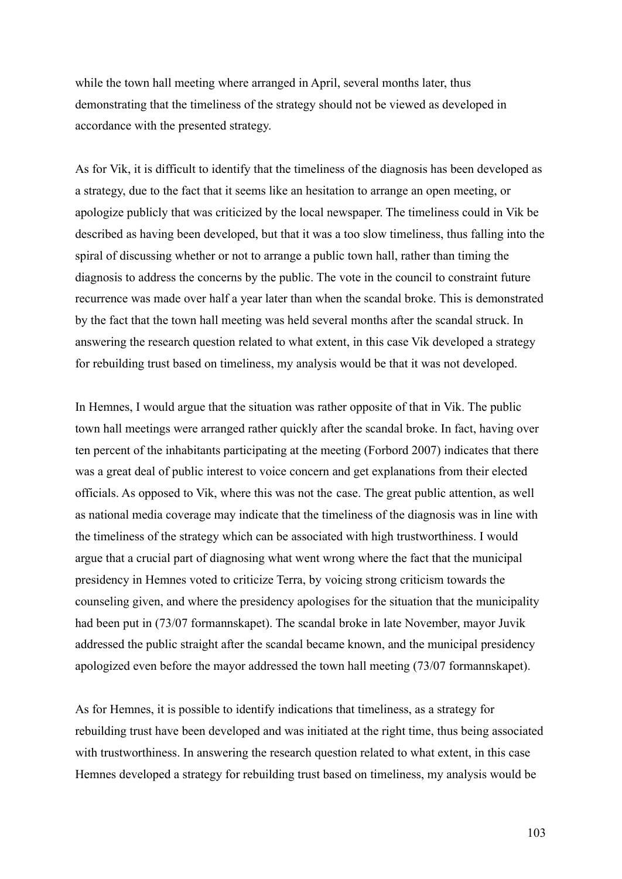while the town hall meeting where arranged in April, several months later, thus demonstrating that the timeliness of the strategy should not be viewed as developed in accordance with the presented strategy.

As for Vik, it is difficult to identify that the timeliness of the diagnosis has been developed as a strategy, due to the fact that it seems like an hesitation to arrange an open meeting, or apologize publicly that was criticized by the local newspaper. The timeliness could in Vik be described as having been developed, but that it was a too slow timeliness, thus falling into the spiral of discussing whether or not to arrange a public town hall, rather than timing the diagnosis to address the concerns by the public. The vote in the council to constraint future recurrence was made over half a year later than when the scandal broke. This is demonstrated by the fact that the town hall meeting was held several months after the scandal struck. In answering the research question related to what extent, in this case Vik developed a strategy for rebuilding trust based on timeliness, my analysis would be that it was not developed.

In Hemnes, I would argue that the situation was rather opposite of that in Vik. The public town hall meetings were arranged rather quickly after the scandal broke. In fact, having over ten percent of the inhabitants participating at the meeting (Forbord 2007) indicates that there was a great deal of public interest to voice concern and get explanations from their elected officials. As opposed to Vik, where this was not the case. The great public attention, as well as national media coverage may indicate that the timeliness of the diagnosis was in line with the timeliness of the strategy which can be associated with high trustworthiness. I would argue that a crucial part of diagnosing what went wrong where the fact that the municipal presidency in Hemnes voted to criticize Terra, by voicing strong criticism towards the counseling given, and where the presidency apologises for the situation that the municipality had been put in (73/07 formannskapet). The scandal broke in late November, mayor Juvik addressed the public straight after the scandal became known, and the municipal presidency apologized even before the mayor addressed the town hall meeting (73/07 formannskapet).

As for Hemnes, it is possible to identify indications that timeliness, as a strategy for rebuilding trust have been developed and was initiated at the right time, thus being associated with trustworthiness. In answering the research question related to what extent, in this case Hemnes developed a strategy for rebuilding trust based on timeliness, my analysis would be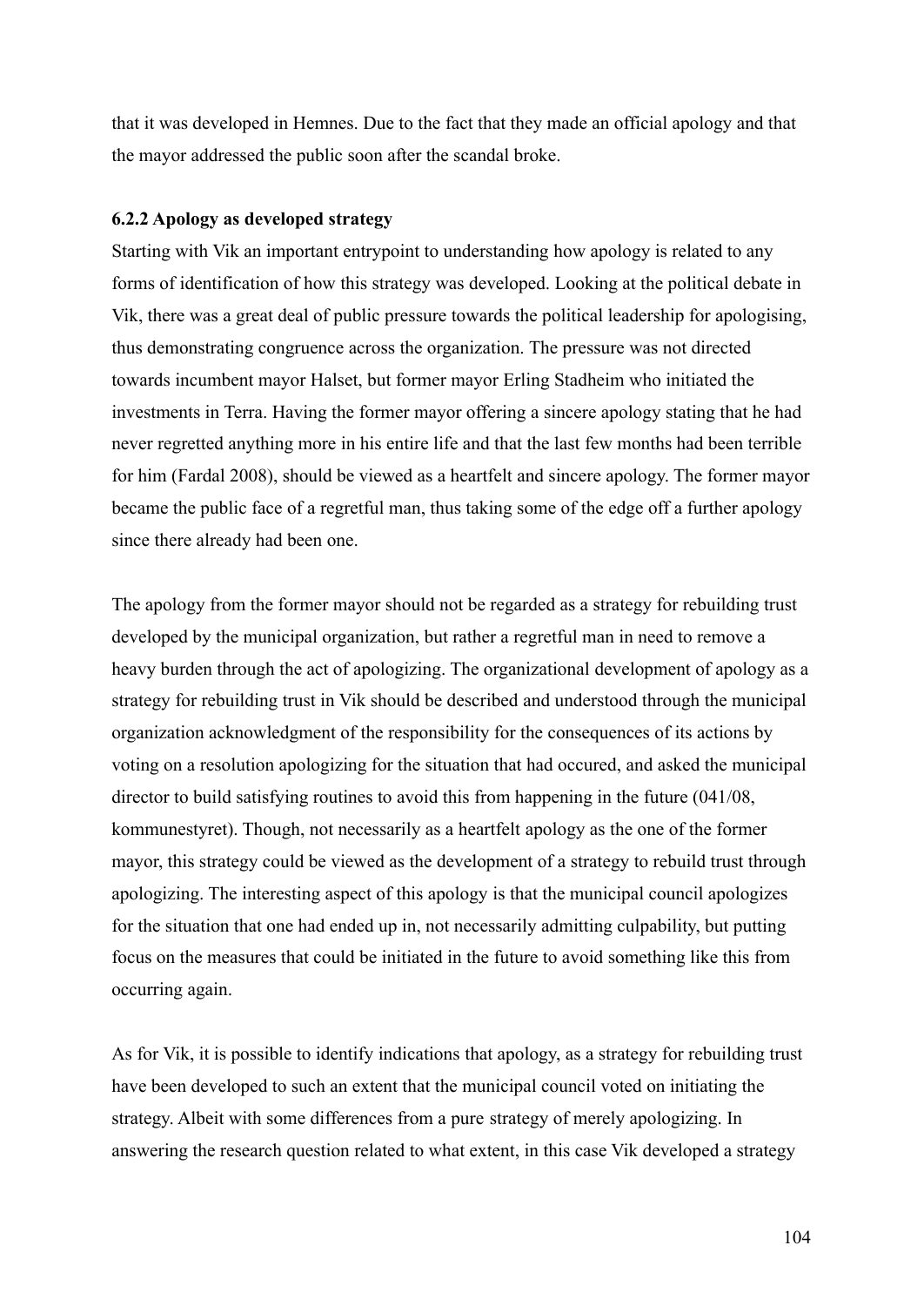that it was developed in Hemnes. Due to the fact that they made an official apology and that the mayor addressed the public soon after the scandal broke.

### 6.2.2 Apology as developed strategy

Starting with Vik an important entrypoint to understanding how apology is related to any forms of identification of how this strategy was developed. Looking at the political debate in Vik, there was a great deal of public pressure towards the political leadership for apologising, thus demonstrating congruence across the organization. The pressure was not directed towards incumbent mayor Halset, but former mayor Erling Stadheim who initiated the investments in Terra. Having the former mayor offering a sincere apology stating that he had never regretted anything more in his entire life and that the last few months had been terrible for him (Fardal 2008), should be viewed as a heartfelt and sincere apology. The former mayor became the public face of a regretful man, thus taking some of the edge off a further apology since there already had been one.

The apology from the former mayor should not be regarded as a strategy for rebuilding trust developed by the municipal organization, but rather a regretful man in need to remove a heavy burden through the act of apologizing. The organizational development of apology as a strategy for rebuilding trust in Vik should be described and understood through the municipal organization acknowledgment of the responsibility for the consequences of its actions by voting on a resolution apologizing for the situation that had occured, and asked the municipal director to build satisfying routines to avoid this from happening in the future (041/08, kommunestyret). Though, not necessarily as a heartfelt apology as the one of the former mayor, this strategy could be viewed as the development of a strategy to rebuild trust through apologizing. The interesting aspect of this apology is that the municipal council apologizes for the situation that one had ended up in, not necessarily admitting culpability, but putting focus on the measures that could be initiated in the future to avoid something like this from occurring again.

As for Vik, it is possible to identify indications that apology, as a strategy for rebuilding trust have been developed to such an extent that the municipal council voted on initiating the strategy. Albeit with some differences from a pure strategy of merely apologizing. In answering the research question related to what extent, in this case Vik developed a strategy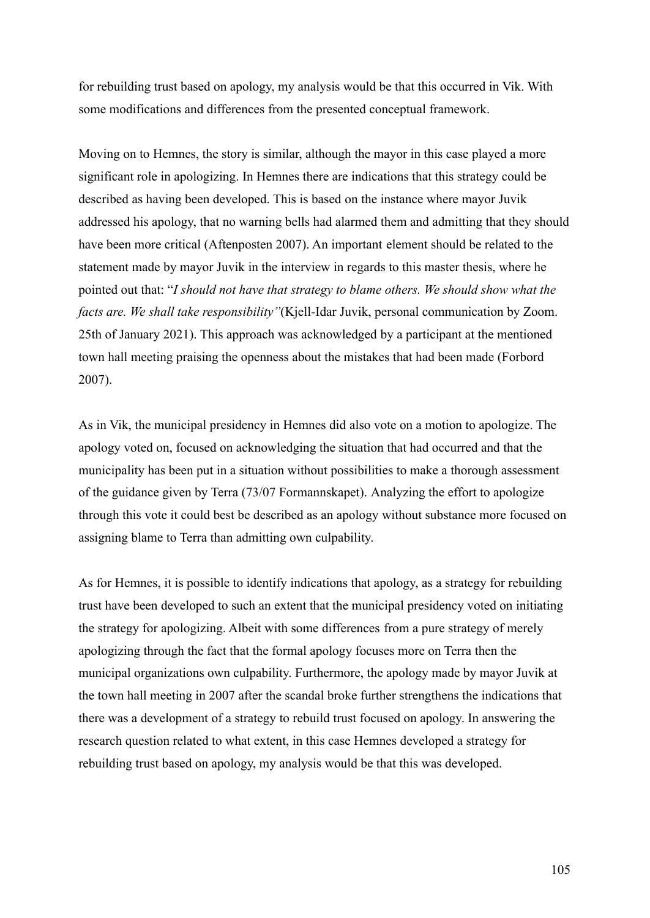for rebuilding trust based on apology, my analysis would be that this occurred in Vik. With some modifications and differences from the presented conceptual framework.

Moving on to Hemnes, the story is similar, although the mayor in this case played a more significant role in apologizing. In Hemnes there are indications that this strategy could be described as having been developed. This is based on the instance where mayor Juvik addressed his apology, that no warning bells had alarmed them and admitting that they should have been more critical (Aftenposten 2007). An important element should be related to the statement made by mayor Juvik in the interview in regards to this master thesis, where he pointed out that: "*I should not have that strategy to blame others. We should show what the facts are. We shall take responsibility"*(Kjell-Idar Juvik, personal communication by Zoom. 25th of January 2021). This approach was acknowledged by a participant at the mentioned town hall meeting praising the openness about the mistakes that had been made (Forbord 2007).

As in Vik, the municipal presidency in Hemnes did also vote on a motion to apologize. The apology voted on, focused on acknowledging the situation that had occurred and that the municipality has been put in a situation without possibilities to make a thorough assessment of the guidance given by Terra (73/07 Formannskapet). Analyzing the effort to apologize through this vote it could best be described as an apology without substance more focused on assigning blame to Terra than admitting own culpability.

As for Hemnes, it is possible to identify indications that apology, as a strategy for rebuilding trust have been developed to such an extent that the municipal presidency voted on initiating the strategy for apologizing. Albeit with some differences from a pure strategy of merely apologizing through the fact that the formal apology focuses more on Terra then the municipal organizations own culpability. Furthermore, the apology made by mayor Juvik at the town hall meeting in 2007 after the scandal broke further strengthens the indications that there was a development of a strategy to rebuild trust focused on apology. In answering the research question related to what extent, in this case Hemnes developed a strategy for rebuilding trust based on apology, my analysis would be that this was developed.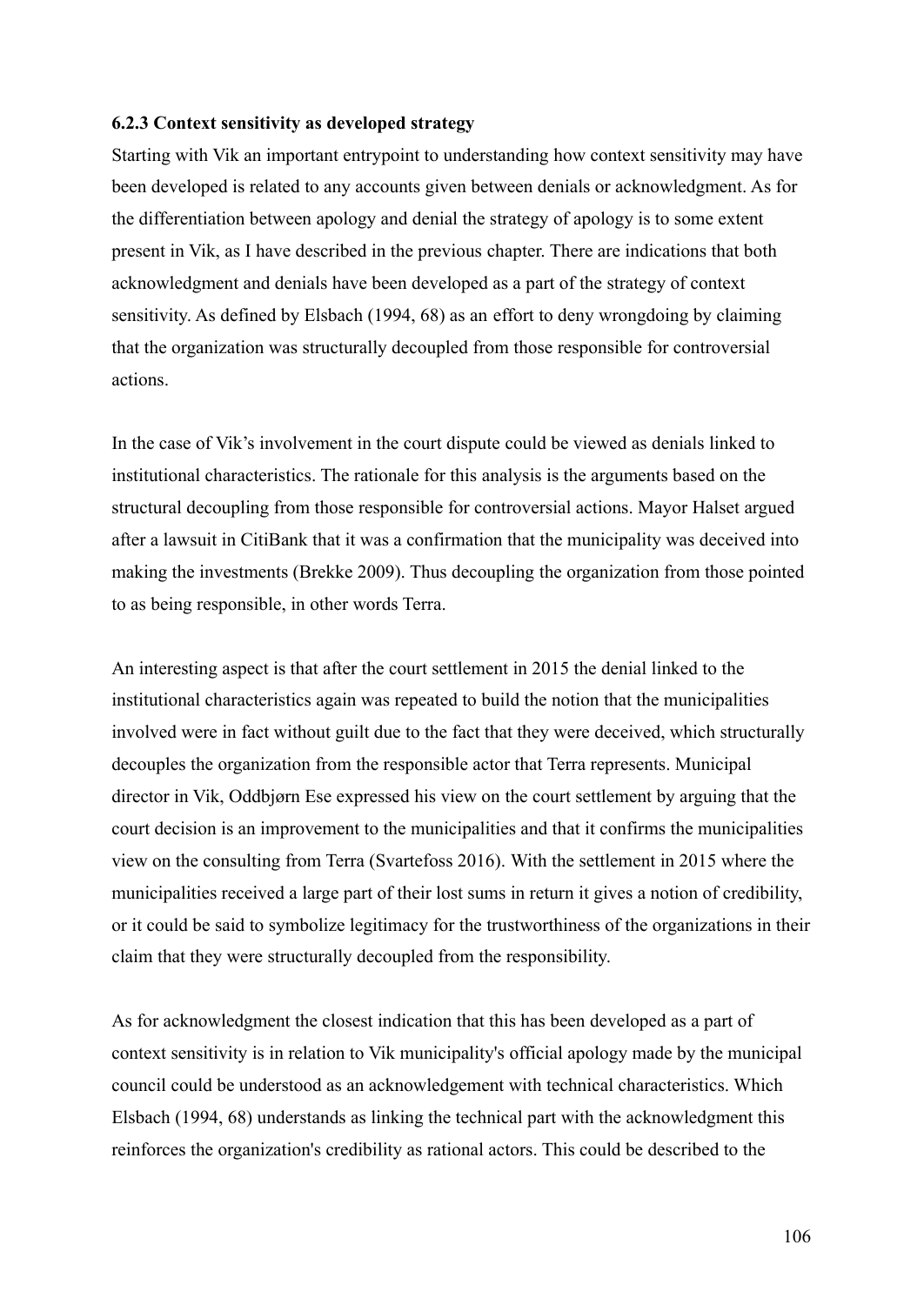### 6.2.3 Context sensitivity as developed strategy

Starting with Vik an important entrypoint to understanding how context sensitivity may have been developed is related to any accounts given between denials or acknowledgment. As for the differentiation between apology and denial the strategy of apology is to some extent present in Vik, as I have described in the previous chapter. There are indications that both acknowledgment and denials have been developed as a part of the strategy of context sensitivity. As defined by Elsbach (1994, 68) as an effort to deny wrongdoing by claiming that the organization was structurally decoupled from those responsible for controversial actions.

In the case of Vik's involvement in the court dispute could be viewed as denials linked to institutional characteristics. The rationale for this analysis is the arguments based on the structural decoupling from those responsible for controversial actions. Mayor Halset argued after a lawsuit in CitiBank that it was a confirmation that the municipality was deceived into making the investments (Brekke 2009). Thus decoupling the organization from those pointed to as being responsible, in other words Terra.

An interesting aspect is that after the court settlement in 2015 the denial linked to the institutional characteristics again was repeated to build the notion that the municipalities involved were in fact without guilt due to the fact that they were deceived, which structurally decouples the organization from the responsible actor that Terra represents. Municipal director in Vik, Oddbjørn Ese expressed his view on the court settlement by arguing that the court decision is an improvement to the municipalities and that it confirms the municipalities view on the consulting from Terra (Svartefoss 2016). With the settlement in 2015 where the municipalities received a large part of their lost sums in return it gives a notion of credibility, or it could be said to symbolize legitimacy for the trustworthiness of the organizations in their claim that they were structurally decoupled from the responsibility.

As for acknowledgment the closest indication that this has been developed as a part of context sensitivity is in relation to Vik municipality's official apology made by the municipal council could be understood as an acknowledgement with technical characteristics. Which Elsbach (1994, 68) understands as linking the technical part with the acknowledgment this reinforces the organization's credibility as rational actors. This could be described to the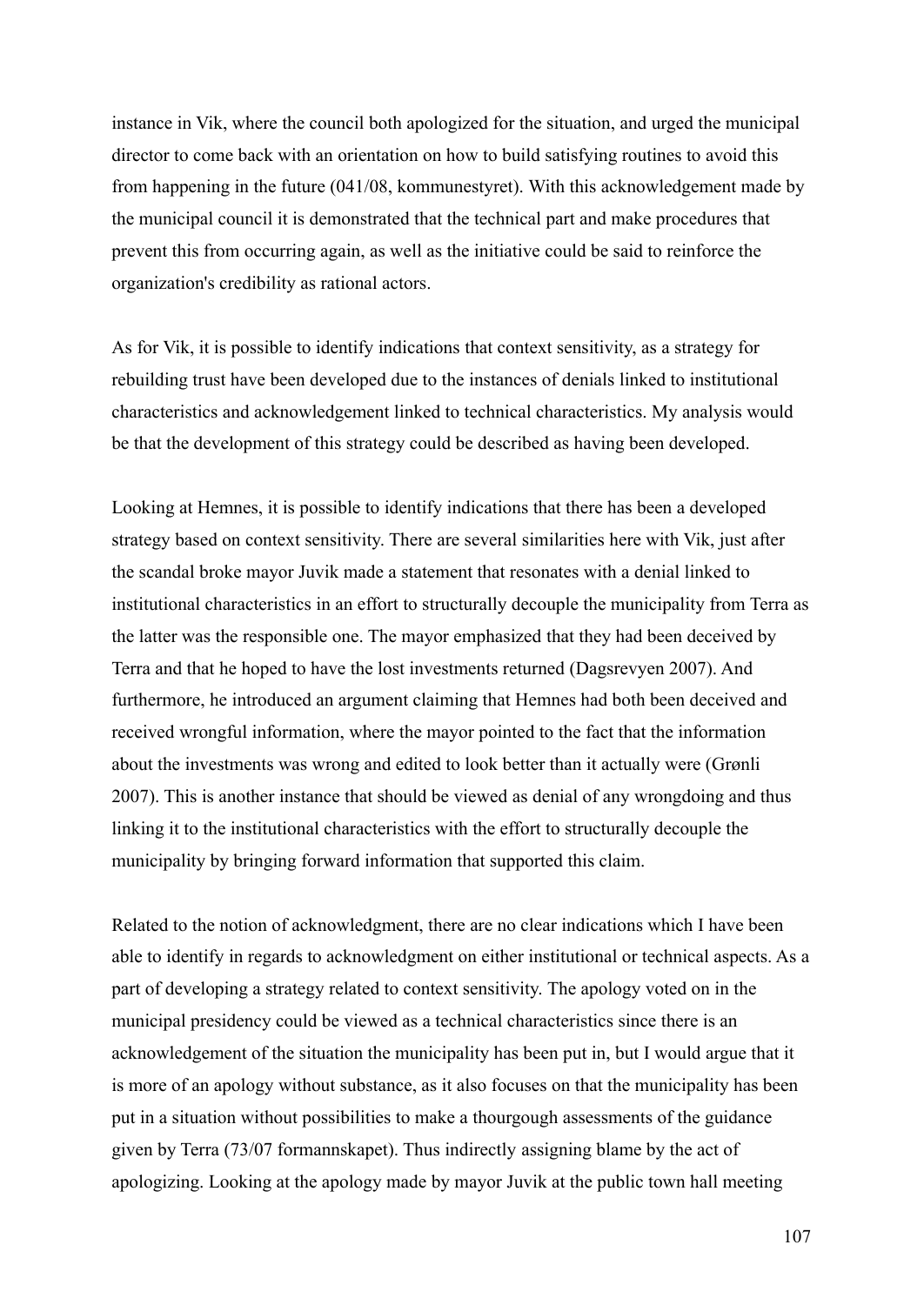instance in Vik, where the council both apologized for the situation, and urged the municipal director to come back with an orientation on how to build satisfying routines to avoid this from happening in the future (041/08, kommunestyret). With this acknowledgement made by the municipal council it is demonstrated that the technical part and make procedures that prevent this from occurring again, as well as the initiative could be said to reinforce the organization's credibility as rational actors.

As for Vik, it is possible to identify indications that context sensitivity, as a strategy for rebuilding trust have been developed due to the instances of denials linked to institutional characteristics and acknowledgement linked to technical characteristics. My analysis would be that the development of this strategy could be described as having been developed.

Looking at Hemnes, it is possible to identify indications that there has been a developed strategy based on context sensitivity. There are several similarities here with Vik, just after the scandal broke mayor Juvik made a statement that resonates with a denial linked to institutional characteristics in an effort to structurally decouple the municipality from Terra as the latter was the responsible one. The mayor emphasized that they had been deceived by Terra and that he hoped to have the lost investments returned (Dagsrevyen 2007). And furthermore, he introduced an argument claiming that Hemnes had both been deceived and received wrongful information, where the mayor pointed to the fact that the information about the investments was wrong and edited to look better than it actually were (Grønli 2007). This is another instance that should be viewed as denial of any wrongdoing and thus linking it to the institutional characteristics with the effort to structurally decouple the municipality by bringing forward information that supported this claim.

Related to the notion of acknowledgment, there are no clear indications which I have been able to identify in regards to acknowledgment on either institutional or technical aspects. As a part of developing a strategy related to context sensitivity. The apology voted on in the municipal presidency could be viewed as a technical characteristics since there is an acknowledgement of the situation the municipality has been put in, but I would argue that it is more of an apology without substance, as it also focuses on that the municipality has been put in a situation without possibilities to make a thourgough assessments of the guidance given by Terra (73/07 formannskapet). Thus indirectly assigning blame by the act of apologizing. Looking at the apology made by mayor Juvik at the public town hall meeting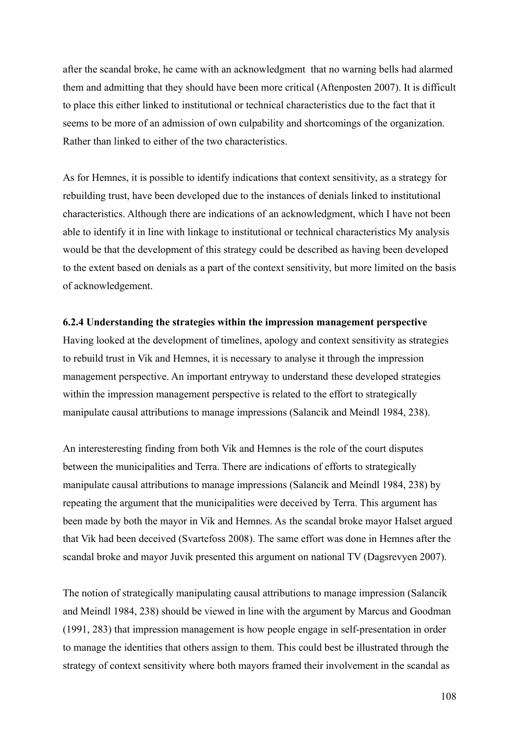after the scandal broke, he came with an acknowledgment  that no warning bells had alarmed them and admitting that they should have been more critical (Aftenposten 2007). It is difficult to place this either linked to institutional or technical characteristics due to the fact that it seems to be more of an admission of own culpability and shortcomings of the organization. Rather than linked to either of the two characteristics.

As for Hemnes, it is possible to identify indications that context sensitivity, as a strategy for rebuilding trust, have been developed due to the instances of denials linked to institutional characteristics. Although there are indications of an acknowledgment, which I have not been able to identify it in line with linkage to institutional or technical characteristics My analysis would be that the development of this strategy could be described as having been developed to the extent based on denials as a part of the context sensitivity, but more limited on the basis of acknowledgement.

**6.2.4 Understanding the strategies within the impression management perspective**

Having looked at the development of timelines, apology and context sensitivity as strategies to rebuild trust in Vik and Hemnes, it is necessary to analyse it through the impression management perspective. An important entryway to understand these developed strategies within the impression management perspective is related to the effort to strategically manipulate causal attributions to manage impressions (Salancik and Meindl 1984, 238).

An interesteresting finding from both Vik and Hemnes is the role of the court disputes between the municipalities and Terra. There are indications of efforts to strategically manipulate causal attributions to manage impressions (Salancik and Meindl 1984, 238) by repeating the argument that the municipalities were deceived by Terra. This argument has been made by both the mayor in Vik and Hemnes. As the scandal broke mayor Halset argued that Vik had been deceived (Svartefoss 2008). The same effort was done in Hemnes after the scandal broke and mayor Juvik presented this argument on national TV (Dagsrevyen 2007).

The notion of strategically manipulating causal attributions to manage impression (Salancik and Meindl 1984, 238) should be viewed in line with the argument by Marcus and Goodman (1991, 283) that impression management is how people engage in self-presentation in order to manage the identities that others assign to them. This could best be illustrated through the strategy of context sensitivity where both mayors framed their involvement in the scandal as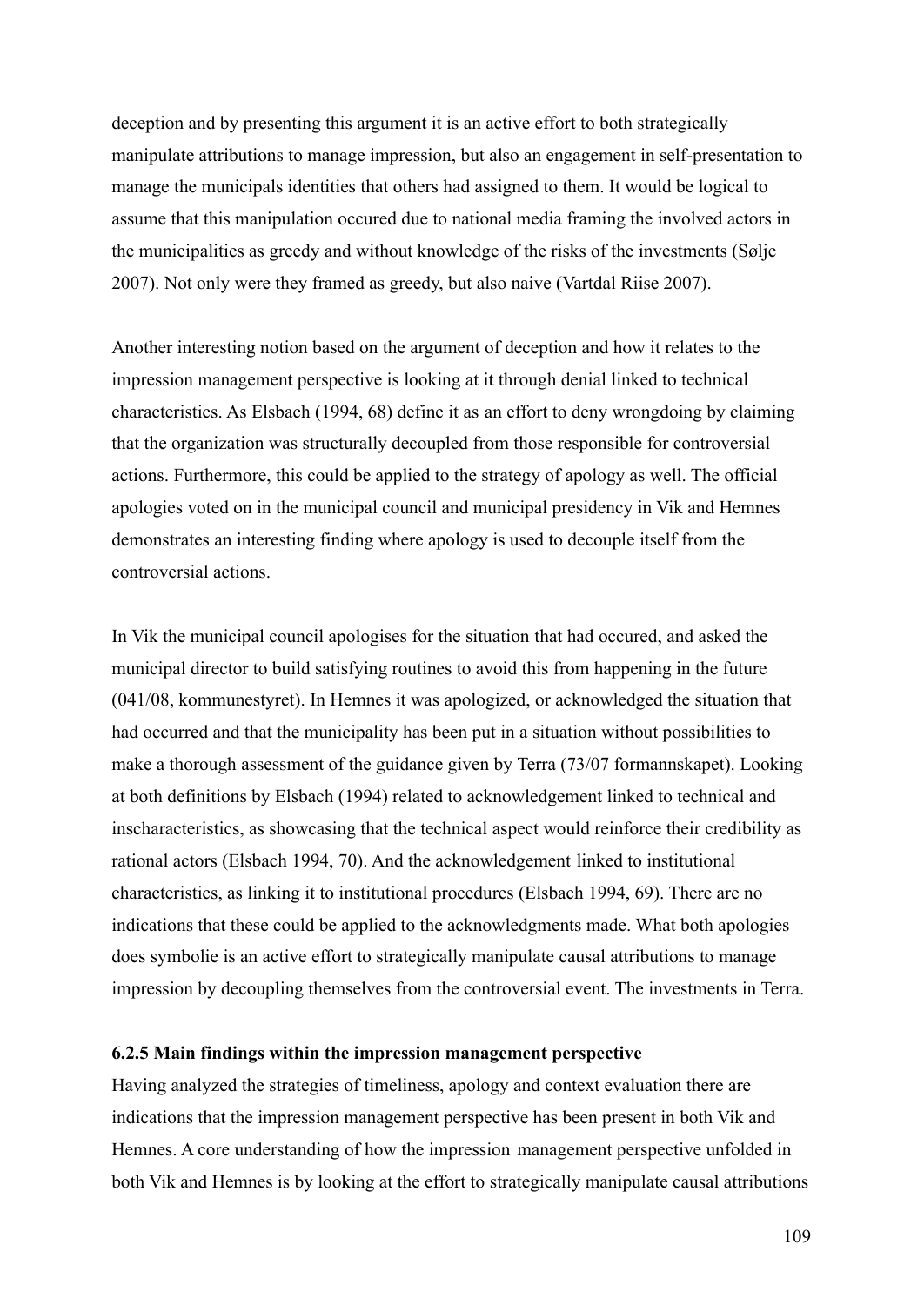deception and by presenting this argument it is an active effort to both strategically manipulate attributions to manage impression, but also an engagement in self-presentation to manage the municipals identities that others had assigned to them. It would be logical to assume that this manipulation occured due to national media framing the involved actors in the municipalities as greedy and without knowledge of the risks of the investments (Sølje 2007). Not only were they framed as greedy, but also naive (Vartdal Riise 2007).

Another interesting notion based on the argument of deception and how it relates to the impression management perspective is looking at it through denial linked to technical characteristics. As Elsbach (1994, 68) define it as an effort to deny wrongdoing by claiming that the organization was structurally decoupled from those responsible for controversial actions. Furthermore, this could be applied to the strategy of apology as well. The official apologies voted on in the municipal council and municipal presidency in Vik and Hemnes demonstrates an interesting finding where apology is used to decouple itself from the controversial actions.

In Vik the municipal council apologises for the situation that had occured, and asked the municipal director to build satisfying routines to avoid this from happening in the future (041/08, kommunestyret). In Hemnes it was apologized, or acknowledged the situation that had occurred and that the municipality has been put in a situation without possibilities to make a thorough assessment of the guidance given by Terra (73/07 formannskapet). Looking at both definitions by Elsbach (1994) related to acknowledgement linked to technical and inscharacteristics, as showcasing that the technical aspect would reinforce their credibility as rational actors (Elsbach 1994, 70). And the acknowledgement linked to institutional characteristics, as linking it to institutional procedures (Elsbach 1994, 69). There are no indications that these could be applied to the acknowledgments made. What both apologies does symbolie is an active effort to strategically manipulate causal attributions to manage impression by decoupling themselves from the controversial event. The investments in Terra.

#### 6.2.5 Main findings within the impression management perspective

Having analyzed the strategies of timeliness, apology and context evaluation there are indications that the impression management perspective has been present in both Vik and Hemnes. A core understanding of how the impression management perspective unfolded in both Vik and Hemnes is by looking at the effort to strategically manipulate causal attributions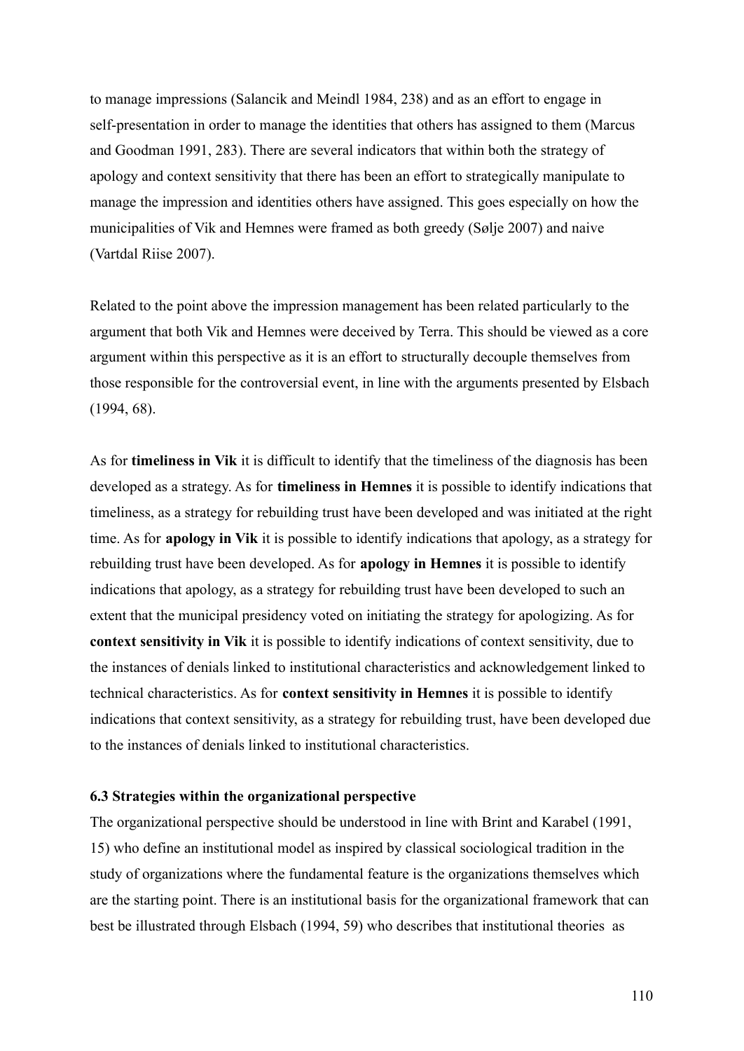to manage impressions (Salancik and Meindl 1984, 238) and as an effort to engage in self-presentation in order to manage the identities that others has assigned to them (Marcus and Goodman 1991, 283). There are several indicators that within both the strategy of apology and context sensitivity that there has been an effort to strategically manipulate to manage the impression and identities others have assigned. This goes especially on how the municipalities of Vik and Hemnes were framed as both greedy (Sølje 2007) and naive (Vartdal Riise 2007).

Related to the point above the impression management has been related particularly to the argument that both Vik and Hemnes were deceived by Terra. This should be viewed as a core argument within this perspective as it is an effort to structurally decouple themselves from those responsible for the controversial event, in line with the arguments presented by Elsbach (1994, 68).

As for **timeliness in Vik** it is difficult to identify that the timeliness of the diagnosis has been developed as a strategy. As for **timeliness in Hemnes** it is possible to identify indications that timeliness, as a strategy for rebuilding trust have been developed and was initiated at the right time. As for **apology in Vik** it is possible to identify indications that apology, as a strategy for rebuilding trust have been developed. As for **apology in Hemnes** it is possible to identify indications that apology, as a strategy for rebuilding trust have been developed to such an extent that the municipal presidency voted on initiating the strategy for apologizing. As for **context sensitivity in Vik** it is possible to identify indications of context sensitivity, due to the instances of denials linked to institutional characteristics and acknowledgement linked to technical characteristics. As for **context sensitivity in Hemnes** it is possible to identify indications that context sensitivity, as a strategy for rebuilding trust, have been developed due to the instances of denials linked to institutional characteristics.

### 6.3 Strategies within the organizational perspective

The organizational perspective should be understood in line with Brint and Karabel (1991, 15) who define an institutional model as inspired by classical sociological tradition in the study of organizations where the fundamental feature is the organizations themselves which are the starting point. There is an institutional basis for the organizational framework that can best be illustrated through Elsbach (1994, 59) who describes that institutional theories as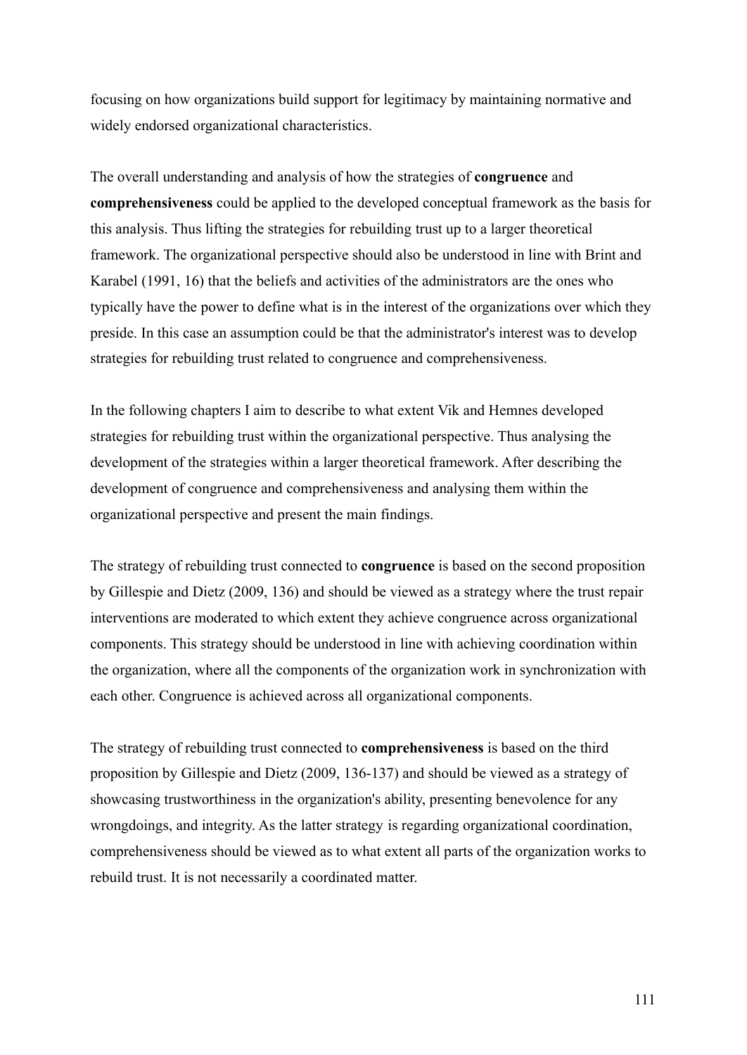focusing on how organizations build support for legitimacy by maintaining normative and widely endorsed organizational characteristics.

The overall understanding and analysis of how the strategies of **congruence** and **comprehensiveness** could be applied to the developed conceptual framework as the basis for this analysis. Thus lifting the strategies for rebuilding trust up to a larger theoretical framework. The organizational perspective should also be understood in line with Brint and Karabel (1991, 16) that the beliefs and activities of the administrators are the ones who typically have the power to define what is in the interest of the organizations over which they preside. In this case an assumption could be that the administrator's interest was to develop strategies for rebuilding trust related to congruence and comprehensiveness.

In the following chapters I aim to describe to what extent Vik and Hemnes developed strategies for rebuilding trust within the organizational perspective. Thus analysing the development of the strategies within a larger theoretical framework. After describing the development of congruence and comprehensiveness and analysing them within the organizational perspective and present the main findings.

The strategy of rebuilding trust connected to **congruence** is based on the second proposition by Gillespie and Dietz (2009, 136) and should be viewed as a strategy where the trust repair interventions are moderated to which extent they achieve congruence across organizational components. This strategy should be understood in line with achieving coordination within the organization, where all the components of the organization work in synchronization with each other. Congruence is achieved across all organizational components.

The strategy of rebuilding trust connected to **comprehensiveness** is based on the third proposition by Gillespie and Dietz (2009, 136-137) and should be viewed as a strategy of showcasing trustworthiness in the organization's ability, presenting benevolence for any wrongdoings, and integrity. As the latter strategy is regarding organizational coordination, comprehensiveness should be viewed as to what extent all parts of the organization works to rebuild trust. It is not necessarily a coordinated matter.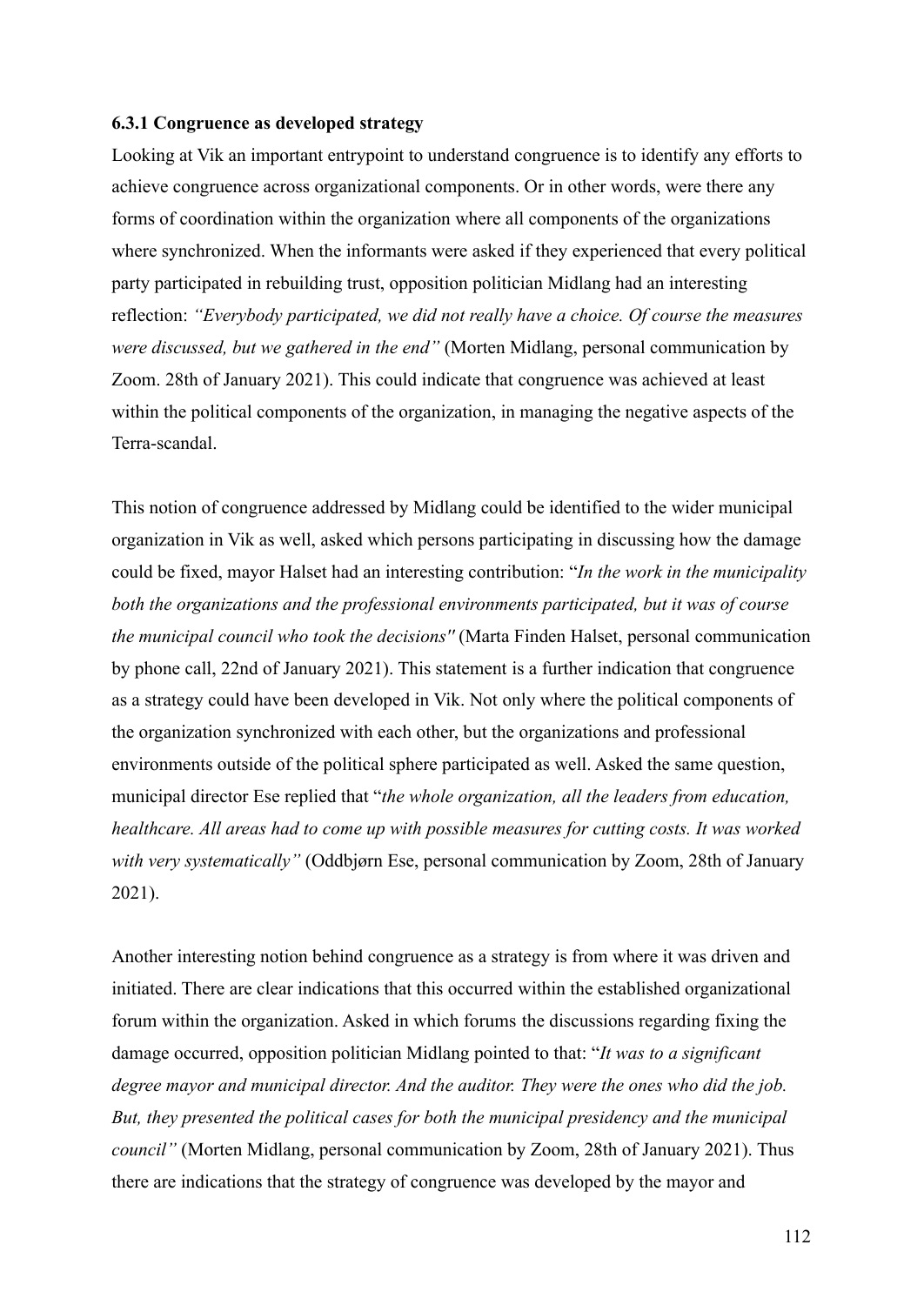### 6.3.1 Congruence as developed strategy

Looking at Vik an important entrypoint to understand congruence is to identify any efforts to achieve congruence across organizational components. Or in other words, were there any forms of coordination within the organization where all components of the organizations where synchronized. When the informants were asked if they experienced that every political party participated in rebuilding trust, opposition politician Midlang had an interesting reflection: *"Everybody participated, we did not really have a choice. Of course the measures were discussed, but we gathered in the end"* (Morten Midlang, personal communication by Zoom. 28th of January 2021). This could indicate that congruence was achieved at least within the political components of the organization, in managing the negative aspects of the Terra-scandal.

This notion of congruence addressed by Midlang could be identified to the wider municipal organization in Vik as well, asked which persons participating in discussing how the damage could be fixed, mayor Halset had an interesting contribution: "*In the work in the municipality both the organizations and the professional environments participated, but it was of course the municipal council who took the decisions"* (Marta Finden Halset, personal communication by phone call, 22nd of January 2021). This statement is a further indication that congruence as a strategy could have been developed in Vik. Not only where the political components of the organization synchronized with each other, but the organizations and professional environments outside of the political sphere participated as well. Asked the same question, municipal director Ese replied that "*the whole organization, all the leaders from education, healthcare. All areas had to come up with possible measures for cutting costs. It was worked with very systematically"* (Oddbjørn Ese, personal communication by Zoom, 28th of January 2021).

Another interesting notion behind congruence as a strategy is from where it was driven and initiated. There are clear indications that this occurred within the established organizational forum within the organization. Asked in which forums the discussions regarding fixing the damage occurred, opposition politician Midlang pointed to that: "*It was to a significant degree mayor and municipal director. And the auditor. They were the ones who did the job. But, they presented the political cases for both the municipal presidency and the municipal council"* (Morten Midlang, personal communication by Zoom, 28th of January 2021). Thus there are indications that the strategy of congruence was developed by the mayor and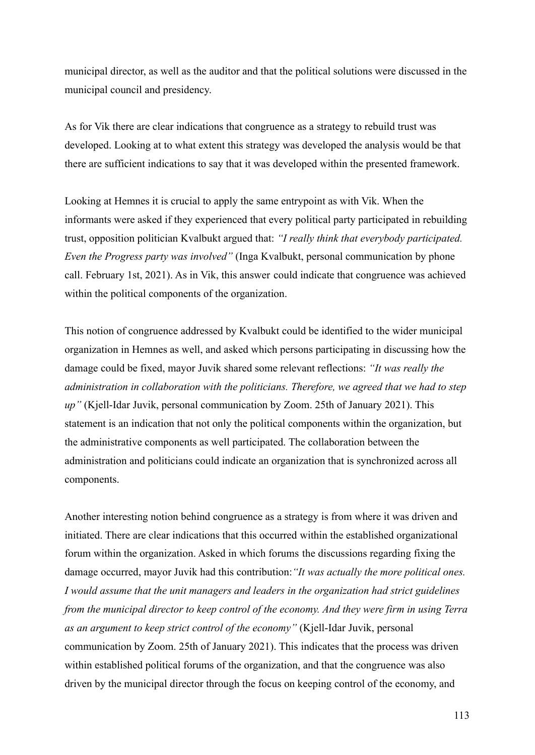municipal director, as well as the auditor and that the political solutions were discussed in the municipal council and presidency.

As for Vik there are clear indications that congruence as a strategy to rebuild trust was developed. Looking at to what extent this strategy was developed the analysis would be that there are sufficient indications to say that it was developed within the presented framework.

Looking at Hemnes it is crucial to apply the same entrypoint as with Vik. When the informants were asked if they experienced that every political party participated in rebuilding trust, opposition politician Kvalbukt argued that: *"I really think that everybody participated. Even the Progress party was involved"* (Inga Kvalbukt, personal communication by phone call. February 1st, 2021). As in Vik, this answer could indicate that congruence was achieved within the political components of the organization.

This notion of congruence addressed by Kvalbukt could be identified to the wider municipal organization in Hemnes as well, and asked which persons participating in discussing how the damage could be fixed, mayor Juvik shared some relevant reflections: *"It was really the administration in collaboration with the politicians. Therefore, we agreed that we had to step up"* (Kjell-Idar Juvik, personal communication by Zoom. 25th of January 2021). This statement is an indication that not only the political components within the organization, but the administrative components as well participated. The collaboration between the administration and politicians could indicate an organization that is synchronized across all components.

Another interesting notion behind congruence as a strategy is from where it was driven and initiated. There are clear indications that this occurred within the established organizational forum within the organization. Asked in which forums the discussions regarding fixing the damage occurred, mayor Juvik had this contribution:*"It was actually the more political ones. I would assume that the unit managers and leaders in the organization had strict guidelines from the municipal director to keep control of the economy. And they were firm in using Terra as an argument to keep strict control of the economy"* (Kjell-Idar Juvik, personal communication by Zoom. 25th of January 2021). This indicates that the process was driven within established political forums of the organization, and that the congruence was also driven by the municipal director through the focus on keeping control of the economy, and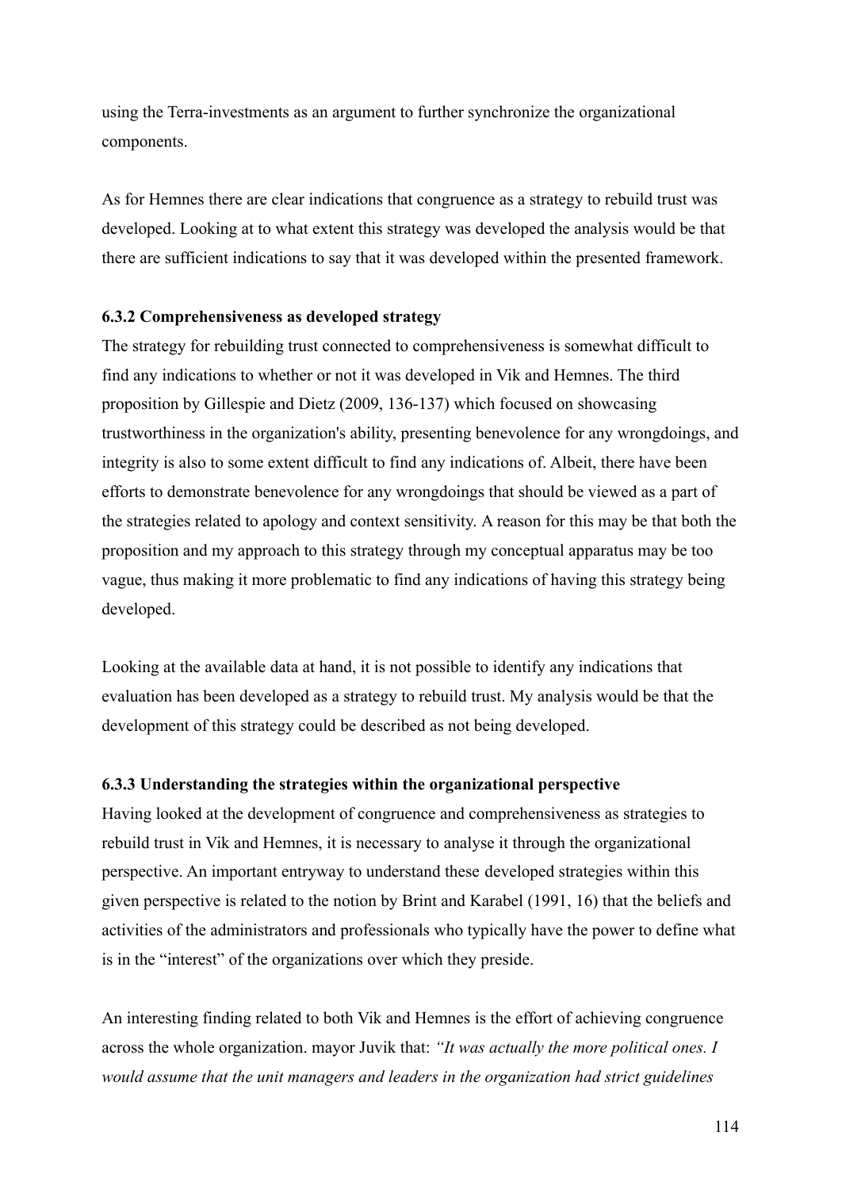using the Terra-investments as an argument to further synchronize the organizational components.

As for Hemnes there are clear indications that congruence as a strategy to rebuild trust was developed. Looking at to what extent this strategy was developed the analysis would be that there are sufficient indications to say that it was developed within the presented framework.

### 6.3.2 Comprehensiveness as developed strategy

The strategy for rebuilding trust connected to comprehensiveness is somewhat difficult to find any indications to whether or not it was developed in Vik and Hemnes. The third proposition by Gillespie and Dietz (2009, 136-137) which focused on showcasing trustworthiness in the organization's ability, presenting benevolence for any wrongdoings, and integrity is also to some extent difficult to find any indications of. Albeit, there have been efforts to demonstrate benevolence for any wrongdoings that should be viewed as a part of the strategies related to apology and context sensitivity. A reason for this may be that both the proposition and my approach to this strategy through my conceptual apparatus may be too vague, thus making it more problematic to find any indications of having this strategy being developed.

Looking at the available data at hand, it is not possible to identify any indications that evaluation has been developed as a strategy to rebuild trust. My analysis would be that the development of this strategy could be described as not being developed.

### 6.3.3 Understanding the strategies within the organizational perspective

Having looked at the development of congruence and comprehensiveness as strategies to rebuild trust in Vik and Hemnes, it is necessary to analyse it through the organizational perspective. An important entryway to understand these developed strategies within this given perspective is related to the notion by Brint and Karabel (1991, 16) that the beliefs and activities of the administrators and professionals who typically have the power to define what is in the "interest" of the organizations over which they preside.

An interesting finding related to both Vik and Hemnes is the effort of achieving congruence across the whole organization. mayor Juvik that: *"It was actually the more political ones. I would assume that the unit managers and leaders in the organization had strict guidelines*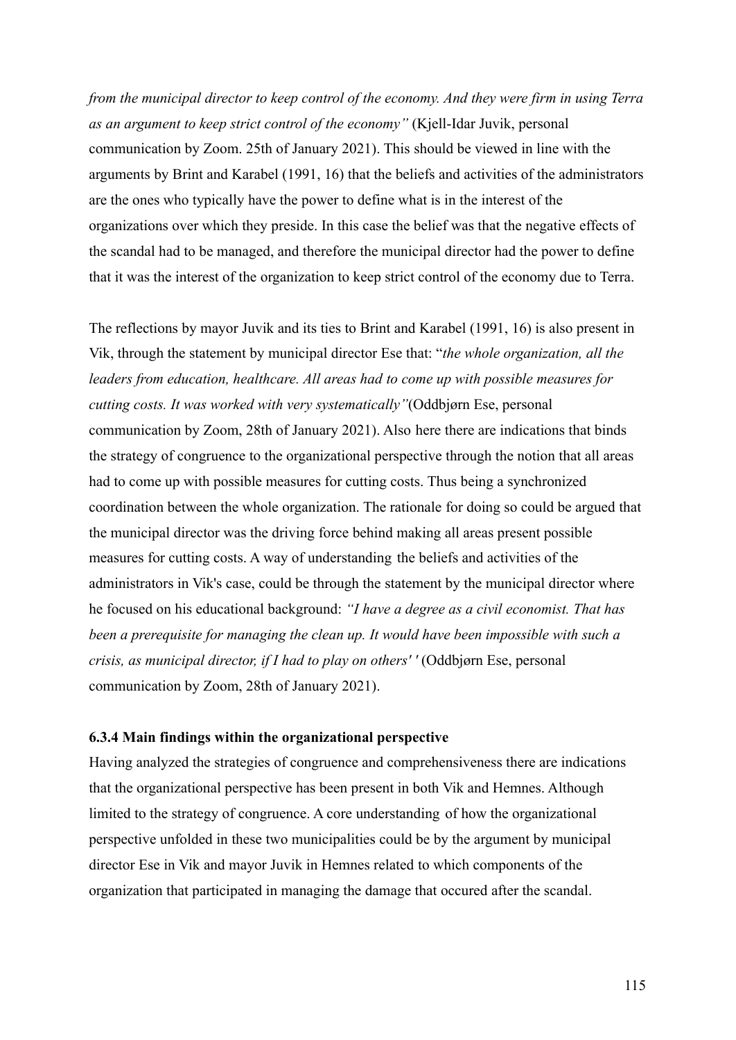*from the municipal director to keep control of the economy. And they were firm in using Terra as an argument to keep strict control of the economy"* (Kjell-Idar Juvik, personal communication by Zoom. 25th of January 2021). This should be viewed in line with the arguments by Brint and Karabel (1991, 16) that the beliefs and activities of the administrators are the ones who typically have the power to define what is in the interest of the organizations over which they preside. In this case the belief was that the negative effects of the scandal had to be managed, and therefore the municipal director had the power to define that it was the interest of the organization to keep strict control of the economy due to Terra.

The reflections by mayor Juvik and its ties to Brint and Karabel (1991, 16) is also present in Vik, through the statement by municipal director Ese that: "*the whole organization, all the leaders from education, healthcare. All areas had to come up with possible measures for cutting costs. It was worked with very systematically"*(Oddbjørn Ese, personal communication by Zoom, 28th of January 2021). Also here there are indications that binds the strategy of congruence to the organizational perspective through the notion that all areas had to come up with possible measures for cutting costs. Thus being a synchronized coordination between the whole organization. The rationale for doing so could be argued that the municipal director was the driving force behind making all areas present possible measures for cutting costs. A way of understanding the beliefs and activities of the administrators in Vik's case, could be through the statement by the municipal director where he focused on his educational background: *"I have a degree as a civil economist. That has been a prerequisite for managing the clean up. It would have been impossible with such a crisis, as municipal director, if I had to play on others' '* (Oddbjørn Ese, personal communication by Zoom, 28th of January 2021).

### 6.3.4 Main findings within the organizational perspective

Having analyzed the strategies of congruence and comprehensiveness there are indications that the organizational perspective has been present in both Vik and Hemnes. Although limited to the strategy of congruence. A core understanding of how the organizational perspective unfolded in these two municipalities could be by the argument by municipal director Ese in Vik and mayor Juvik in Hemnes related to which components of the organization that participated in managing the damage that occured after the scandal.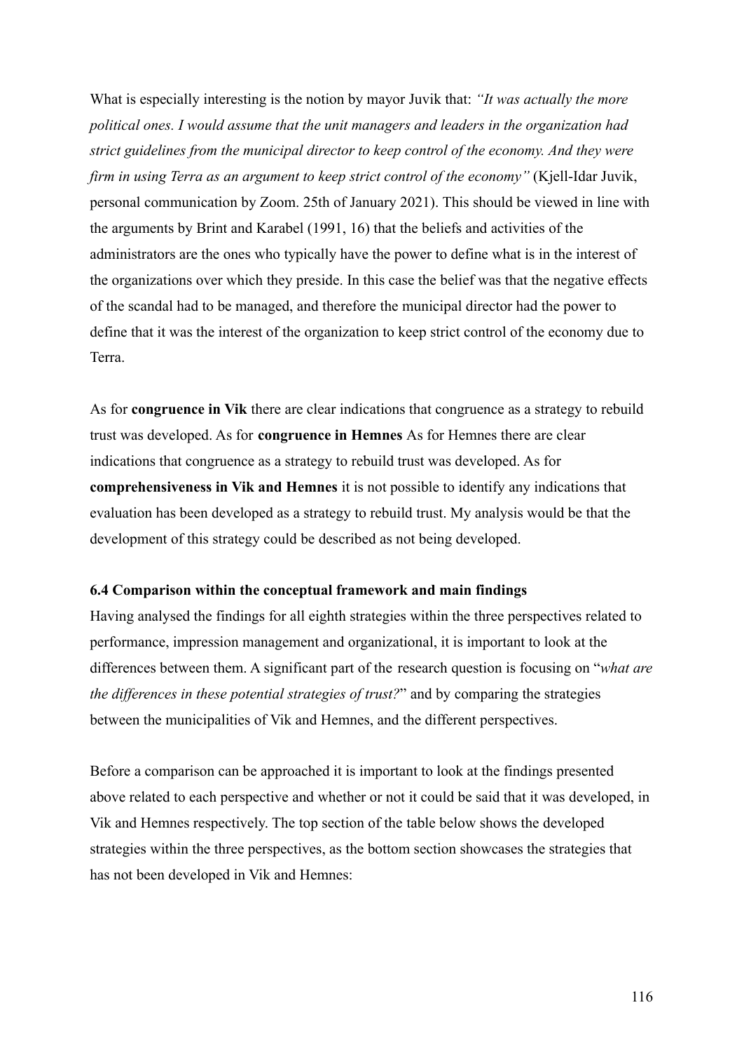What is especially interesting is the notion by mayor Juvik that: *"It was actually the more political ones. I would assume that the unit managers and leaders in the organization had strict guidelines from the municipal director to keep control of the economy. And they were firm in using Terra as an argument to keep strict control of the economy"* (Kjell-Idar Juvik, personal communication by Zoom. 25th of January 2021). This should be viewed in line with the arguments by Brint and Karabel (1991, 16) that the beliefs and activities of the administrators are the ones who typically have the power to define what is in the interest of the organizations over which they preside. In this case the belief was that the negative effects of the scandal had to be managed, and therefore the municipal director had the power to define that it was the interest of the organization to keep strict control of the economy due to Terra.

As for **congruence in Vik** there are clear indications that congruence as a strategy to rebuild trust was developed. As for **congruence in Hemnes** As for Hemnes there are clear indications that congruence as a strategy to rebuild trust was developed. As for **comprehensiveness in Vik and Hemnes** it is not possible to identify any indications that evaluation has been developed as a strategy to rebuild trust. My analysis would be that the development of this strategy could be described as not being developed.

### 6.4 Comparison within the conceptual framework and main findings

Having analysed the findings for all eighth strategies within the three perspectives related to performance, impression management and organizational, it is important to look at the differences between them. A significant part of the research question is focusing on "*what are the differences in these potential strategies of trust?*" and by comparing the strategies between the municipalities of Vik and Hemnes, and the different perspectives.

Before a comparison can be approached it is important to look at the findings presented above related to each perspective and whether or not it could be said that it was developed, in Vik and Hemnes respectively. The top section of the table below shows the developed strategies within the three perspectives, as the bottom section showcases the strategies that has not been developed in Vik and Hemnes: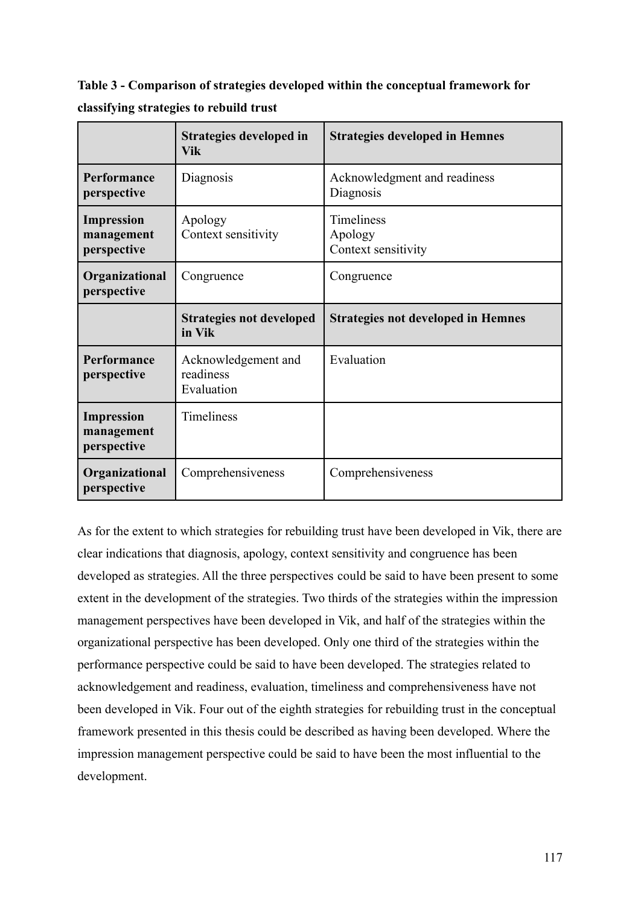**Table 3 - Comparison of strategies developed within the conceptual framework for classifying strategies to rebuild trust**

| | **Strategies developed in Vik** | **Strategies developed in Hemnes** |
|---|---|---|
| **Performance perspective** | Diagnosis | Acknowledgment and readiness<br>Diagnosis |
| **Impression management perspective** | Apology<br>Context sensitivity | Timeliness<br>Apology<br>Context sensitivity |
| **Organizational perspective** | Congruence | Congruence |
| | **Strategies not developed in Vik** | **Strategies not developed in Hemnes** |
| **Performance perspective** | Acknowledgement and readiness<br>Evaluation | Evaluation |
| **Impression management perspective** | Timeliness | |
| **Organizational perspective** | Comprehensiveness | Comprehensiveness |

As for the extent to which strategies for rebuilding trust have been developed in Vik, there are clear indications that diagnosis, apology, context sensitivity and congruence has been developed as strategies. All the three perspectives could be said to have been present to some extent in the development of the strategies. Two thirds of the strategies within the impression management perspectives have been developed in Vik, and half of the strategies within the organizational perspective has been developed. Only one third of the strategies within the performance perspective could be said to have been developed. The strategies related to acknowledgement and readiness, evaluation, timeliness and comprehensiveness have not been developed in Vik. Four out of the eighth strategies for rebuilding trust in the conceptual framework presented in this thesis could be described as having been developed. Where the impression management perspective could be said to have been the most influential to the development.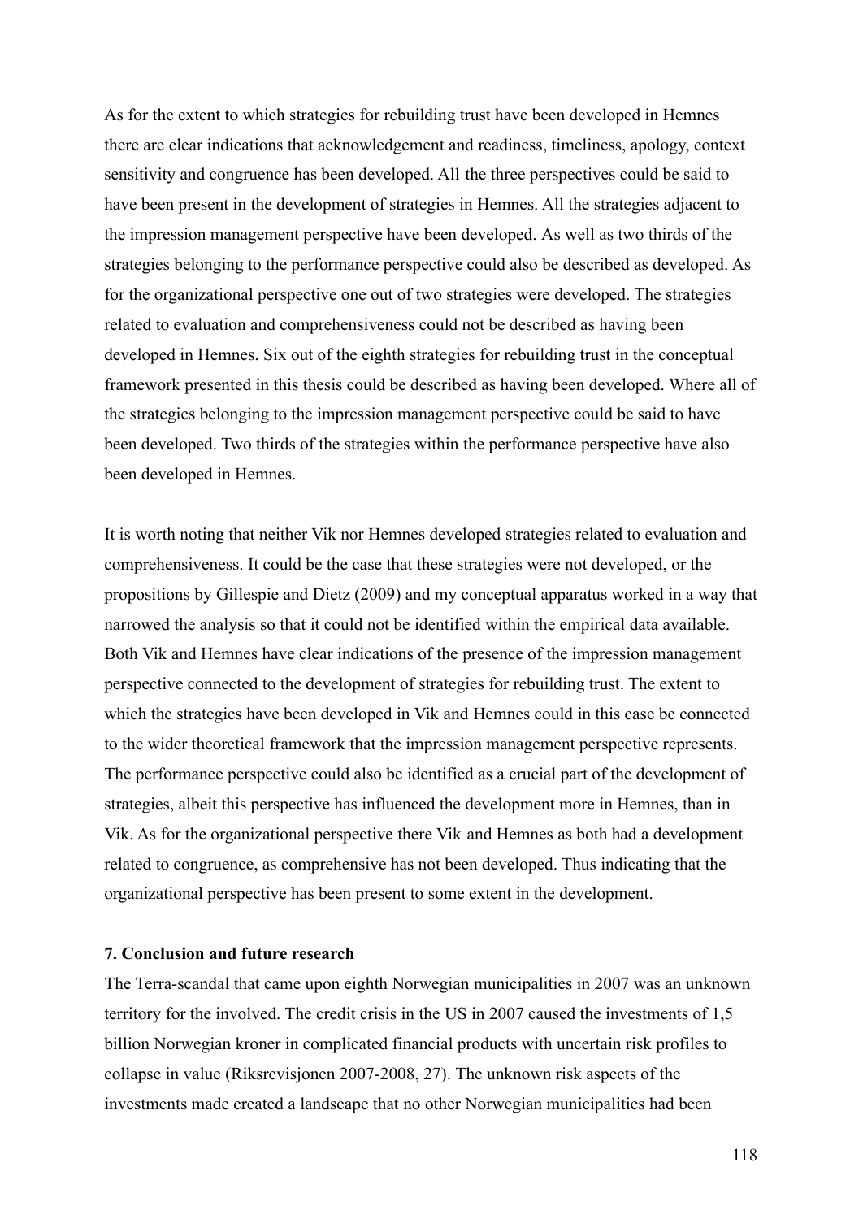As for the extent to which strategies for rebuilding trust have been developed in Hemnes there are clear indications that acknowledgement and readiness, timeliness, apology, context sensitivity and congruence has been developed. All the three perspectives could be said to have been present in the development of strategies in Hemnes. All the strategies adjacent to the impression management perspective have been developed. As well as two thirds of the strategies belonging to the performance perspective could also be described as developed. As for the organizational perspective one out of two strategies were developed. The strategies related to evaluation and comprehensiveness could not be described as having been developed in Hemnes. Six out of the eighth strategies for rebuilding trust in the conceptual framework presented in this thesis could be described as having been developed. Where all of the strategies belonging to the impression management perspective could be said to have been developed. Two thirds of the strategies within the performance perspective have also been developed in Hemnes.

It is worth noting that neither Vik nor Hemnes developed strategies related to evaluation and comprehensiveness. It could be the case that these strategies were not developed, or the propositions by Gillespie and Dietz (2009) and my conceptual apparatus worked in a way that narrowed the analysis so that it could not be identified within the empirical data available. Both Vik and Hemnes have clear indications of the presence of the impression management perspective connected to the development of strategies for rebuilding trust. The extent to which the strategies have been developed in Vik and Hemnes could in this case be connected to the wider theoretical framework that the impression management perspective represents. The performance perspective could also be identified as a crucial part of the development of strategies, albeit this perspective has influenced the development more in Hemnes, than in Vik. As for the organizational perspective there Vik and Hemnes as both had a development related to congruence, as comprehensive has not been developed. Thus indicating that the organizational perspective has been present to some extent in the development.

**7. Conclusion and future research**

The Terra-scandal that came upon eighth Norwegian municipalities in 2007 was an unknown territory for the involved. The credit crisis in the US in 2007 caused the investments of 1,5 billion Norwegian kroner in complicated financial products with uncertain risk profiles to collapse in value (Riksrevisjonen 2007-2008, 27). The unknown risk aspects of the investments made created a landscape that no other Norwegian municipalities had been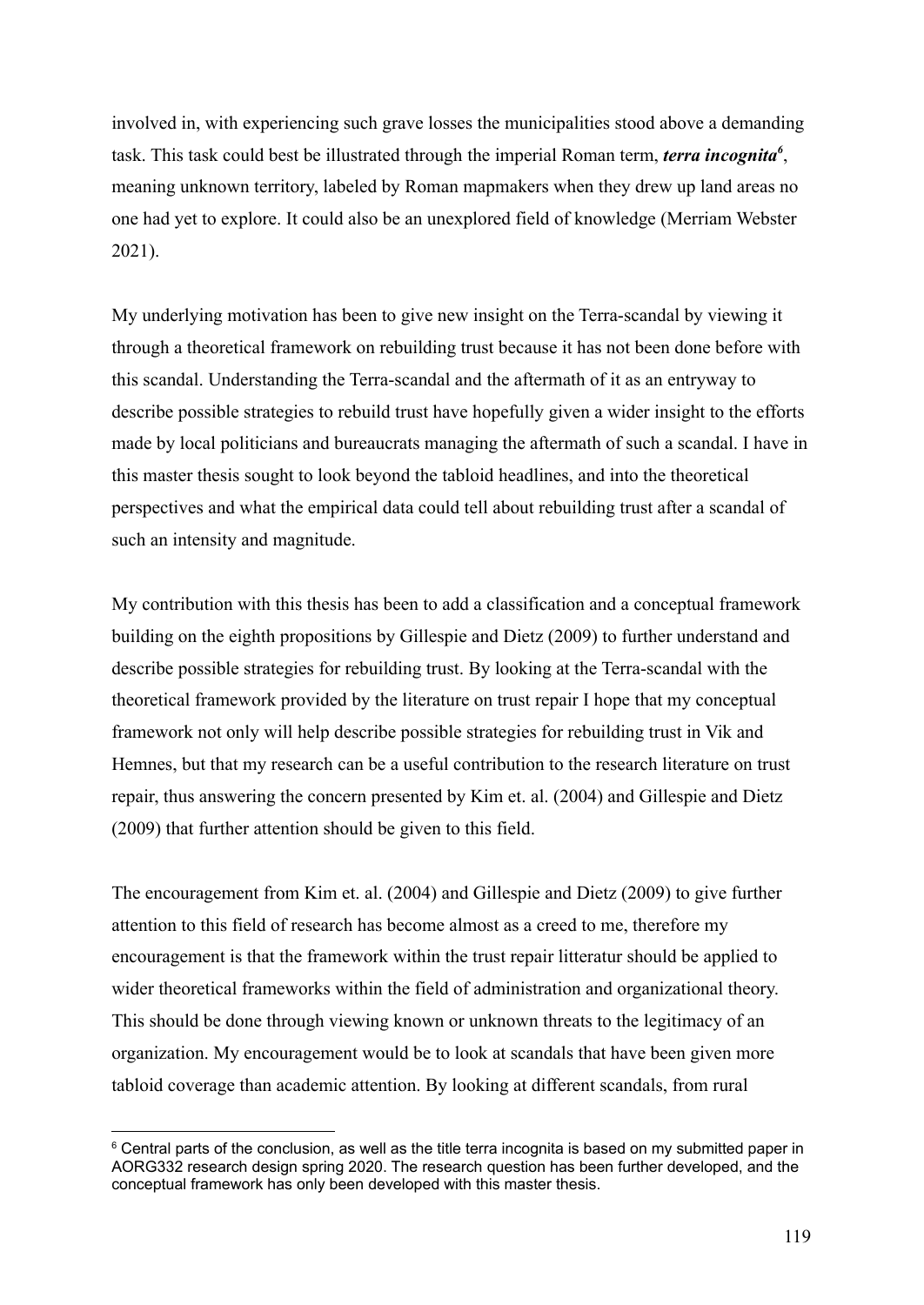involved in, with experiencing such grave losses the municipalities stood above a demanding task. This task could best be illustrated through the imperial Roman term, ***terra incognita***[6], meaning unknown territory, labeled by Roman mapmakers when they drew up land areas no one had yet to explore. It could also be an unexplored field of knowledge (Merriam Webster 2021).

My underlying motivation has been to give new insight on the Terra-scandal by viewing it through a theoretical framework on rebuilding trust because it has not been done before with this scandal. Understanding the Terra-scandal and the aftermath of it as an entryway to describe possible strategies to rebuild trust have hopefully given a wider insight to the efforts made by local politicians and bureaucrats managing the aftermath of such a scandal. I have in this master thesis sought to look beyond the tabloid headlines, and into the theoretical perspectives and what the empirical data could tell about rebuilding trust after a scandal of such an intensity and magnitude.

My contribution with this thesis has been to add a classification and a conceptual framework building on the eighth propositions by Gillespie and Dietz (2009) to further understand and describe possible strategies for rebuilding trust. By looking at the Terra-scandal with the theoretical framework provided by the literature on trust repair I hope that my conceptual framework not only will help describe possible strategies for rebuilding trust in Vik and Hemnes, but that my research can be a useful contribution to the research literature on trust repair, thus answering the concern presented by Kim et. al. (2004) and Gillespie and Dietz (2009) that further attention should be given to this field.

The encouragement from Kim et. al. (2004) and Gillespie and Dietz (2009) to give further attention to this field of research has become almost as a creed to me, therefore my encouragement is that the framework within the trust repair litteratur should be applied to wider theoretical frameworks within the field of administration and organizational theory. This should be done through viewing known or unknown threats to the legitimacy of an organization. My encouragement would be to look at scandals that have been given more tabloid coverage than academic attention. By looking at different scandals, from rural

[6] Central parts of the conclusion, as well as the title terra incognita is based on my submitted paper in AORG332 research design spring 2020. The research question has been further developed, and the conceptual framework has only been developed with this master thesis.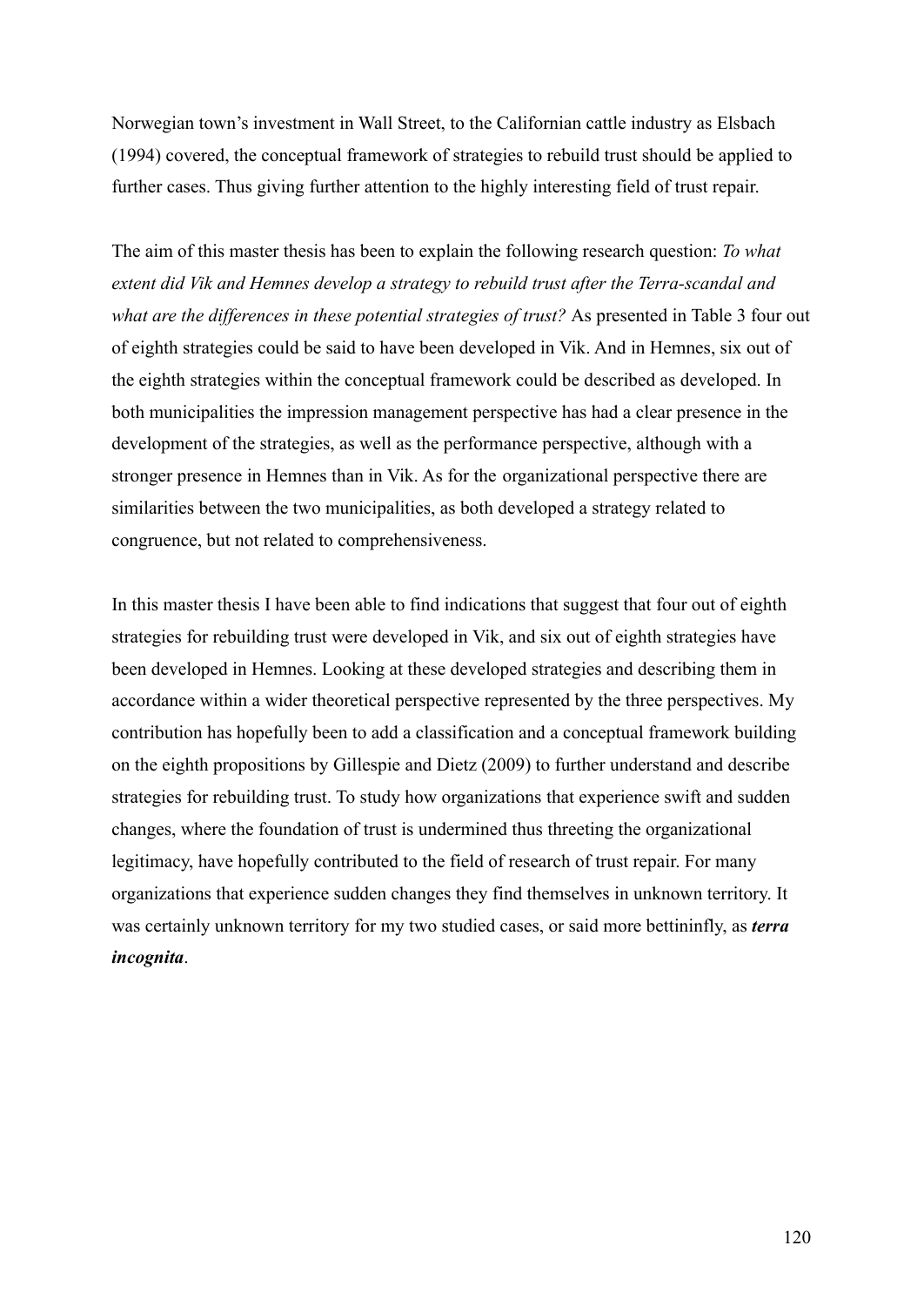Norwegian town's investment in Wall Street, to the Californian cattle industry as Elsbach (1994) covered, the conceptual framework of strategies to rebuild trust should be applied to further cases. Thus giving further attention to the highly interesting field of trust repair.

The aim of this master thesis has been to explain the following research question: *To what extent did Vik and Hemnes develop a strategy to rebuild trust after the Terra-scandal and what are the differences in these potential strategies of trust?* As presented in Table 3 four out of eighth strategies could be said to have been developed in Vik. And in Hemnes, six out of the eighth strategies within the conceptual framework could be described as developed. In both municipalities the impression management perspective has had a clear presence in the development of the strategies, as well as the performance perspective, although with a stronger presence in Hemnes than in Vik. As for the organizational perspective there are similarities between the two municipalities, as both developed a strategy related to congruence, but not related to comprehensiveness.

In this master thesis I have been able to find indications that suggest that four out of eighth strategies for rebuilding trust were developed in Vik, and six out of eighth strategies have been developed in Hemnes. Looking at these developed strategies and describing them in accordance within a wider theoretical perspective represented by the three perspectives. My contribution has hopefully been to add a classification and a conceptual framework building on the eighth propositions by Gillespie and Dietz (2009) to further understand and describe strategies for rebuilding trust. To study how organizations that experience swift and sudden changes, where the foundation of trust is undermined thus threeting the organizational legitimacy, have hopefully contributed to the field of research of trust repair. For many organizations that experience sudden changes they find themselves in unknown territory. It was certainly unknown territory for my two studied cases, or said more bettininfly, as ***terra incognita***.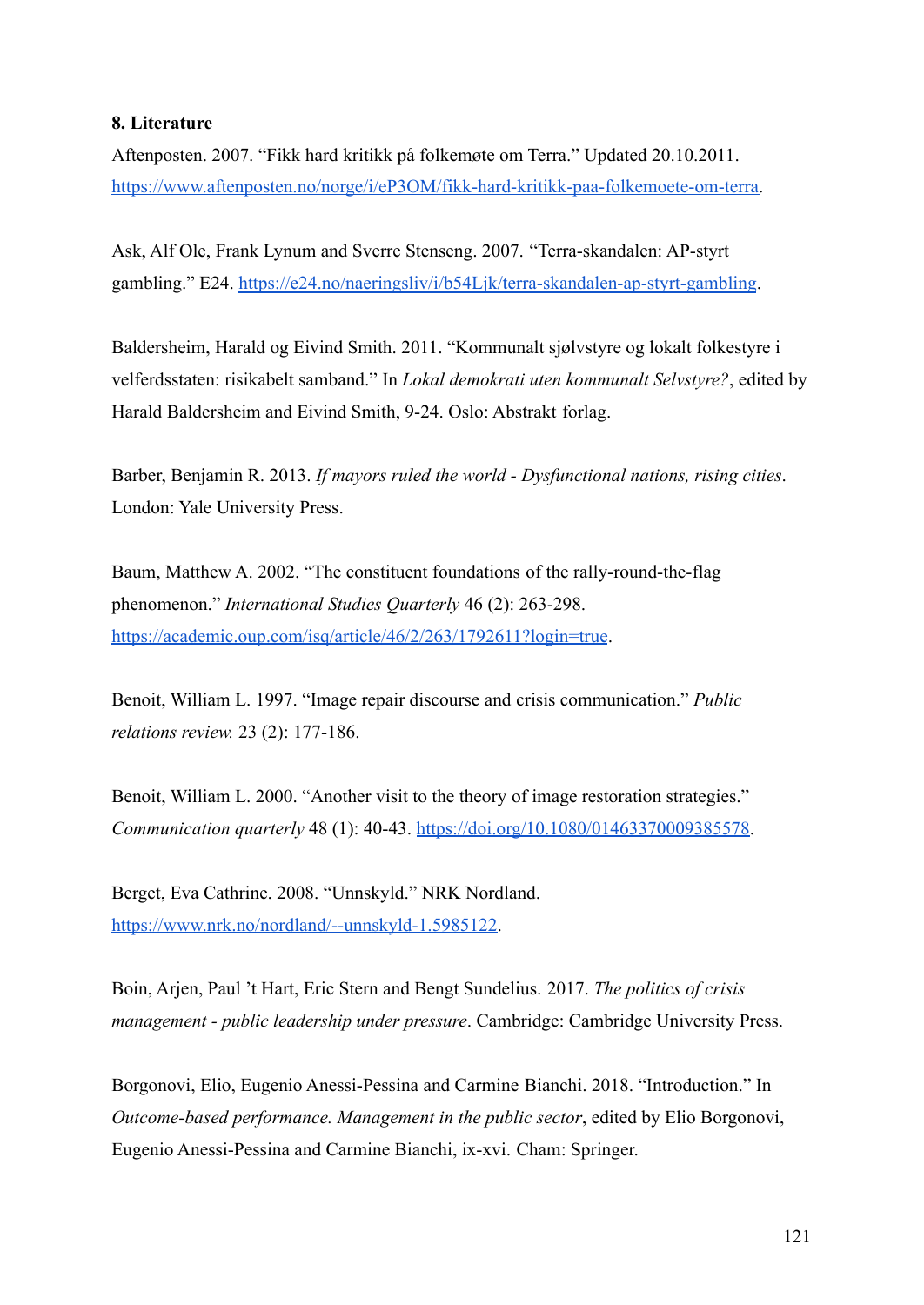**8. Literature**

Aftenposten. 2007. “Fikk hard kritikk på folkemøte om Terra.” Updated 20.10.2011. https://www.aftenposten.no/norge/i/eP3OM/fikk-hard-kritikk-paa-folkemoete-om-terra.

Ask, Alf Ole, Frank Lynum and Sverre Stenseng. 2007. “Terra-skandalen: AP-styrt gambling.” E24. https://e24.no/naeringsliv/i/b54Ljk/terra-skandalen-ap-styrt-gambling.

Baldersheim, Harald og Eivind Smith. 2011. “Kommunalt sjølvstyre og lokalt folkestyre i velferdsstaten: risikabelt samband.” In *Lokal demokrati uten kommunalt Selvstyre?*, edited by Harald Baldersheim and Eivind Smith, 9-24. Oslo: Abstrakt forlag.

Barber, Benjamin R. 2013. *If mayors ruled the world - Dysfunctional nations, rising cities*. London: Yale University Press.

Baum, Matthew A. 2002. “The constituent foundations of the rally-round-the-flag phenomenon.” *International Studies Quarterly* 46 (2): 263-298. https://academic.oup.com/isq/article/46/2/263/1792611?login=true.

Benoit, William L. 1997. “Image repair discourse and crisis communication.” *Public relations review.* 23 (2): 177-186.

Benoit, William L. 2000. “Another visit to the theory of image restoration strategies.” *Communication quarterly* 48 (1): 40-43. https://doi.org/10.1080/01463370009385578.

Berget, Eva Cathrine. 2008. “Unnskyld.” NRK Nordland. https://www.nrk.no/nordland/--unnskyld-1.5985122.

Boin, Arjen, Paul ’t Hart, Eric Stern and Bengt Sundelius. 2017. *The politics of crisis management - public leadership under pressure*. Cambridge: Cambridge University Press.

Borgonovi, Elio, Eugenio Anessi-Pessina and Carmine Bianchi. 2018. “Introduction.” In *Outcome-based performance. Management in the public sector*, edited by Elio Borgonovi, Eugenio Anessi-Pessina and Carmine Bianchi, ix-xvi. Cham: Springer.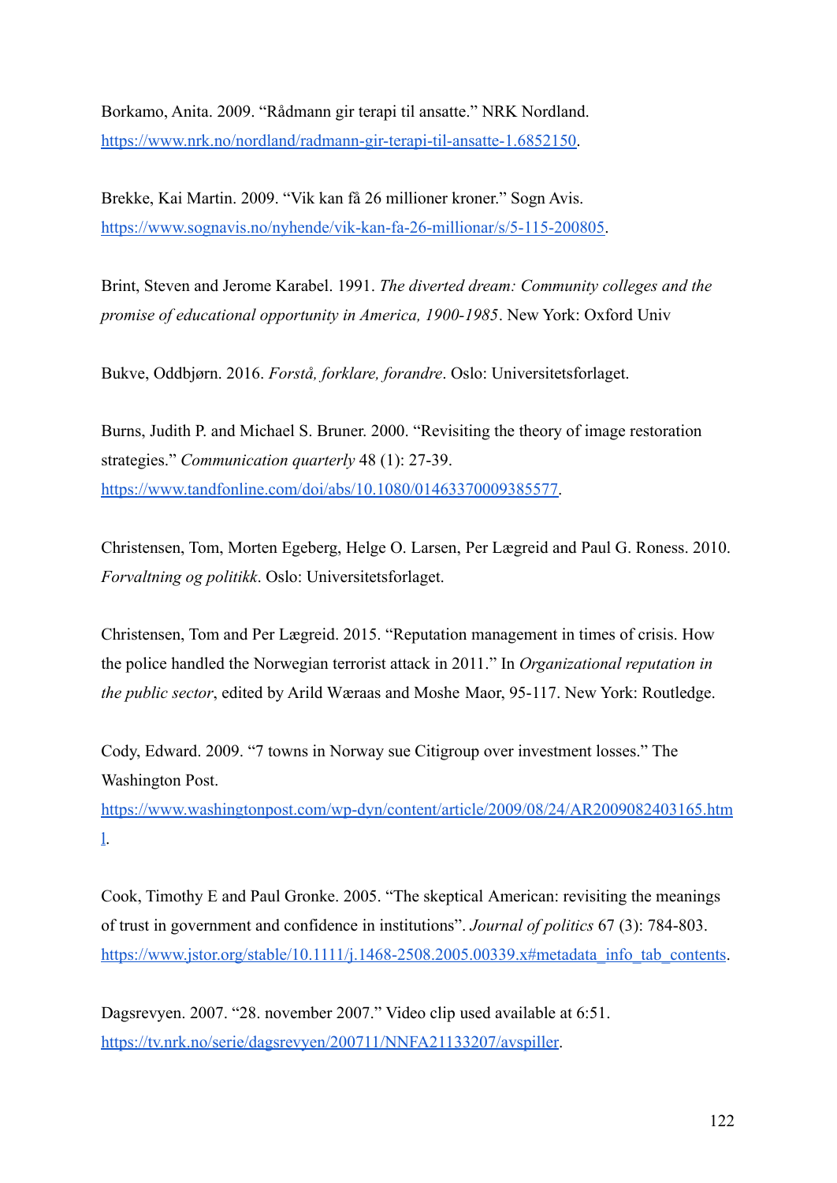Borkamo, Anita. 2009. "Rådmann gir terapi til ansatte." NRK Nordland. https://www.nrk.no/nordland/radmann-gir-terapi-til-ansatte-1.6852150.

Brekke, Kai Martin. 2009. "Vik kan få 26 millioner kroner." Sogn Avis. https://www.sognavis.no/nyhende/vik-kan-fa-26-millionar/s/5-115-200805.

Brint, Steven and Jerome Karabel. 1991. *The diverted dream: Community colleges and the promise of educational opportunity in America, 1900-1985*. New York: Oxford Univ

Bukve, Oddbjørn. 2016. *Forstå, forklare, forandre*. Oslo: Universitetsforlaget.

Burns, Judith P. and Michael S. Bruner. 2000. "Revisiting the theory of image restoration strategies." *Communication quarterly* 48 (1): 27-39. https://www.tandfonline.com/doi/abs/10.1080/01463370009385577.

Christensen, Tom, Morten Egeberg, Helge O. Larsen, Per Lægreid and Paul G. Roness. 2010. *Forvaltning og politikk*. Oslo: Universitetsforlaget.

Christensen, Tom and Per Lægreid. 2015. "Reputation management in times of crisis. How the police handled the Norwegian terrorist attack in 2011." In *Organizational reputation in the public sector*, edited by Arild Wæraas and Moshe Maor, 95-117. New York: Routledge.

Cody, Edward. 2009. "7 towns in Norway sue Citigroup over investment losses." The Washington Post. https://www.washingtonpost.com/wp-dyn/content/article/2009/08/24/AR2009082403165.html.

Cook, Timothy E and Paul Gronke. 2005. "The skeptical American: revisiting the meanings of trust in government and confidence in institutions". *Journal of politics* 67 (3): 784-803. https://www.jstor.org/stable/10.1111/j.1468-2508.2005.00339.x#metadata_info_tab_contents.

Dagsrevyen. 2007. "28. november 2007." Video clip used available at 6:51. https://tv.nrk.no/serie/dagsrevyen/200711/NNFA21133207/avspiller.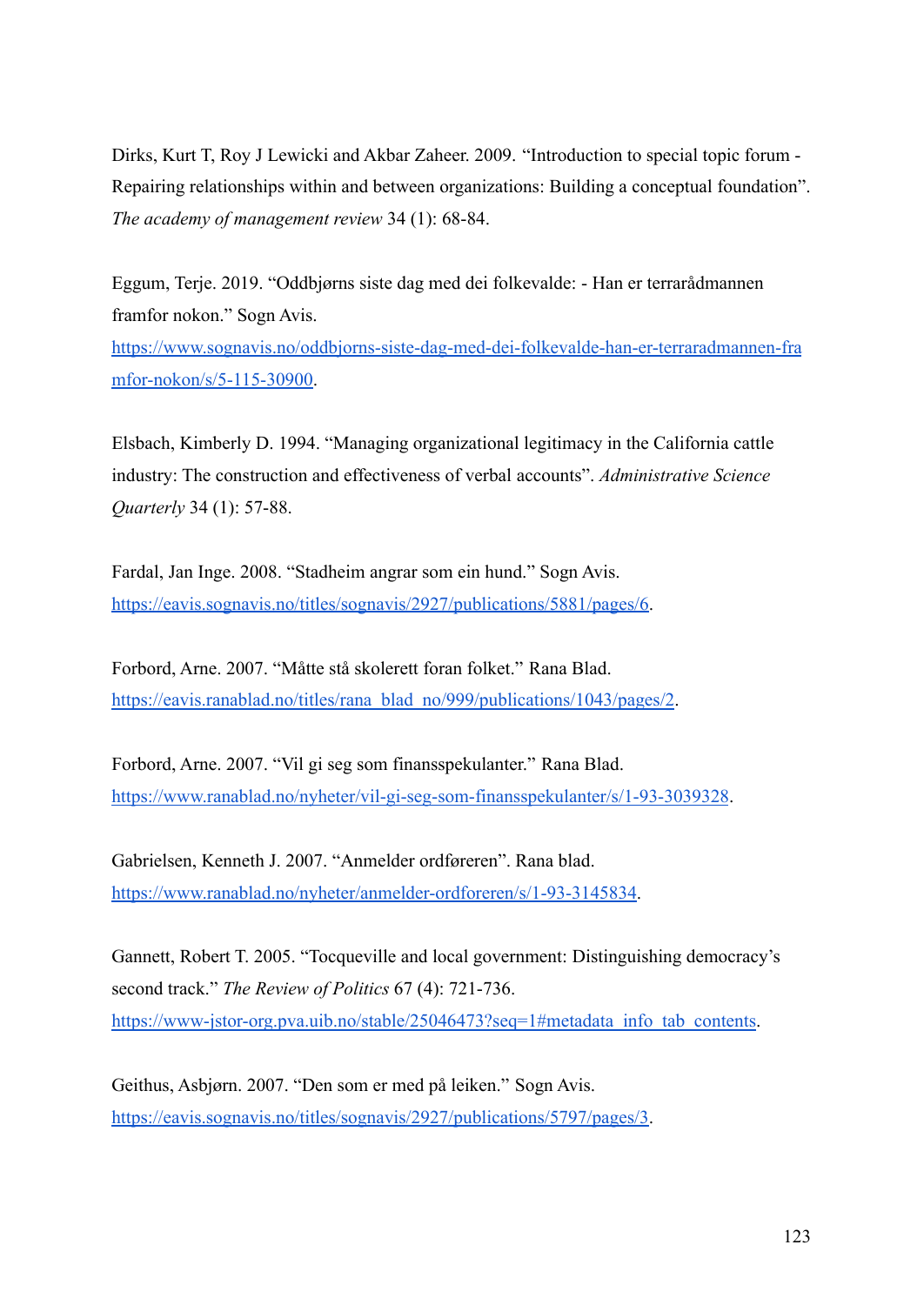Dirks, Kurt T, Roy J Lewicki and Akbar Zaheer. 2009. "Introduction to special topic forum - Repairing relationships within and between organizations: Building a conceptual foundation". *The academy of management review* 34 (1): 68-84.

Eggum, Terje. 2019. "Oddbjørns siste dag med dei folkevalde: - Han er terrarådmannen framfor nokon." Sogn Avis. https://www.sognavis.no/oddbjorns-siste-dag-med-dei-folkevalde-han-er-terraradmannen-framfor-nokon/s/5-115-30900.

Elsbach, Kimberly D. 1994. "Managing organizational legitimacy in the California cattle industry: The construction and effectiveness of verbal accounts". *Administrative Science Quarterly* 34 (1): 57-88.

Fardal, Jan Inge. 2008. "Stadheim angrar som ein hund." Sogn Avis. https://eavis.sognavis.no/titles/sognavis/2927/publications/5881/pages/6.

Forbord, Arne. 2007. "Måtte stå skolerett foran folket." Rana Blad. https://eavis.ranablad.no/titles/rana_blad_no/999/publications/1043/pages/2.

Forbord, Arne. 2007. "Vil gi seg som finansspekulanter." Rana Blad. https://www.ranablad.no/nyheter/vil-gi-seg-som-finansspekulanter/s/1-93-3039328.

Gabrielsen, Kenneth J. 2007. "Anmelder ordføreren". Rana blad. https://www.ranablad.no/nyheter/anmelder-ordforeren/s/1-93-3145834.

Gannett, Robert T. 2005. "Tocqueville and local government: Distinguishing democracy's second track." *The Review of Politics* 67 (4): 721-736. https://www-jstor-org.pva.uib.no/stable/25046473?seq=1#metadata_info_tab_contents.

Geithus, Asbjørn. 2007. "Den som er med på leiken." Sogn Avis. https://eavis.sognavis.no/titles/sognavis/2927/publications/5797/pages/3.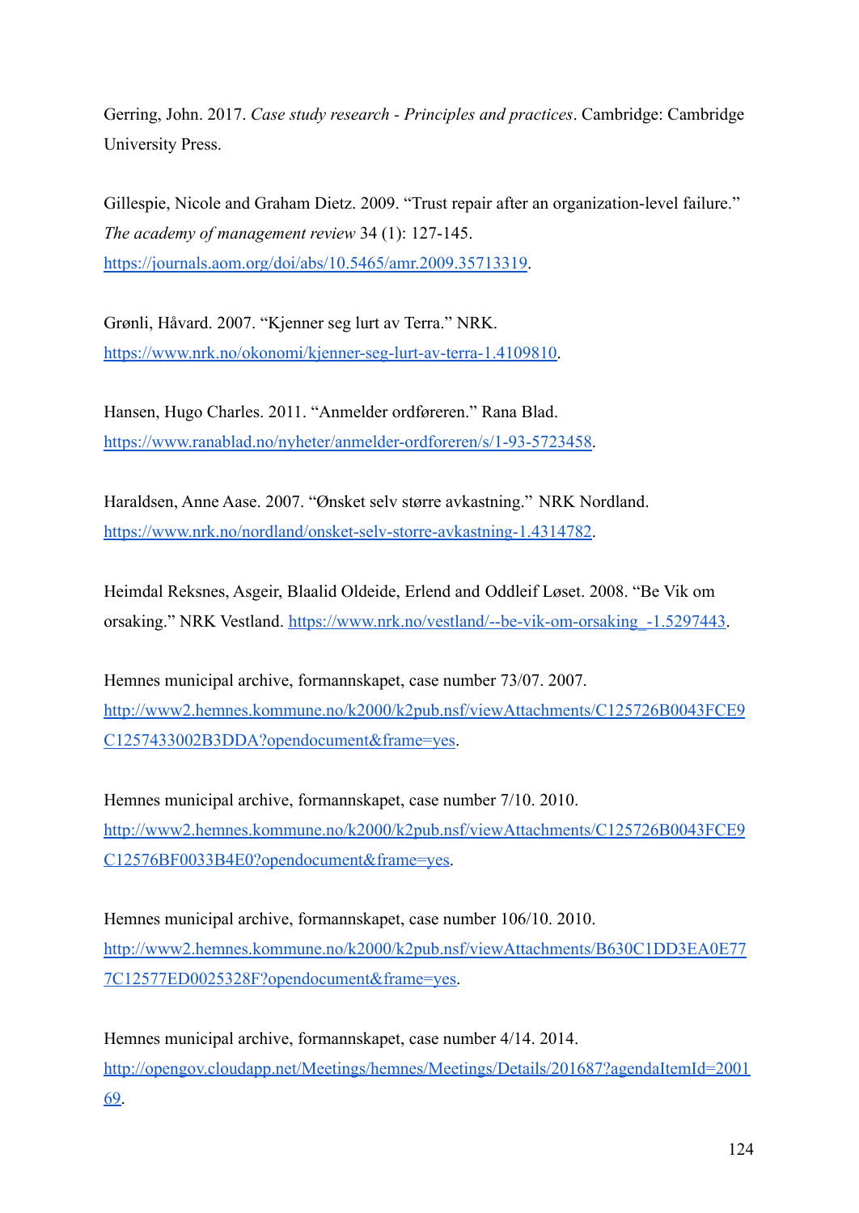Gerring, John. 2017. *Case study research - Principles and practices*. Cambridge: Cambridge University Press.

Gillespie, Nicole and Graham Dietz. 2009. “Trust repair after an organization-level failure.” *The academy of management review* 34 (1): 127-145. https://journals.aom.org/doi/abs/10.5465/amr.2009.35713319.

Grønli, Håvard. 2007. “Kjenner seg lurt av Terra.” NRK. https://www.nrk.no/okonomi/kjenner-seg-lurt-av-terra-1.4109810.

Hansen, Hugo Charles. 2011. “Anmelder ordføreren.” Rana Blad. https://www.ranablad.no/nyheter/anmelder-ordforeren/s/1-93-5723458.

Haraldsen, Anne Aase. 2007. “Ønsket selv større avkastning.” NRK Nordland. https://www.nrk.no/nordland/onsket-selv-storre-avkastning-1.4314782.

Heimdal Reksnes, Asgeir, Blaalid Oldeide, Erlend and Oddleif Løset. 2008. “Be Vik om orsaking.” NRK Vestland. https://www.nrk.no/vestland/--be-vik-om-orsaking_-1.5297443.

Hemnes municipal archive, formannskapet, case number 73/07. 2007. http://www2.hemnes.kommune.no/k2000/k2pub.nsf/viewAttachments/C125726B0043FCE9C1257433002B3DDA?opendocument&frame=yes.

Hemnes municipal archive, formannskapet, case number 7/10. 2010. http://www2.hemnes.kommune.no/k2000/k2pub.nsf/viewAttachments/C125726B0043FCE9C12576BF0033B4E0?opendocument&frame=yes.

Hemnes municipal archive, formannskapet, case number 106/10. 2010. http://www2.hemnes.kommune.no/k2000/k2pub.nsf/viewAttachments/B630C1DD3EA0E777C12577ED0025328F?opendocument&frame=yes.

Hemnes municipal archive, formannskapet, case number 4/14. 2014. http://opengov.cloudapp.net/Meetings/hemnes/Meetings/Details/201687?agendaItemId=200169.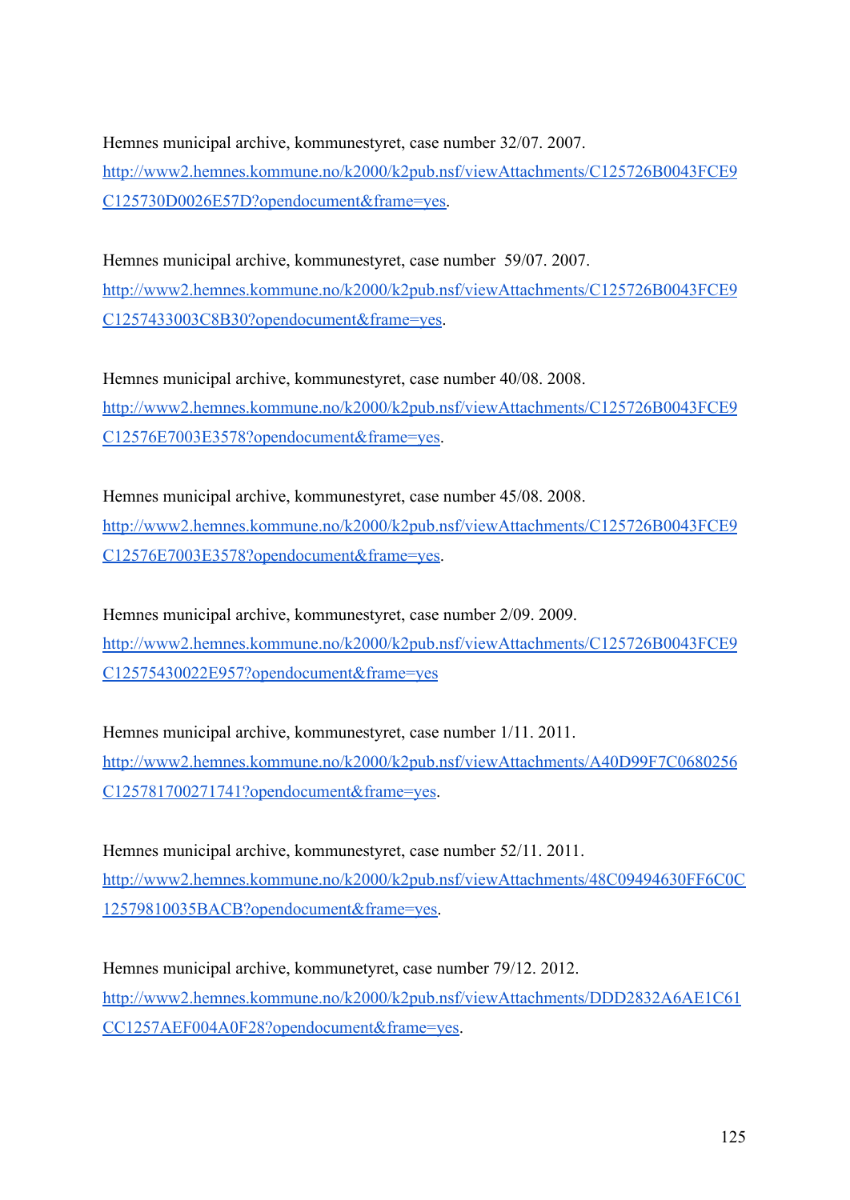Hemnes municipal archive, kommunestyret, case number 32/07. 2007. http://www2.hemnes.kommune.no/k2000/k2pub.nsf/viewAttachments/C125726B0043FCE9C125730D0026E57D?opendocument&frame=yes.

Hemnes municipal archive, kommunestyret, case number 59/07. 2007. http://www2.hemnes.kommune.no/k2000/k2pub.nsf/viewAttachments/C125726B0043FCE9C1257433003C8B30?opendocument&frame=yes.

Hemnes municipal archive, kommunestyret, case number 40/08. 2008. http://www2.hemnes.kommune.no/k2000/k2pub.nsf/viewAttachments/C125726B0043FCE9C12576E7003E3578?opendocument&frame=yes.

Hemnes municipal archive, kommunestyret, case number 45/08. 2008. http://www2.hemnes.kommune.no/k2000/k2pub.nsf/viewAttachments/C125726B0043FCE9C12576E7003E3578?opendocument&frame=yes.

Hemnes municipal archive, kommunestyret, case number 2/09. 2009. http://www2.hemnes.kommune.no/k2000/k2pub.nsf/viewAttachments/C125726B0043FCE9C12575430022E957?opendocument&frame=yes

Hemnes municipal archive, kommunestyret, case number 1/11. 2011. http://www2.hemnes.kommune.no/k2000/k2pub.nsf/viewAttachments/A40D99F7C0680256C125781700271741?opendocument&frame=yes.

Hemnes municipal archive, kommunestyret, case number 52/11. 2011. http://www2.hemnes.kommune.no/k2000/k2pub.nsf/viewAttachments/48C09494630FF6C0C12579810035BACB?opendocument&frame=yes.

Hemnes municipal archive, kommunetyret, case number 79/12. 2012. http://www2.hemnes.kommune.no/k2000/k2pub.nsf/viewAttachments/DDD2832A6AE1C61CC1257AEF004A0F28?opendocument&frame=yes.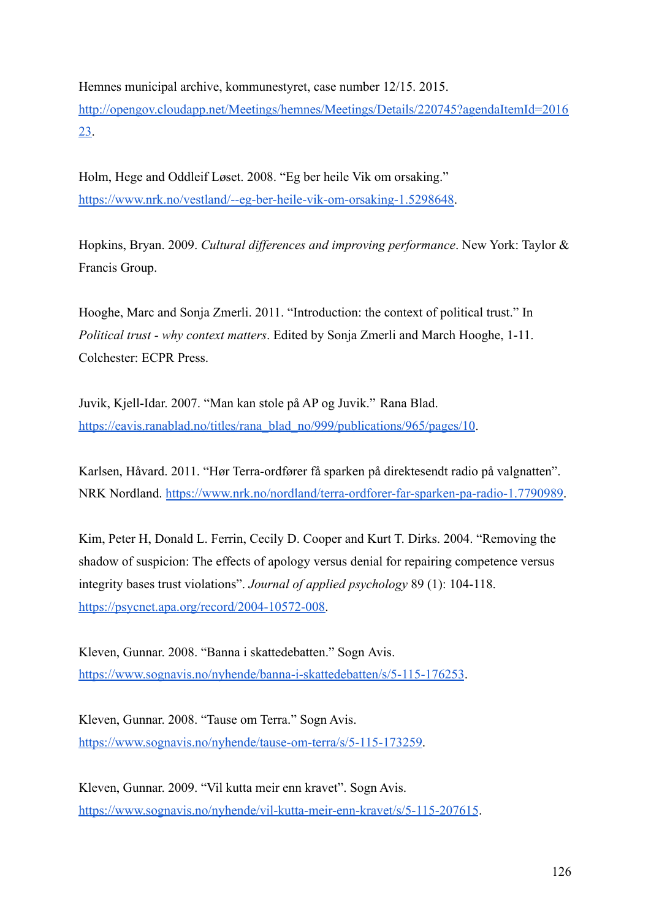Hemnes municipal archive, kommunestyret, case number 12/15. 2015. http://opengov.cloudapp.net/Meetings/hemnes/Meetings/Details/220745?agendaItemId=201623.

Holm, Hege and Oddleif Løset. 2008. "Eg ber heile Vik om orsaking." https://www.nrk.no/vestland/--eg-ber-heile-vik-om-orsaking-1.5298648.

Hopkins, Bryan. 2009. *Cultural differences and improving performance*. New York: Taylor & Francis Group.

Hooghe, Marc and Sonja Zmerli. 2011. "Introduction: the context of political trust." In *Political trust - why context matters*. Edited by Sonja Zmerli and March Hooghe, 1-11. Colchester: ECPR Press.

Juvik, Kjell-Idar. 2007. "Man kan stole på AP og Juvik." Rana Blad. https://eavis.ranablad.no/titles/rana_blad_no/999/publications/965/pages/10.

Karlsen, Håvard. 2011. "Hør Terra-ordfører få sparken på direktesendt radio på valgnatten". NRK Nordland. https://www.nrk.no/nordland/terra-ordforer-far-sparken-pa-radio-1.7790989.

Kim, Peter H, Donald L. Ferrin, Cecily D. Cooper and Kurt T. Dirks. 2004. "Removing the shadow of suspicion: The effects of apology versus denial for repairing competence versus integrity bases trust violations". *Journal of applied psychology* 89 (1): 104-118. https://psycnet.apa.org/record/2004-10572-008.

Kleven, Gunnar. 2008. "Banna i skattedebatten." Sogn Avis. https://www.sognavis.no/nyhende/banna-i-skattedebatten/s/5-115-176253.

Kleven, Gunnar. 2008. "Tause om Terra." Sogn Avis. https://www.sognavis.no/nyhende/tause-om-terra/s/5-115-173259.

Kleven, Gunnar. 2009. "Vil kutta meir enn kravet". Sogn Avis. https://www.sognavis.no/nyhende/vil-kutta-meir-enn-kravet/s/5-115-207615.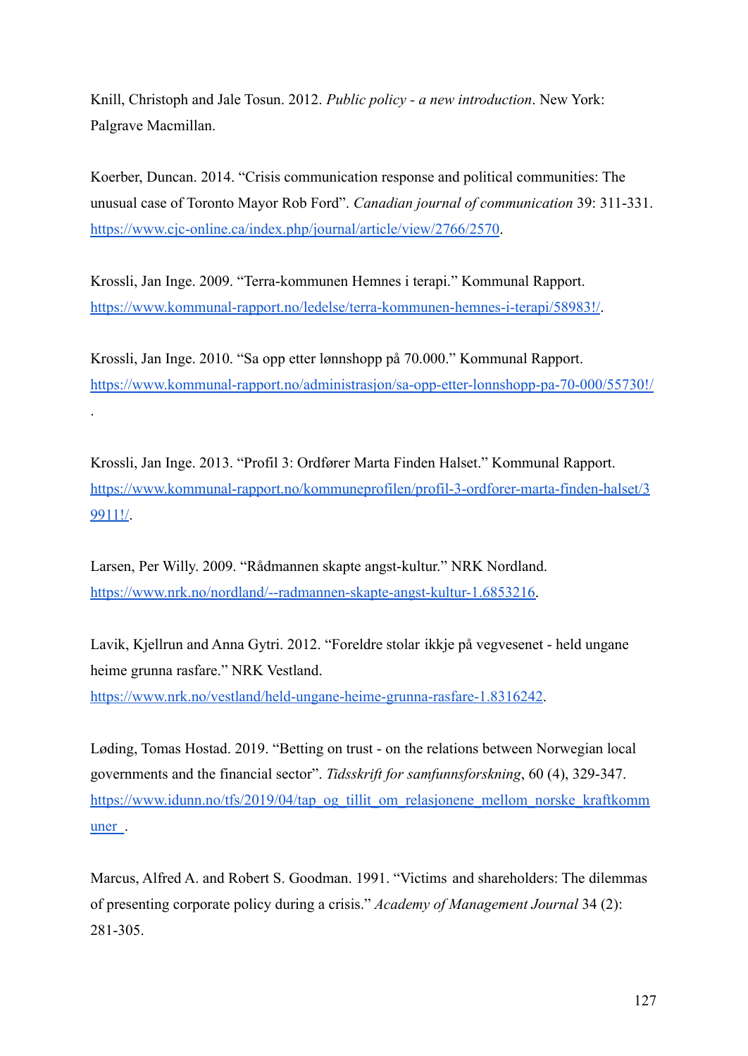Knill, Christoph and Jale Tosun. 2012. *Public policy - a new introduction*. New York: Palgrave Macmillan.

Koerber, Duncan. 2014. "Crisis communication response and political communities: The unusual case of Toronto Mayor Rob Ford". *Canadian journal of communication* 39: 311-331. https://www.cjc-online.ca/index.php/journal/article/view/2766/2570.

Krossli, Jan Inge. 2009. "Terra-kommunen Hemnes i terapi." Kommunal Rapport. https://www.kommunal-rapport.no/ledelse/terra-kommunen-hemnes-i-terapi/58983!/.

Krossli, Jan Inge. 2010. "Sa opp etter lønnshopp på 70.000." Kommunal Rapport. https://www.kommunal-rapport.no/administrasjon/sa-opp-etter-lonnshopp-pa-70-000/55730!/.

Krossli, Jan Inge. 2013. "Profil 3: Ordfører Marta Finden Halset." Kommunal Rapport. https://www.kommunal-rapport.no/kommuneprofilen/profil-3-ordforer-marta-finden-halset/39911!/.

Larsen, Per Willy. 2009. "Rådmannen skapte angst-kultur." NRK Nordland. https://www.nrk.no/nordland/--radmannen-skapte-angst-kultur-1.6853216.

Lavik, Kjellrun and Anna Gytri. 2012. "Foreldre stolar ikkje på vegvesenet - held ungane heime grunna rasfare." NRK Vestland. https://www.nrk.no/vestland/held-ungane-heime-grunna-rasfare-1.8316242.

Løding, Tomas Hostad. 2019. "Betting on trust - on the relations between Norwegian local governments and the financial sector". *Tidsskrift for samfunnsforskning*, 60 (4), 329-347. https://www.idunn.no/tfs/2019/04/tap_og_tillit_om_relasjonene_mellom_norske_kraftkommuner_.

Marcus, Alfred A. and Robert S. Goodman. 1991. "Victims and shareholders: The dilemmas of presenting corporate policy during a crisis." *Academy of Management Journal* 34 (2): 281-305.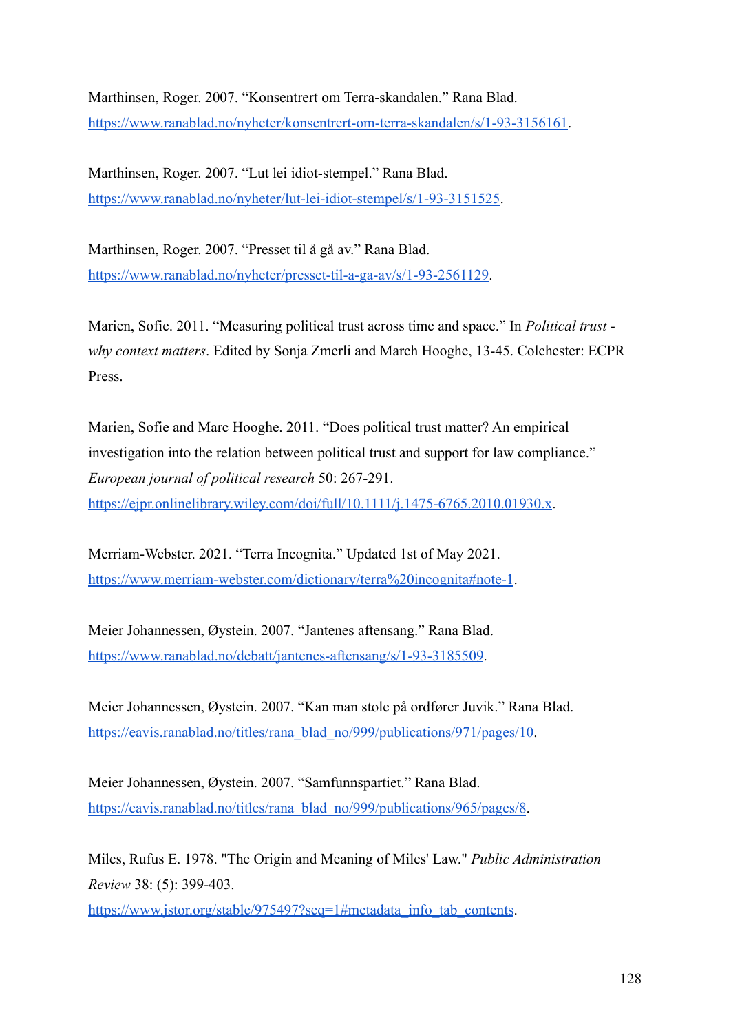Marthinsen, Roger. 2007. “Konsentrert om Terra-skandalen.” Rana Blad. https://www.ranablad.no/nyheter/konsentrert-om-terra-skandalen/s/1-93-3156161.

Marthinsen, Roger. 2007. “Lut lei idiot-stempel.” Rana Blad. https://www.ranablad.no/nyheter/lut-lei-idiot-stempel/s/1-93-3151525.

Marthinsen, Roger. 2007. “Presset til å gå av.” Rana Blad. https://www.ranablad.no/nyheter/presset-til-a-ga-av/s/1-93-2561129.

Marien, Sofie. 2011. “Measuring political trust across time and space.” In *Political trust - why context matters*. Edited by Sonja Zmerli and March Hooghe, 13-45. Colchester: ECPR Press.

Marien, Sofie and Marc Hooghe. 2011. “Does political trust matter? An empirical investigation into the relation between political trust and support for law compliance.” *European journal of political research* 50: 267-291. https://ejpr.onlinelibrary.wiley.com/doi/full/10.1111/j.1475-6765.2010.01930.x.

Merriam-Webster. 2021. “Terra Incognita.” Updated 1st of May 2021. https://www.merriam-webster.com/dictionary/terra%20incognita#note-1.

Meier Johannessen, Øystein. 2007. “Jantenes aftensang.” Rana Blad. https://www.ranablad.no/debatt/jantenes-aftensang/s/1-93-3185509.

Meier Johannessen, Øystein. 2007. “Kan man stole på ordfører Juvik.” Rana Blad. https://eavis.ranablad.no/titles/rana_blad_no/999/publications/971/pages/10.

Meier Johannessen, Øystein. 2007. “Samfunnspartiet.” Rana Blad. https://eavis.ranablad.no/titles/rana_blad_no/999/publications/965/pages/8.

Miles, Rufus E. 1978. "The Origin and Meaning of Miles' Law." *Public Administration Review* 38: (5): 399-403. https://www.jstor.org/stable/975497?seq=1#metadata_info_tab_contents.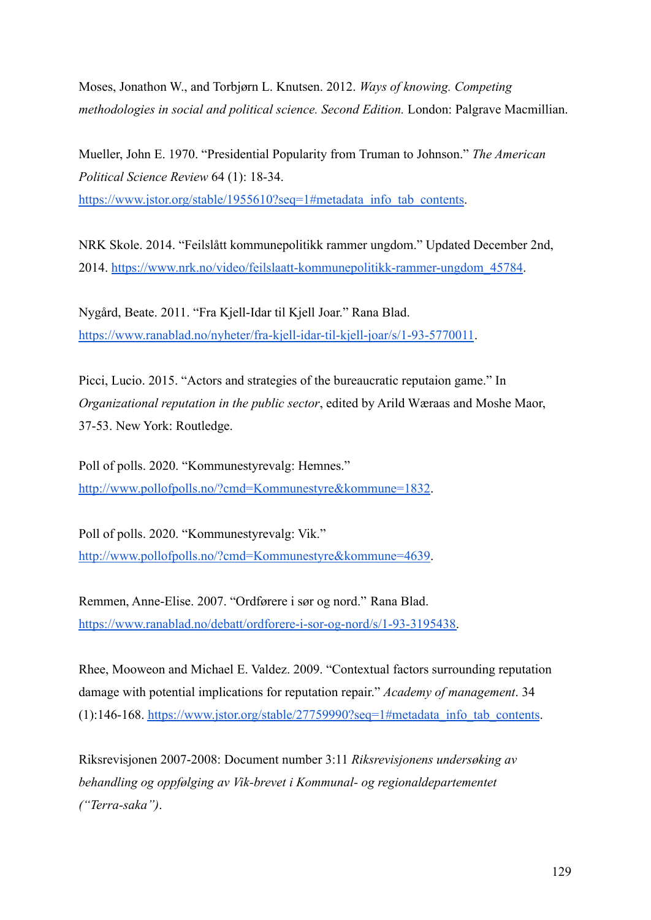Moses, Jonathon W., and Torbjørn L. Knutsen. 2012. *Ways of knowing. Competing methodologies in social and political science. Second Edition.* London: Palgrave Macmillian.

Mueller, John E. 1970. "Presidential Popularity from Truman to Johnson." *The American Political Science Review* 64 (1): 18-34. https://www.jstor.org/stable/1955610?seq=1#metadata_info_tab_contents.

NRK Skole. 2014. "Feilslått kommunepolitikk rammer ungdom." Updated December 2nd, 2014. https://www.nrk.no/video/feilslaatt-kommunepolitikk-rammer-ungdom_45784.

Nygård, Beate. 2011. "Fra Kjell-Idar til Kjell Joar." Rana Blad. https://www.ranablad.no/nyheter/fra-kjell-idar-til-kjell-joar/s/1-93-5770011.

Picci, Lucio. 2015. "Actors and strategies of the bureaucratic reputaion game." In *Organizational reputation in the public sector*, edited by Arild Wæraas and Moshe Maor, 37-53. New York: Routledge.

Poll of polls. 2020. "Kommunestyrevalg: Hemnes." http://www.pollofpolls.no/?cmd=Kommunestyre&kommune=1832.

Poll of polls. 2020. "Kommunestyrevalg: Vik." http://www.pollofpolls.no/?cmd=Kommunestyre&kommune=4639.

Remmen, Anne-Elise. 2007. "Ordførere i sør og nord." Rana Blad. https://www.ranablad.no/debatt/ordforere-i-sor-og-nord/s/1-93-3195438.

Rhee, Mooweon and Michael E. Valdez. 2009. "Contextual factors surrounding reputation damage with potential implications for reputation repair." *Academy of management*. 34 (1):146-168. https://www.jstor.org/stable/27759990?seq=1#metadata_info_tab_contents.

Riksrevisjonen 2007-2008: Document number 3:11 *Riksrevisjonens undersøking av behandling og oppfølging av Vik-brevet i Kommunal- og regionaldepartementet ("Terra-saka")*.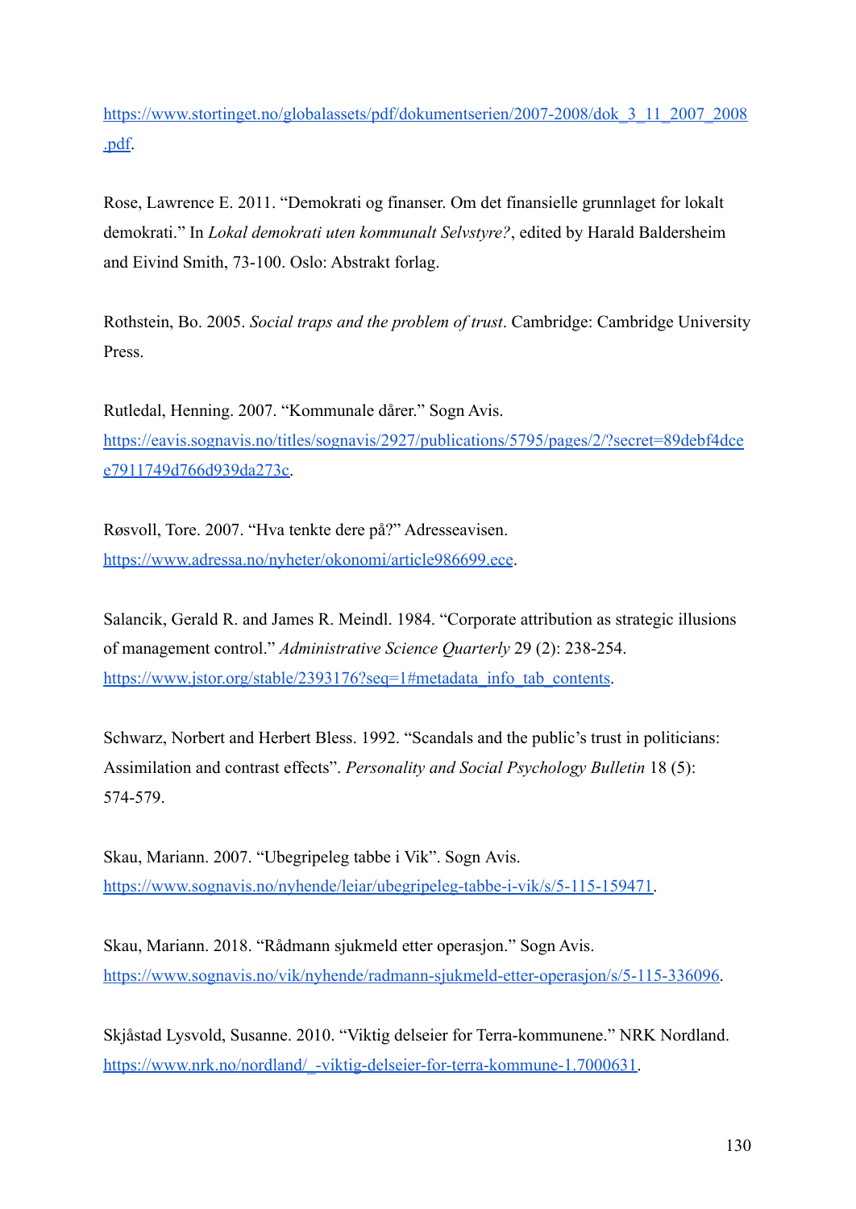https://www.stortinget.no/globalassets/pdf/dokumentserien/2007-2008/dok_3_11_2007_2008.pdf.

Rose, Lawrence E. 2011. "Demokrati og finanser. Om det finansielle grunnlaget for lokalt demokrati." In *Lokal demokrati uten kommunalt Selvstyre?*, edited by Harald Baldersheim and Eivind Smith, 73-100. Oslo: Abstrakt forlag.

Rothstein, Bo. 2005. *Social traps and the problem of trust*. Cambridge: Cambridge University Press.

Rutledal, Henning. 2007. "Kommunale dårer." Sogn Avis. https://eavis.sognavis.no/titles/sognavis/2927/publications/5795/pages/2/?secret=89debf4dcee7911749d766d939da273c.

Røsvoll, Tore. 2007. "Hva tenkte dere på?" Adresseavisen. https://www.adressa.no/nyheter/okonomi/article986699.ece.

Salancik, Gerald R. and James R. Meindl. 1984. "Corporate attribution as strategic illusions of management control." *Administrative Science Quarterly* 29 (2): 238-254. https://www.jstor.org/stable/2393176?seq=1#metadata_info_tab_contents.

Schwarz, Norbert and Herbert Bless. 1992. "Scandals and the public's trust in politicians: Assimilation and contrast effects". *Personality and Social Psychology Bulletin* 18 (5): 574-579.

Skau, Mariann. 2007. "Ubegripeleg tabbe i Vik". Sogn Avis. https://www.sognavis.no/nyhende/leiar/ubegripeleg-tabbe-i-vik/s/5-115-159471.

Skau, Mariann. 2018. "Rådmann sjukmeld etter operasjon." Sogn Avis. https://www.sognavis.no/vik/nyhende/radmann-sjukmeld-etter-operasjon/s/5-115-336096.

Skjåstad Lysvold, Susanne. 2010. "Viktig delseier for Terra-kommunene." NRK Nordland. https://www.nrk.no/nordland/_-viktig-delseier-for-terra-kommune-1.7000631.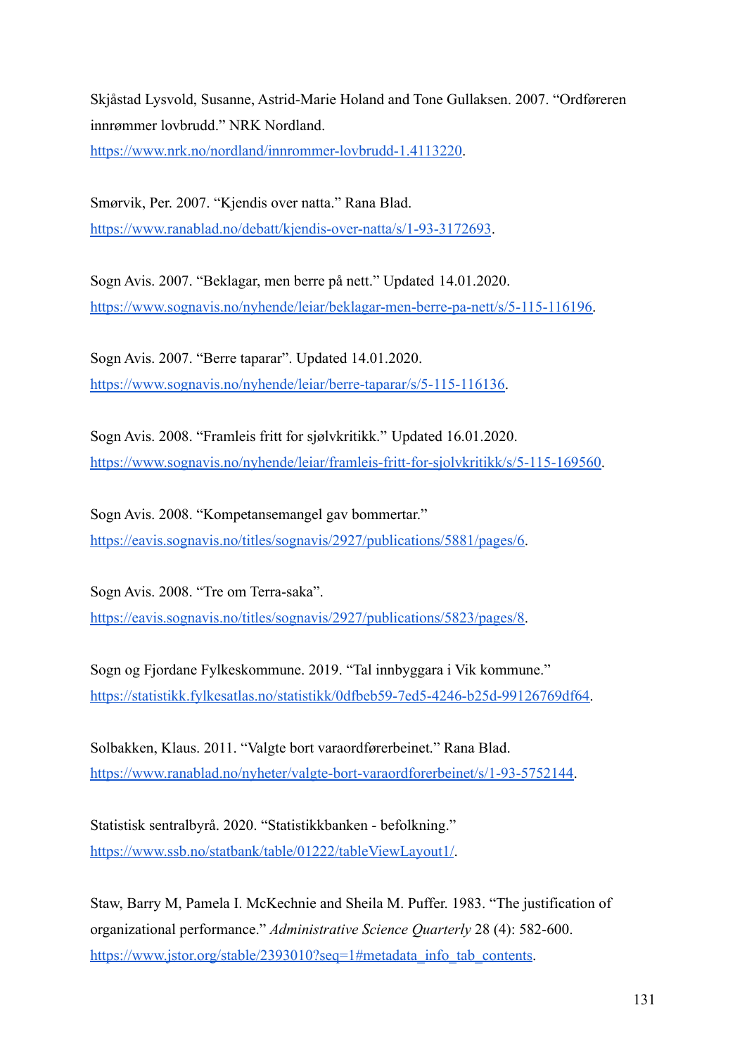Skjåstad Lysvold, Susanne, Astrid-Marie Holand and Tone Gullaksen. 2007. "Ordføreren innrømmer lovbrudd." NRK Nordland. https://www.nrk.no/nordland/innrommer-lovbrudd-1.4113220.

Smørvik, Per. 2007. "Kjendis over natta." Rana Blad. https://www.ranablad.no/debatt/kjendis-over-natta/s/1-93-3172693.

Sogn Avis. 2007. "Beklagar, men berre på nett." Updated 14.01.2020. https://www.sognavis.no/nyhende/leiar/beklagar-men-berre-pa-nett/s/5-115-116196.

Sogn Avis. 2007. "Berre taparar". Updated 14.01.2020. https://www.sognavis.no/nyhende/leiar/berre-taparar/s/5-115-116136.

Sogn Avis. 2008. "Framleis fritt for sjølvkritikk." Updated 16.01.2020. https://www.sognavis.no/nyhende/leiar/framleis-fritt-for-sjolvkritikk/s/5-115-169560.

Sogn Avis. 2008. "Kompetansemangel gav bommertar." https://eavis.sognavis.no/titles/sognavis/2927/publications/5881/pages/6.

Sogn Avis. 2008. "Tre om Terra-saka". https://eavis.sognavis.no/titles/sognavis/2927/publications/5823/pages/8.

Sogn og Fjordane Fylkeskommune. 2019. "Tal innbyggara i Vik kommune." https://statistikk.fylkesatlas.no/statistikk/0dfbeb59-7ed5-4246-b25d-99126769df64.

Solbakken, Klaus. 2011. "Valgte bort varaordførerbeinet." Rana Blad. https://www.ranablad.no/nyheter/valgte-bort-varaordforerbeinet/s/1-93-5752144.

Statistisk sentralbyrå. 2020. "Statistikkbanken - befolkning." https://www.ssb.no/statbank/table/01222/tableViewLayout1/.

Staw, Barry M, Pamela I. McKechnie and Sheila M. Puffer. 1983. "The justification of organizational performance." *Administrative Science Quarterly* 28 (4): 582-600. https://www.jstor.org/stable/2393010?seq=1#metadata_info_tab_contents.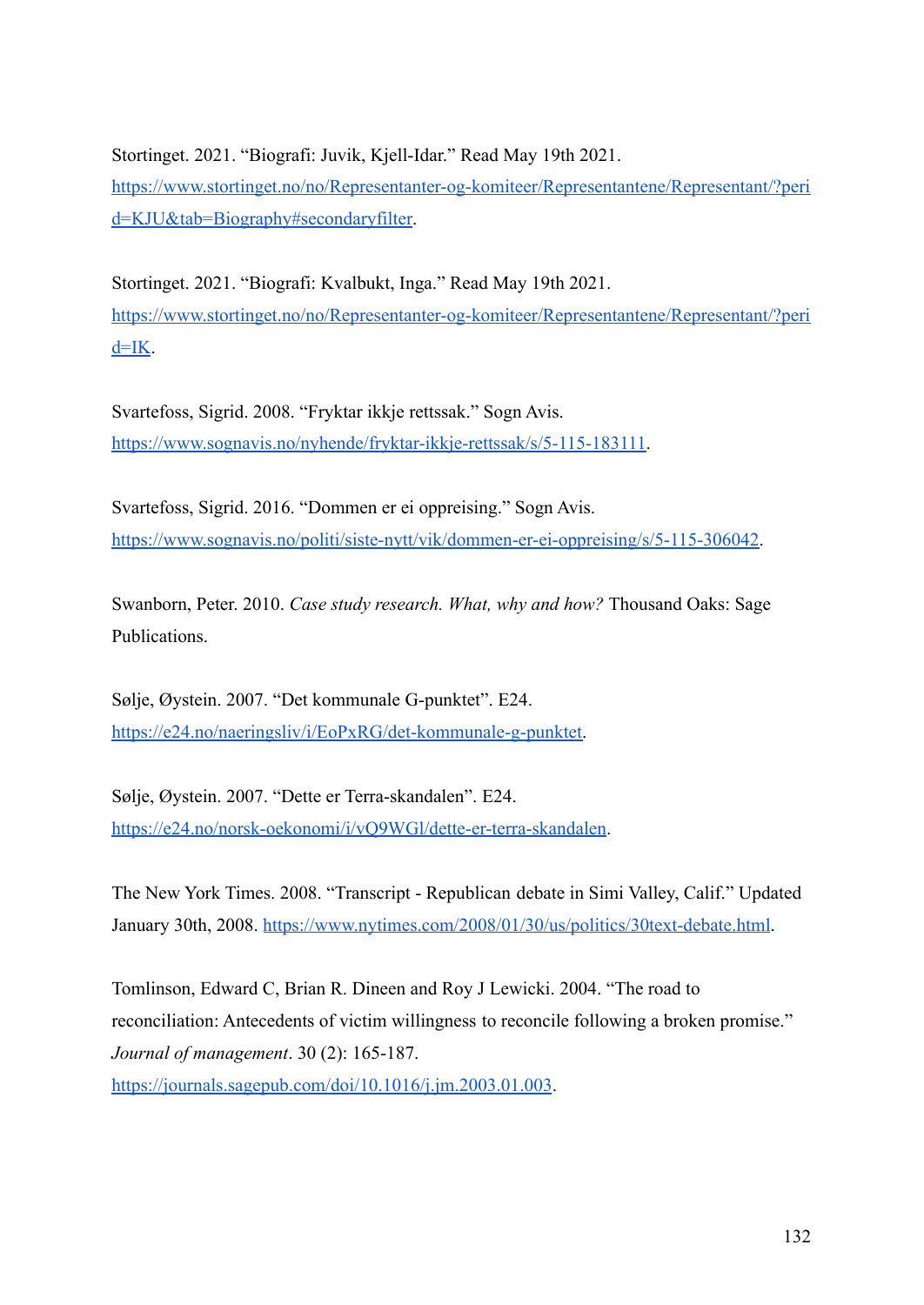Stortinget. 2021. “Biografi: Juvik, Kjell-Idar.” Read May 19th 2021. https://www.stortinget.no/no/Representanter-og-komiteer/Representantene/Representant/?perid=KJU&tab=Biography#secondaryfilter.

Stortinget. 2021. “Biografi: Kvalbukt, Inga.” Read May 19th 2021. https://www.stortinget.no/no/Representanter-og-komiteer/Representantene/Representant/?perid=IK.

Svartefoss, Sigrid. 2008. “Fryktar ikkje rettssak.” Sogn Avis. https://www.sognavis.no/nyhende/fryktar-ikkje-rettssak/s/5-115-183111.

Svartefoss, Sigrid. 2016. “Dommen er ei oppreising.” Sogn Avis. https://www.sognavis.no/politi/siste-nytt/vik/dommen-er-ei-oppreising/s/5-115-306042.

Swanborn, Peter. 2010. *Case study research. What, why and how?* Thousand Oaks: Sage Publications.

Sølje, Øystein. 2007. “Det kommunale G-punktet”. E24. https://e24.no/naeringsliv/i/EoPxRG/det-kommunale-g-punktet.

Sølje, Øystein. 2007. “Dette er Terra-skandalen”. E24. https://e24.no/norsk-oekonomi/i/vQ9WGl/dette-er-terra-skandalen.

The New York Times. 2008. “Transcript - Republican debate in Simi Valley, Calif.” Updated January 30th, 2008. https://www.nytimes.com/2008/01/30/us/politics/30text-debate.html.

Tomlinson, Edward C, Brian R. Dineen and Roy J Lewicki. 2004. “The road to reconciliation: Antecedents of victim willingness to reconcile following a broken promise.” *Journal of management*. 30 (2): 165-187. https://journals.sagepub.com/doi/10.1016/j.jm.2003.01.003.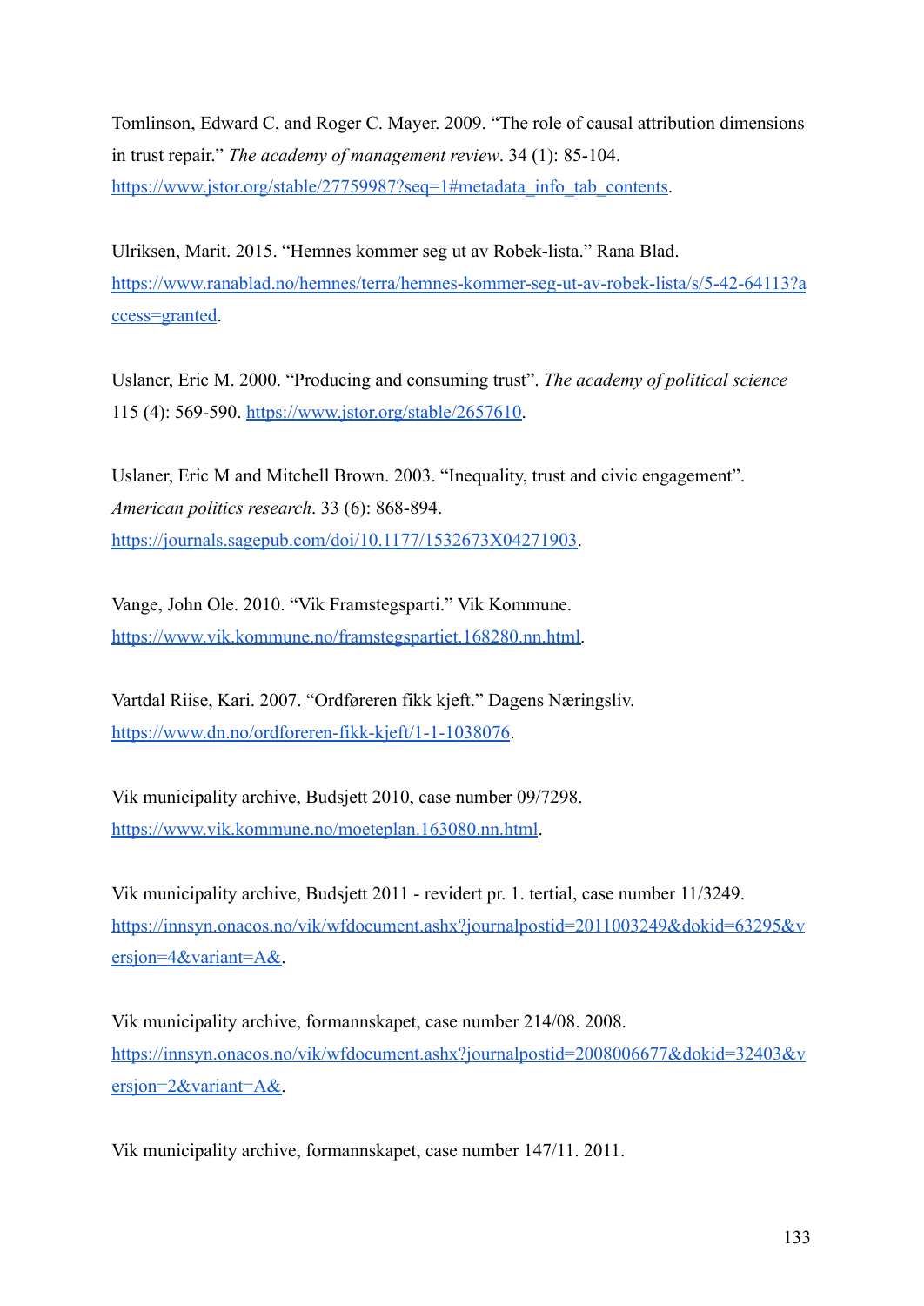Tomlinson, Edward C, and Roger C. Mayer. 2009. “The role of causal attribution dimensions in trust repair.” *The academy of management review*. 34 (1): 85-104. [https://www.jstor.org/stable/27759987?seq=1#metadata_info_tab_contents](https://www.jstor.org/stable/27759987?seq=1#metadata_info_tab_contents).

Ulriksen, Marit. 2015. “Hemnes kommer seg ut av Robek-lista.” Rana Blad. [https://www.ranablad.no/hemnes/terra/hemnes-kommer-seg-ut-av-robek-lista/s/5-42-64113?access=granted](https://www.ranablad.no/hemnes/terra/hemnes-kommer-seg-ut-av-robek-lista/s/5-42-64113?access=granted).

Uslaner, Eric M. 2000. “Producing and consuming trust”. *The academy of political science* 115 (4): 569-590. [https://www.jstor.org/stable/2657610](https://www.jstor.org/stable/2657610).

Uslaner, Eric M and Mitchell Brown. 2003. “Inequality, trust and civic engagement”. *American politics research*. 33 (6): 868-894. [https://journals.sagepub.com/doi/10.1177/1532673X04271903](https://journals.sagepub.com/doi/10.1177/1532673X04271903).

Vange, John Ole. 2010. “Vik Framstegsparti.” Vik Kommune. [https://www.vik.kommune.no/framstegspartiet.168280.nn.html](https://www.vik.kommune.no/framstegspartiet.168280.nn.html).

Vartdal Riise, Kari. 2007. “Ordføreren fikk kjeft.” Dagens Næringsliv. [https://www.dn.no/ordforeren-fikk-kjeft/1-1-1038076](https://www.dn.no/ordforeren-fikk-kjeft/1-1-1038076).

Vik municipality archive, Budsjett 2010, case number 09/7298. [https://www.vik.kommune.no/moeteplan.163080.nn.html](https://www.vik.kommune.no/moeteplan.163080.nn.html).

Vik municipality archive, Budsjett 2011 - revidert pr. 1. tertial, case number 11/3249. [https://innsyn.onacos.no/vik/wfdocument.ashx?journalpostid=2011003249&dokid=63295&versjon=4&variant=A&](https://innsyn.onacos.no/vik/wfdocument.ashx?journalpostid=2011003249&dokid=63295&versjon=4&variant=A&).

Vik municipality archive, formannskapet, case number 214/08. 2008. [https://innsyn.onacos.no/vik/wfdocument.ashx?journalpostid=2008006677&dokid=32403&versjon=2&variant=A&](https://innsyn.onacos.no/vik/wfdocument.ashx?journalpostid=2008006677&dokid=32403&versjon=2&variant=A&).

Vik municipality archive, formannskapet, case number 147/11. 2011.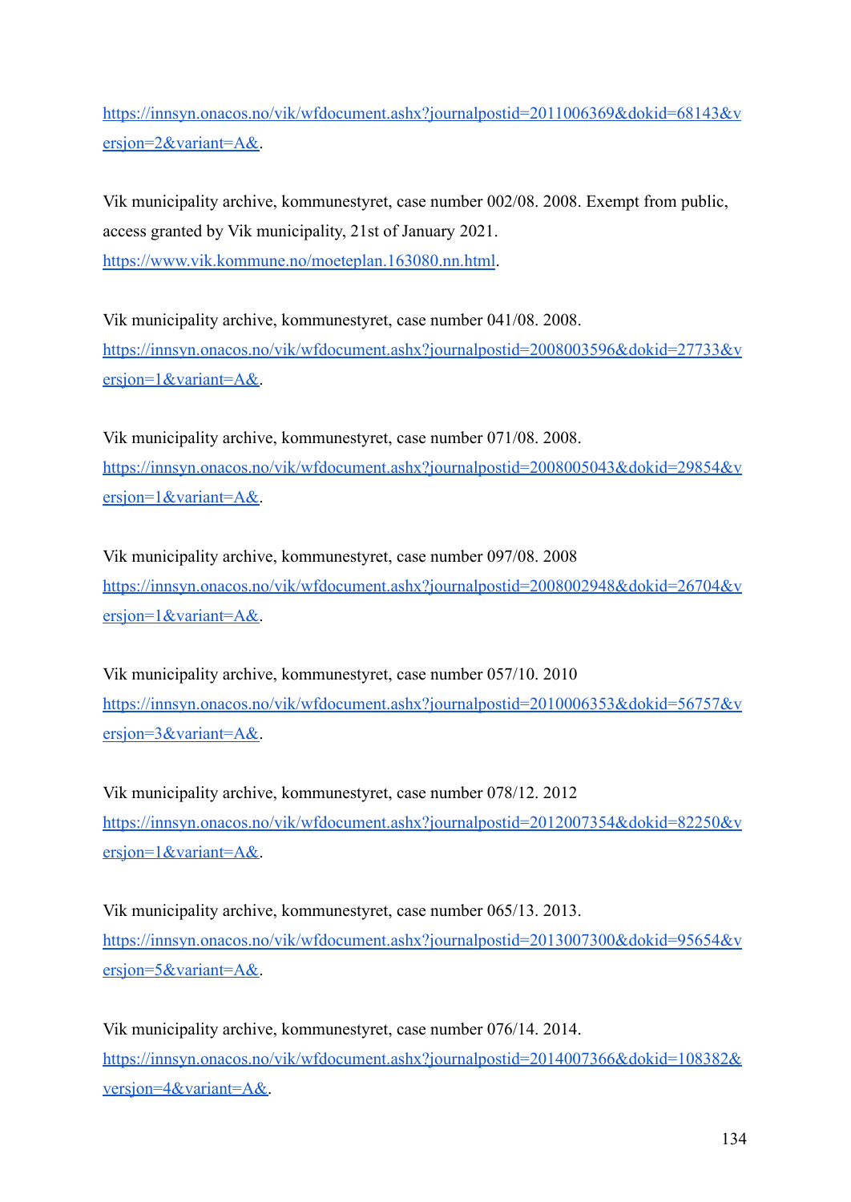https://innsyn.onacos.no/vik/wfdocument.ashx?journalpostid=2011006369&dokid=68143&versjon=2&variant=A&.

Vik municipality archive, kommunestyret, case number 002/08. 2008. Exempt from public, access granted by Vik municipality, 21st of January 2021. https://www.vik.kommune.no/moeteplan.163080.nn.html.

Vik municipality archive, kommunestyret, case number 041/08. 2008. https://innsyn.onacos.no/vik/wfdocument.ashx?journalpostid=2008003596&dokid=27733&versjon=1&variant=A&.

Vik municipality archive, kommunestyret, case number 071/08. 2008. https://innsyn.onacos.no/vik/wfdocument.ashx?journalpostid=2008005043&dokid=29854&versjon=1&variant=A&.

Vik municipality archive, kommunestyret, case number 097/08. 2008 https://innsyn.onacos.no/vik/wfdocument.ashx?journalpostid=2008002948&dokid=26704&versjon=1&variant=A&.

Vik municipality archive, kommunestyret, case number 057/10. 2010 https://innsyn.onacos.no/vik/wfdocument.ashx?journalpostid=2010006353&dokid=56757&versjon=3&variant=A&.

Vik municipality archive, kommunestyret, case number 078/12. 2012 https://innsyn.onacos.no/vik/wfdocument.ashx?journalpostid=2012007354&dokid=82250&versjon=1&variant=A&.

Vik municipality archive, kommunestyret, case number 065/13. 2013. https://innsyn.onacos.no/vik/wfdocument.ashx?journalpostid=2013007300&dokid=95654&versjon=5&variant=A&.

Vik municipality archive, kommunestyret, case number 076/14. 2014. https://innsyn.onacos.no/vik/wfdocument.ashx?journalpostid=2014007366&dokid=108382&versjon=4&variant=A&.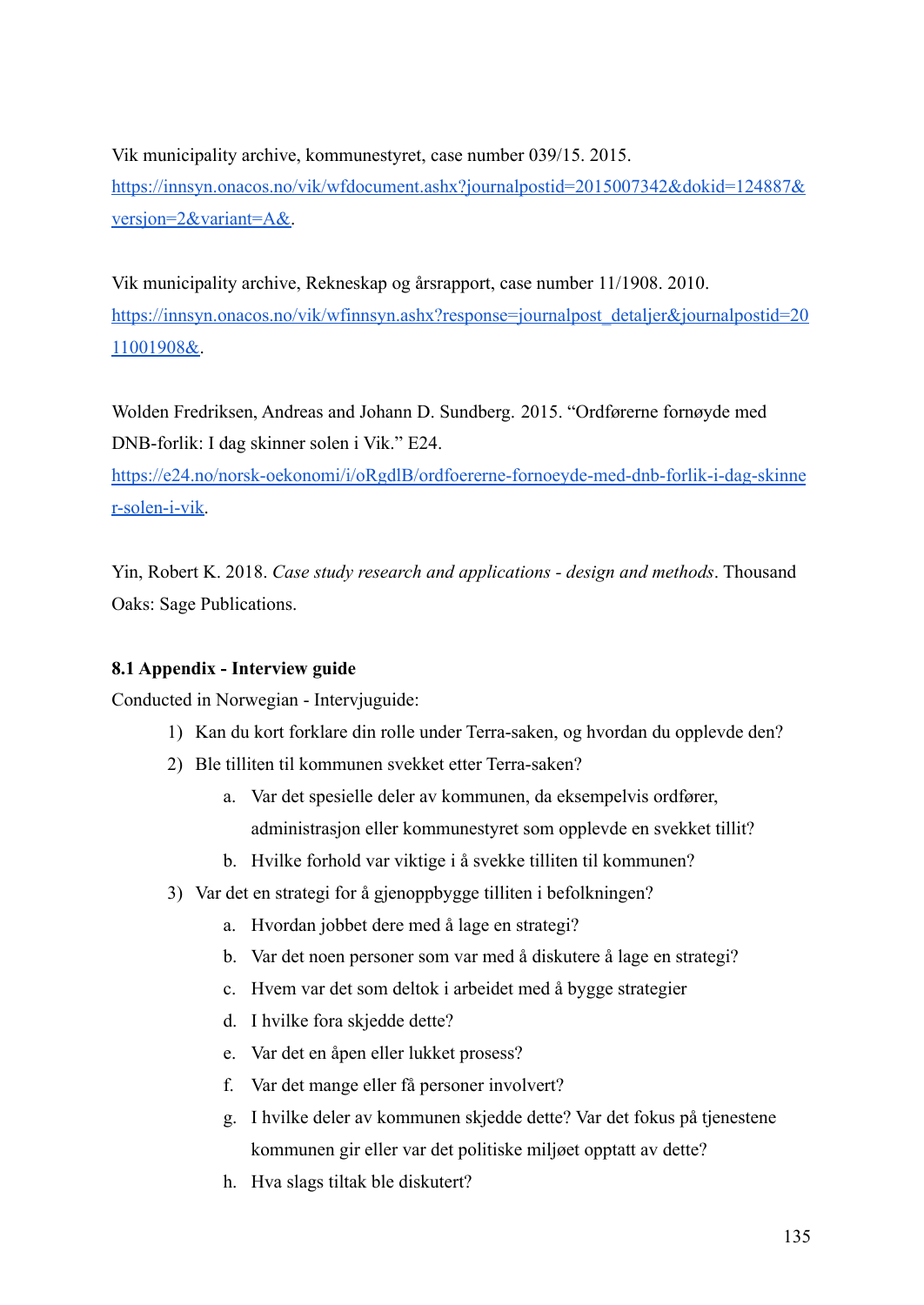Vik municipality archive, kommunestyret, case number 039/15. 2015. https://innsyn.onacos.no/vik/wfdocument.ashx?journalpostid=2015007342&dokid=124887&versjon=2&variant=A&.

Vik municipality archive, Rekneskap og årsrapport, case number 11/1908. 2010. https://innsyn.onacos.no/vik/wfinnsyn.ashx?response=journalpost_detaljer&journalpostid=2011001908&.

Wolden Fredriksen, Andreas and Johann D. Sundberg. 2015. "Ordførerne fornøyde med DNB-forlik: I dag skinner solen i Vik." E24. https://e24.no/norsk-oekonomi/i/oRgdlB/ordfoererne-fornoeyde-med-dnb-forlik-i-dag-skinner-solen-i-vik.

Yin, Robert K. 2018. *Case study research and applications - design and methods*. Thousand Oaks: Sage Publications.

**8.1 Appendix - Interview guide**

Conducted in Norwegian - Intervjuguide:

1) Kan du kort forklare din rolle under Terra-saken, og hvordan du opplevde den?
2) Ble tilliten til kommunen svekket etter Terra-saken?
   a. Var det spesielle deler av kommunen, da eksempelvis ordfører, administrasjon eller kommunestyret som opplevde en svekket tillit?
   b. Hvilke forhold var viktige i å svekke tilliten til kommunen?
3) Var det en strategi for å gjenoppbygge tilliten i befolkningen?
   a. Hvordan jobbet dere med å lage en strategi?
   b. Var det noen personer som var med å diskutere å lage en strategi?
   c. Hvem var det som deltok i arbeidet med å bygge strategier
   d. I hvilke fora skjedde dette?
   e. Var det en åpen eller lukket prosess?
   f. Var det mange eller få personer involvert?
   g. I hvilke deler av kommunen skjedde dette? Var det fokus på tjenestene kommunen gir eller var det politiske miljøet opptatt av dette?
   h. Hva slags tiltak ble diskutert?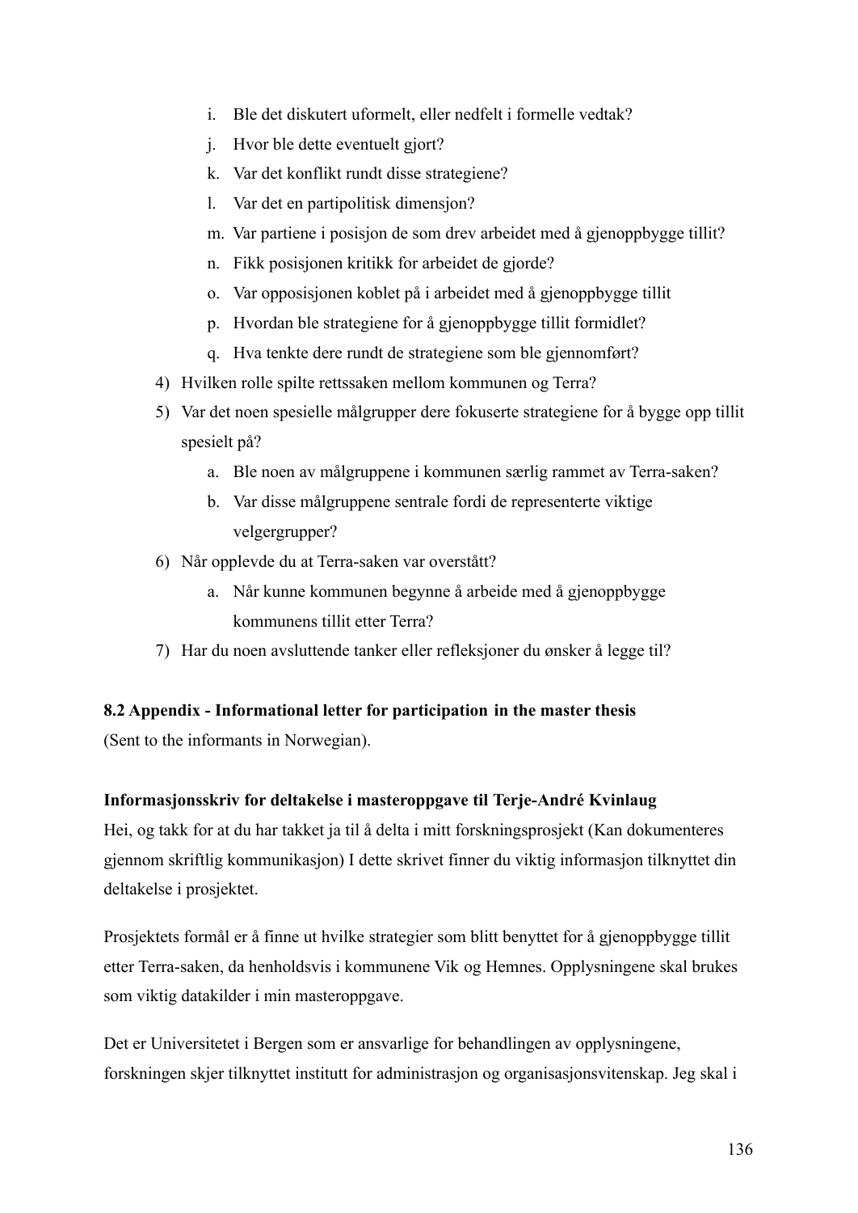i. Ble det diskutert uformelt, eller nedfelt i formelle vedtak?
    j. Hvor ble dette eventuelt gjort?
    k. Var det konflikt rundt disse strategiene?
    l. Var det en partipolitisk dimensjon?
    m. Var partiene i posisjon de som drev arbeidet med å gjenoppbygge tillit?
    n. Fikk posisjonen kritikk for arbeidet de gjorde?
    o. Var opposisjonen koblet på i arbeidet med å gjenoppbygge tillit
    p. Hvordan ble strategiene for å gjenoppbygge tillit formidlet?
    q. Hva tenkte dere rundt de strategiene som ble gjennomført?

4) Hvilken rolle spilte rettssaken mellom kommunen og Terra?
5) Var det noen spesielle målgrupper dere fokuserte strategiene for å bygge opp tillit spesielt på?
    a. Ble noen av målgruppene i kommunen særlig rammet av Terra-saken?
    b. Var disse målgruppene sentrale fordi de representerte viktige velgergrupper?
6) Når opplevde du at Terra-saken var overstått?
    a. Når kunne kommunen begynne å arbeide med å gjenoppbygge kommunens tillit etter Terra?
7) Har du noen avsluttende tanker eller refleksjoner du ønsker å legge til?

### 8.2 Appendix - Informational letter for participation in the master thesis

(Sent to the informants in Norwegian).

**Informasjonsskriv for deltakelse i masteroppgave til Terje-André Kvinlaug**

Hei, og takk for at du har takket ja til å delta i mitt forskningsprosjekt (Kan dokumenteres gjennom skriftlig kommunikasjon) I dette skrivet finner du viktig informasjon tilknyttet din deltakelse i prosjektet.

Prosjektets formål er å finne ut hvilke strategier som blitt benyttet for å gjenoppbygge tillit etter Terra-saken, da henholdsvis i kommunene Vik og Hemnes. Opplysningene skal brukes som viktig datakilder i min masteroppgave.

Det er Universitetet i Bergen som er ansvarlige for behandlingen av opplysningene, forskningen skjer tilknyttet institutt for administrasjon og organisasjonsvitenskap. Jeg skal i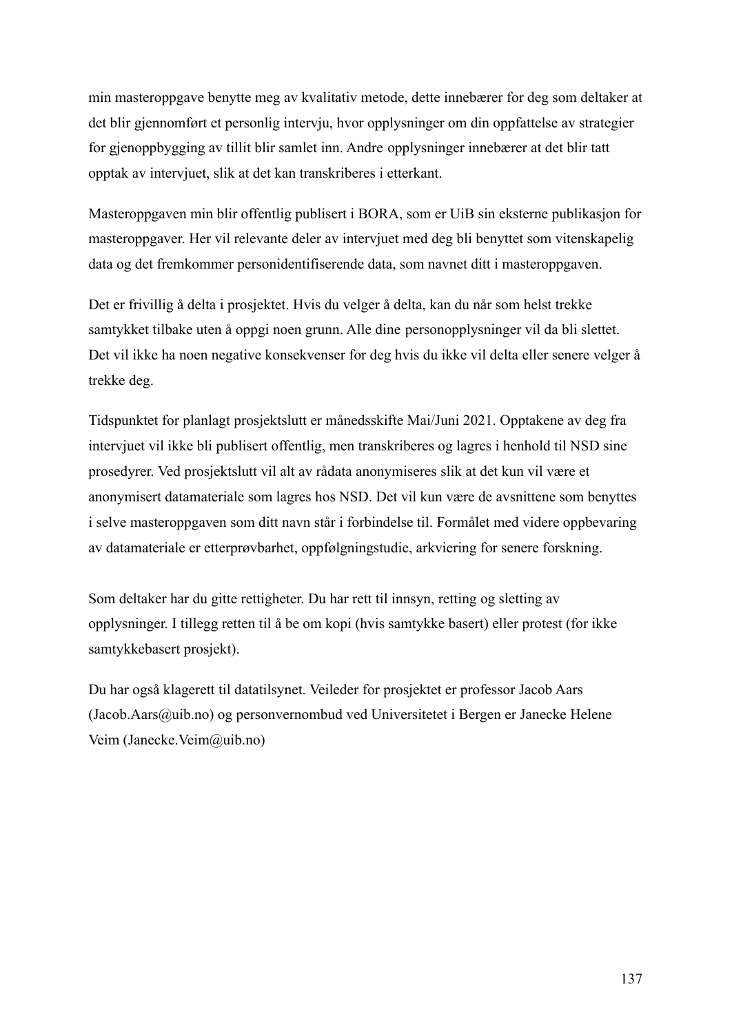min masteroppgave benytte meg av kvalitativ metode, dette innebærer for deg som deltaker at det blir gjennomført et personlig intervju, hvor opplysninger om din oppfattelse av strategier for gjenoppbygging av tillit blir samlet inn. Andre opplysninger innebærer at det blir tatt opptak av intervjuet, slik at det kan transkriberes i etterkant.

Masteroppgaven min blir offentlig publisert i BORA, som er UiB sin eksterne publikasjon for masteroppgaver. Her vil relevante deler av intervjuet med deg bli benyttet som vitenskapelig data og det fremkommer personidentifiserende data, som navnet ditt i masteroppgaven.

Det er frivillig å delta i prosjektet. Hvis du velger å delta, kan du når som helst trekke samtykket tilbake uten å oppgi noen grunn. Alle dine personopplysninger vil da bli slettet. Det vil ikke ha noen negative konsekvenser for deg hvis du ikke vil delta eller senere velger å trekke deg.

Tidspunktet for planlagt prosjektslutt er månedsskifte Mai/Juni 2021. Opptakene av deg fra intervjuet vil ikke bli publisert offentlig, men transkriberes og lagres i henhold til NSD sine prosedyrer. Ved prosjektslutt vil alt av rådata anonymiseres slik at det kun vil være et anonymisert datamateriale som lagres hos NSD. Det vil kun være de avsnittene som benyttes i selve masteroppgaven som ditt navn står i forbindelse til. Formålet med videre oppbevaring av datamateriale er etterprøvbarhet, oppfølgningstudie, arkviering for senere forskning.

Som deltaker har du gitte rettigheter. Du har rett til innsyn, retting og sletting av opplysninger. I tillegg retten til å be om kopi (hvis samtykke basert) eller protest (for ikke samtykkebasert prosjekt).

Du har også klagerett til datatilsynet. Veileder for prosjektet er professor Jacob Aars (Jacob.Aars@uib.no) og personvernombud ved Universitetet i Bergen er Janecke Helene Veim (Janecke.Veim@uib.no)